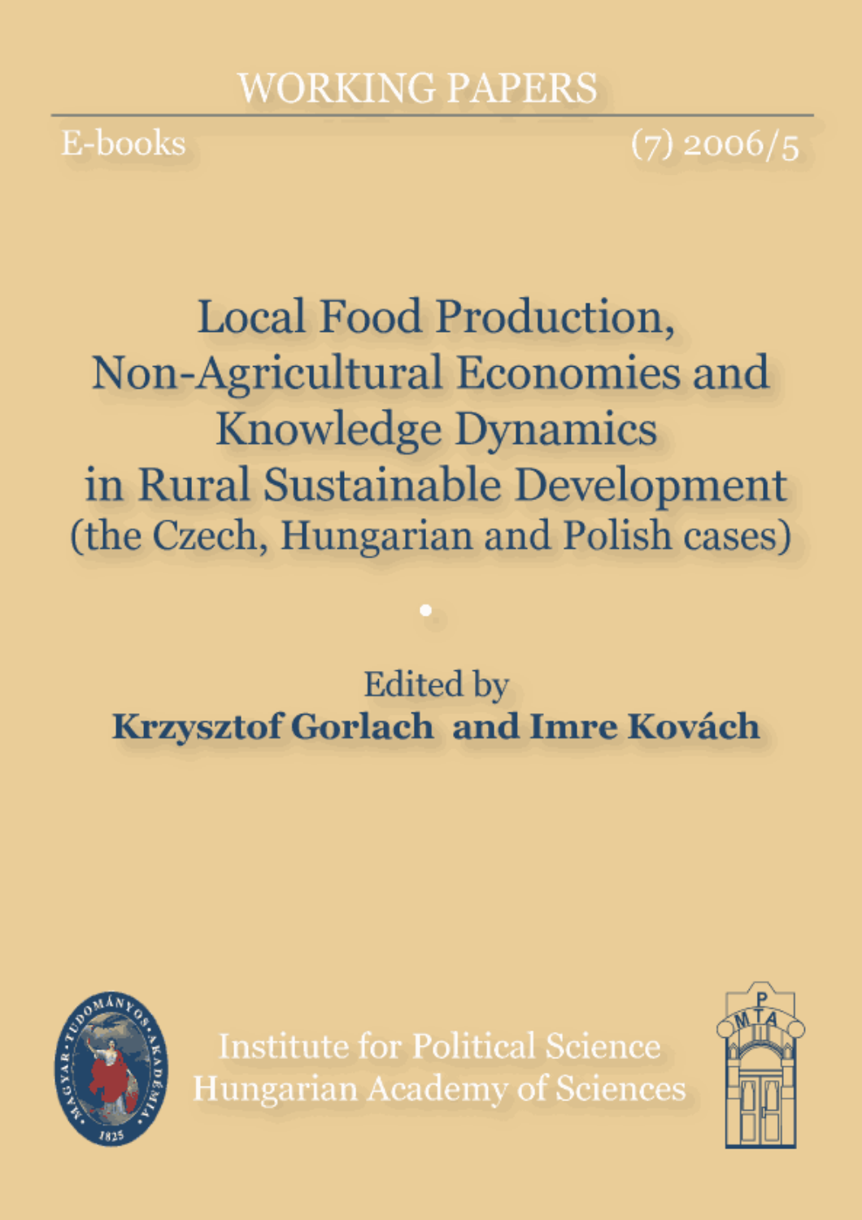WORKING PAPERS

E-books

(7) 2006/5

# Local Food Production, Non-Agricultural Economies and Knowledge Dynamics in Rural Sustainable Development (the Czech, Hungarian and Polish cases)

Edited by

**Krzysztof Gorlach and Imre Kovách**

Institute for Political Science
Hungarian Academy of Sciences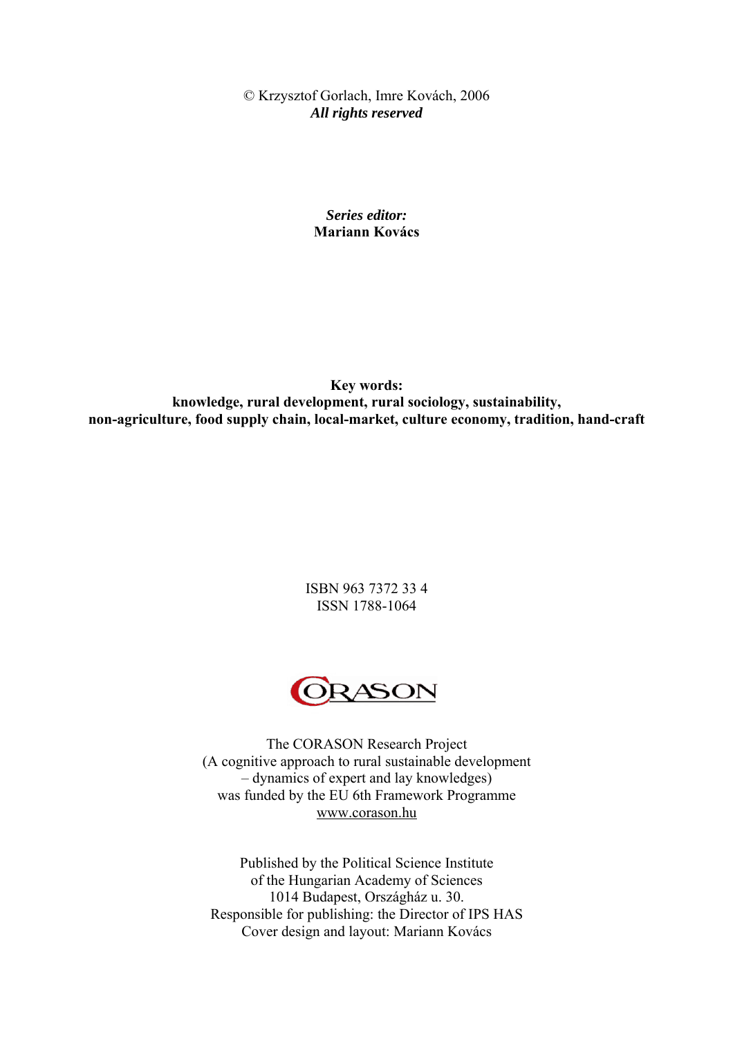© Krzysztof Gorlach, Imre Kovách, 2006
***All rights reserved***

***Series editor:***
**Mariann Kovács**

**Key words:**
**knowledge, rural development, rural sociology, sustainability, non-agriculture, food supply chain, local-market, culture economy, tradition, hand-craft**

ISBN 963 7372 33 4
ISSN 1788-1064

CORASON

The CORASON Research Project
(A cognitive approach to rural sustainable development – dynamics of expert and lay knowledges)
was funded by the EU 6th Framework Programme
www.corason.hu

Published by the Political Science Institute
of the Hungarian Academy of Sciences
1014 Budapest, Országház u. 30.
Responsible for publishing: the Director of IPS HAS
Cover design and layout: Mariann Kovács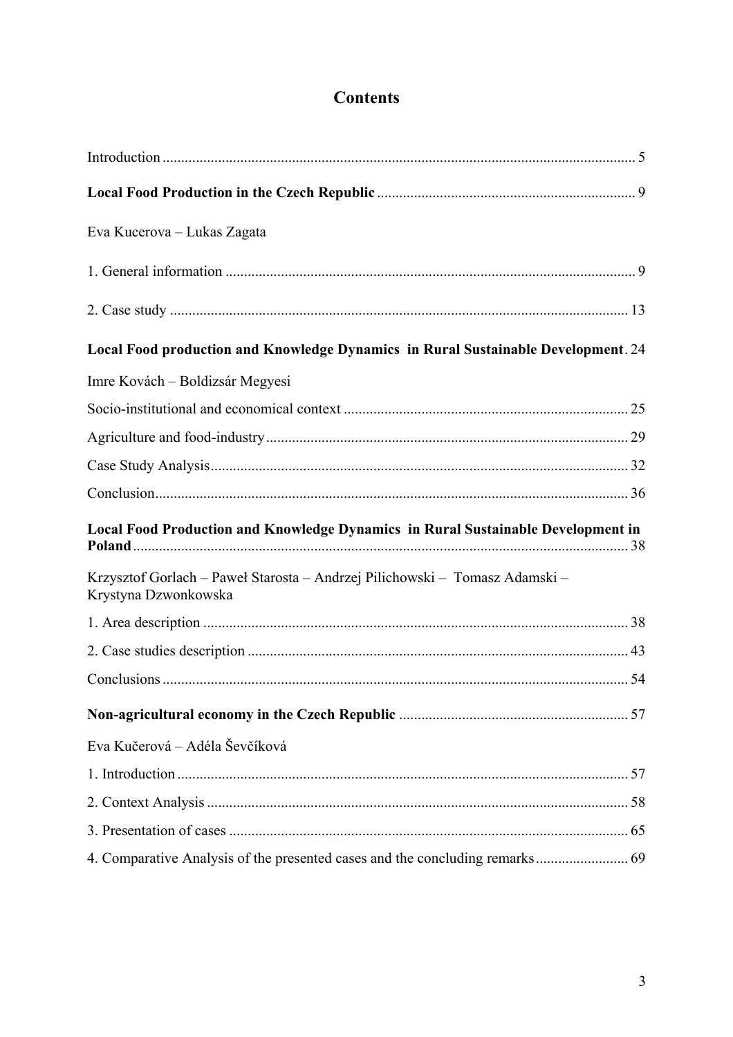# Contents

Introduction ............................................................................................................................ 5

**Local Food Production in the Czech Republic** ..................................................................... 9

Eva Kucerova – Lukas Zagata

1. General information .............................................................................................................. 9

2. Case study ........................................................................................................................... 13

**Local Food production and Knowledge Dynamics in Rural Sustainable Development** . 24

Imre Kovách – Boldizsár Megyesi

Socio-institutional and economical context ............................................................................ 25

Agriculture and food-industry ................................................................................................. 29

Case Study Analysis ................................................................................................................ 32

Conclusion ............................................................................................................................... 36

**Local Food Production and Knowledge Dynamics in Rural Sustainable Development in Poland** ..................................................................................................................................... 38

Krzysztof Gorlach – Paweł Starosta – Andrzej Pilichowski – Tomasz Adamski – Krystyna Dzwonkowska

1. Area description .................................................................................................................. 38

2. Case studies description ...................................................................................................... 43

Conclusions ............................................................................................................................. 54

**Non-agricultural economy in the Czech Republic** ............................................................. 57

Eva Kučerová – Adéla Ševčíková

1. Introduction ......................................................................................................................... 57

2. Context Analysis ................................................................................................................. 58

3. Presentation of cases ........................................................................................................... 65

4. Comparative Analysis of the presented cases and the concluding remarks ......................... 69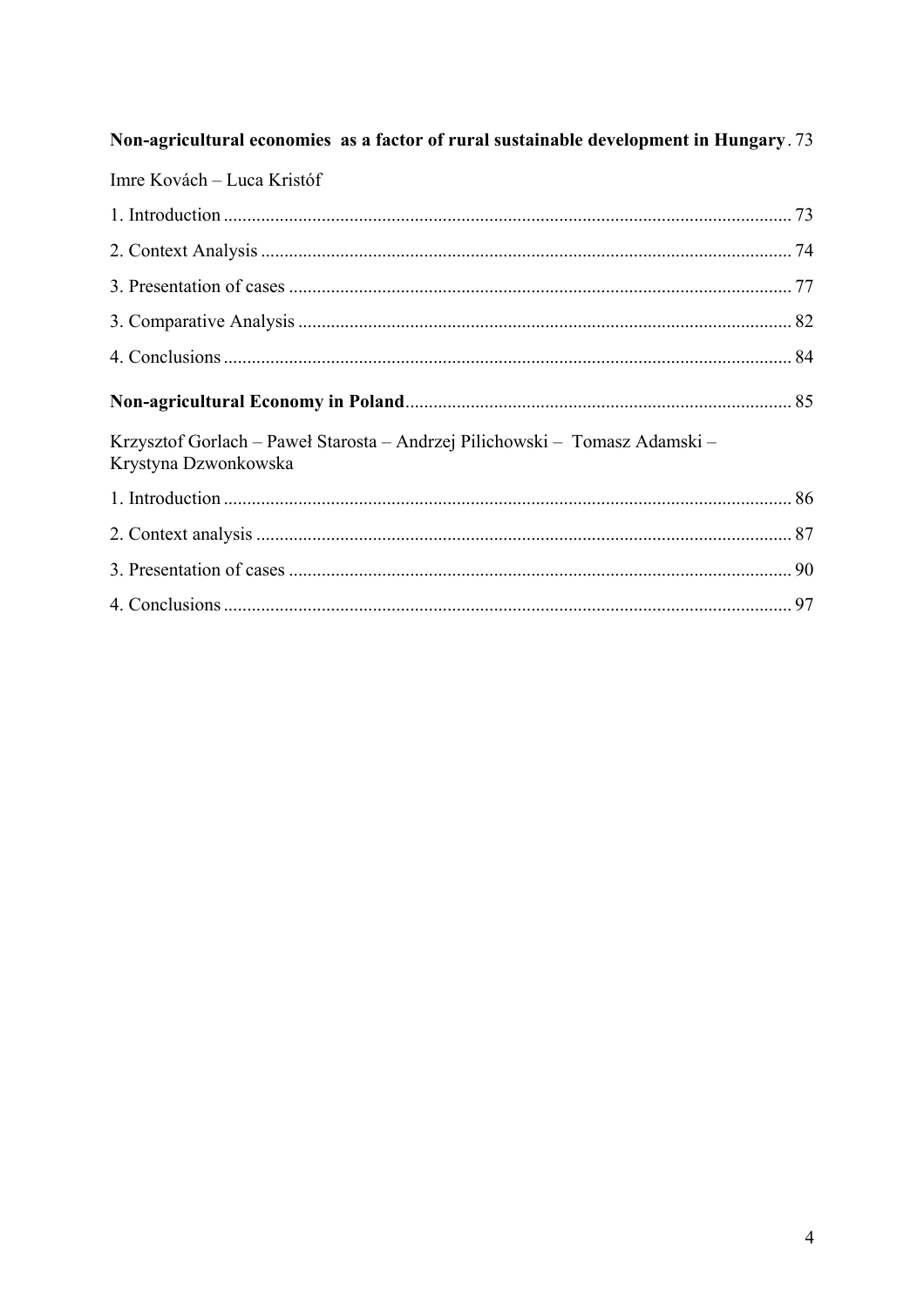**Non-agricultural economies as a factor of rural sustainable development in Hungary** . 73

Imre Kovách – Luca Kristóf

1. Introduction ........................................................................................................... 73

2. Context Analysis .................................................................................................... 74

3. Presentation of cases ............................................................................................. 77

3. Comparative Analysis ............................................................................................ 82

4. Conclusions ........................................................................................................... 84

**Non-agricultural Economy in Poland** ...................................................................... 85

Krzysztof Gorlach – Paweł Starosta – Andrzej Pilichowski – Tomasz Adamski – Krystyna Dzwonkowska

1. Introduction ........................................................................................................... 86

2. Context analysis .................................................................................................... 87

3. Presentation of cases ............................................................................................. 90

4. Conclusions ........................................................................................................... 97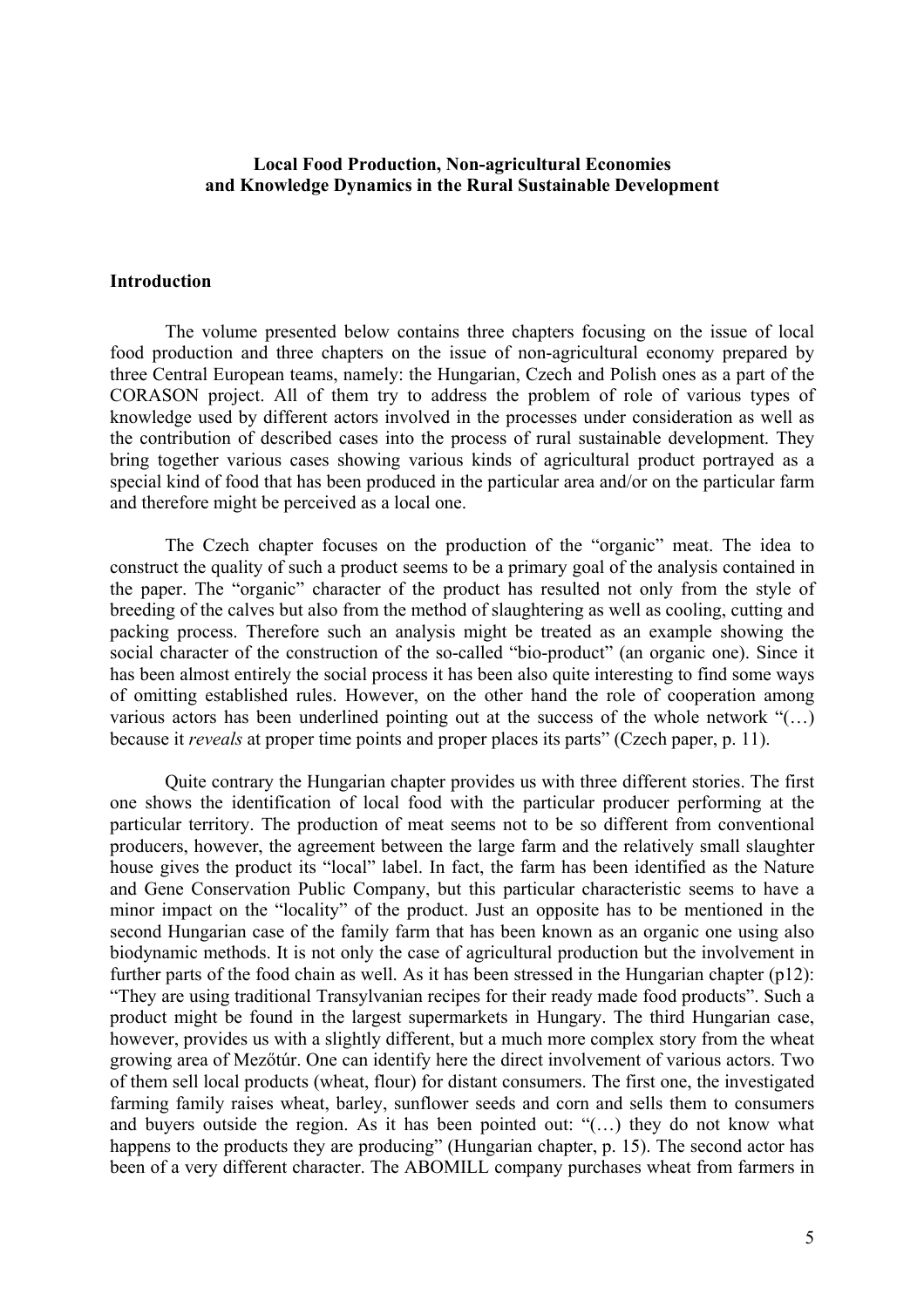**Local Food Production, Non-agricultural Economies and Knowledge Dynamics in the Rural Sustainable Development**

## Introduction

The volume presented below contains three chapters focusing on the issue of local food production and three chapters on the issue of non-agricultural economy prepared by three Central European teams, namely: the Hungarian, Czech and Polish ones as a part of the CORASON project. All of them try to address the problem of role of various types of knowledge used by different actors involved in the processes under consideration as well as the contribution of described cases into the process of rural sustainable development. They bring together various cases showing various kinds of agricultural product portrayed as a special kind of food that has been produced in the particular area and/or on the particular farm and therefore might be perceived as a local one.

The Czech chapter focuses on the production of the "organic" meat. The idea to construct the quality of such a product seems to be a primary goal of the analysis contained in the paper. The "organic" character of the product has resulted not only from the style of breeding of the calves but also from the method of slaughtering as well as cooling, cutting and packing process. Therefore such an analysis might be treated as an example showing the social character of the construction of the so-called "bio-product" (an organic one). Since it has been almost entirely the social process it has been also quite interesting to find some ways of omitting established rules. However, on the other hand the role of cooperation among various actors has been underlined pointing out at the success of the whole network "(…) because it *reveals* at proper time points and proper places its parts" (Czech paper, p. 11).

Quite contrary the Hungarian chapter provides us with three different stories. The first one shows the identification of local food with the particular producer performing at the particular territory. The production of meat seems not to be so different from conventional producers, however, the agreement between the large farm and the relatively small slaughter house gives the product its "local" label. In fact, the farm has been identified as the Nature and Gene Conservation Public Company, but this particular characteristic seems to have a minor impact on the "locality" of the product. Just an opposite has to be mentioned in the second Hungarian case of the family farm that has been known as an organic one using also biodynamic methods. It is not only the case of agricultural production but the involvement in further parts of the food chain as well. As it has been stressed in the Hungarian chapter (p12): "They are using traditional Transylvanian recipes for their ready made food products". Such a product might be found in the largest supermarkets in Hungary. The third Hungarian case, however, provides us with a slightly different, but a much more complex story from the wheat growing area of Mezőtúr. One can identify here the direct involvement of various actors. Two of them sell local products (wheat, flour) for distant consumers. The first one, the investigated farming family raises wheat, barley, sunflower seeds and corn and sells them to consumers and buyers outside the region. As it has been pointed out: "(…) they do not know what happens to the products they are producing" (Hungarian chapter, p. 15). The second actor has been of a very different character. The ABOMILL company purchases wheat from farmers in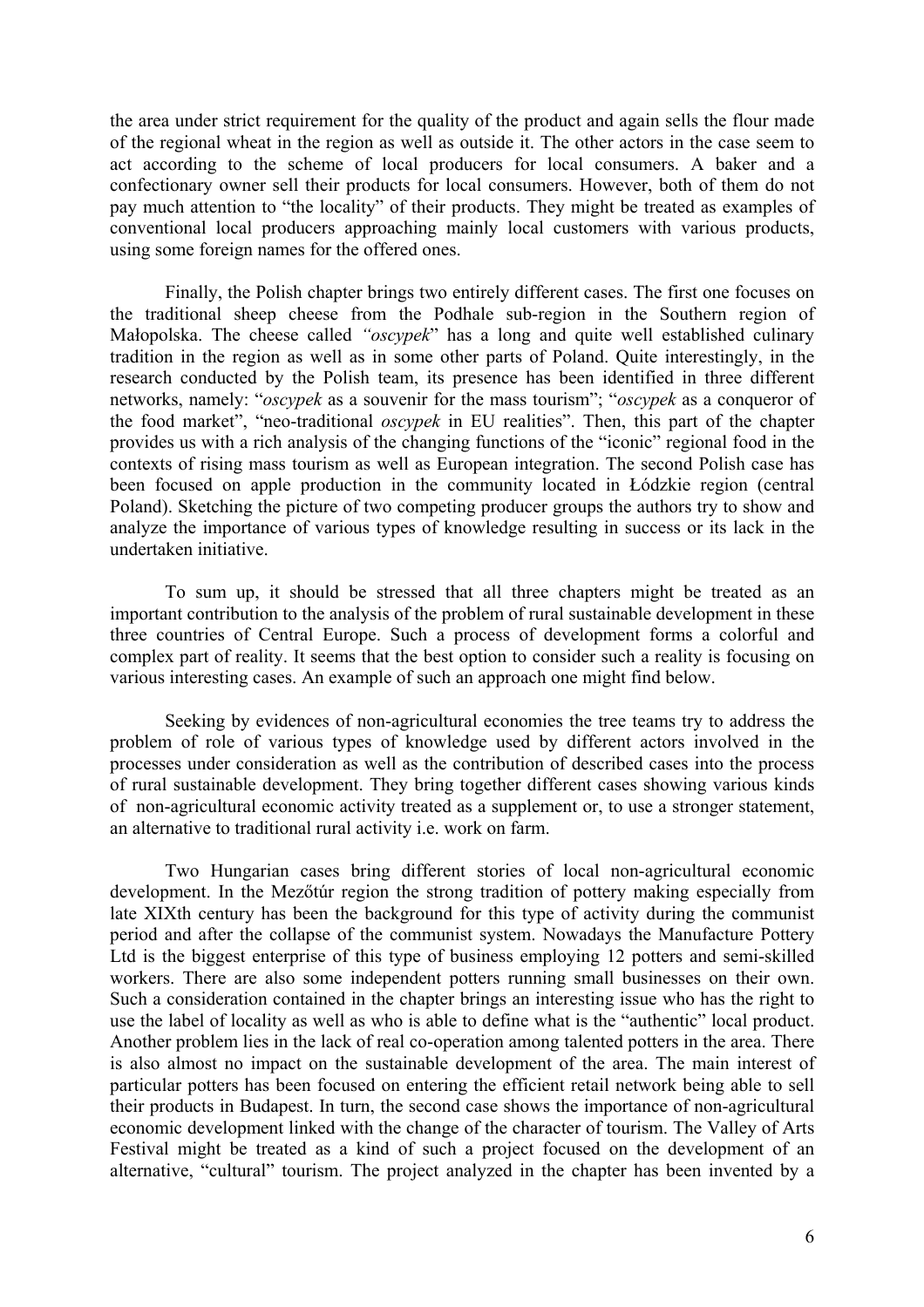the area under strict requirement for the quality of the product and again sells the flour made of the regional wheat in the region as well as outside it. The other actors in the case seem to act according to the scheme of local producers for local consumers. A baker and a confectionary owner sell their products for local consumers. However, both of them do not pay much attention to "the locality" of their products. They might be treated as examples of conventional local producers approaching mainly local customers with various products, using some foreign names for the offered ones.

Finally, the Polish chapter brings two entirely different cases. The first one focuses on the traditional sheep cheese from the Podhale sub-region in the Southern region of Małopolska. The cheese called *"oscypek*" has a long and quite well established culinary tradition in the region as well as in some other parts of Poland. Quite interestingly, in the research conducted by the Polish team, its presence has been identified in three different networks, namely: "*oscypek* as a souvenir for the mass tourism"; "*oscypek* as a conqueror of the food market", "neo-traditional *oscypek* in EU realities". Then, this part of the chapter provides us with a rich analysis of the changing functions of the "iconic" regional food in the contexts of rising mass tourism as well as European integration. The second Polish case has been focused on apple production in the community located in Łódzkie region (central Poland). Sketching the picture of two competing producer groups the authors try to show and analyze the importance of various types of knowledge resulting in success or its lack in the undertaken initiative.

To sum up, it should be stressed that all three chapters might be treated as an important contribution to the analysis of the problem of rural sustainable development in these three countries of Central Europe. Such a process of development forms a colorful and complex part of reality. It seems that the best option to consider such a reality is focusing on various interesting cases. An example of such an approach one might find below.

Seeking by evidences of non-agricultural economies the tree teams try to address the problem of role of various types of knowledge used by different actors involved in the processes under consideration as well as the contribution of described cases into the process of rural sustainable development. They bring together different cases showing various kinds of non-agricultural economic activity treated as a supplement or, to use a stronger statement, an alternative to traditional rural activity i.e. work on farm.

Two Hungarian cases bring different stories of local non-agricultural economic development. In the Mezőtúr region the strong tradition of pottery making especially from late XIXth century has been the background for this type of activity during the communist period and after the collapse of the communist system. Nowadays the Manufacture Pottery Ltd is the biggest enterprise of this type of business employing 12 potters and semi-skilled workers. There are also some independent potters running small businesses on their own. Such a consideration contained in the chapter brings an interesting issue who has the right to use the label of locality as well as who is able to define what is the "authentic" local product. Another problem lies in the lack of real co-operation among talented potters in the area. There is also almost no impact on the sustainable development of the area. The main interest of particular potters has been focused on entering the efficient retail network being able to sell their products in Budapest. In turn, the second case shows the importance of non-agricultural economic development linked with the change of the character of tourism. The Valley of Arts Festival might be treated as a kind of such a project focused on the development of an alternative, "cultural" tourism. The project analyzed in the chapter has been invented by a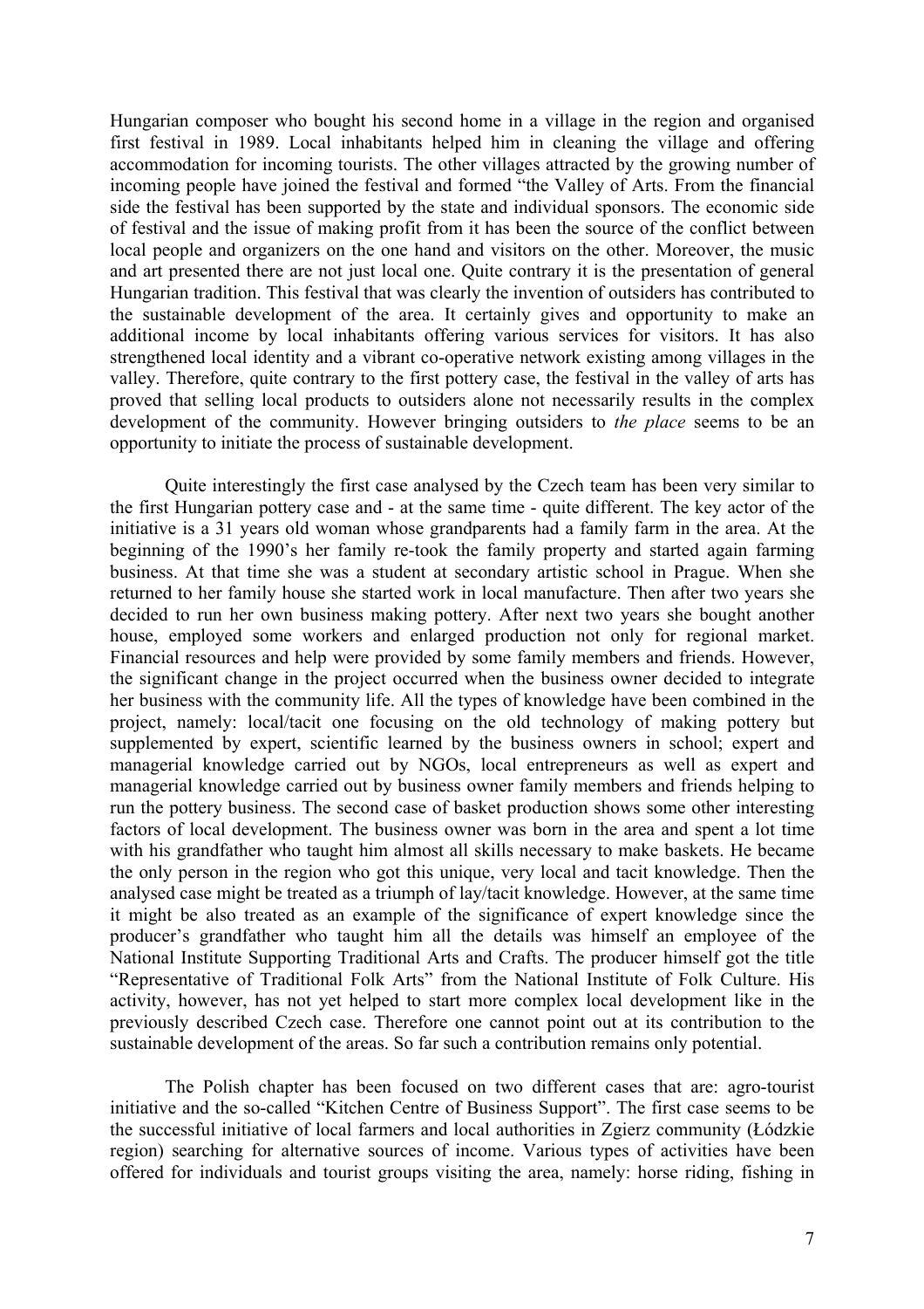Hungarian composer who bought his second home in a village in the region and organised first festival in 1989. Local inhabitants helped him in cleaning the village and offering accommodation for incoming tourists. The other villages attracted by the growing number of incoming people have joined the festival and formed "the Valley of Arts. From the financial side the festival has been supported by the state and individual sponsors. The economic side of festival and the issue of making profit from it has been the source of the conflict between local people and organizers on the one hand and visitors on the other. Moreover, the music and art presented there are not just local one. Quite contrary it is the presentation of general Hungarian tradition. This festival that was clearly the invention of outsiders has contributed to the sustainable development of the area. It certainly gives and opportunity to make an additional income by local inhabitants offering various services for visitors. It has also strengthened local identity and a vibrant co-operative network existing among villages in the valley. Therefore, quite contrary to the first pottery case, the festival in the valley of arts has proved that selling local products to outsiders alone not necessarily results in the complex development of the community. However bringing outsiders to *the place* seems to be an opportunity to initiate the process of sustainable development.

Quite interestingly the first case analysed by the Czech team has been very similar to the first Hungarian pottery case and - at the same time - quite different. The key actor of the initiative is a 31 years old woman whose grandparents had a family farm in the area. At the beginning of the 1990's her family re-took the family property and started again farming business. At that time she was a student at secondary artistic school in Prague. When she returned to her family house she started work in local manufacture. Then after two years she decided to run her own business making pottery. After next two years she bought another house, employed some workers and enlarged production not only for regional market. Financial resources and help were provided by some family members and friends. However, the significant change in the project occurred when the business owner decided to integrate her business with the community life. All the types of knowledge have been combined in the project, namely: local/tacit one focusing on the old technology of making pottery but supplemented by expert, scientific learned by the business owners in school; expert and managerial knowledge carried out by NGOs, local entrepreneurs as well as expert and managerial knowledge carried out by business owner family members and friends helping to run the pottery business. The second case of basket production shows some other interesting factors of local development. The business owner was born in the area and spent a lot time with his grandfather who taught him almost all skills necessary to make baskets. He became the only person in the region who got this unique, very local and tacit knowledge. Then the analysed case might be treated as a triumph of lay/tacit knowledge. However, at the same time it might be also treated as an example of the significance of expert knowledge since the producer's grandfather who taught him all the details was himself an employee of the National Institute Supporting Traditional Arts and Crafts. The producer himself got the title "Representative of Traditional Folk Arts" from the National Institute of Folk Culture. His activity, however, has not yet helped to start more complex local development like in the previously described Czech case. Therefore one cannot point out at its contribution to the sustainable development of the areas. So far such a contribution remains only potential.

The Polish chapter has been focused on two different cases that are: agro-tourist initiative and the so-called "Kitchen Centre of Business Support". The first case seems to be the successful initiative of local farmers and local authorities in Zgierz community (Łódzkie region) searching for alternative sources of income. Various types of activities have been offered for individuals and tourist groups visiting the area, namely: horse riding, fishing in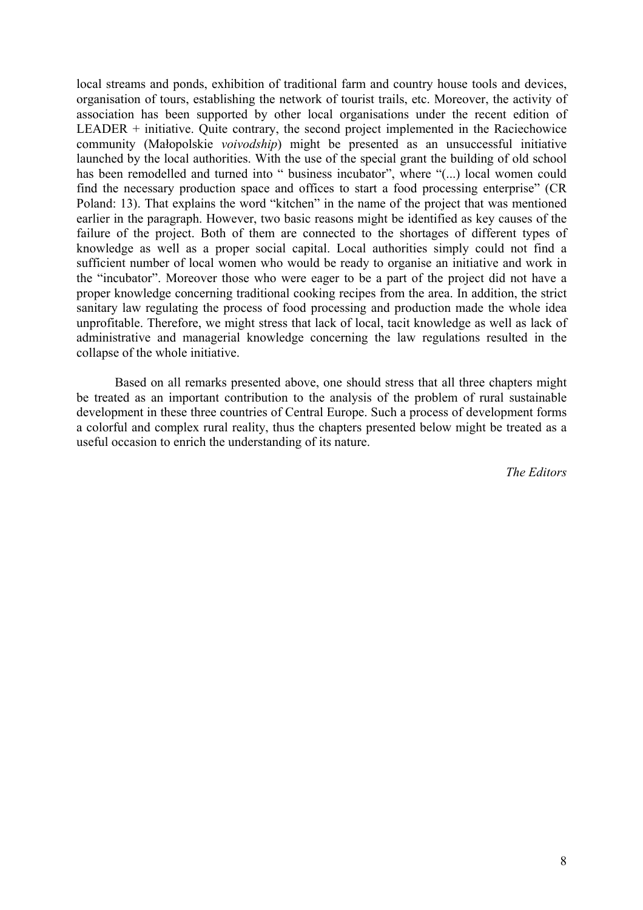local streams and ponds, exhibition of traditional farm and country house tools and devices, organisation of tours, establishing the network of tourist trails, etc. Moreover, the activity of association has been supported by other local organisations under the recent edition of LEADER + initiative. Quite contrary, the second project implemented in the Raciechowice community (Małopolskie *voivodship*) might be presented as an unsuccessful initiative launched by the local authorities. With the use of the special grant the building of old school has been remodelled and turned into " business incubator", where "(...) local women could find the necessary production space and offices to start a food processing enterprise" (CR Poland: 13). That explains the word "kitchen" in the name of the project that was mentioned earlier in the paragraph. However, two basic reasons might be identified as key causes of the failure of the project. Both of them are connected to the shortages of different types of knowledge as well as a proper social capital. Local authorities simply could not find a sufficient number of local women who would be ready to organise an initiative and work in the "incubator". Moreover those who were eager to be a part of the project did not have a proper knowledge concerning traditional cooking recipes from the area. In addition, the strict sanitary law regulating the process of food processing and production made the whole idea unprofitable. Therefore, we might stress that lack of local, tacit knowledge as well as lack of administrative and managerial knowledge concerning the law regulations resulted in the collapse of the whole initiative.

Based on all remarks presented above, one should stress that all three chapters might be treated as an important contribution to the analysis of the problem of rural sustainable development in these three countries of Central Europe. Such a process of development forms a colorful and complex rural reality, thus the chapters presented below might be treated as a useful occasion to enrich the understanding of its nature.

*The Editors*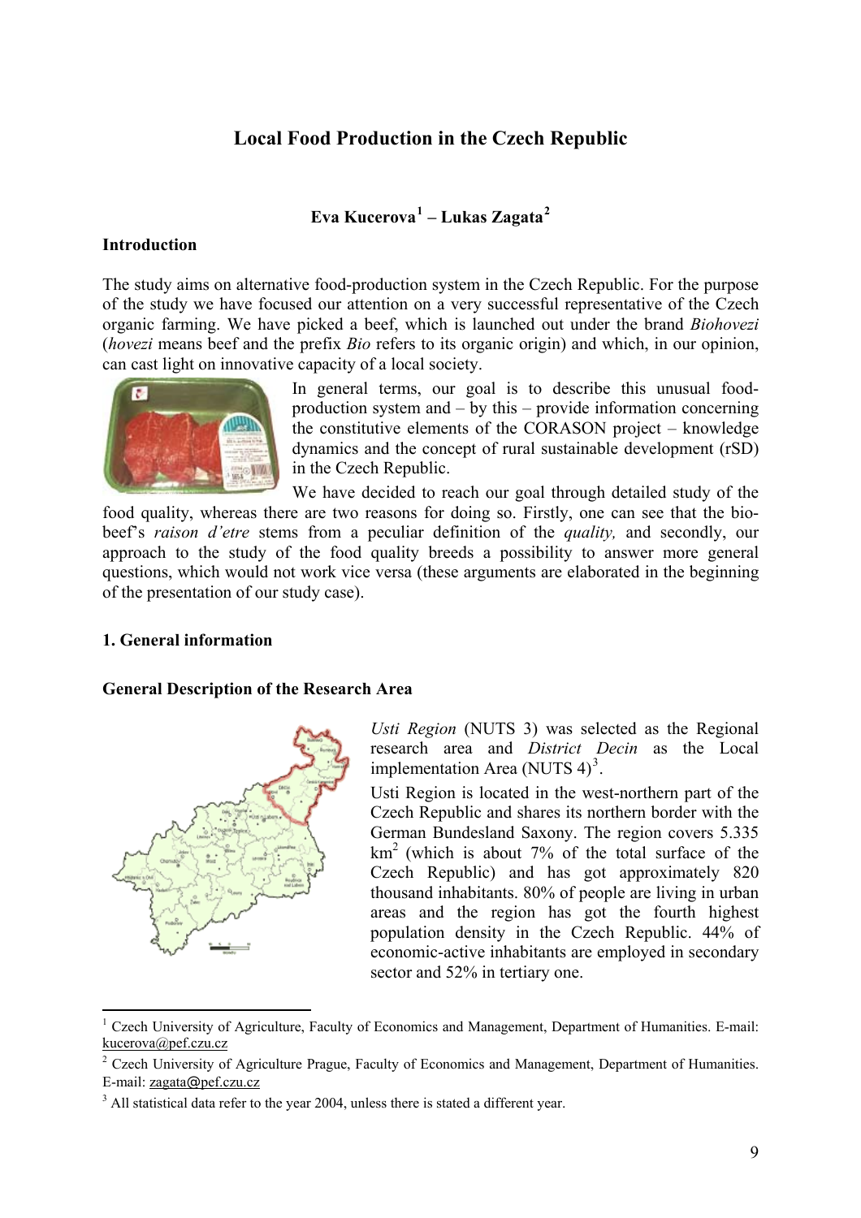# Local Food Production in the Czech Republic

**Eva Kucerova[1] – Lukas Zagata[2]**

**Introduction**

The study aims on alternative food-production system in the Czech Republic. For the purpose of the study we have focused our attention on a very successful representative of the Czech organic farming. We have picked a beef, which is launched out under the brand *Biohovezi* (*hovezi* means beef and the prefix *Bio* refers to its organic origin) and which, in our opinion, can cast light on innovative capacity of a local society.

In general terms, our goal is to describe this unusual food-production system and – by this – provide information concerning the constitutive elements of the CORASON project – knowledge dynamics and the concept of rural sustainable development (rSD) in the Czech Republic.

We have decided to reach our goal through detailed study of the food quality, whereas there are two reasons for doing so. Firstly, one can see that the bio-beef's *raison d'etre* stems from a peculiar definition of the *quality,* and secondly, our approach to the study of the food quality breeds a possibility to answer more general questions, which would not work vice versa (these arguments are elaborated in the beginning of the presentation of our study case).

## 1. General information

### General Description of the Research Area

*Usti Region* (NUTS 3) was selected as the Regional research area and *District Decin* as the Local implementation Area (NUTS 4)[3].

Usti Region is located in the west-northern part of the Czech Republic and shares its northern border with the German Bundesland Saxony. The region covers 5.335 km$^2$ (which is about 7% of the total surface of the Czech Republic) and has got approximately 820 thousand inhabitants. 80% of people are living in urban areas and the region has got the fourth highest population density in the Czech Republic. 44% of economic-active inhabitants are employed in secondary sector and 52% in tertiary one.

---

[1] Czech University of Agriculture, Faculty of Economics and Management, Department of Humanities. E-mail: kucerova@pef.czu.cz

[2] Czech University of Agriculture Prague, Faculty of Economics and Management, Department of Humanities. E-mail: zagata@pef.czu.cz

[3] All statistical data refer to the year 2004, unless there is stated a different year.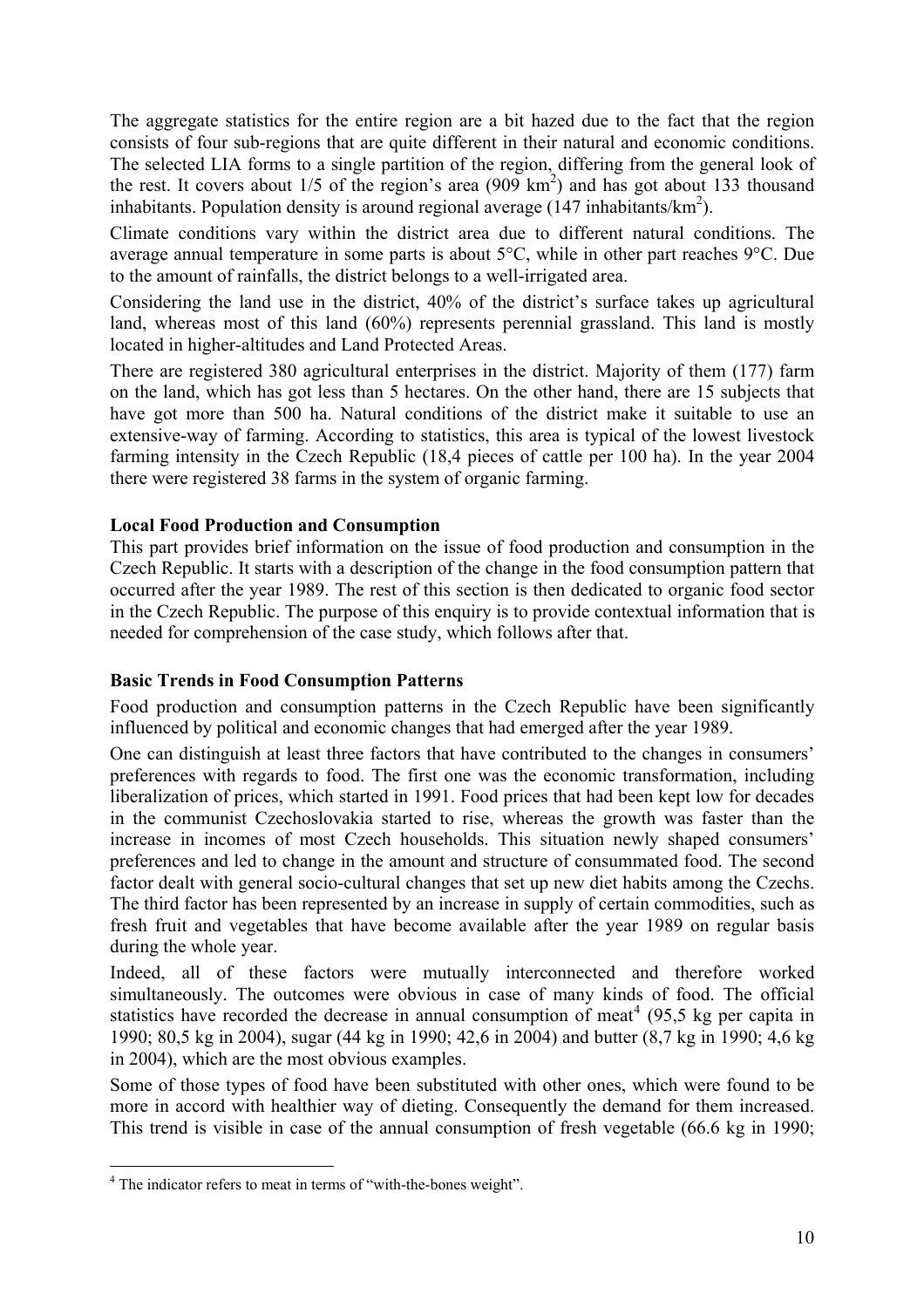The aggregate statistics for the entire region are a bit hazed due to the fact that the region consists of four sub-regions that are quite different in their natural and economic conditions. The selected LIA forms to a single partition of the region, differing from the general look of the rest. It covers about 1/5 of the region's area (909 $km^2$) and has got about 133 thousand inhabitants. Population density is around regional average (147 inhabitants/$km^2$).

Climate conditions vary within the district area due to different natural conditions. The average annual temperature in some parts is about 5°C, while in other part reaches 9°C. Due to the amount of rainfalls, the district belongs to a well-irrigated area.

Considering the land use in the district, 40% of the district's surface takes up agricultural land, whereas most of this land (60%) represents perennial grassland. This land is mostly located in higher-altitudes and Land Protected Areas.

There are registered 380 agricultural enterprises in the district. Majority of them (177) farm on the land, which has got less than 5 hectares. On the other hand, there are 15 subjects that have got more than 500 ha. Natural conditions of the district make it suitable to use an extensive-way of farming. According to statistics, this area is typical of the lowest livestock farming intensity in the Czech Republic (18,4 pieces of cattle per 100 ha). In the year 2004 there were registered 38 farms in the system of organic farming.

### Local Food Production and Consumption

This part provides brief information on the issue of food production and consumption in the Czech Republic. It starts with a description of the change in the food consumption pattern that occurred after the year 1989. The rest of this section is then dedicated to organic food sector in the Czech Republic. The purpose of this enquiry is to provide contextual information that is needed for comprehension of the case study, which follows after that.

### Basic Trends in Food Consumption Patterns

Food production and consumption patterns in the Czech Republic have been significantly influenced by political and economic changes that had emerged after the year 1989.

One can distinguish at least three factors that have contributed to the changes in consumers' preferences with regards to food. The first one was the economic transformation, including liberalization of prices, which started in 1991. Food prices that had been kept low for decades in the communist Czechoslovakia started to rise, whereas the growth was faster than the increase in incomes of most Czech households. This situation newly shaped consumers' preferences and led to change in the amount and structure of consummated food. The second factor dealt with general socio-cultural changes that set up new diet habits among the Czechs. The third factor has been represented by an increase in supply of certain commodities, such as fresh fruit and vegetables that have become available after the year 1989 on regular basis during the whole year.

Indeed, all of these factors were mutually interconnected and therefore worked simultaneously. The outcomes were obvious in case of many kinds of food. The official statistics have recorded the decrease in annual consumption of meat[4] (95,5 kg per capita in 1990; 80,5 kg in 2004), sugar (44 kg in 1990; 42,6 in 2004) and butter (8,7 kg in 1990; 4,6 kg in 2004), which are the most obvious examples.

Some of those types of food have been substituted with other ones, which were found to be more in accord with healthier way of dieting. Consequently the demand for them increased. This trend is visible in case of the annual consumption of fresh vegetable (66.6 kg in 1990;

[4] The indicator refers to meat in terms of "with-the-bones weight".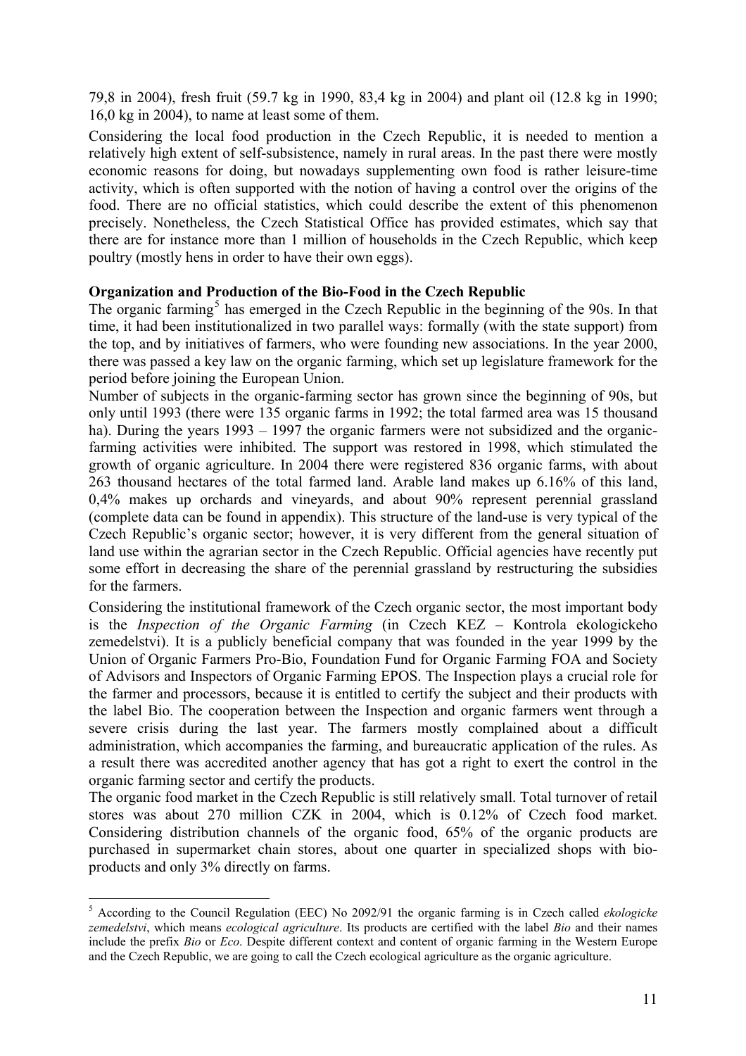79,8 in 2004), fresh fruit (59.7 kg in 1990, 83,4 kg in 2004) and plant oil (12.8 kg in 1990; 16,0 kg in 2004), to name at least some of them.

Considering the local food production in the Czech Republic, it is needed to mention a relatively high extent of self-subsistence, namely in rural areas. In the past there were mostly economic reasons for doing, but nowadays supplementing own food is rather leisure-time activity, which is often supported with the notion of having a control over the origins of the food. There are no official statistics, which could describe the extent of this phenomenon precisely. Nonetheless, the Czech Statistical Office has provided estimates, which say that there are for instance more than 1 million of households in the Czech Republic, which keep poultry (mostly hens in order to have their own eggs).

**Organization and Production of the Bio-Food in the Czech Republic**

The organic farming[5] has emerged in the Czech Republic in the beginning of the 90s. In that time, it had been institutionalized in two parallel ways: formally (with the state support) from the top, and by initiatives of farmers, who were founding new associations. In the year 2000, there was passed a key law on the organic farming, which set up legislature framework for the period before joining the European Union.

Number of subjects in the organic-farming sector has grown since the beginning of 90s, but only until 1993 (there were 135 organic farms in 1992; the total farmed area was 15 thousand ha). During the years 1993 – 1997 the organic farmers were not subsidized and the organic-farming activities were inhibited. The support was restored in 1998, which stimulated the growth of organic agriculture. In 2004 there were registered 836 organic farms, with about 263 thousand hectares of the total farmed land. Arable land makes up 6.16% of this land, 0,4% makes up orchards and vineyards, and about 90% represent perennial grassland (complete data can be found in appendix). This structure of the land-use is very typical of the Czech Republic's organic sector; however, it is very different from the general situation of land use within the agrarian sector in the Czech Republic. Official agencies have recently put some effort in decreasing the share of the perennial grassland by restructuring the subsidies for the farmers.

Considering the institutional framework of the Czech organic sector, the most important body is the *Inspection of the Organic Farming* (in Czech KEZ – Kontrola ekologickeho zemedelstvi). It is a publicly beneficial company that was founded in the year 1999 by the Union of Organic Farmers Pro-Bio, Foundation Fund for Organic Farming FOA and Society of Advisors and Inspectors of Organic Farming EPOS. The Inspection plays a crucial role for the farmer and processors, because it is entitled to certify the subject and their products with the label Bio. The cooperation between the Inspection and organic farmers went through a severe crisis during the last year. The farmers mostly complained about a difficult administration, which accompanies the farming, and bureaucratic application of the rules. As a result there was accredited another agency that has got a right to exert the control in the organic farming sector and certify the products.

The organic food market in the Czech Republic is still relatively small. Total turnover of retail stores was about 270 million CZK in 2004, which is 0.12% of Czech food market. Considering distribution channels of the organic food, 65% of the organic products are purchased in supermarket chain stores, about one quarter in specialized shops with bio-products and only 3% directly on farms.

---

[5] According to the Council Regulation (EEC) No 2092/91 the organic farming is in Czech called *ekologicke zemedelstvi*, which means *ecological agriculture*. Its products are certified with the label *Bio* and their names include the prefix *Bio* or *Eco*. Despite different context and content of organic farming in the Western Europe and the Czech Republic, we are going to call the Czech ecological agriculture as the organic agriculture.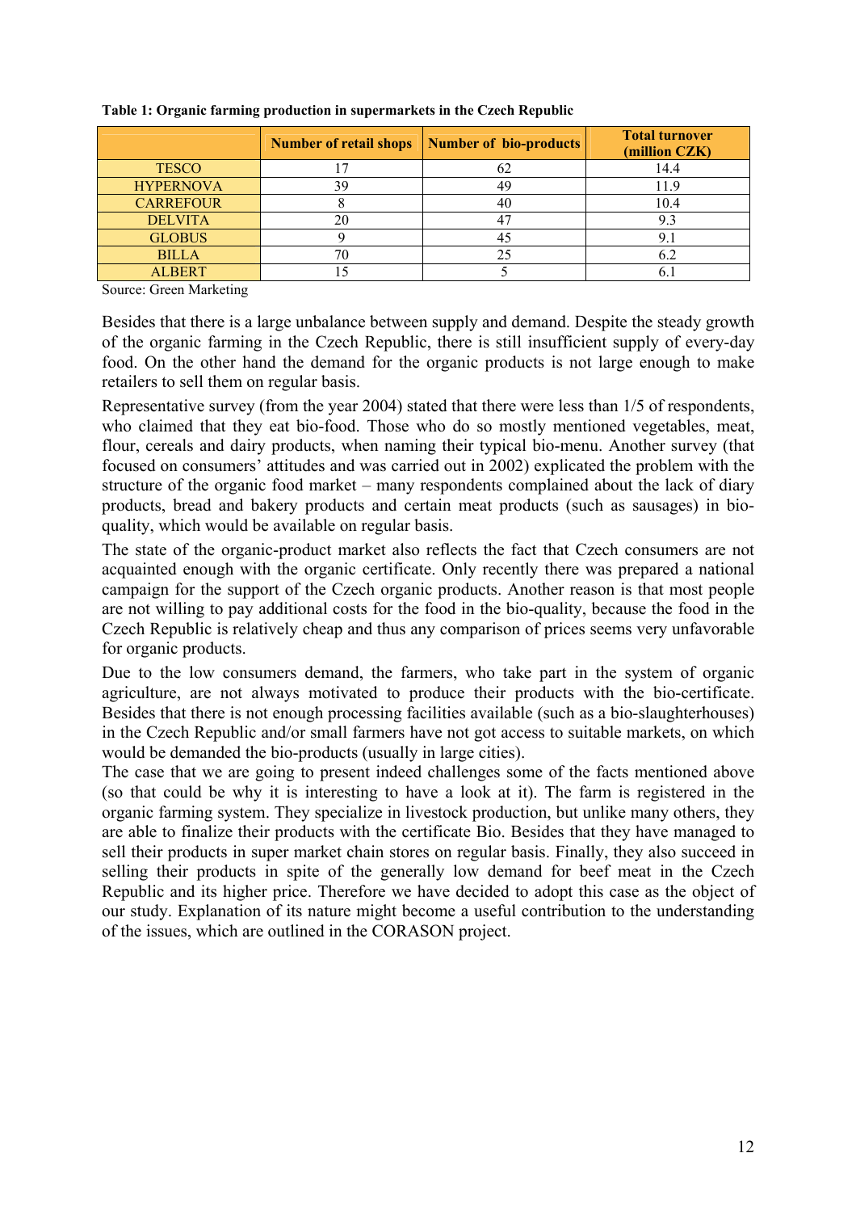**Table 1: Organic farming production in supermarkets in the Czech Republic**

| | Number of retail shops | Number of bio-products | Total turnover (million CZK) |
|---|---|---|---|
| TESCO | 17 | 62 | 14.4 |
| HYPERNOVA | 39 | 49 | 11.9 |
| CARREFOUR | 8 | 40 | 10.4 |
| DELVITA | 20 | 47 | 9.3 |
| GLOBUS | 9 | 45 | 9.1 |
| BILLA | 70 | 25 | 6.2 |
| ALBERT | 15 | 5 | 6.1 |

Source: Green Marketing

Besides that there is a large unbalance between supply and demand. Despite the steady growth of the organic farming in the Czech Republic, there is still insufficient supply of every-day food. On the other hand the demand for the organic products is not large enough to make retailers to sell them on regular basis.

Representative survey (from the year 2004) stated that there were less than 1/5 of respondents, who claimed that they eat bio-food. Those who do so mostly mentioned vegetables, meat, flour, cereals and dairy products, when naming their typical bio-menu. Another survey (that focused on consumers' attitudes and was carried out in 2002) explicated the problem with the structure of the organic food market – many respondents complained about the lack of diary products, bread and bakery products and certain meat products (such as sausages) in bio-quality, which would be available on regular basis.

The state of the organic-product market also reflects the fact that Czech consumers are not acquainted enough with the organic certificate. Only recently there was prepared a national campaign for the support of the Czech organic products. Another reason is that most people are not willing to pay additional costs for the food in the bio-quality, because the food in the Czech Republic is relatively cheap and thus any comparison of prices seems very unfavorable for organic products.

Due to the low consumers demand, the farmers, who take part in the system of organic agriculture, are not always motivated to produce their products with the bio-certificate. Besides that there is not enough processing facilities available (such as a bio-slaughterhouses) in the Czech Republic and/or small farmers have not got access to suitable markets, on which would be demanded the bio-products (usually in large cities).

The case that we are going to present indeed challenges some of the facts mentioned above (so that could be why it is interesting to have a look at it). The farm is registered in the organic farming system. They specialize in livestock production, but unlike many others, they are able to finalize their products with the certificate Bio. Besides that they have managed to sell their products in super market chain stores on regular basis. Finally, they also succeed in selling their products in spite of the generally low demand for beef meat in the Czech Republic and its higher price. Therefore we have decided to adopt this case as the object of our study. Explanation of its nature might become a useful contribution to the understanding of the issues, which are outlined in the CORASON project.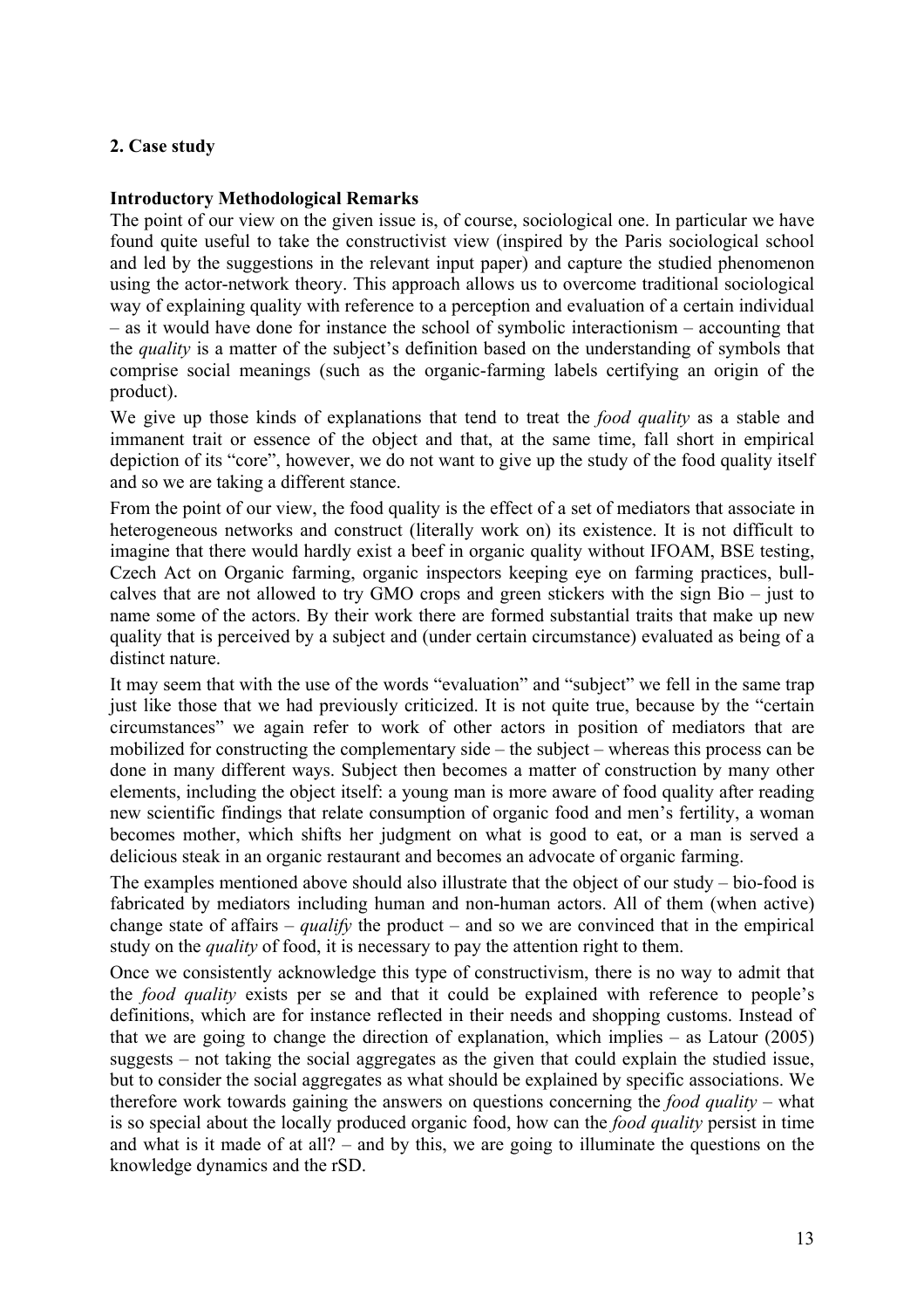## 2. Case study

**Introductory Methodological Remarks**

The point of our view on the given issue is, of course, sociological one. In particular we have found quite useful to take the constructivist view (inspired by the Paris sociological school and led by the suggestions in the relevant input paper) and capture the studied phenomenon using the actor-network theory. This approach allows us to overcome traditional sociological way of explaining quality with reference to a perception and evaluation of a certain individual – as it would have done for instance the school of symbolic interactionism – accounting that the *quality* is a matter of the subject's definition based on the understanding of symbols that comprise social meanings (such as the organic-farming labels certifying an origin of the product).

We give up those kinds of explanations that tend to treat the *food quality* as a stable and immanent trait or essence of the object and that, at the same time, fall short in empirical depiction of its "core", however, we do not want to give up the study of the food quality itself and so we are taking a different stance.

From the point of our view, the food quality is the effect of a set of mediators that associate in heterogeneous networks and construct (literally work on) its existence. It is not difficult to imagine that there would hardly exist a beef in organic quality without IFOAM, BSE testing, Czech Act on Organic farming, organic inspectors keeping eye on farming practices, bull-calves that are not allowed to try GMO crops and green stickers with the sign Bio – just to name some of the actors. By their work there are formed substantial traits that make up new quality that is perceived by a subject and (under certain circumstance) evaluated as being of a distinct nature.

It may seem that with the use of the words "evaluation" and "subject" we fell in the same trap just like those that we had previously criticized. It is not quite true, because by the "certain circumstances" we again refer to work of other actors in position of mediators that are mobilized for constructing the complementary side – the subject – whereas this process can be done in many different ways. Subject then becomes a matter of construction by many other elements, including the object itself: a young man is more aware of food quality after reading new scientific findings that relate consumption of organic food and men's fertility, a woman becomes mother, which shifts her judgment on what is good to eat, or a man is served a delicious steak in an organic restaurant and becomes an advocate of organic farming.

The examples mentioned above should also illustrate that the object of our study – bio-food is fabricated by mediators including human and non-human actors. All of them (when active) change state of affairs – *qualify* the product – and so we are convinced that in the empirical study on the *quality* of food, it is necessary to pay the attention right to them.

Once we consistently acknowledge this type of constructivism, there is no way to admit that the *food quality* exists per se and that it could be explained with reference to people's definitions, which are for instance reflected in their needs and shopping customs. Instead of that we are going to change the direction of explanation, which implies – as Latour (2005) suggests – not taking the social aggregates as the given that could explain the studied issue, but to consider the social aggregates as what should be explained by specific associations. We therefore work towards gaining the answers on questions concerning the *food quality* – what is so special about the locally produced organic food, how can the *food quality* persist in time and what is it made of at all? – and by this, we are going to illuminate the questions on the knowledge dynamics and the rSD.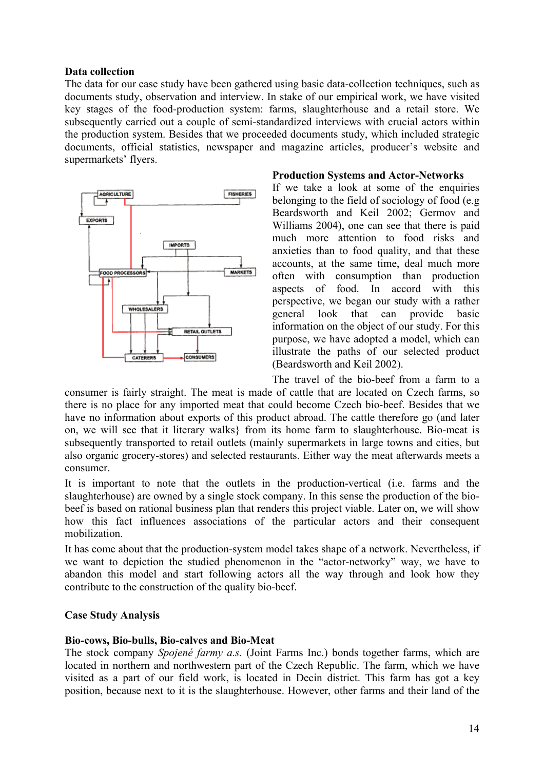**Data collection**

The data for our case study have been gathered using basic data-collection techniques, such as documents study, observation and interview. In stake of our empirical work, we have visited key stages of the food-production system: farms, slaughterhouse and a retail store. We subsequently carried out a couple of semi-standardized interviews with crucial actors within the production system. Besides that we proceeded documents study, which included strategic documents, official statistics, newspaper and magazine articles, producer's website and supermarkets' flyers.

**Production Systems and Actor-Networks**

If we take a look at some of the enquiries belonging to the field of sociology of food (e.g Beardsworth and Keil 2002; Germov and Williams 2004), one can see that there is paid much more attention to food risks and anxieties than to food quality, and that these accounts, at the same time, deal much more often with consumption than production aspects of food. In accord with this perspective, we began our study with a rather general look that can provide basic information on the object of our study. For this purpose, we have adopted a model, which can illustrate the paths of our selected product (Beardsworth and Keil 2002).

The travel of the bio-beef from a farm to a consumer is fairly straight. The meat is made of cattle that are located on Czech farms, so there is no place for any imported meat that could become Czech bio-beef. Besides that we have no information about exports of this product abroad. The cattle therefore go (and later on, we will see that it literary walks} from its home farm to slaughterhouse. Bio-meat is subsequently transported to retail outlets (mainly supermarkets in large towns and cities, but also organic grocery-stores) and selected restaurants. Either way the meat afterwards meets a consumer.

It is important to note that the outlets in the production-vertical (i.e. farms and the slaughterhouse) are owned by a single stock company. In this sense the production of the bio-beef is based on rational business plan that renders this project viable. Later on, we will show how this fact influences associations of the particular actors and their consequent mobilization.

It has come about that the production-system model takes shape of a network. Nevertheless, if we want to depiction the studied phenomenon in the "actor-networky" way, we have to abandon this model and start following actors all the way through and look how they contribute to the construction of the quality bio-beef.

**Case Study Analysis**

**Bio-cows, Bio-bulls, Bio-calves and Bio-Meat**

The stock company *Spojené farmy a.s.* (Joint Farms Inc.) bonds together farms, which are located in northern and northwestern part of the Czech Republic. The farm, which we have visited as a part of our field work, is located in Decin district. This farm has got a key position, because next to it is the slaughterhouse. However, other farms and their land of the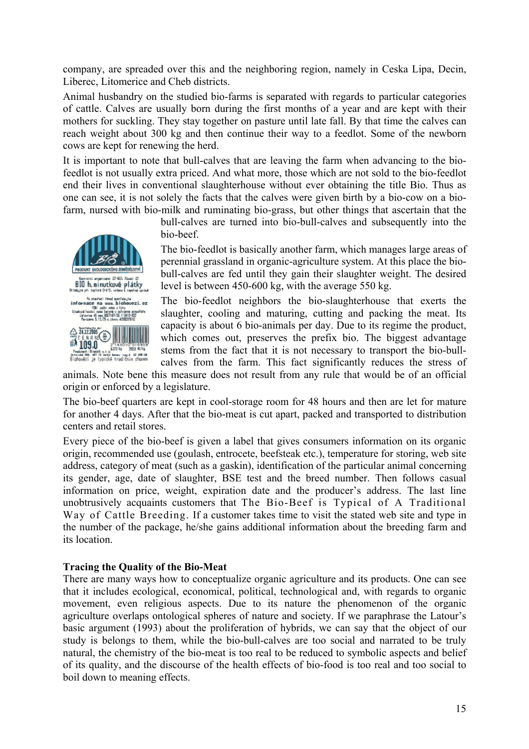company, are spreaded over this and the neighboring region, namely in Ceska Lipa, Decin, Liberec, Litomerice and Cheb districts.

Animal husbandry on the studied bio-farms is separated with regards to particular categories of cattle. Calves are usually born during the first months of a year and are kept with their mothers for suckling. They stay together on pasture until late fall. By that time the calves can reach weight about 300 kg and then continue their way to a feedlot. Some of the newborn cows are kept for renewing the herd.

It is important to note that bull-calves that are leaving the farm when advancing to the bio-feedlot is not usually extra priced. And what more, those which are not sold to the bio-feedlot end their lives in conventional slaughterhouse without ever obtaining the title Bio. Thus as one can see, it is not solely the facts that the calves were given birth by a bio-cow on a bio-farm, nursed with bio-milk and ruminating bio-grass, but other things that ascertain that the bull-calves are turned into bio-bull-calves and subsequently into the bio-beef.

The bio-feedlot is basically another farm, which manages large areas of perennial grassland in organic-agriculture system. At this place the bio-bull-calves are fed until they gain their slaughter weight. The desired level is between 450-600 kg, with the average 550 kg.

The bio-feedlot neighbors the bio-slaughterhouse that exerts the slaughter, cooling and maturing, cutting and packing the meat. Its capacity is about 6 bio-animals per day. Due to its regime the product, which comes out, preserves the prefix bio. The biggest advantage stems from the fact that it is not necessary to transport the bio-bull-calves from the farm. This fact significantly reduces the stress of animals. Note bene this measure does not result from any rule that would be of an official origin or enforced by a legislature.

The bio-beef quarters are kept in cool-storage room for 48 hours and then are let for mature for another 4 days. After that the bio-meat is cut apart, packed and transported to distribution centers and retail stores.

Every piece of the bio-beef is given a label that gives consumers information on its organic origin, recommended use (goulash, entrocete, beefsteak etc.), temperature for storing, web site address, category of meat (such as a gaskin), identification of the particular animal concerning its gender, age, date of slaughter, BSE test and the breed number. Then follows casual information on price, weight, expiration date and the producer's address. The last line unobtrusively acquaints customers that The Bio-Beef is Typical of A Traditional Way of Cattle Breeding. If a customer takes time to visit the stated web site and type in the number of the package, he/she gains additional information about the breeding farm and its location.

**Tracing the Quality of the Bio-Meat**

There are many ways how to conceptualize organic agriculture and its products. One can see that it includes ecological, economical, political, technological and, with regards to organic movement, even religious aspects. Due to its nature the phenomenon of the organic agriculture overlaps ontological spheres of nature and society. If we paraphrase the Latour's basic argument (1993) about the proliferation of hybrids, we can say that the object of our study is belongs to them, while the bio-bull-calves are too social and narrated to be truly natural, the chemistry of the bio-meat is too real to be reduced to symbolic aspects and belief of its quality, and the discourse of the health effects of bio-food is too real and too social to boil down to meaning effects.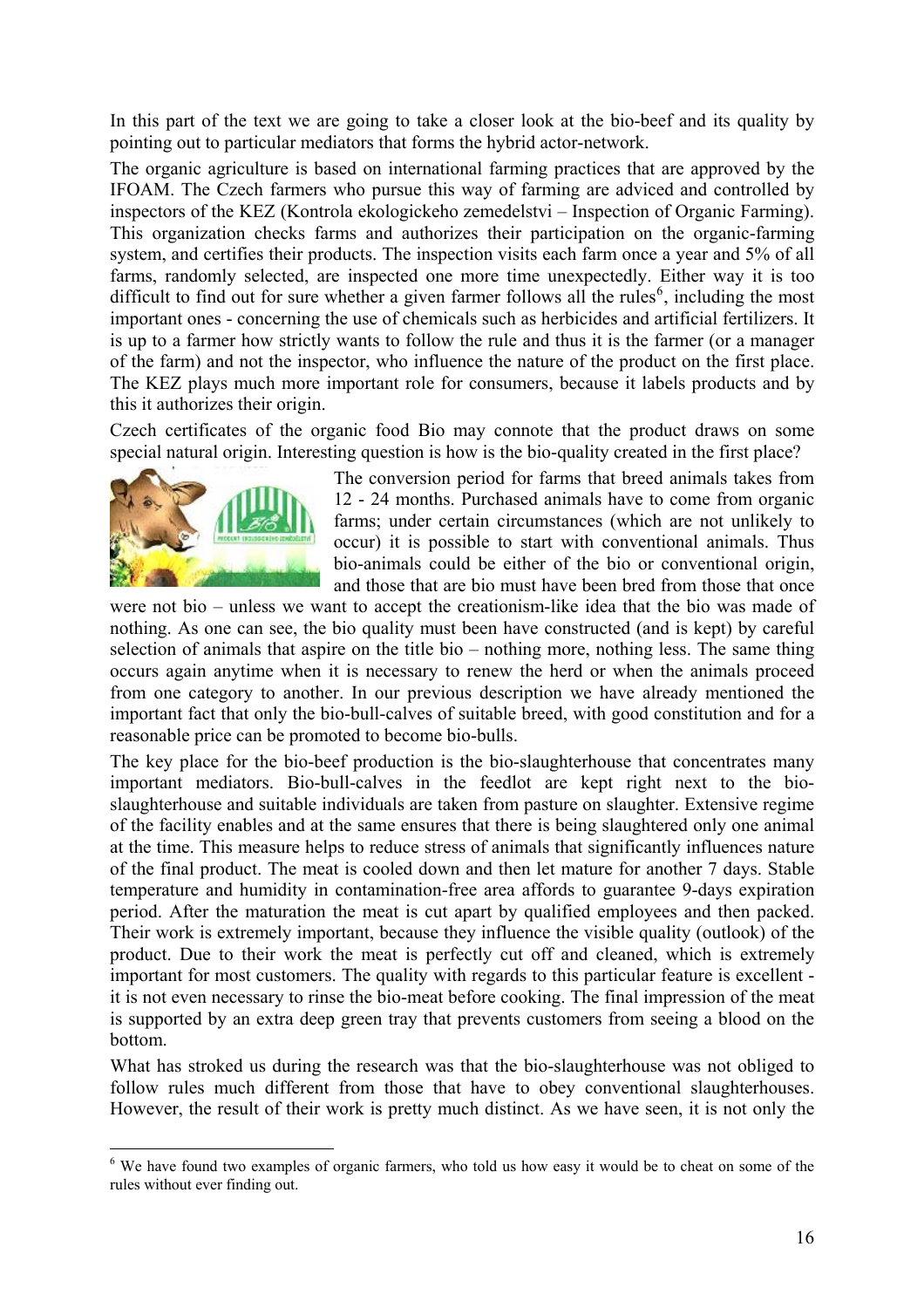In this part of the text we are going to take a closer look at the bio-beef and its quality by pointing out to particular mediators that forms the hybrid actor-network.

The organic agriculture is based on international farming practices that are approved by the IFOAM. The Czech farmers who pursue this way of farming are adviced and controlled by inspectors of the KEZ (Kontrola ekologickeho zemedelstvi – Inspection of Organic Farming). This organization checks farms and authorizes their participation on the organic-farming system, and certifies their products. The inspection visits each farm once a year and 5% of all farms, randomly selected, are inspected one more time unexpectedly. Either way it is too difficult to find out for sure whether a given farmer follows all the rules[6], including the most important ones - concerning the use of chemicals such as herbicides and artificial fertilizers. It is up to a farmer how strictly wants to follow the rule and thus it is the farmer (or a manager of the farm) and not the inspector, who influence the nature of the product on the first place. The KEZ plays much more important role for consumers, because it labels products and by this it authorizes their origin.

Czech certificates of the organic food Bio may connote that the product draws on some special natural origin. Interesting question is how is the bio-quality created in the first place?

The conversion period for farms that breed animals takes from 12 - 24 months. Purchased animals have to come from organic farms; under certain circumstances (which are not unlikely to occur) it is possible to start with conventional animals. Thus bio-animals could be either of the bio or conventional origin, and those that are bio must have been bred from those that once were not bio – unless we want to accept the creationism-like idea that the bio was made of nothing. As one can see, the bio quality must been have constructed (and is kept) by careful selection of animals that aspire on the title bio – nothing more, nothing less. The same thing occurs again anytime when it is necessary to renew the herd or when the animals proceed from one category to another. In our previous description we have already mentioned the important fact that only the bio-bull-calves of suitable breed, with good constitution and for a reasonable price can be promoted to become bio-bulls.

The key place for the bio-beef production is the bio-slaughterhouse that concentrates many important mediators. Bio-bull-calves in the feedlot are kept right next to the bio-slaughterhouse and suitable individuals are taken from pasture on slaughter. Extensive regime of the facility enables and at the same ensures that there is being slaughtered only one animal at the time. This measure helps to reduce stress of animals that significantly influences nature of the final product. The meat is cooled down and then let mature for another 7 days. Stable temperature and humidity in contamination-free area affords to guarantee 9-days expiration period. After the maturation the meat is cut apart by qualified employees and then packed. Their work is extremely important, because they influence the visible quality (outlook) of the product. Due to their work the meat is perfectly cut off and cleaned, which is extremely important for most customers. The quality with regards to this particular feature is excellent - it is not even necessary to rinse the bio-meat before cooking. The final impression of the meat is supported by an extra deep green tray that prevents customers from seeing a blood on the bottom.

What has stroked us during the research was that the bio-slaughterhouse was not obliged to follow rules much different from those that have to obey conventional slaughterhouses. However, the result of their work is pretty much distinct. As we have seen, it is not only the

[6] We have found two examples of organic farmers, who told us how easy it would be to cheat on some of the rules without ever finding out.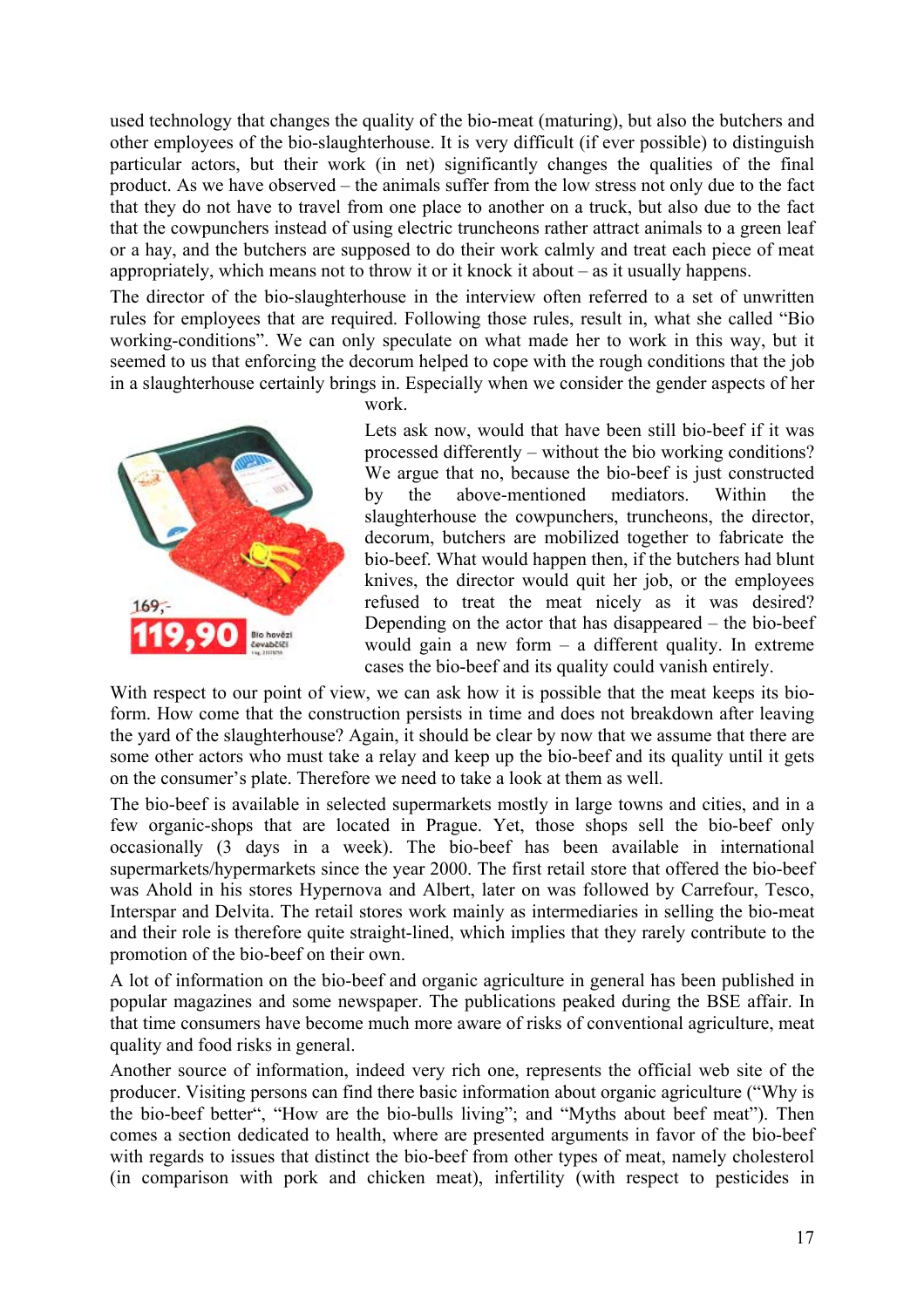used technology that changes the quality of the bio-meat (maturing), but also the butchers and other employees of the bio-slaughterhouse. It is very difficult (if ever possible) to distinguish particular actors, but their work (in net) significantly changes the qualities of the final product. As we have observed – the animals suffer from the low stress not only due to the fact that they do not have to travel from one place to another on a truck, but also due to the fact that the cowpunchers instead of using electric truncheons rather attract animals to a green leaf or a hay, and the butchers are supposed to do their work calmly and treat each piece of meat appropriately, which means not to throw it or it knock it about – as it usually happens.

The director of the bio-slaughterhouse in the interview often referred to a set of unwritten rules for employees that are required. Following those rules, result in, what she called "Bio working-conditions". We can only speculate on what made her to work in this way, but it seemed to us that enforcing the decorum helped to cope with the rough conditions that the job in a slaughterhouse certainly brings in. Especially when we consider the gender aspects of her work.

Lets ask now, would that have been still bio-beef if it was processed differently – without the bio working conditions? We argue that no, because the bio-beef is just constructed by the above-mentioned mediators. Within the slaughterhouse the cowpunchers, truncheons, the director, decorum, butchers are mobilized together to fabricate the bio-beef. What would happen then, if the butchers had blunt knives, the director would quit her job, or the employees refused to treat the meat nicely as it was desired? Depending on the actor that has disappeared – the bio-beef would gain a new form – a different quality. In extreme cases the bio-beef and its quality could vanish entirely.

With respect to our point of view, we can ask how it is possible that the meat keeps its bio-form. How come that the construction persists in time and does not breakdown after leaving the yard of the slaughterhouse? Again, it should be clear by now that we assume that there are some other actors who must take a relay and keep up the bio-beef and its quality until it gets on the consumer's plate. Therefore we need to take a look at them as well.

The bio-beef is available in selected supermarkets mostly in large towns and cities, and in a few organic-shops that are located in Prague. Yet, those shops sell the bio-beef only occasionally (3 days in a week). The bio-beef has been available in international supermarkets/hypermarkets since the year 2000. The first retail store that offered the bio-beef was Ahold in his stores Hypernova and Albert, later on was followed by Carrefour, Tesco, Interspar and Delvita. The retail stores work mainly as intermediaries in selling the bio-meat and their role is therefore quite straight-lined, which implies that they rarely contribute to the promotion of the bio-beef on their own.

A lot of information on the bio-beef and organic agriculture in general has been published in popular magazines and some newspaper. The publications peaked during the BSE affair. In that time consumers have become much more aware of risks of conventional agriculture, meat quality and food risks in general.

Another source of information, indeed very rich one, represents the official web site of the producer. Visiting persons can find there basic information about organic agriculture ("Why is the bio-beef better", "How are the bio-bulls living"; and "Myths about beef meat"). Then comes a section dedicated to health, where are presented arguments in favor of the bio-beef with regards to issues that distinct the bio-beef from other types of meat, namely cholesterol (in comparison with pork and chicken meat), infertility (with respect to pesticides in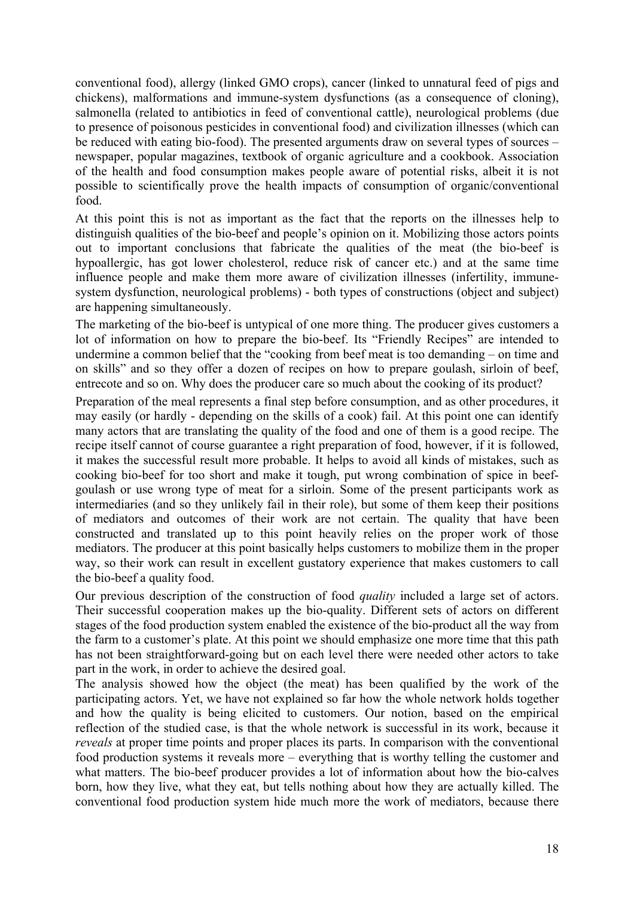conventional food), allergy (linked GMO crops), cancer (linked to unnatural feed of pigs and chickens), malformations and immune-system dysfunctions (as a consequence of cloning), salmonella (related to antibiotics in feed of conventional cattle), neurological problems (due to presence of poisonous pesticides in conventional food) and civilization illnesses (which can be reduced with eating bio-food). The presented arguments draw on several types of sources – newspaper, popular magazines, textbook of organic agriculture and a cookbook. Association of the health and food consumption makes people aware of potential risks, albeit it is not possible to scientifically prove the health impacts of consumption of organic/conventional food.

At this point this is not as important as the fact that the reports on the illnesses help to distinguish qualities of the bio-beef and people's opinion on it. Mobilizing those actors points out to important conclusions that fabricate the qualities of the meat (the bio-beef is hypoallergic, has got lower cholesterol, reduce risk of cancer etc.) and at the same time influence people and make them more aware of civilization illnesses (infertility, immune-system dysfunction, neurological problems) - both types of constructions (object and subject) are happening simultaneously.

The marketing of the bio-beef is untypical of one more thing. The producer gives customers a lot of information on how to prepare the bio-beef. Its "Friendly Recipes" are intended to undermine a common belief that the "cooking from beef meat is too demanding – on time and on skills" and so they offer a dozen of recipes on how to prepare goulash, sirloin of beef, entrecote and so on. Why does the producer care so much about the cooking of its product?

Preparation of the meal represents a final step before consumption, and as other procedures, it may easily (or hardly - depending on the skills of a cook) fail. At this point one can identify many actors that are translating the quality of the food and one of them is a good recipe. The recipe itself cannot of course guarantee a right preparation of food, however, if it is followed, it makes the successful result more probable. It helps to avoid all kinds of mistakes, such as cooking bio-beef for too short and make it tough, put wrong combination of spice in beef-goulash or use wrong type of meat for a sirloin. Some of the present participants work as intermediaries (and so they unlikely fail in their role), but some of them keep their positions of mediators and outcomes of their work are not certain. The quality that have been constructed and translated up to this point heavily relies on the proper work of those mediators. The producer at this point basically helps customers to mobilize them in the proper way, so their work can result in excellent gustatory experience that makes customers to call the bio-beef a quality food.

Our previous description of the construction of food *quality* included a large set of actors. Their successful cooperation makes up the bio-quality. Different sets of actors on different stages of the food production system enabled the existence of the bio-product all the way from the farm to a customer's plate. At this point we should emphasize one more time that this path has not been straightforward-going but on each level there were needed other actors to take part in the work, in order to achieve the desired goal.

The analysis showed how the object (the meat) has been qualified by the work of the participating actors. Yet, we have not explained so far how the whole network holds together and how the quality is being elicited to customers. Our notion, based on the empirical reflection of the studied case, is that the whole network is successful in its work, because it *reveals* at proper time points and proper places its parts. In comparison with the conventional food production systems it reveals more – everything that is worthy telling the customer and what matters. The bio-beef producer provides a lot of information about how the bio-calves born, how they live, what they eat, but tells nothing about how they are actually killed. The conventional food production system hide much more the work of mediators, because there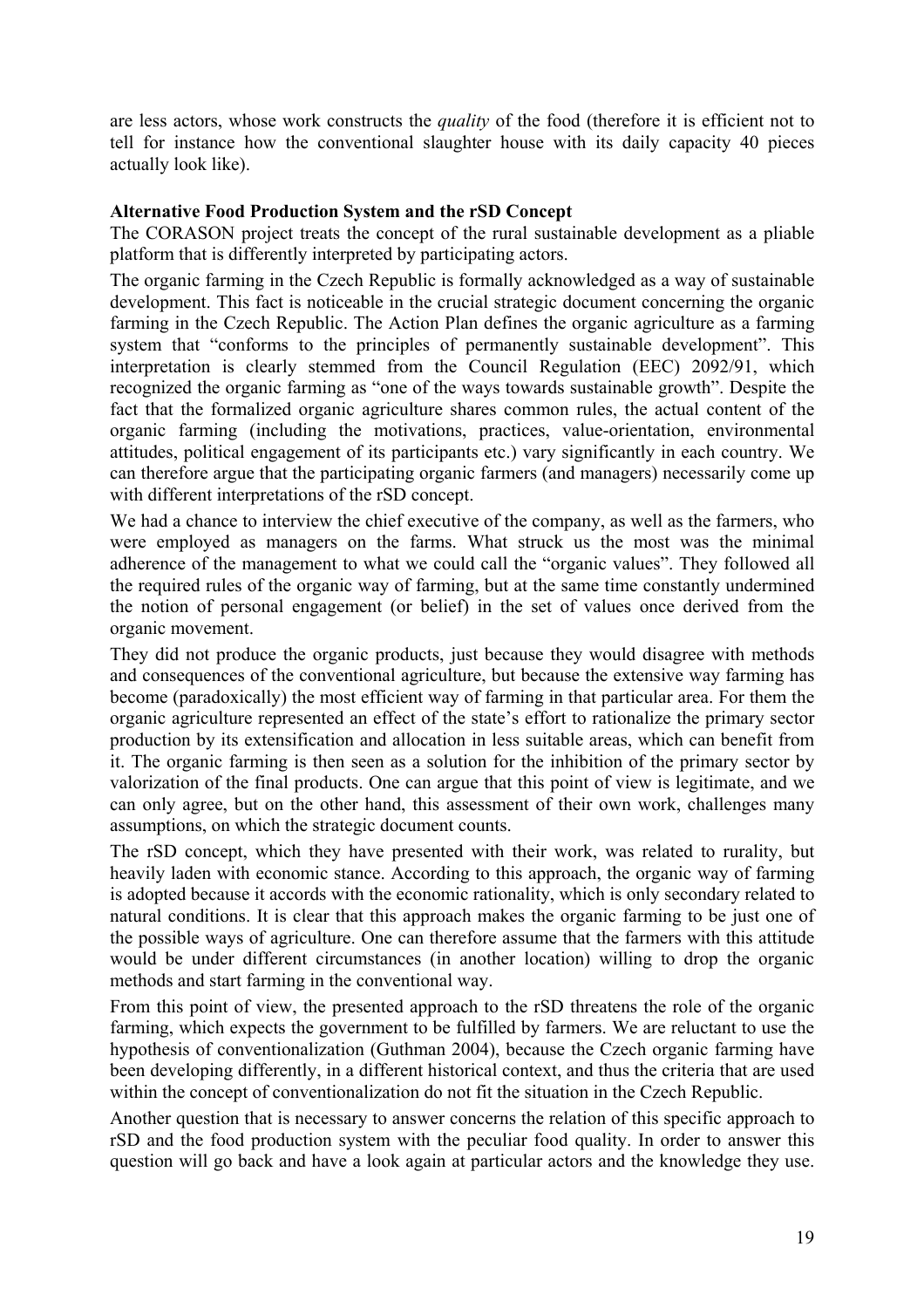are less actors, whose work constructs the *quality* of the food (therefore it is efficient not to tell for instance how the conventional slaughter house with its daily capacity 40 pieces actually look like).

**Alternative Food Production System and the rSD Concept**

The CORASON project treats the concept of the rural sustainable development as a pliable platform that is differently interpreted by participating actors.

The organic farming in the Czech Republic is formally acknowledged as a way of sustainable development. This fact is noticeable in the crucial strategic document concerning the organic farming in the Czech Republic. The Action Plan defines the organic agriculture as a farming system that "conforms to the principles of permanently sustainable development". This interpretation is clearly stemmed from the Council Regulation (EEC) 2092/91, which recognized the organic farming as "one of the ways towards sustainable growth". Despite the fact that the formalized organic agriculture shares common rules, the actual content of the organic farming (including the motivations, practices, value-orientation, environmental attitudes, political engagement of its participants etc.) vary significantly in each country. We can therefore argue that the participating organic farmers (and managers) necessarily come up with different interpretations of the rSD concept.

We had a chance to interview the chief executive of the company, as well as the farmers, who were employed as managers on the farms. What struck us the most was the minimal adherence of the management to what we could call the "organic values". They followed all the required rules of the organic way of farming, but at the same time constantly undermined the notion of personal engagement (or belief) in the set of values once derived from the organic movement.

They did not produce the organic products, just because they would disagree with methods and consequences of the conventional agriculture, but because the extensive way farming has become (paradoxically) the most efficient way of farming in that particular area. For them the organic agriculture represented an effect of the state's effort to rationalize the primary sector production by its extensification and allocation in less suitable areas, which can benefit from it. The organic farming is then seen as a solution for the inhibition of the primary sector by valorization of the final products. One can argue that this point of view is legitimate, and we can only agree, but on the other hand, this assessment of their own work, challenges many assumptions, on which the strategic document counts.

The rSD concept, which they have presented with their work, was related to rurality, but heavily laden with economic stance. According to this approach, the organic way of farming is adopted because it accords with the economic rationality, which is only secondary related to natural conditions. It is clear that this approach makes the organic farming to be just one of the possible ways of agriculture. One can therefore assume that the farmers with this attitude would be under different circumstances (in another location) willing to drop the organic methods and start farming in the conventional way.

From this point of view, the presented approach to the rSD threatens the role of the organic farming, which expects the government to be fulfilled by farmers. We are reluctant to use the hypothesis of conventionalization (Guthman 2004), because the Czech organic farming have been developing differently, in a different historical context, and thus the criteria that are used within the concept of conventionalization do not fit the situation in the Czech Republic.

Another question that is necessary to answer concerns the relation of this specific approach to rSD and the food production system with the peculiar food quality. In order to answer this question will go back and have a look again at particular actors and the knowledge they use.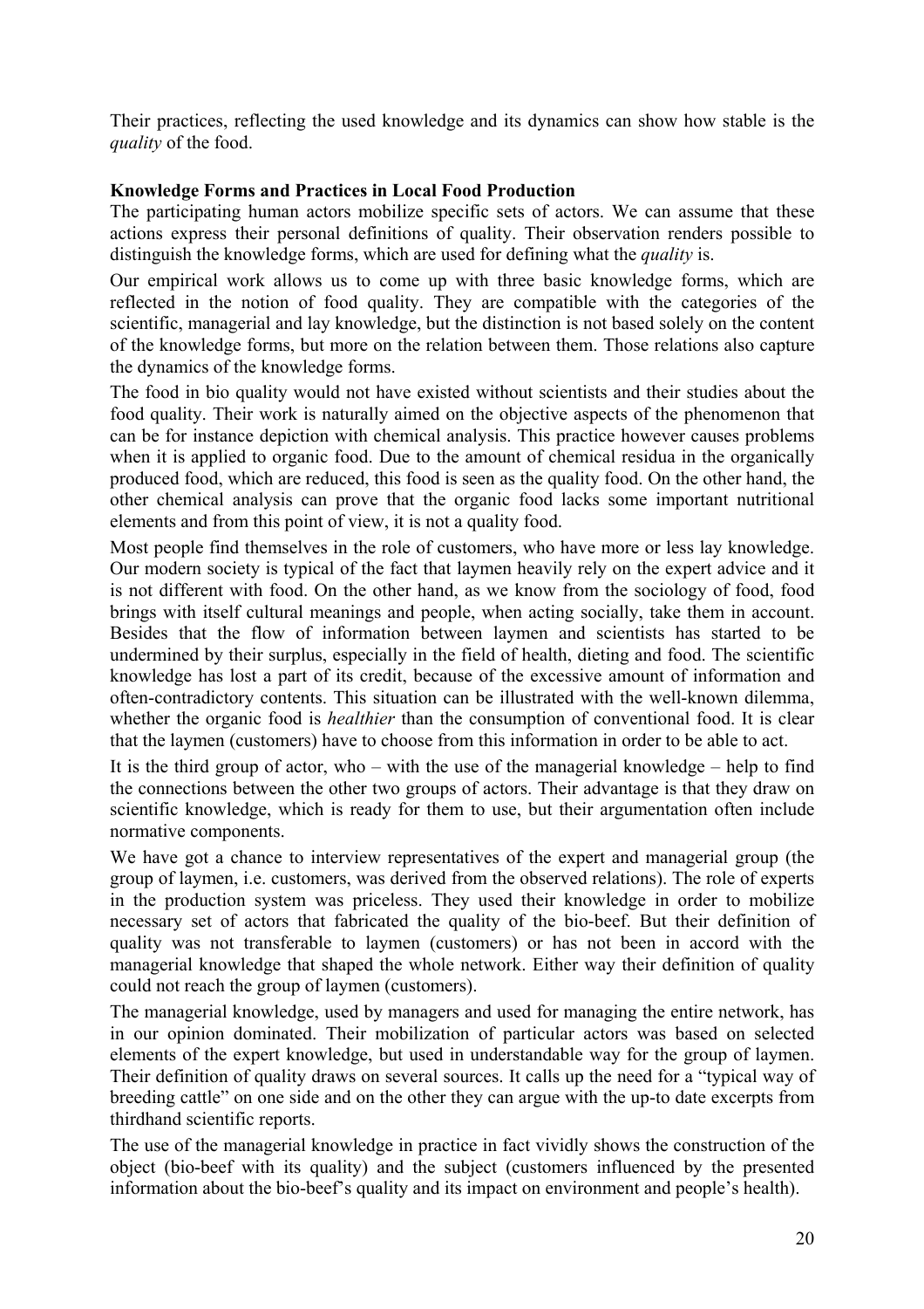Their practices, reflecting the used knowledge and its dynamics can show how stable is the *quality* of the food.

**Knowledge Forms and Practices in Local Food Production**

The participating human actors mobilize specific sets of actors. We can assume that these actions express their personal definitions of quality. Their observation renders possible to distinguish the knowledge forms, which are used for defining what the *quality* is.

Our empirical work allows us to come up with three basic knowledge forms, which are reflected in the notion of food quality. They are compatible with the categories of the scientific, managerial and lay knowledge, but the distinction is not based solely on the content of the knowledge forms, but more on the relation between them. Those relations also capture the dynamics of the knowledge forms.

The food in bio quality would not have existed without scientists and their studies about the food quality. Their work is naturally aimed on the objective aspects of the phenomenon that can be for instance depiction with chemical analysis. This practice however causes problems when it is applied to organic food. Due to the amount of chemical residua in the organically produced food, which are reduced, this food is seen as the quality food. On the other hand, the other chemical analysis can prove that the organic food lacks some important nutritional elements and from this point of view, it is not a quality food.

Most people find themselves in the role of customers, who have more or less lay knowledge. Our modern society is typical of the fact that laymen heavily rely on the expert advice and it is not different with food. On the other hand, as we know from the sociology of food, food brings with itself cultural meanings and people, when acting socially, take them in account. Besides that the flow of information between laymen and scientists has started to be undermined by their surplus, especially in the field of health, dieting and food. The scientific knowledge has lost a part of its credit, because of the excessive amount of information and often-contradictory contents. This situation can be illustrated with the well-known dilemma, whether the organic food is *healthier* than the consumption of conventional food. It is clear that the laymen (customers) have to choose from this information in order to be able to act.

It is the third group of actor, who – with the use of the managerial knowledge – help to find the connections between the other two groups of actors. Their advantage is that they draw on scientific knowledge, which is ready for them to use, but their argumentation often include normative components.

We have got a chance to interview representatives of the expert and managerial group (the group of laymen, i.e. customers, was derived from the observed relations). The role of experts in the production system was priceless. They used their knowledge in order to mobilize necessary set of actors that fabricated the quality of the bio-beef. But their definition of quality was not transferable to laymen (customers) or has not been in accord with the managerial knowledge that shaped the whole network. Either way their definition of quality could not reach the group of laymen (customers).

The managerial knowledge, used by managers and used for managing the entire network, has in our opinion dominated. Their mobilization of particular actors was based on selected elements of the expert knowledge, but used in understandable way for the group of laymen. Their definition of quality draws on several sources. It calls up the need for a "typical way of breeding cattle" on one side and on the other they can argue with the up-to date excerpts from thirdhand scientific reports.

The use of the managerial knowledge in practice in fact vividly shows the construction of the object (bio-beef with its quality) and the subject (customers influenced by the presented information about the bio-beef's quality and its impact on environment and people's health).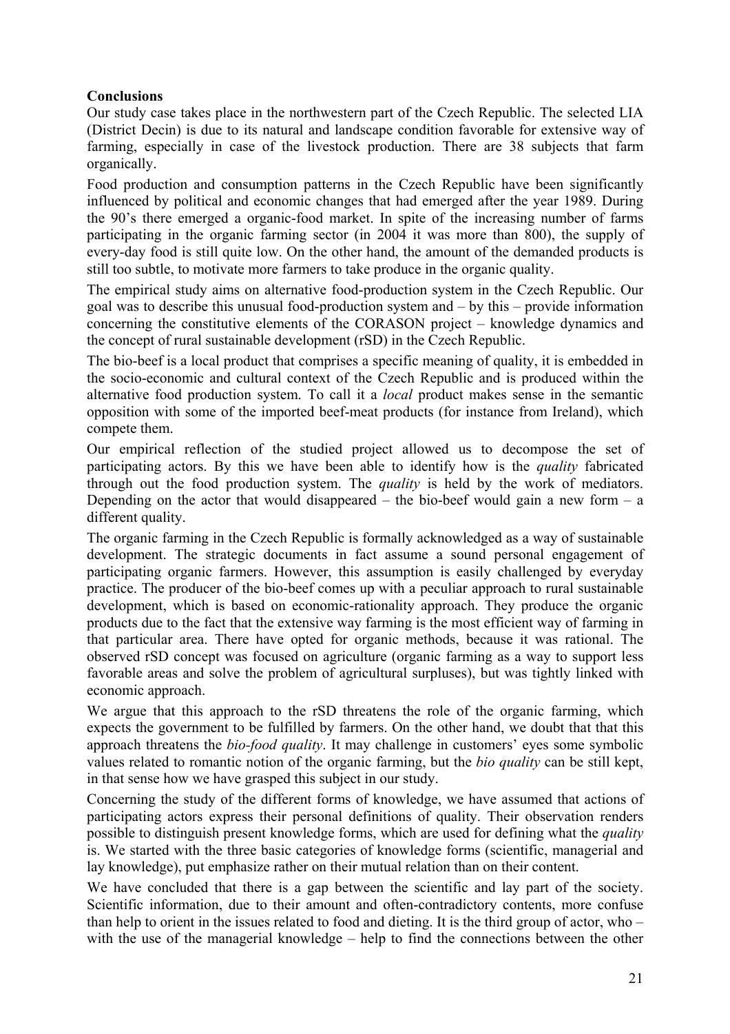**Conclusions**

Our study case takes place in the northwestern part of the Czech Republic. The selected LIA (District Decin) is due to its natural and landscape condition favorable for extensive way of farming, especially in case of the livestock production. There are 38 subjects that farm organically.

Food production and consumption patterns in the Czech Republic have been significantly influenced by political and economic changes that had emerged after the year 1989. During the 90's there emerged a organic-food market. In spite of the increasing number of farms participating in the organic farming sector (in 2004 it was more than 800), the supply of every-day food is still quite low. On the other hand, the amount of the demanded products is still too subtle, to motivate more farmers to take produce in the organic quality.

The empirical study aims on alternative food-production system in the Czech Republic. Our goal was to describe this unusual food-production system and – by this – provide information concerning the constitutive elements of the CORASON project – knowledge dynamics and the concept of rural sustainable development (rSD) in the Czech Republic.

The bio-beef is a local product that comprises a specific meaning of quality, it is embedded in the socio-economic and cultural context of the Czech Republic and is produced within the alternative food production system. To call it a *local* product makes sense in the semantic opposition with some of the imported beef-meat products (for instance from Ireland), which compete them.

Our empirical reflection of the studied project allowed us to decompose the set of participating actors. By this we have been able to identify how is the *quality* fabricated through out the food production system. The *quality* is held by the work of mediators. Depending on the actor that would disappeared – the bio-beef would gain a new form – a different quality.

The organic farming in the Czech Republic is formally acknowledged as a way of sustainable development. The strategic documents in fact assume a sound personal engagement of participating organic farmers. However, this assumption is easily challenged by everyday practice. The producer of the bio-beef comes up with a peculiar approach to rural sustainable development, which is based on economic-rationality approach. They produce the organic products due to the fact that the extensive way farming is the most efficient way of farming in that particular area. There have opted for organic methods, because it was rational. The observed rSD concept was focused on agriculture (organic farming as a way to support less favorable areas and solve the problem of agricultural surpluses), but was tightly linked with economic approach.

We argue that this approach to the rSD threatens the role of the organic farming, which expects the government to be fulfilled by farmers. On the other hand, we doubt that that this approach threatens the *bio-food quality*. It may challenge in customers' eyes some symbolic values related to romantic notion of the organic farming, but the *bio quality* can be still kept, in that sense how we have grasped this subject in our study.

Concerning the study of the different forms of knowledge, we have assumed that actions of participating actors express their personal definitions of quality. Their observation renders possible to distinguish present knowledge forms, which are used for defining what the *quality* is. We started with the three basic categories of knowledge forms (scientific, managerial and lay knowledge), put emphasize rather on their mutual relation than on their content.

We have concluded that there is a gap between the scientific and lay part of the society. Scientific information, due to their amount and often-contradictory contents, more confuse than help to orient in the issues related to food and dieting. It is the third group of actor, who – with the use of the managerial knowledge – help to find the connections between the other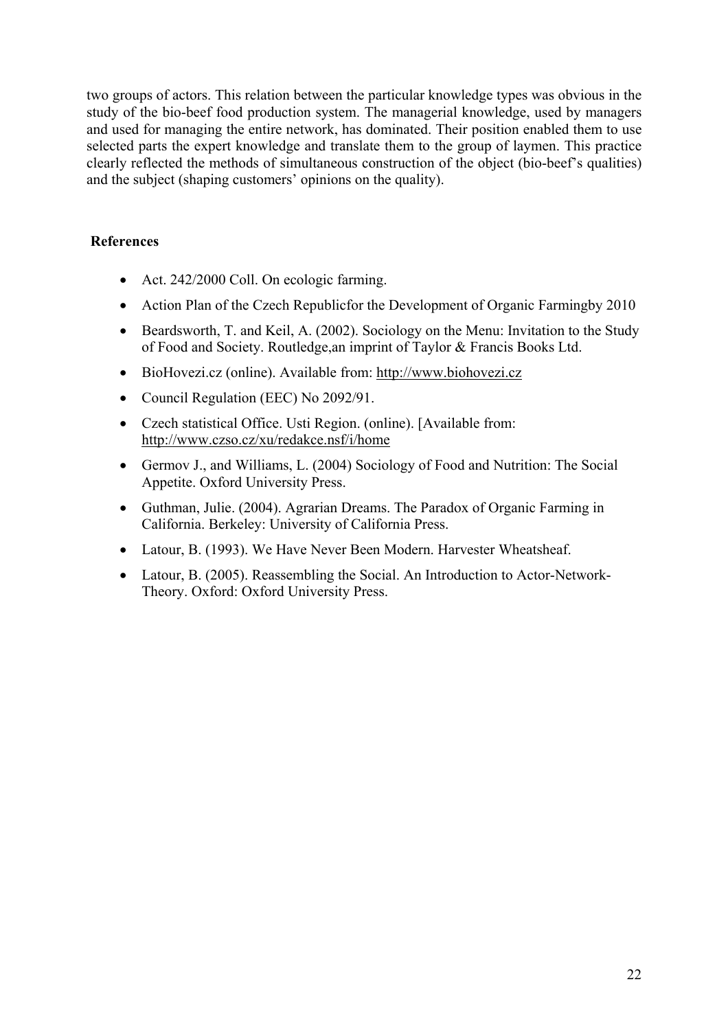two groups of actors. This relation between the particular knowledge types was obvious in the study of the bio-beef food production system. The managerial knowledge, used by managers and used for managing the entire network, has dominated. Their position enabled them to use selected parts the expert knowledge and translate them to the group of laymen. This practice clearly reflected the methods of simultaneous construction of the object (bio-beef's qualities) and the subject (shaping customers' opinions on the quality).

## References

- Act. 242/2000 Coll. On ecologic farming.
- Action Plan of the Czech Republicfor the Development of Organic Farmingby 2010
- Beardsworth, T. and Keil, A. (2002). Sociology on the Menu: Invitation to the Study of Food and Society. Routledge,an imprint of Taylor & Francis Books Ltd.
- BioHovezi.cz (online). Available from: http://www.biohovezi.cz
- Council Regulation (EEC) No 2092/91.
- Czech statistical Office. Usti Region. (online). [Available from: http://www.czso.cz/xu/redakce.nsf/i/home
- Germov J., and Williams, L. (2004) Sociology of Food and Nutrition: The Social Appetite. Oxford University Press.
- Guthman, Julie. (2004). Agrarian Dreams. The Paradox of Organic Farming in California. Berkeley: University of California Press.
- Latour, B. (1993). We Have Never Been Modern. Harvester Wheatsheaf.
- Latour, B. (2005). Reassembling the Social. An Introduction to Actor-Network-Theory. Oxford: Oxford University Press.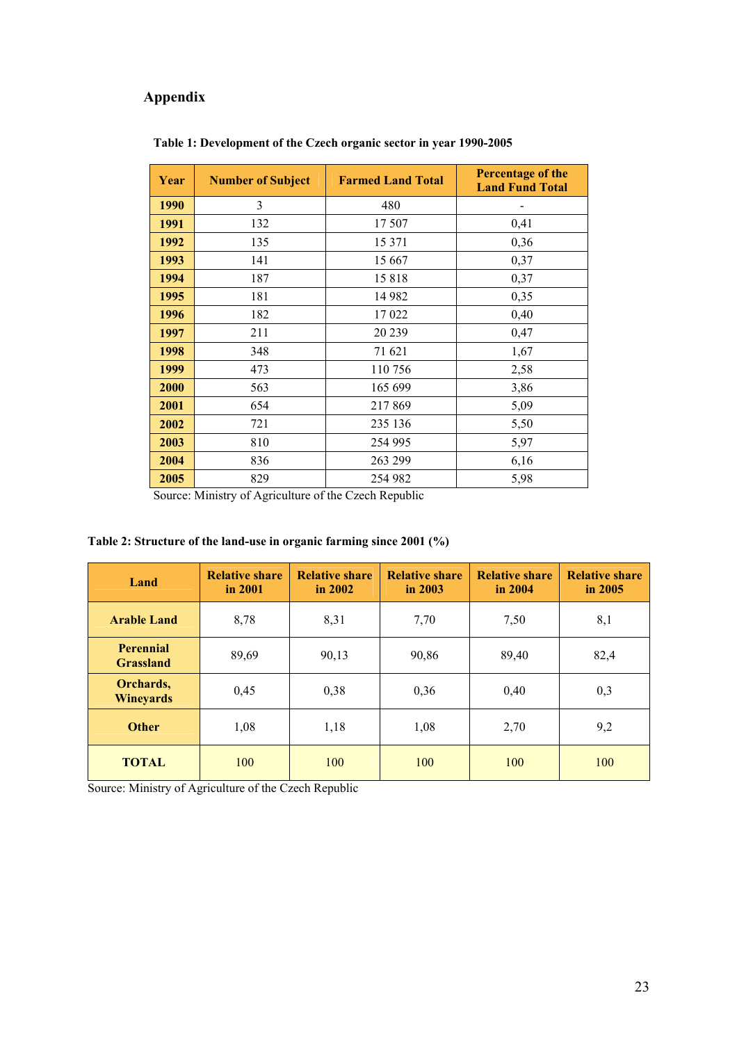# Appendix

**Table 1: Development of the Czech organic sector in year 1990-2005**

| Year | Number of Subject | Farmed Land Total | Percentage of the Land Fund Total |
|---|---|---|---|
| **1990** | 3 | 480 | - |
| **1991** | 132 | 17 507 | 0,41 |
| **1992** | 135 | 15 371 | 0,36 |
| **1993** | 141 | 15 667 | 0,37 |
| **1994** | 187 | 15 818 | 0,37 |
| **1995** | 181 | 14 982 | 0,35 |
| **1996** | 182 | 17 022 | 0,40 |
| **1997** | 211 | 20 239 | 0,47 |
| **1998** | 348 | 71 621 | 1,67 |
| **1999** | 473 | 110 756 | 2,58 |
| **2000** | 563 | 165 699 | 3,86 |
| **2001** | 654 | 217 869 | 5,09 |
| **2002** | 721 | 235 136 | 5,50 |
| **2003** | 810 | 254 995 | 5,97 |
| **2004** | 836 | 263 299 | 6,16 |
| **2005** | 829 | 254 982 | 5,98 |

Source: Ministry of Agriculture of the Czech Republic

**Table 2: Structure of the land-use in organic farming since 2001 (%)**

| Land | Relative share in 2001 | Relative share in 2002 | Relative share in 2003 | Relative share in 2004 | Relative share in 2005 |
|---|---|---|---|---|---|
| **Arable Land** | 8,78 | 8,31 | 7,70 | 7,50 | 8,1 |
| **Perennial Grassland** | 89,69 | 90,13 | 90,86 | 89,40 | 82,4 |
| **Orchards, Wineyards** | 0,45 | 0,38 | 0,36 | 0,40 | 0,3 |
| **Other** | 1,08 | 1,18 | 1,08 | 2,70 | 9,2 |
| **TOTAL** | 100 | 100 | 100 | 100 | 100 |

Source: Ministry of Agriculture of the Czech Republic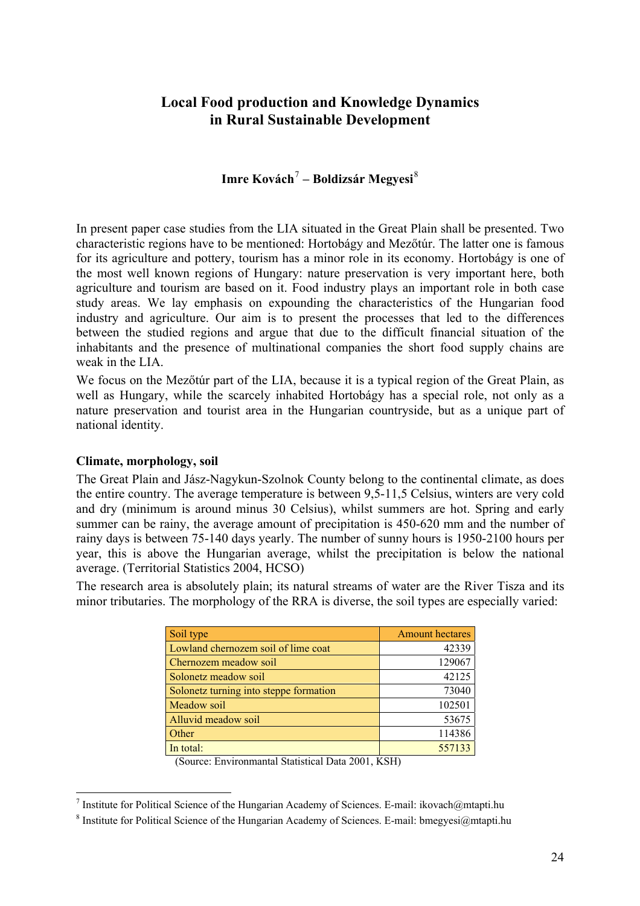# Local Food production and Knowledge Dynamics in Rural Sustainable Development

**Imre Kovách[7] – Boldizsár Megyesi[8]**

In present paper case studies from the LIA situated in the Great Plain shall be presented. Two characteristic regions have to be mentioned: Hortobágy and Mezőtúr. The latter one is famous for its agriculture and pottery, tourism has a minor role in its economy. Hortobágy is one of the most well known regions of Hungary: nature preservation is very important here, both agriculture and tourism are based on it. Food industry plays an important role in both case study areas. We lay emphasis on expounding the characteristics of the Hungarian food industry and agriculture. Our aim is to present the processes that led to the differences between the studied regions and argue that due to the difficult financial situation of the inhabitants and the presence of multinational companies the short food supply chains are weak in the LIA.

We focus on the Mezőtúr part of the LIA, because it is a typical region of the Great Plain, as well as Hungary, while the scarcely inhabited Hortobágy has a special role, not only as a nature preservation and tourist area in the Hungarian countryside, but as a unique part of national identity.

### Climate, morphology, soil

The Great Plain and Jász-Nagykun-Szolnok County belong to the continental climate, as does the entire country. The average temperature is between 9,5-11,5 Celsius, winters are very cold and dry (minimum is around minus 30 Celsius), whilst summers are hot. Spring and early summer can be rainy, the average amount of precipitation is 450-620 mm and the number of rainy days is between 75-140 days yearly. The number of sunny hours is 1950-2100 hours per year, this is above the Hungarian average, whilst the precipitation is below the national average. (Territorial Statistics 2004, HCSO)

The research area is absolutely plain; its natural streams of water are the River Tisza and its minor tributaries. The morphology of the RRA is diverse, the soil types are especially varied:

| Soil type | Amount hectares |
|---|---:|
| Lowland chernozem soil of lime coat | 42339 |
| Chernozem meadow soil | 129067 |
| Solonetz meadow soil | 42125 |
| Solonetz turning into steppe formation | 73040 |
| Meadow soil | 102501 |
| Alluvid meadow soil | 53675 |
| Other | 114386 |
| In total: | 557133 |

(Source: Environmantal Statistical Data 2001, KSH)

[7] Institute for Political Science of the Hungarian Academy of Sciences. E-mail: ikovach@mtapti.hu

[8] Institute for Political Science of the Hungarian Academy of Sciences. E-mail: bmegyesi@mtapti.hu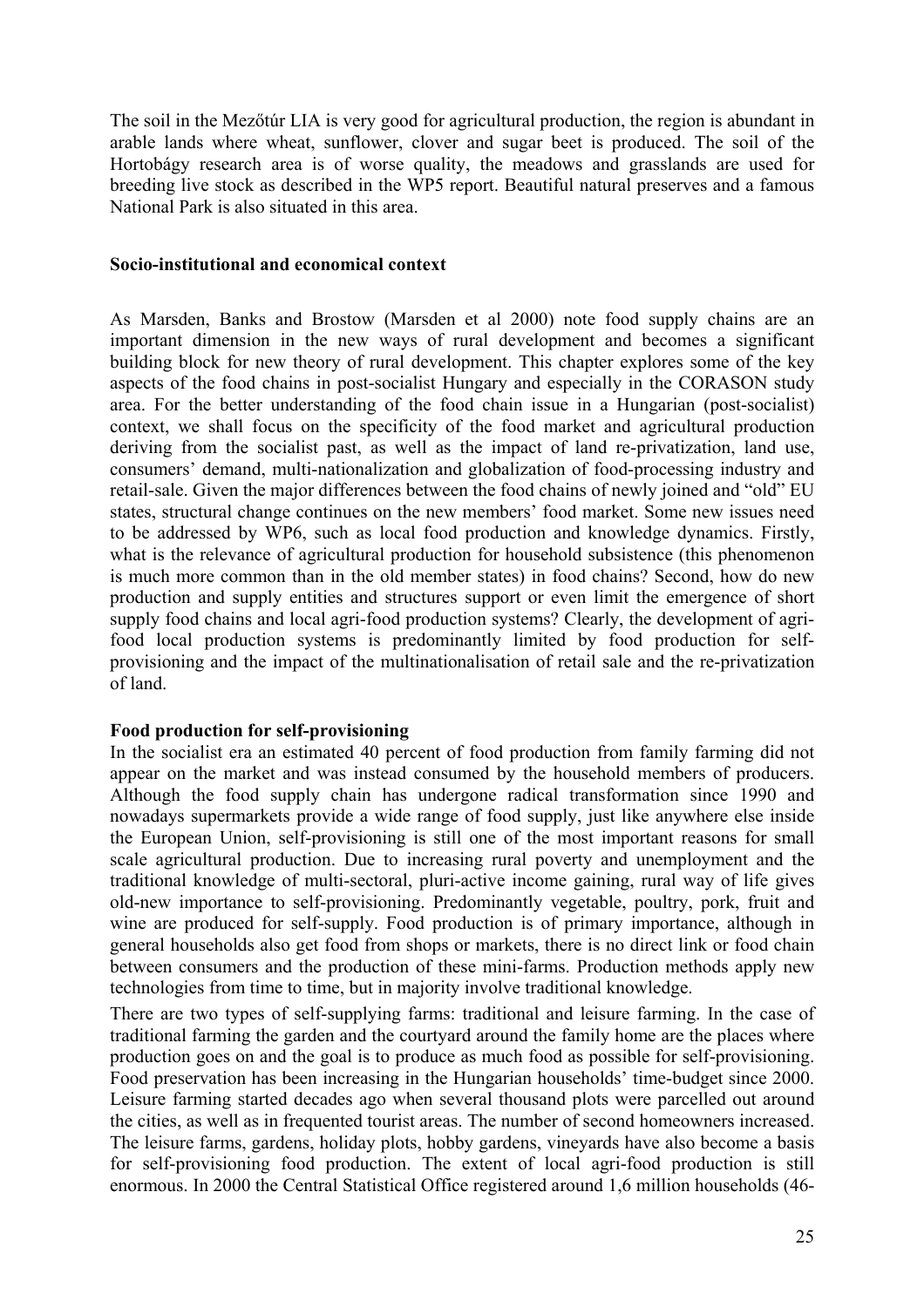The soil in the Mezőtúr LIA is very good for agricultural production, the region is abundant in arable lands where wheat, sunflower, clover and sugar beet is produced. The soil of the Hortobágy research area is of worse quality, the meadows and grasslands are used for breeding live stock as described in the WP5 report. Beautiful natural preserves and a famous National Park is also situated in this area.

**Socio-institutional and economical context**

As Marsden, Banks and Brostow (Marsden et al 2000) note food supply chains are an important dimension in the new ways of rural development and becomes a significant building block for new theory of rural development. This chapter explores some of the key aspects of the food chains in post-socialist Hungary and especially in the CORASON study area. For the better understanding of the food chain issue in a Hungarian (post-socialist) context, we shall focus on the specificity of the food market and agricultural production deriving from the socialist past, as well as the impact of land re-privatization, land use, consumers' demand, multi-nationalization and globalization of food-processing industry and retail-sale. Given the major differences between the food chains of newly joined and "old" EU states, structural change continues on the new members' food market. Some new issues need to be addressed by WP6, such as local food production and knowledge dynamics. Firstly, what is the relevance of agricultural production for household subsistence (this phenomenon is much more common than in the old member states) in food chains? Second, how do new production and supply entities and structures support or even limit the emergence of short supply food chains and local agri-food production systems? Clearly, the development of agri-food local production systems is predominantly limited by food production for self-provisioning and the impact of the multinationalisation of retail sale and the re-privatization of land.

**Food production for self-provisioning**

In the socialist era an estimated 40 percent of food production from family farming did not appear on the market and was instead consumed by the household members of producers. Although the food supply chain has undergone radical transformation since 1990 and nowadays supermarkets provide a wide range of food supply, just like anywhere else inside the European Union, self-provisioning is still one of the most important reasons for small scale agricultural production. Due to increasing rural poverty and unemployment and the traditional knowledge of multi-sectoral, pluri-active income gaining, rural way of life gives old-new importance to self-provisioning. Predominantly vegetable, poultry, pork, fruit and wine are produced for self-supply. Food production is of primary importance, although in general households also get food from shops or markets, there is no direct link or food chain between consumers and the production of these mini-farms. Production methods apply new technologies from time to time, but in majority involve traditional knowledge.

There are two types of self-supplying farms: traditional and leisure farming. In the case of traditional farming the garden and the courtyard around the family home are the places where production goes on and the goal is to produce as much food as possible for self-provisioning. Food preservation has been increasing in the Hungarian households' time-budget since 2000. Leisure farming started decades ago when several thousand plots were parcelled out around the cities, as well as in frequented tourist areas. The number of second homeowners increased. The leisure farms, gardens, holiday plots, hobby gardens, vineyards have also become a basis for self-provisioning food production. The extent of local agri-food production is still enormous. In 2000 the Central Statistical Office registered around 1,6 million households (46-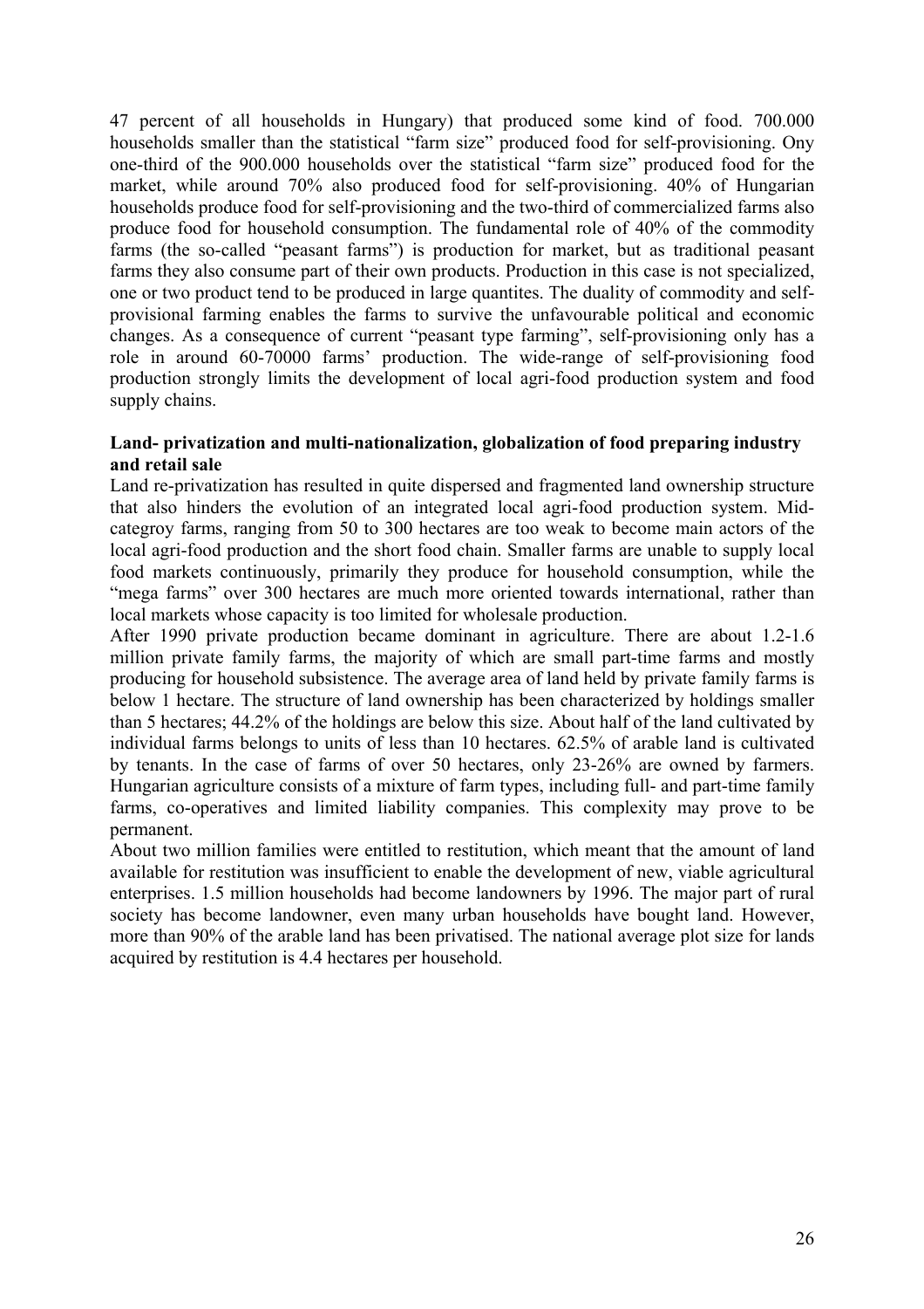47 percent of all households in Hungary) that produced some kind of food. 700.000 households smaller than the statistical "farm size" produced food for self-provisioning. Ony one-third of the 900.000 households over the statistical "farm size" produced food for the market, while around 70% also produced food for self-provisioning. 40% of Hungarian households produce food for self-provisioning and the two-third of commercialized farms also produce food for household consumption. The fundamental role of 40% of the commodity farms (the so-called "peasant farms") is production for market, but as traditional peasant farms they also consume part of their own products. Production in this case is not specialized, one or two product tend to be produced in large quantites. The duality of commodity and self-provisional farming enables the farms to survive the unfavourable political and economic changes. As a consequence of current "peasant type farming", self-provisioning only has a role in around 60-70000 farms' production. The wide-range of self-provisioning food production strongly limits the development of local agri-food production system and food supply chains.

**Land- privatization and multi-nationalization, globalization of food preparing industry and retail sale**

Land re-privatization has resulted in quite dispersed and fragmented land ownership structure that also hinders the evolution of an integrated local agri-food production system. Mid-categroy farms, ranging from 50 to 300 hectares are too weak to become main actors of the local agri-food production and the short food chain. Smaller farms are unable to supply local food markets continuously, primarily they produce for household consumption, while the "mega farms" over 300 hectares are much more oriented towards international, rather than local markets whose capacity is too limited for wholesale production.

After 1990 private production became dominant in agriculture. There are about 1.2-1.6 million private family farms, the majority of which are small part-time farms and mostly producing for household subsistence. The average area of land held by private family farms is below 1 hectare. The structure of land ownership has been characterized by holdings smaller than 5 hectares; 44.2% of the holdings are below this size. About half of the land cultivated by individual farms belongs to units of less than 10 hectares. 62.5% of arable land is cultivated by tenants. In the case of farms of over 50 hectares, only 23-26% are owned by farmers. Hungarian agriculture consists of a mixture of farm types, including full- and part-time family farms, co-operatives and limited liability companies. This complexity may prove to be permanent.

About two million families were entitled to restitution, which meant that the amount of land available for restitution was insufficient to enable the development of new, viable agricultural enterprises. 1.5 million households had become landowners by 1996. The major part of rural society has become landowner, even many urban households have bought land. However, more than 90% of the arable land has been privatised. The national average plot size for lands acquired by restitution is 4.4 hectares per household.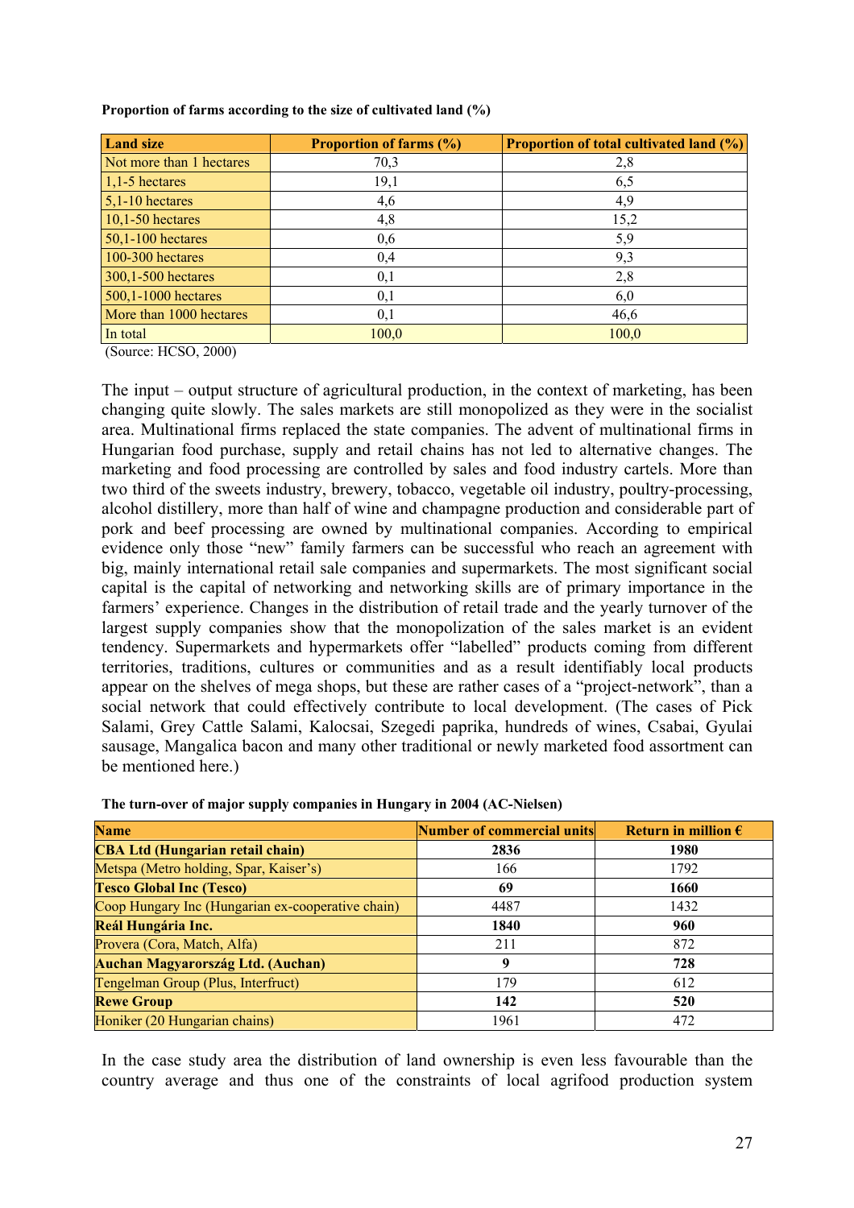**Proportion of farms according to the size of cultivated land (%)**

| Land size | Proportion of farms (%) | Proportion of total cultivated land (%) |
|---|---|---|
| Not more than 1 hectares | 70,3 | 2,8 |
| 1,1-5 hectares | 19,1 | 6,5 |
| 5,1-10 hectares | 4,6 | 4,9 |
| 10,1-50 hectares | 4,8 | 15,2 |
| 50,1-100 hectares | 0,6 | 5,9 |
| 100-300 hectares | 0,4 | 9,3 |
| 300,1-500 hectares | 0,1 | 2,8 |
| 500,1-1000 hectares | 0,1 | 6,0 |
| More than 1000 hectares | 0,1 | 46,6 |
| In total | 100,0 | 100,0 |

(Source: HCSO, 2000)

The input – output structure of agricultural production, in the context of marketing, has been changing quite slowly. The sales markets are still monopolized as they were in the socialist area. Multinational firms replaced the state companies. The advent of multinational firms in Hungarian food purchase, supply and retail chains has not led to alternative changes. The marketing and food processing are controlled by sales and food industry cartels. More than two third of the sweets industry, brewery, tobacco, vegetable oil industry, poultry-processing, alcohol distillery, more than half of wine and champagne production and considerable part of pork and beef processing are owned by multinational companies. According to empirical evidence only those "new" family farmers can be successful who reach an agreement with big, mainly international retail sale companies and supermarkets. The most significant social capital is the capital of networking and networking skills are of primary importance in the farmers' experience. Changes in the distribution of retail trade and the yearly turnover of the largest supply companies show that the monopolization of the sales market is an evident tendency. Supermarkets and hypermarkets offer "labelled" products coming from different territories, traditions, cultures or communities and as a result identifiably local products appear on the shelves of mega shops, but these are rather cases of a "project-network", than a social network that could effectively contribute to local development. (The cases of Pick Salami, Grey Cattle Salami, Kalocsai, Szegedi paprika, hundreds of wines, Csabai, Gyulai sausage, Mangalica bacon and many other traditional or newly marketed food assortment can be mentioned here.)

**The turn-over of major supply companies in Hungary in 2004 (AC-Nielsen)**

| Name | Number of commercial units | Return in million € |
|---|---|---|
| **CBA Ltd (Hungarian retail chain)** | **2836** | **1980** |
| Metspa (Metro holding, Spar, Kaiser's) | 166 | 1792 |
| **Tesco Global Inc (Tesco)** | **69** | **1660** |
| Coop Hungary Inc (Hungarian ex-cooperative chain) | 4487 | 1432 |
| **Reál Hungária Inc.** | **1840** | **960** |
| Provera (Cora, Match, Alfa) | 211 | 872 |
| **Auchan Magyarország Ltd. (Auchan)** | **9** | **728** |
| Tengelman Group (Plus, Interfruct) | 179 | 612 |
| **Rewe Group** | **142** | **520** |
| Honiker (20 Hungarian chains) | 1961 | 472 |

In the case study area the distribution of land ownership is even less favourable than the country average and thus one of the constraints of local agrifood production system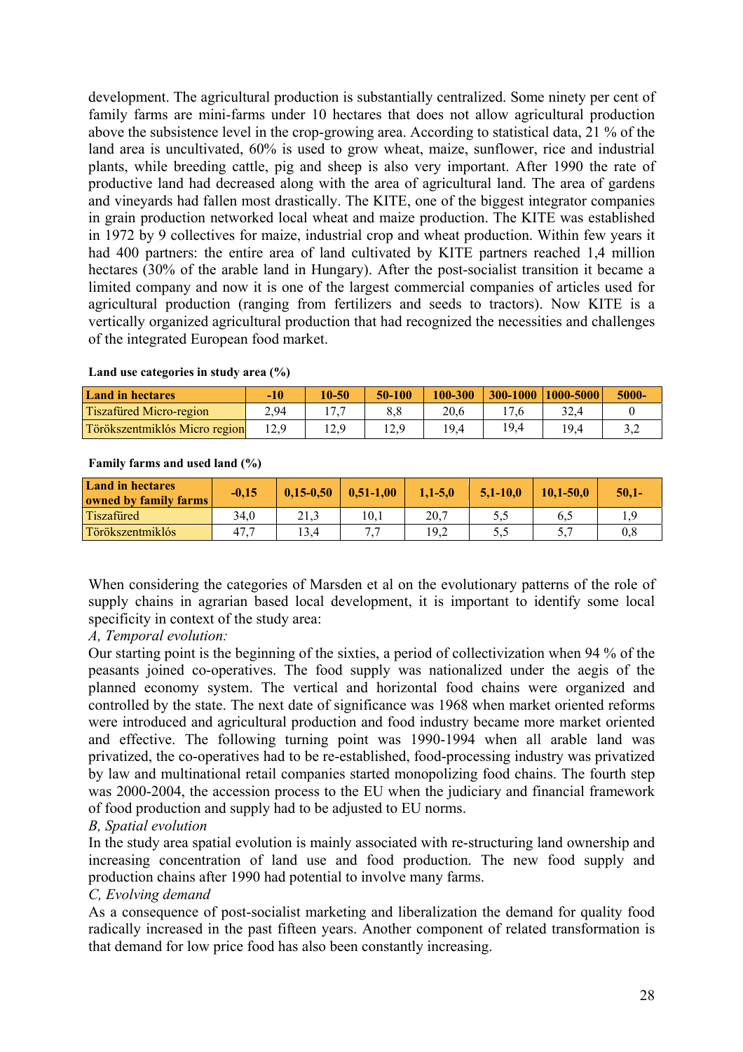development. The agricultural production is substantially centralized. Some ninety per cent of family farms are mini-farms under 10 hectares that does not allow agricultural production above the subsistence level in the crop-growing area. According to statistical data, 21 % of the land area is uncultivated, 60% is used to grow wheat, maize, sunflower, rice and industrial plants, while breeding cattle, pig and sheep is also very important. After 1990 the rate of productive land had decreased along with the area of agricultural land. The area of gardens and vineyards had fallen most drastically. The KITE, one of the biggest integrator companies in grain production networked local wheat and maize production. The KITE was established in 1972 by 9 collectives for maize, industrial crop and wheat production. Within few years it had 400 partners: the entire area of land cultivated by KITE partners reached 1,4 million hectares (30% of the arable land in Hungary). After the post-socialist transition it became a limited company and now it is one of the largest commercial companies of articles used for agricultural production (ranging from fertilizers and seeds to tractors). Now KITE is a vertically organized agricultural production that had recognized the necessities and challenges of the integrated European food market.

**Land use categories in study area (%)**

| Land in hectares | -10 | 10-50 | 50-100 | 100-300 | 300-1000 | 1000-5000 | 5000- |
|---|---|---|---|---|---|---|---|
| Tiszafüred Micro-region | 2,94 | 17,7 | 8,8 | 20,6 | 17,6 | 32,4 | 0 |
| Törökszentmiklós Micro region | 12,9 | 12,9 | 12,9 | 19,4 | 19,4 | 19,4 | 3,2 |

**Family farms and used land (%)**

| Land in hectares owned by family farms | -0,15 | 0,15-0,50 | 0,51-1,00 | 1,1-5,0 | 5,1-10,0 | 10,1-50,0 | 50,1- |
|---|---|---|---|---|---|---|---|
| Tiszafüred | 34,0 | 21,3 | 10,1 | 20,7 | 5,5 | 6,5 | 1,9 |
| Törökszentmiklós | 47,7 | 13,4 | 7,7 | 19,2 | 5,5 | 5,7 | 0,8 |

When considering the categories of Marsden et al on the evolutionary patterns of the role of supply chains in agrarian based local development, it is important to identify some local specificity in context of the study area:

*A, Temporal evolution:*

Our starting point is the beginning of the sixties, a period of collectivization when 94 % of the peasants joined co-operatives. The food supply was nationalized under the aegis of the planned economy system. The vertical and horizontal food chains were organized and controlled by the state. The next date of significance was 1968 when market oriented reforms were introduced and agricultural production and food industry became more market oriented and effective. The following turning point was 1990-1994 when all arable land was privatized, the co-operatives had to be re-established, food-processing industry was privatized by law and multinational retail companies started monopolizing food chains. The fourth step was 2000-2004, the accession process to the EU when the judiciary and financial framework of food production and supply had to be adjusted to EU norms.

*B, Spatial evolution*

In the study area spatial evolution is mainly associated with re-structuring land ownership and increasing concentration of land use and food production. The new food supply and production chains after 1990 had potential to involve many farms.

*C, Evolving demand*

As a consequence of post-socialist marketing and liberalization the demand for quality food radically increased in the past fifteen years. Another component of related transformation is that demand for low price food has also been constantly increasing.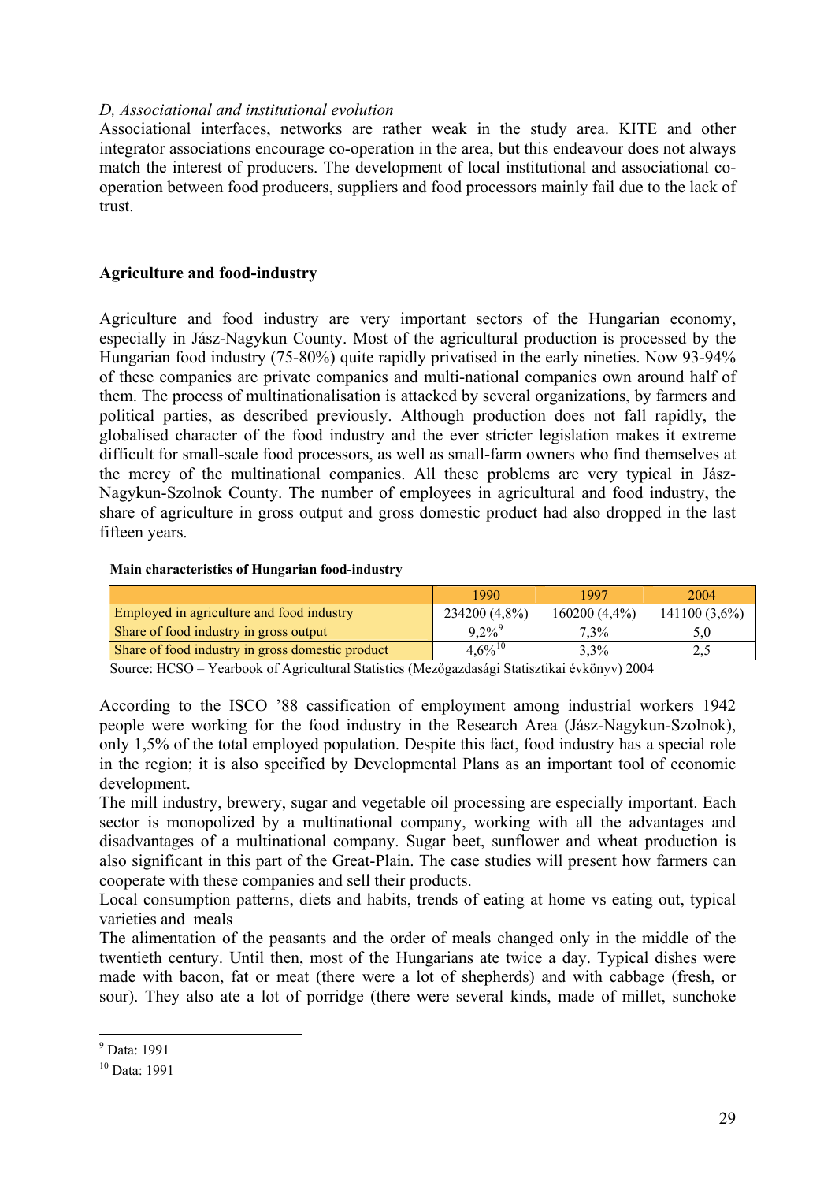*D, Associational and institutional evolution*

Associational interfaces, networks are rather weak in the study area. KITE and other integrator associations encourage co-operation in the area, but this endeavour does not always match the interest of producers. The development of local institutional and associational co-operation between food producers, suppliers and food processors mainly fail due to the lack of trust.

## Agriculture and food-industry

Agriculture and food industry are very important sectors of the Hungarian economy, especially in Jász-Nagykun County. Most of the agricultural production is processed by the Hungarian food industry (75-80%) quite rapidly privatised in the early nineties. Now 93-94% of these companies are private companies and multi-national companies own around half of them. The process of multinationalisation is attacked by several organizations, by farmers and political parties, as described previously. Although production does not fall rapidly, the globalised character of the food industry and the ever stricter legislation makes it extreme difficult for small-scale food processors, as well as small-farm owners who find themselves at the mercy of the multinational companies. All these problems are very typical in Jász-Nagykun-Szolnok County. The number of employees in agricultural and food industry, the share of agriculture in gross output and gross domestic product had also dropped in the last fifteen years.

**Main characteristics of Hungarian food-industry**

| | 1990 | 1997 | 2004 |
|---|---|---|---|
| Employed in agriculture and food industry | 234200 (4,8%) | 160200 (4,4%) | 141100 (3,6%) |
| Share of food industry in gross output | 9,2%[9] | 7,3% | 5,0 |
| Share of food industry in gross domestic product | 4,6%[10] | 3,3% | 2,5 |

Source: HCSO – Yearbook of Agricultural Statistics (Mezőgazdasági Statisztikai évkönyv) 2004

According to the ISCO '88 cassification of employment among industrial workers 1942 people were working for the food industry in the Research Area (Jász-Nagykun-Szolnok), only 1,5% of the total employed population. Despite this fact, food industry has a special role in the region; it is also specified by Developmental Plans as an important tool of economic development.

The mill industry, brewery, sugar and vegetable oil processing are especially important. Each sector is monopolized by a multinational company, working with all the advantages and disadvantages of a multinational company. Sugar beet, sunflower and wheat production is also significant in this part of the Great-Plain. The case studies will present how farmers can cooperate with these companies and sell their products.

Local consumption patterns, diets and habits, trends of eating at home vs eating out, typical varieties and meals

The alimentation of the peasants and the order of meals changed only in the middle of the twentieth century. Until then, most of the Hungarians ate twice a day. Typical dishes were made with bacon, fat or meat (there were a lot of shepherds) and with cabbage (fresh, or sour). They also ate a lot of porridge (there were several kinds, made of millet, sunchoke

[9] Data: 1991

[10] Data: 1991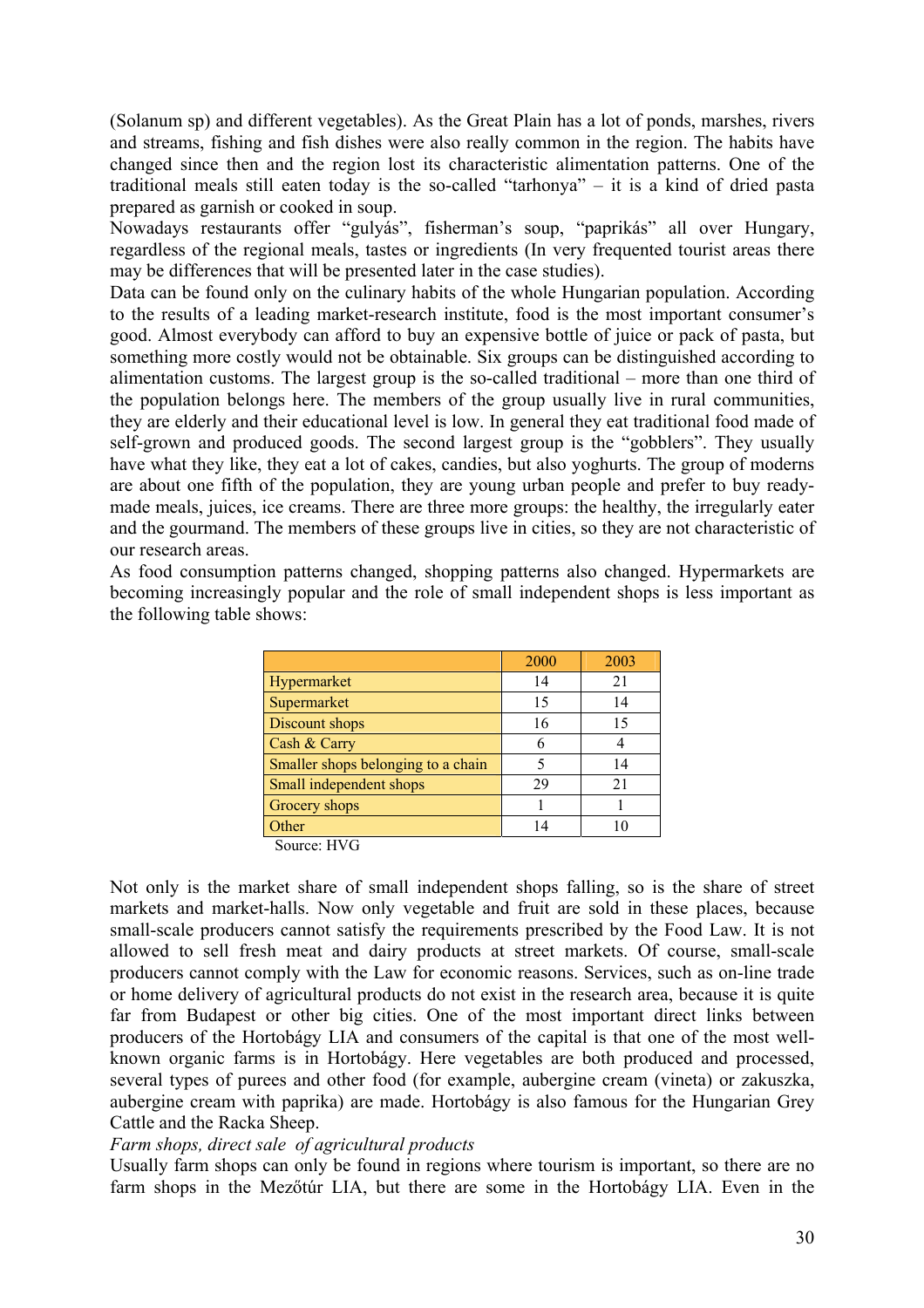(Solanum sp) and different vegetables). As the Great Plain has a lot of ponds, marshes, rivers and streams, fishing and fish dishes were also really common in the region. The habits have changed since then and the region lost its characteristic alimentation patterns. One of the traditional meals still eaten today is the so-called "tarhonya" – it is a kind of dried pasta prepared as garnish or cooked in soup.

Nowadays restaurants offer "gulyás", fisherman's soup, "paprikás" all over Hungary, regardless of the regional meals, tastes or ingredients (In very frequented tourist areas there may be differences that will be presented later in the case studies).

Data can be found only on the culinary habits of the whole Hungarian population. According to the results of a leading market-research institute, food is the most important consumer's good. Almost everybody can afford to buy an expensive bottle of juice or pack of pasta, but something more costly would not be obtainable. Six groups can be distinguished according to alimentation customs. The largest group is the so-called traditional – more than one third of the population belongs here. The members of the group usually live in rural communities, they are elderly and their educational level is low. In general they eat traditional food made of self-grown and produced goods. The second largest group is the "gobblers". They usually have what they like, they eat a lot of cakes, candies, but also yoghurts. The group of moderns are about one fifth of the population, they are young urban people and prefer to buy ready-made meals, juices, ice creams. There are three more groups: the healthy, the irregularly eater and the gourmand. The members of these groups live in cities, so they are not characteristic of our research areas.

As food consumption patterns changed, shopping patterns also changed. Hypermarkets are becoming increasingly popular and the role of small independent shops is less important as the following table shows:

| | 2000 | 2003 |
|---|---|---|
| Hypermarket | 14 | 21 |
| Supermarket | 15 | 14 |
| Discount shops | 16 | 15 |
| Cash & Carry | 6 | 4 |
| Smaller shops belonging to a chain | 5 | 14 |
| Small independent shops | 29 | 21 |
| Grocery shops | 1 | 1 |
| Other | 14 | 10 |

Source: HVG

Not only is the market share of small independent shops falling, so is the share of street markets and market-halls. Now only vegetable and fruit are sold in these places, because small-scale producers cannot satisfy the requirements prescribed by the Food Law. It is not allowed to sell fresh meat and dairy products at street markets. Of course, small-scale producers cannot comply with the Law for economic reasons. Services, such as on-line trade or home delivery of agricultural products do not exist in the research area, because it is quite far from Budapest or other big cities. One of the most important direct links between producers of the Hortobágy LIA and consumers of the capital is that one of the most well-known organic farms is in Hortobágy. Here vegetables are both produced and processed, several types of purees and other food (for example, aubergine cream (vineta) or zakuszka, aubergine cream with paprika) are made. Hortobágy is also famous for the Hungarian Grey Cattle and the Racka Sheep.

*Farm shops, direct sale of agricultural products*

Usually farm shops can only be found in regions where tourism is important, so there are no farm shops in the Mezőtúr LIA, but there are some in the Hortobágy LIA. Even in the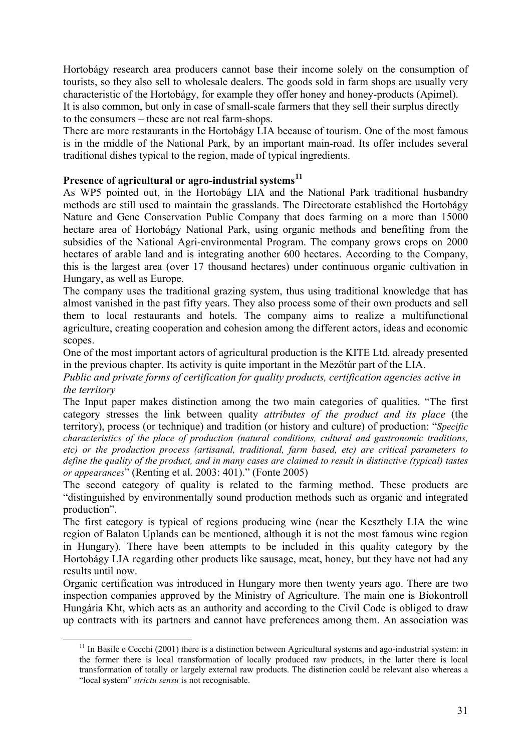Hortobágy research area producers cannot base their income solely on the consumption of tourists, so they also sell to wholesale dealers. The goods sold in farm shops are usually very characteristic of the Hortobágy, for example they offer honey and honey-products (Apimel). It is also common, but only in case of small-scale farmers that they sell their surplus directly to the consumers – these are not real farm-shops.

There are more restaurants in the Hortobágy LIA because of tourism. One of the most famous is in the middle of the National Park, by an important main-road. Its offer includes several traditional dishes typical to the region, made of typical ingredients.

**Presence of agricultural or agro-industrial systems[11]**

As WP5 pointed out, in the Hortobágy LIA and the National Park traditional husbandry methods are still used to maintain the grasslands. The Directorate established the Hortobágy Nature and Gene Conservation Public Company that does farming on a more than 15000 hectare area of Hortobágy National Park, using organic methods and benefiting from the subsidies of the National Agri-environmental Program. The company grows crops on 2000 hectares of arable land and is integrating another 600 hectares. According to the Company, this is the largest area (over 17 thousand hectares) under continuous organic cultivation in Hungary, as well as Europe.

The company uses the traditional grazing system, thus using traditional knowledge that has almost vanished in the past fifty years. They also process some of their own products and sell them to local restaurants and hotels. The company aims to realize a multifunctional agriculture, creating cooperation and cohesion among the different actors, ideas and economic scopes.

One of the most important actors of agricultural production is the KITE Ltd. already presented in the previous chapter. Its activity is quite important in the Mezőtúr part of the LIA.

*Public and private forms of certification for quality products, certification agencies active in the territory*

The Input paper makes distinction among the two main categories of qualities. "The first category stresses the link between quality *attributes of the product and its place* (the territory), process (or technique) and tradition (or history and culture) of production: "*Specific characteristics of the place of production (natural conditions, cultural and gastronomic traditions, etc) or the production process (artisanal, traditional, farm based, etc) are critical parameters to define the quality of the product, and in many cases are claimed to result in distinctive (typical) tastes or appearances*" (Renting et al. 2003: 401)." (Fonte 2005)

The second category of quality is related to the farming method. These products are "distinguished by environmentally sound production methods such as organic and integrated production".

The first category is typical of regions producing wine (near the Keszthely LIA the wine region of Balaton Uplands can be mentioned, although it is not the most famous wine region in Hungary). There have been attempts to be included in this quality category by the Hortobágy LIA regarding other products like sausage, meat, honey, but they have not had any results until now.

Organic certification was introduced in Hungary more then twenty years ago. There are two inspection companies approved by the Ministry of Agriculture. The main one is Biokontroll Hungária Kht, which acts as an authority and according to the Civil Code is obliged to draw up contracts with its partners and cannot have preferences among them. An association was

---

[11] In Basile e Cecchi (2001) there is a distinction between Agricultural systems and ago-industrial system: in the former there is local transformation of locally produced raw products, in the latter there is local transformation of totally or largely external raw products. The distinction could be relevant also whereas a "local system" *strictu sensu* is not recognisable.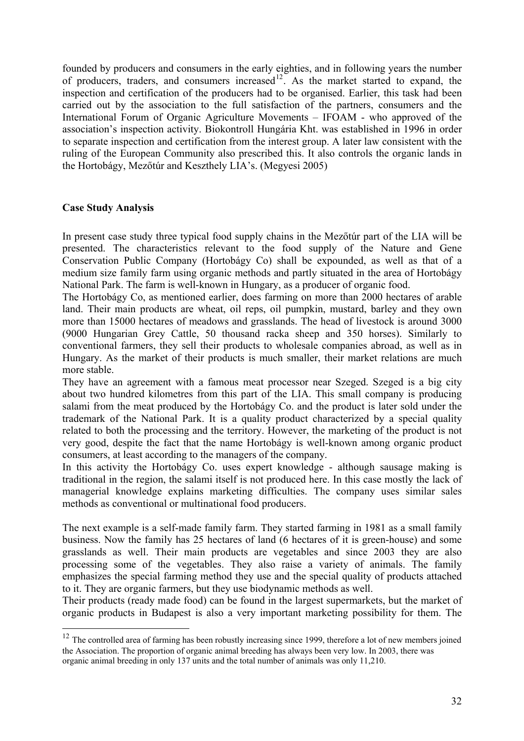founded by producers and consumers in the early eighties, and in following years the number of producers, traders, and consumers increased[12]. As the market started to expand, the inspection and certification of the producers had to be organised. Earlier, this task had been carried out by the association to the full satisfaction of the partners, consumers and the International Forum of Organic Agriculture Movements – IFOAM - who approved of the association's inspection activity. Biokontroll Hungária Kht. was established in 1996 in order to separate inspection and certification from the interest group. A later law consistent with the ruling of the European Community also prescribed this. It also controls the organic lands in the Hortobágy, Mezőtúr and Keszthely LIA's. (Megyesi 2005)

**Case Study Analysis**

In present case study three typical food supply chains in the Mezőtúr part of the LIA will be presented. The characteristics relevant to the food supply of the Nature and Gene Conservation Public Company (Hortobágy Co) shall be expounded, as well as that of a medium size family farm using organic methods and partly situated in the area of Hortobágy National Park. The farm is well-known in Hungary, as a producer of organic food.

The Hortobágy Co, as mentioned earlier, does farming on more than 2000 hectares of arable land. Their main products are wheat, oil reps, oil pumpkin, mustard, barley and they own more than 15000 hectares of meadows and grasslands. The head of livestock is around 3000 (9000 Hungarian Grey Cattle, 50 thousand racka sheep and 350 horses). Similarly to conventional farmers, they sell their products to wholesale companies abroad, as well as in Hungary. As the market of their products is much smaller, their market relations are much more stable.

They have an agreement with a famous meat processor near Szeged. Szeged is a big city about two hundred kilometres from this part of the LIA. This small company is producing salami from the meat produced by the Hortobágy Co. and the product is later sold under the trademark of the National Park. It is a quality product characterized by a special quality related to both the processing and the territory. However, the marketing of the product is not very good, despite the fact that the name Hortobágy is well-known among organic product consumers, at least according to the managers of the company.

In this activity the Hortobágy Co. uses expert knowledge - although sausage making is traditional in the region, the salami itself is not produced here. In this case mostly the lack of managerial knowledge explains marketing difficulties. The company uses similar sales methods as conventional or multinational food producers.

The next example is a self-made family farm. They started farming in 1981 as a small family business. Now the family has 25 hectares of land (6 hectares of it is green-house) and some grasslands as well. Their main products are vegetables and since 2003 they are also processing some of the vegetables. They also raise a variety of animals. The family emphasizes the special farming method they use and the special quality of products attached to it. They are organic farmers, but they use biodynamic methods as well.

Their products (ready made food) can be found in the largest supermarkets, but the market of organic products in Budapest is also a very important marketing possibility for them. The

[12] The controlled area of farming has been robustly increasing since 1999, therefore a lot of new members joined the Association. The proportion of organic animal breeding has always been very low. In 2003, there was organic animal breeding in only 137 units and the total number of animals was only 11,210.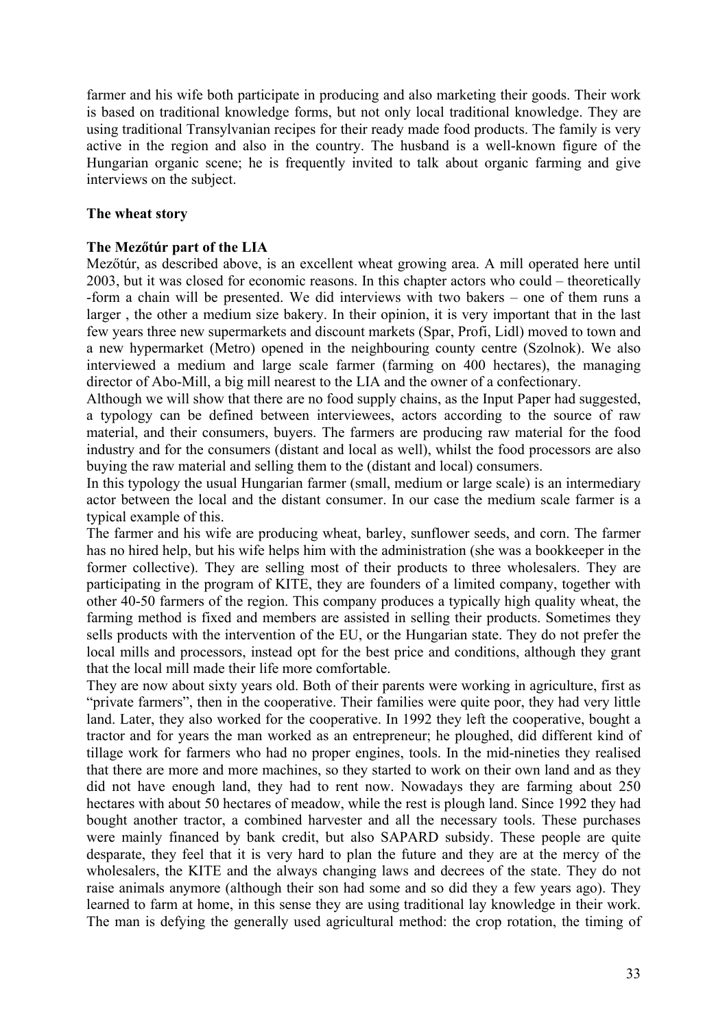farmer and his wife both participate in producing and also marketing their goods. Their work is based on traditional knowledge forms, but not only local traditional knowledge. They are using traditional Transylvanian recipes for their ready made food products. The family is very active in the region and also in the country. The husband is a well-known figure of the Hungarian organic scene; he is frequently invited to talk about organic farming and give interviews on the subject.

**The wheat story**

**The Mezőtúr part of the LIA**

Mezőtúr, as described above, is an excellent wheat growing area. A mill operated here until 2003, but it was closed for economic reasons. In this chapter actors who could – theoretically -form a chain will be presented. We did interviews with two bakers – one of them runs a larger , the other a medium size bakery. In their opinion, it is very important that in the last few years three new supermarkets and discount markets (Spar, Profi, Lidl) moved to town and a new hypermarket (Metro) opened in the neighbouring county centre (Szolnok). We also interviewed a medium and large scale farmer (farming on 400 hectares), the managing director of Abo-Mill, a big mill nearest to the LIA and the owner of a confectionary.

Although we will show that there are no food supply chains, as the Input Paper had suggested, a typology can be defined between interviewees, actors according to the source of raw material, and their consumers, buyers. The farmers are producing raw material for the food industry and for the consumers (distant and local as well), whilst the food processors are also buying the raw material and selling them to the (distant and local) consumers.

In this typology the usual Hungarian farmer (small, medium or large scale) is an intermediary actor between the local and the distant consumer. In our case the medium scale farmer is a typical example of this.

The farmer and his wife are producing wheat, barley, sunflower seeds, and corn. The farmer has no hired help, but his wife helps him with the administration (she was a bookkeeper in the former collective). They are selling most of their products to three wholesalers. They are participating in the program of KITE, they are founders of a limited company, together with other 40-50 farmers of the region. This company produces a typically high quality wheat, the farming method is fixed and members are assisted in selling their products. Sometimes they sells products with the intervention of the EU, or the Hungarian state. They do not prefer the local mills and processors, instead opt for the best price and conditions, although they grant that the local mill made their life more comfortable.

They are now about sixty years old. Both of their parents were working in agriculture, first as "private farmers", then in the cooperative. Their families were quite poor, they had very little land. Later, they also worked for the cooperative. In 1992 they left the cooperative, bought a tractor and for years the man worked as an entrepreneur; he ploughed, did different kind of tillage work for farmers who had no proper engines, tools. In the mid-nineties they realised that there are more and more machines, so they started to work on their own land and as they did not have enough land, they had to rent now. Nowadays they are farming about 250 hectares with about 50 hectares of meadow, while the rest is plough land. Since 1992 they had bought another tractor, a combined harvester and all the necessary tools. These purchases were mainly financed by bank credit, but also SAPARD subsidy. These people are quite desparate, they feel that it is very hard to plan the future and they are at the mercy of the wholesalers, the KITE and the always changing laws and decrees of the state. They do not raise animals anymore (although their son had some and so did they a few years ago). They learned to farm at home, in this sense they are using traditional lay knowledge in their work. The man is defying the generally used agricultural method: the crop rotation, the timing of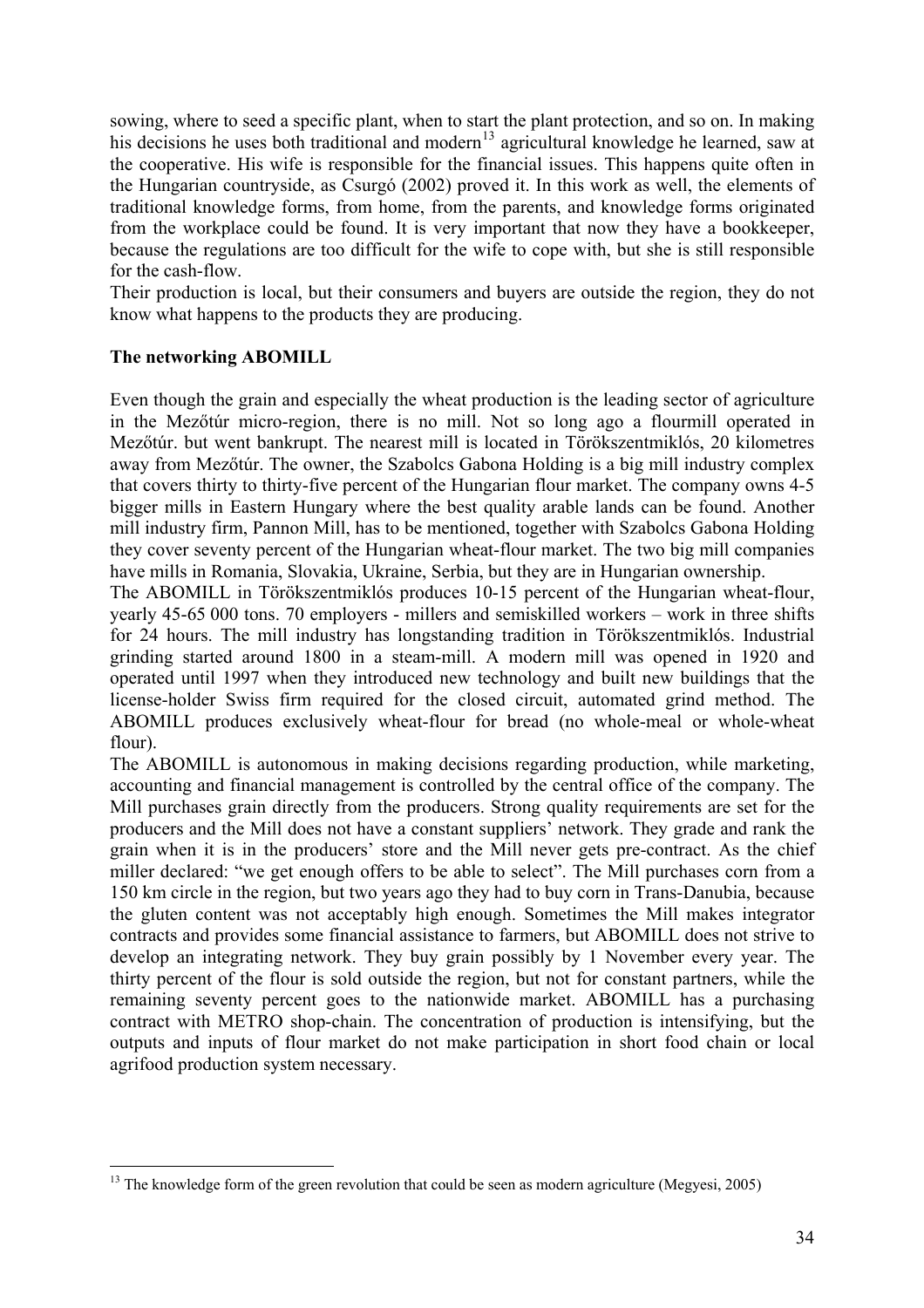sowing, where to seed a specific plant, when to start the plant protection, and so on. In making his decisions he uses both traditional and modern[13] agricultural knowledge he learned, saw at the cooperative. His wife is responsible for the financial issues. This happens quite often in the Hungarian countryside, as Csurgó (2002) proved it. In this work as well, the elements of traditional knowledge forms, from home, from the parents, and knowledge forms originated from the workplace could be found. It is very important that now they have a bookkeeper, because the regulations are too difficult for the wife to cope with, but she is still responsible for the cash-flow.

Their production is local, but their consumers and buyers are outside the region, they do not know what happens to the products they are producing.

**The networking ABOMILL**

Even though the grain and especially the wheat production is the leading sector of agriculture in the Mezőtúr micro-region, there is no mill. Not so long ago a flourmill operated in Mezőtúr. but went bankrupt. The nearest mill is located in Törökszentmiklós, 20 kilometres away from Mezőtúr. The owner, the Szabolcs Gabona Holding is a big mill industry complex that covers thirty to thirty-five percent of the Hungarian flour market. The company owns 4-5 bigger mills in Eastern Hungary where the best quality arable lands can be found. Another mill industry firm, Pannon Mill, has to be mentioned, together with Szabolcs Gabona Holding they cover seventy percent of the Hungarian wheat-flour market. The two big mill companies have mills in Romania, Slovakia, Ukraine, Serbia, but they are in Hungarian ownership.

The ABOMILL in Törökszentmiklós produces 10-15 percent of the Hungarian wheat-flour, yearly 45-65 000 tons. 70 employers - millers and semiskilled workers – work in three shifts for 24 hours. The mill industry has longstanding tradition in Törökszentmiklós. Industrial grinding started around 1800 in a steam-mill. A modern mill was opened in 1920 and operated until 1997 when they introduced new technology and built new buildings that the license-holder Swiss firm required for the closed circuit, automated grind method. The ABOMILL produces exclusively wheat-flour for bread (no whole-meal or whole-wheat flour).

The ABOMILL is autonomous in making decisions regarding production, while marketing, accounting and financial management is controlled by the central office of the company. The Mill purchases grain directly from the producers. Strong quality requirements are set for the producers and the Mill does not have a constant suppliers' network. They grade and rank the grain when it is in the producers' store and the Mill never gets pre-contract. As the chief miller declared: "we get enough offers to be able to select". The Mill purchases corn from a 150 km circle in the region, but two years ago they had to buy corn in Trans-Danubia, because the gluten content was not acceptably high enough. Sometimes the Mill makes integrator contracts and provides some financial assistance to farmers, but ABOMILL does not strive to develop an integrating network. They buy grain possibly by 1 November every year. The thirty percent of the flour is sold outside the region, but not for constant partners, while the remaining seventy percent goes to the nationwide market. ABOMILL has a purchasing contract with METRO shop-chain. The concentration of production is intensifying, but the outputs and inputs of flour market do not make participation in short food chain or local agrifood production system necessary.

[13] The knowledge form of the green revolution that could be seen as modern agriculture (Megyesi, 2005)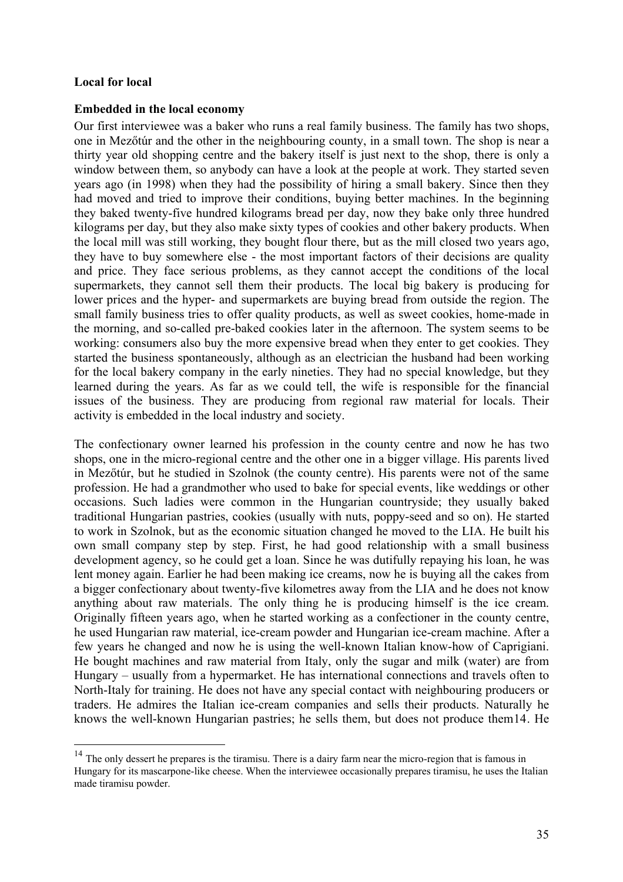**Local for local**

**Embedded in the local economy**

Our first interviewee was a baker who runs a real family business. The family has two shops, one in Mezőtúr and the other in the neighbouring county, in a small town. The shop is near a thirty year old shopping centre and the bakery itself is just next to the shop, there is only a window between them, so anybody can have a look at the people at work. They started seven years ago (in 1998) when they had the possibility of hiring a small bakery. Since then they had moved and tried to improve their conditions, buying better machines. In the beginning they baked twenty-five hundred kilograms bread per day, now they bake only three hundred kilograms per day, but they also make sixty types of cookies and other bakery products. When the local mill was still working, they bought flour there, but as the mill closed two years ago, they have to buy somewhere else - the most important factors of their decisions are quality and price. They face serious problems, as they cannot accept the conditions of the local supermarkets, they cannot sell them their products. The local big bakery is producing for lower prices and the hyper- and supermarkets are buying bread from outside the region. The small family business tries to offer quality products, as well as sweet cookies, home-made in the morning, and so-called pre-baked cookies later in the afternoon. The system seems to be working: consumers also buy the more expensive bread when they enter to get cookies. They started the business spontaneously, although as an electrician the husband had been working for the local bakery company in the early nineties. They had no special knowledge, but they learned during the years. As far as we could tell, the wife is responsible for the financial issues of the business. They are producing from regional raw material for locals. Their activity is embedded in the local industry and society.

The confectionary owner learned his profession in the county centre and now he has two shops, one in the micro-regional centre and the other one in a bigger village. His parents lived in Mezőtúr, but he studied in Szolnok (the county centre). His parents were not of the same profession. He had a grandmother who used to bake for special events, like weddings or other occasions. Such ladies were common in the Hungarian countryside; they usually baked traditional Hungarian pastries, cookies (usually with nuts, poppy-seed and so on). He started to work in Szolnok, but as the economic situation changed he moved to the LIA. He built his own small company step by step. First, he had good relationship with a small business development agency, so he could get a loan. Since he was dutifully repaying his loan, he was lent money again. Earlier he had been making ice creams, now he is buying all the cakes from a bigger confectionary about twenty-five kilometres away from the LIA and he does not know anything about raw materials. The only thing he is producing himself is the ice cream. Originally fifteen years ago, when he started working as a confectioner in the county centre, he used Hungarian raw material, ice-cream powder and Hungarian ice-cream machine. After a few years he changed and now he is using the well-known Italian know-how of Caprigiani. He bought machines and raw material from Italy, only the sugar and milk (water) are from Hungary – usually from a hypermarket. He has international connections and travels often to North-Italy for training. He does not have any special contact with neighbouring producers or traders. He admires the Italian ice-cream companies and sells their products. Naturally he knows the well-known Hungarian pastries; he sells them, but does not produce them[14]. He

[14] The only dessert he prepares is the tiramisu. There is a dairy farm near the micro-region that is famous in Hungary for its mascarpone-like cheese. When the interviewee occasionally prepares tiramisu, he uses the Italian made tiramisu powder.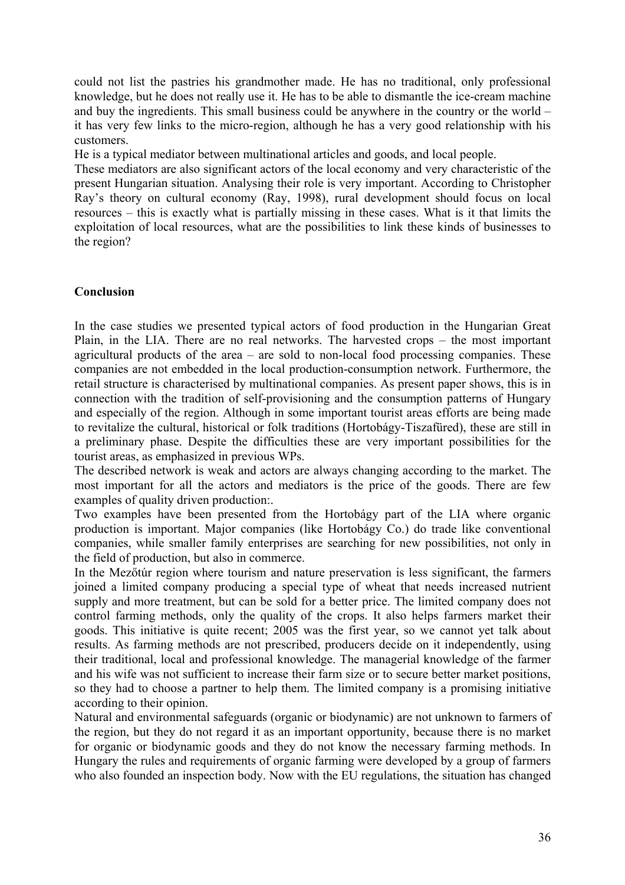could not list the pastries his grandmother made. He has no traditional, only professional knowledge, but he does not really use it. He has to be able to dismantle the ice-cream machine and buy the ingredients. This small business could be anywhere in the country or the world – it has very few links to the micro-region, although he has a very good relationship with his customers.

He is a typical mediator between multinational articles and goods, and local people.

These mediators are also significant actors of the local economy and very characteristic of the present Hungarian situation. Analysing their role is very important. According to Christopher Ray's theory on cultural economy (Ray, 1998), rural development should focus on local resources – this is exactly what is partially missing in these cases. What is it that limits the exploitation of local resources, what are the possibilities to link these kinds of businesses to the region?

**Conclusion**

In the case studies we presented typical actors of food production in the Hungarian Great Plain, in the LIA. There are no real networks. The harvested crops – the most important agricultural products of the area – are sold to non-local food processing companies. These companies are not embedded in the local production-consumption network. Furthermore, the retail structure is characterised by multinational companies. As present paper shows, this is in connection with the tradition of self-provisioning and the consumption patterns of Hungary and especially of the region. Although in some important tourist areas efforts are being made to revitalize the cultural, historical or folk traditions (Hortobágy-Tiszafüred), these are still in a preliminary phase. Despite the difficulties these are very important possibilities for the tourist areas, as emphasized in previous WPs.

The described network is weak and actors are always changing according to the market. The most important for all the actors and mediators is the price of the goods. There are few examples of quality driven production:.

Two examples have been presented from the Hortobágy part of the LIA where organic production is important. Major companies (like Hortobágy Co.) do trade like conventional companies, while smaller family enterprises are searching for new possibilities, not only in the field of production, but also in commerce.

In the Mezőtúr region where tourism and nature preservation is less significant, the farmers joined a limited company producing a special type of wheat that needs increased nutrient supply and more treatment, but can be sold for a better price. The limited company does not control farming methods, only the quality of the crops. It also helps farmers market their goods. This initiative is quite recent; 2005 was the first year, so we cannot yet talk about results. As farming methods are not prescribed, producers decide on it independently, using their traditional, local and professional knowledge. The managerial knowledge of the farmer and his wife was not sufficient to increase their farm size or to secure better market positions, so they had to choose a partner to help them. The limited company is a promising initiative according to their opinion.

Natural and environmental safeguards (organic or biodynamic) are not unknown to farmers of the region, but they do not regard it as an important opportunity, because there is no market for organic or biodynamic goods and they do not know the necessary farming methods. In Hungary the rules and requirements of organic farming were developed by a group of farmers who also founded an inspection body. Now with the EU regulations, the situation has changed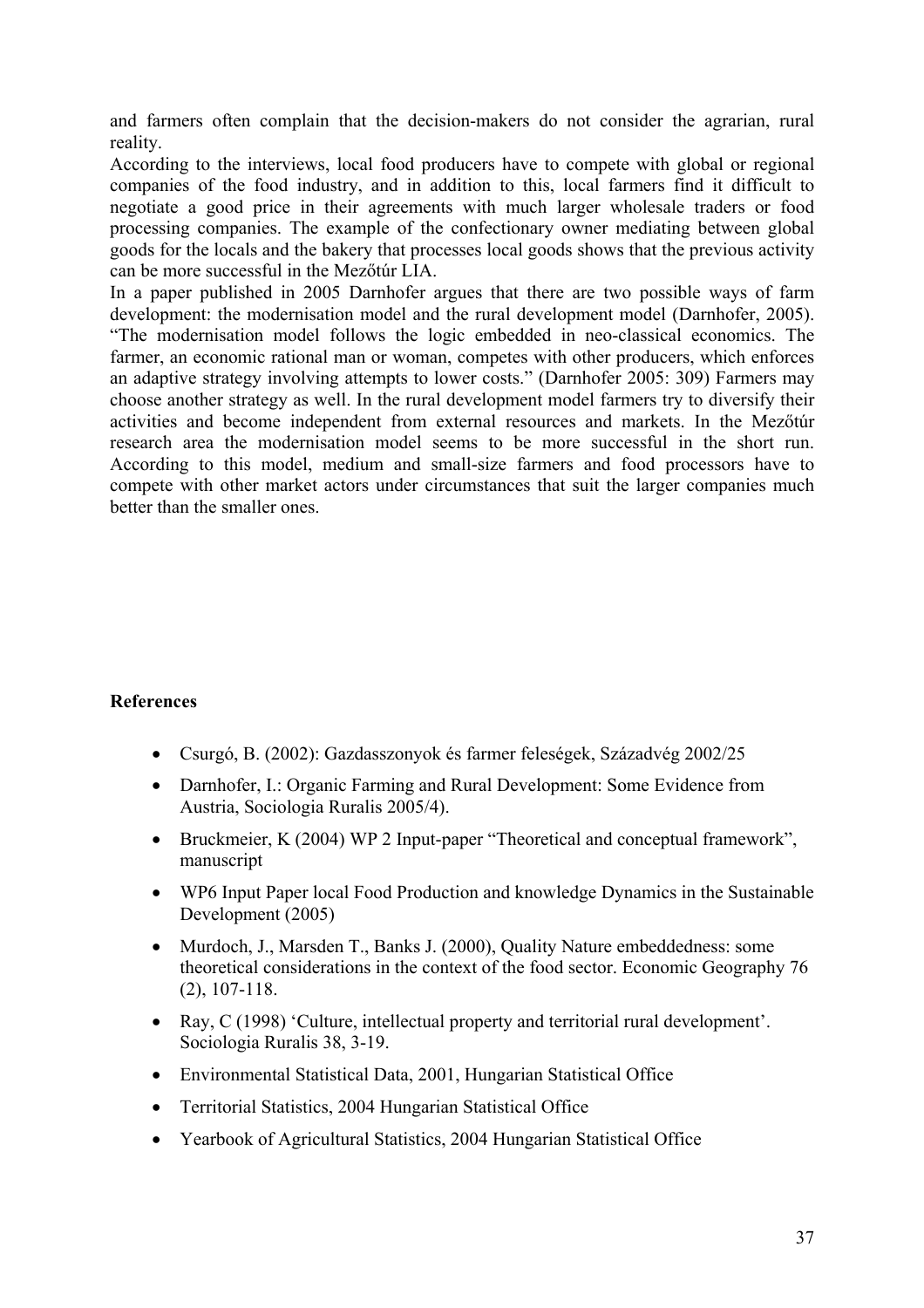and farmers often complain that the decision-makers do not consider the agrarian, rural reality.

According to the interviews, local food producers have to compete with global or regional companies of the food industry, and in addition to this, local farmers find it difficult to negotiate a good price in their agreements with much larger wholesale traders or food processing companies. The example of the confectionary owner mediating between global goods for the locals and the bakery that processes local goods shows that the previous activity can be more successful in the Mezőtúr LIA.

In a paper published in 2005 Darnhofer argues that there are two possible ways of farm development: the modernisation model and the rural development model (Darnhofer, 2005). "The modernisation model follows the logic embedded in neo-classical economics. The farmer, an economic rational man or woman, competes with other producers, which enforces an adaptive strategy involving attempts to lower costs." (Darnhofer 2005: 309) Farmers may choose another strategy as well. In the rural development model farmers try to diversify their activities and become independent from external resources and markets. In the Mezőtúr research area the modernisation model seems to be more successful in the short run. According to this model, medium and small-size farmers and food processors have to compete with other market actors under circumstances that suit the larger companies much better than the smaller ones.

**References**

- Csurgó, B. (2002): Gazdasszonyok és farmer feleségek, Századvég 2002/25
- Darnhofer, I.: Organic Farming and Rural Development: Some Evidence from Austria, Sociologia Ruralis 2005/4).
- Bruckmeier, K (2004) WP 2 Input-paper "Theoretical and conceptual framework", manuscript
- WP6 Input Paper local Food Production and knowledge Dynamics in the Sustainable Development (2005)
- Murdoch, J., Marsden T., Banks J. (2000), Quality Nature embeddedness: some theoretical considerations in the context of the food sector. Economic Geography 76 (2), 107-118.
- Ray, C (1998) 'Culture, intellectual property and territorial rural development'. Sociologia Ruralis 38, 3-19.
- Environmental Statistical Data, 2001, Hungarian Statistical Office
- Territorial Statistics, 2004 Hungarian Statistical Office
- Yearbook of Agricultural Statistics, 2004 Hungarian Statistical Office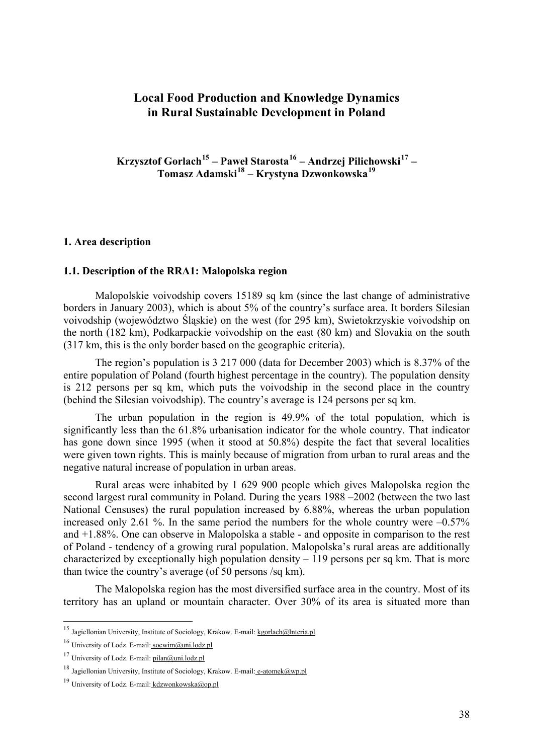# Local Food Production and Knowledge Dynamics in Rural Sustainable Development in Poland

**Krzysztof Gorlach[15] – Paweł Starosta[16] – Andrzej Pilichowski[17] – Tomasz Adamski[18] – Krystyna Dzwonkowska[19]**

## 1. Area description

### 1.1. Description of the RRA1: Malopolska region

Malopolskie voivodship covers 15189 sq km (since the last change of administrative borders in January 2003), which is about 5% of the country's surface area. It borders Silesian voivodship (województwo Śląskie) on the west (for 295 km), Swietokrzyskie voivodship on the north (182 km), Podkarpackie voivodship on the east (80 km) and Slovakia on the south (317 km, this is the only border based on the geographic criteria).

The region's population is 3 217 000 (data for December 2003) which is 8.37% of the entire population of Poland (fourth highest percentage in the country). The population density is 212 persons per sq km, which puts the voivodship in the second place in the country (behind the Silesian voivodship). The country's average is 124 persons per sq km.

The urban population in the region is 49.9% of the total population, which is significantly less than the 61.8% urbanisation indicator for the whole country. That indicator has gone down since 1995 (when it stood at 50.8%) despite the fact that several localities were given town rights. This is mainly because of migration from urban to rural areas and the negative natural increase of population in urban areas.

Rural areas were inhabited by 1 629 900 people which gives Malopolska region the second largest rural community in Poland. During the years 1988 –2002 (between the two last National Censuses) the rural population increased by 6.88%, whereas the urban population increased only 2.61 %. In the same period the numbers for the whole country were –0.57% and +1.88%. One can observe in Malopolska a stable - and opposite in comparison to the rest of Poland - tendency of a growing rural population. Malopolska's rural areas are additionally characterized by exceptionally high population density – 119 persons per sq km. That is more than twice the country's average (of 50 persons /sq km).

The Malopolska region has the most diversified surface area in the country. Most of its territory has an upland or mountain character. Over 30% of its area is situated more than

---

[15] Jagiellonian University, Institute of Sociology, Krakow. E-mail: kgorlach@Interia.pl

[16] University of Lodz. E-mail: socwim@uni.lodz.pl

[17] University of Lodz. E-mail: pilan@uni.lodz.pl

[18] Jagiellonian University, Institute of Sociology, Krakow. E-mail: e-atomek@wp.pl

[19] University of Lodz. E-mail: kdzwonkowska@op.pl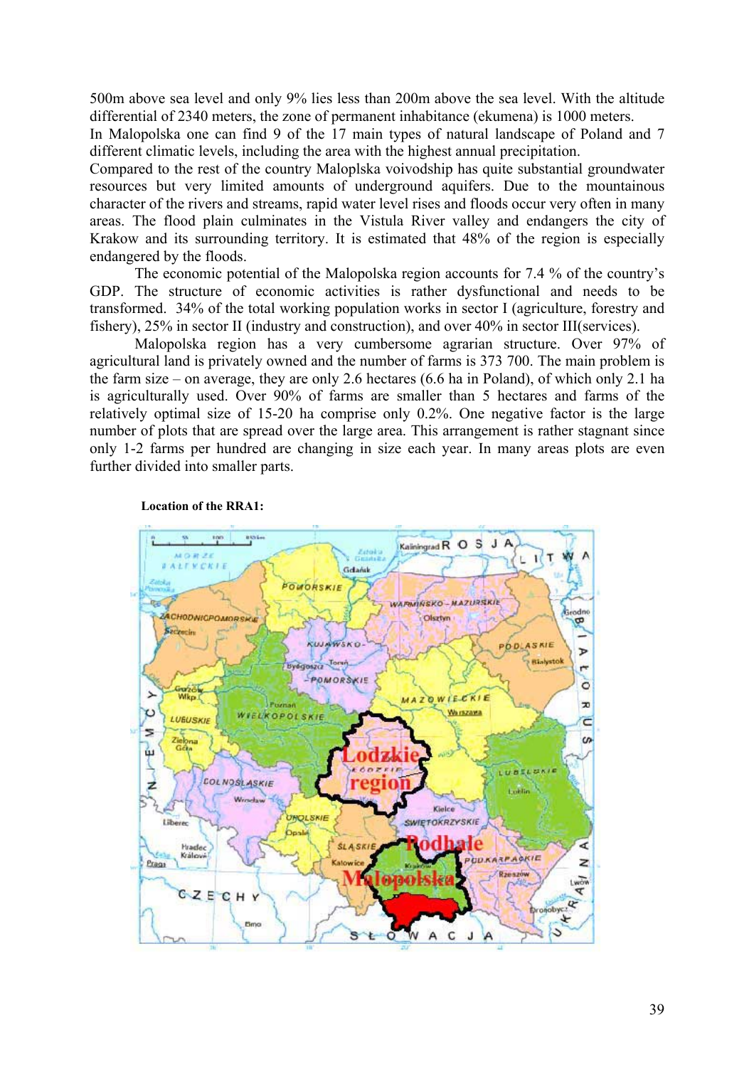500m above sea level and only 9% lies less than 200m above the sea level. With the altitude differential of 2340 meters, the zone of permanent inhabitance (ekumena) is 1000 meters.
In Malopolska one can find 9 of the 17 main types of natural landscape of Poland and 7 different climatic levels, including the area with the highest annual precipitation.
Compared to the rest of the country Maloplska voivodship has quite substantial groundwater resources but very limited amounts of underground aquifers. Due to the mountainous character of the rivers and streams, rapid water level rises and floods occur very often in many areas. The flood plain culminates in the Vistula River valley and endangers the city of Krakow and its surrounding territory. It is estimated that 48% of the region is especially endangered by the floods.

The economic potential of the Malopolska region accounts for 7.4 % of the country's GDP. The structure of economic activities is rather dysfunctional and needs to be transformed. 34% of the total working population works in sector I (agriculture, forestry and fishery), 25% in sector II (industry and construction), and over 40% in sector III(services).

Malopolska region has a very cumbersome agrarian structure. Over 97% of agricultural land is privately owned and the number of farms is 373 700. The main problem is the farm size – on average, they are only 2.6 hectares (6.6 ha in Poland), of which only 2.1 ha is agriculturally used. Over 90% of farms are smaller than 5 hectares and farms of the relatively optimal size of 15-20 ha comprise only 0.2%. One negative factor is the large number of plots that are spread over the large area. This arrangement is rather stagnant since only 1-2 farms per hundred are changing in size each year. In many areas plots are even further divided into smaller parts.

**Location of the RRA1:**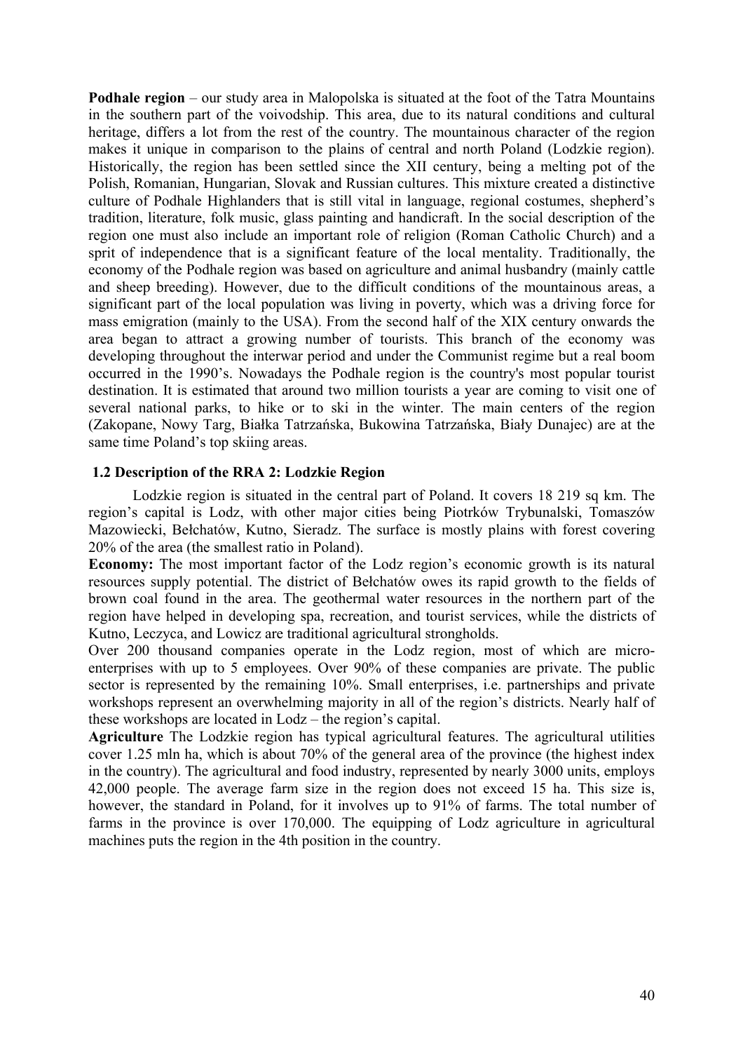**Podhale region** – our study area in Malopolska is situated at the foot of the Tatra Mountains in the southern part of the voivodship. This area, due to its natural conditions and cultural heritage, differs a lot from the rest of the country. The mountainous character of the region makes it unique in comparison to the plains of central and north Poland (Lodzkie region). Historically, the region has been settled since the XII century, being a melting pot of the Polish, Romanian, Hungarian, Slovak and Russian cultures. This mixture created a distinctive culture of Podhale Highlanders that is still vital in language, regional costumes, shepherd's tradition, literature, folk music, glass painting and handicraft. In the social description of the region one must also include an important role of religion (Roman Catholic Church) and a sprit of independence that is a significant feature of the local mentality. Traditionally, the economy of the Podhale region was based on agriculture and animal husbandry (mainly cattle and sheep breeding). However, due to the difficult conditions of the mountainous areas, a significant part of the local population was living in poverty, which was a driving force for mass emigration (mainly to the USA). From the second half of the XIX century onwards the area began to attract a growing number of tourists. This branch of the economy was developing throughout the interwar period and under the Communist regime but a real boom occurred in the 1990's. Nowadays the Podhale region is the country's most popular tourist destination. It is estimated that around two million tourists a year are coming to visit one of several national parks, to hike or to ski in the winter. The main centers of the region (Zakopane, Nowy Targ, Białka Tatrzańska, Bukowina Tatrzańska, Biały Dunajec) are at the same time Poland's top skiing areas.

### 1.2 Description of the RRA 2: Lodzkie Region

Lodzkie region is situated in the central part of Poland. It covers 18 219 sq km. The region's capital is Lodz, with other major cities being Piotrków Trybunalski, Tomaszów Mazowiecki, Bełchatów, Kutno, Sieradz. The surface is mostly plains with forest covering 20% of the area (the smallest ratio in Poland).

**Economy:** The most important factor of the Lodz region's economic growth is its natural resources supply potential. The district of Bełchatów owes its rapid growth to the fields of brown coal found in the area. The geothermal water resources in the northern part of the region have helped in developing spa, recreation, and tourist services, while the districts of Kutno, Leczyca, and Lowicz are traditional agricultural strongholds.

Over 200 thousand companies operate in the Lodz region, most of which are micro-enterprises with up to 5 employees. Over 90% of these companies are private. The public sector is represented by the remaining 10%. Small enterprises, i.e. partnerships and private workshops represent an overwhelming majority in all of the region's districts. Nearly half of these workshops are located in Lodz – the region's capital.

**Agriculture** The Lodzkie region has typical agricultural features. The agricultural utilities cover 1.25 mln ha, which is about 70% of the general area of the province (the highest index in the country). The agricultural and food industry, represented by nearly 3000 units, employs 42,000 people. The average farm size in the region does not exceed 15 ha. This size is, however, the standard in Poland, for it involves up to 91% of farms. The total number of farms in the province is over 170,000. The equipping of Lodz agriculture in agricultural machines puts the region in the 4th position in the country.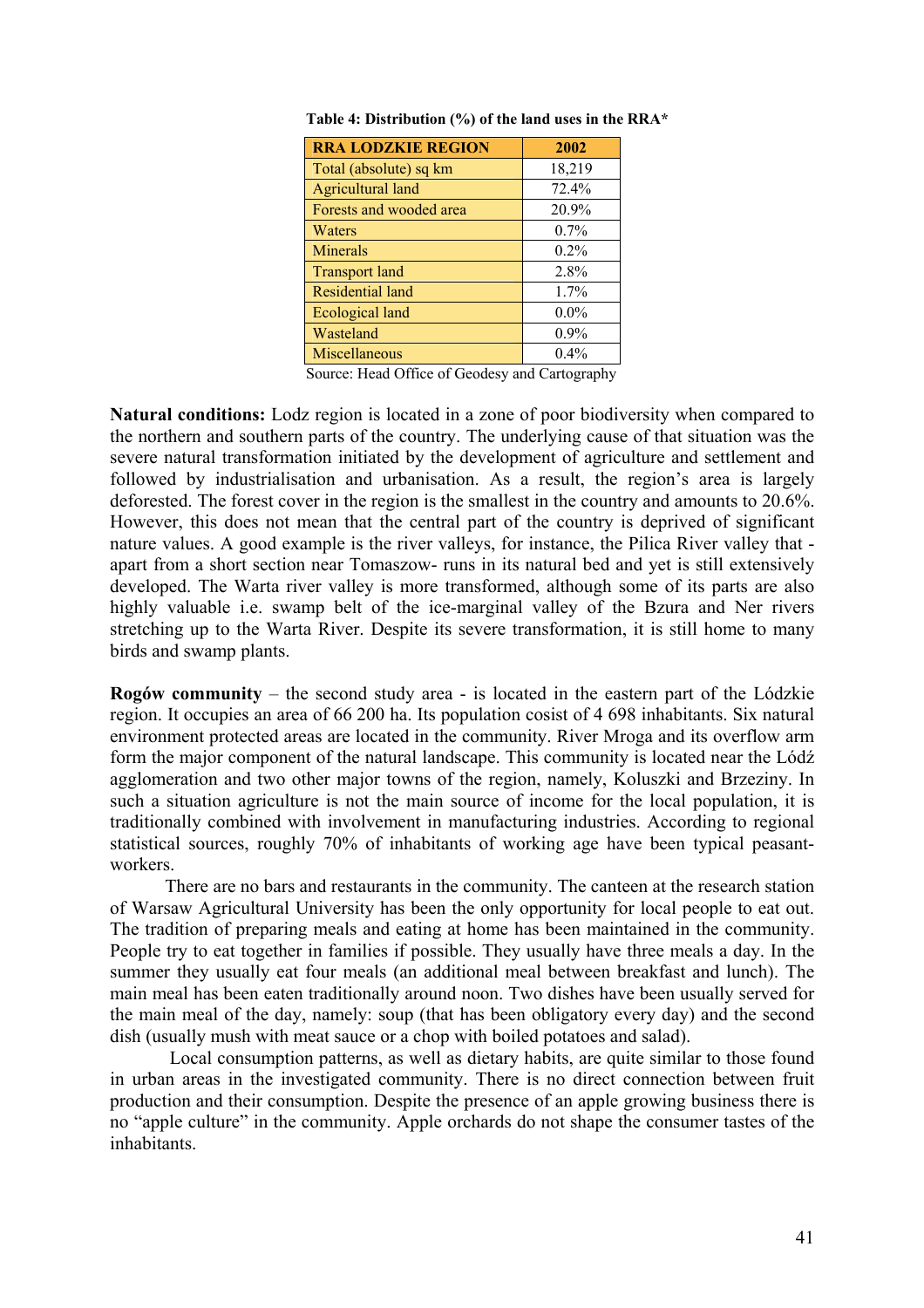**Table 4: Distribution (%) of the land uses in the RRA\***

| RRA LODZKIE REGION | 2002 |
|---|---|
| Total (absolute) sq km | 18,219 |
| Agricultural land | 72.4% |
| Forests and wooded area | 20.9% |
| Waters | 0.7% |
| Minerals | 0.2% |
| Transport land | 2.8% |
| Residential land | 1.7% |
| Ecological land | 0.0% |
| Wasteland | 0.9% |
| Miscellaneous | 0.4% |

Source: Head Office of Geodesy and Cartography

**Natural conditions:** Lodz region is located in a zone of poor biodiversity when compared to the northern and southern parts of the country. The underlying cause of that situation was the severe natural transformation initiated by the development of agriculture and settlement and followed by industrialisation and urbanisation. As a result, the region's area is largely deforested. The forest cover in the region is the smallest in the country and amounts to 20.6%. However, this does not mean that the central part of the country is deprived of significant nature values. A good example is the river valleys, for instance, the Pilica River valley that - apart from a short section near Tomaszow- runs in its natural bed and yet is still extensively developed. The Warta river valley is more transformed, although some of its parts are also highly valuable i.e. swamp belt of the ice-marginal valley of the Bzura and Ner rivers stretching up to the Warta River. Despite its severe transformation, it is still home to many birds and swamp plants.

**Rogów community** – the second study area - is located in the eastern part of the Lódzkie region. It occupies an area of 66 200 ha. Its population cosist of 4 698 inhabitants. Six natural environment protected areas are located in the community. River Mroga and its overflow arm form the major component of the natural landscape. This community is located near the Lódź agglomeration and two other major towns of the region, namely, Koluszki and Brzeziny. In such a situation agriculture is not the main source of income for the local population, it is traditionally combined with involvement in manufacturing industries. According to regional statistical sources, roughly 70% of inhabitants of working age have been typical peasant-workers.

There are no bars and restaurants in the community. The canteen at the research station of Warsaw Agricultural University has been the only opportunity for local people to eat out. The tradition of preparing meals and eating at home has been maintained in the community. People try to eat together in families if possible. They usually have three meals a day. In the summer they usually eat four meals (an additional meal between breakfast and lunch). The main meal has been eaten traditionally around noon. Two dishes have been usually served for the main meal of the day, namely: soup (that has been obligatory every day) and the second dish (usually mush with meat sauce or a chop with boiled potatoes and salad).

Local consumption patterns, as well as dietary habits, are quite similar to those found in urban areas in the investigated community. There is no direct connection between fruit production and their consumption. Despite the presence of an apple growing business there is no "apple culture" in the community. Apple orchards do not shape the consumer tastes of the inhabitants.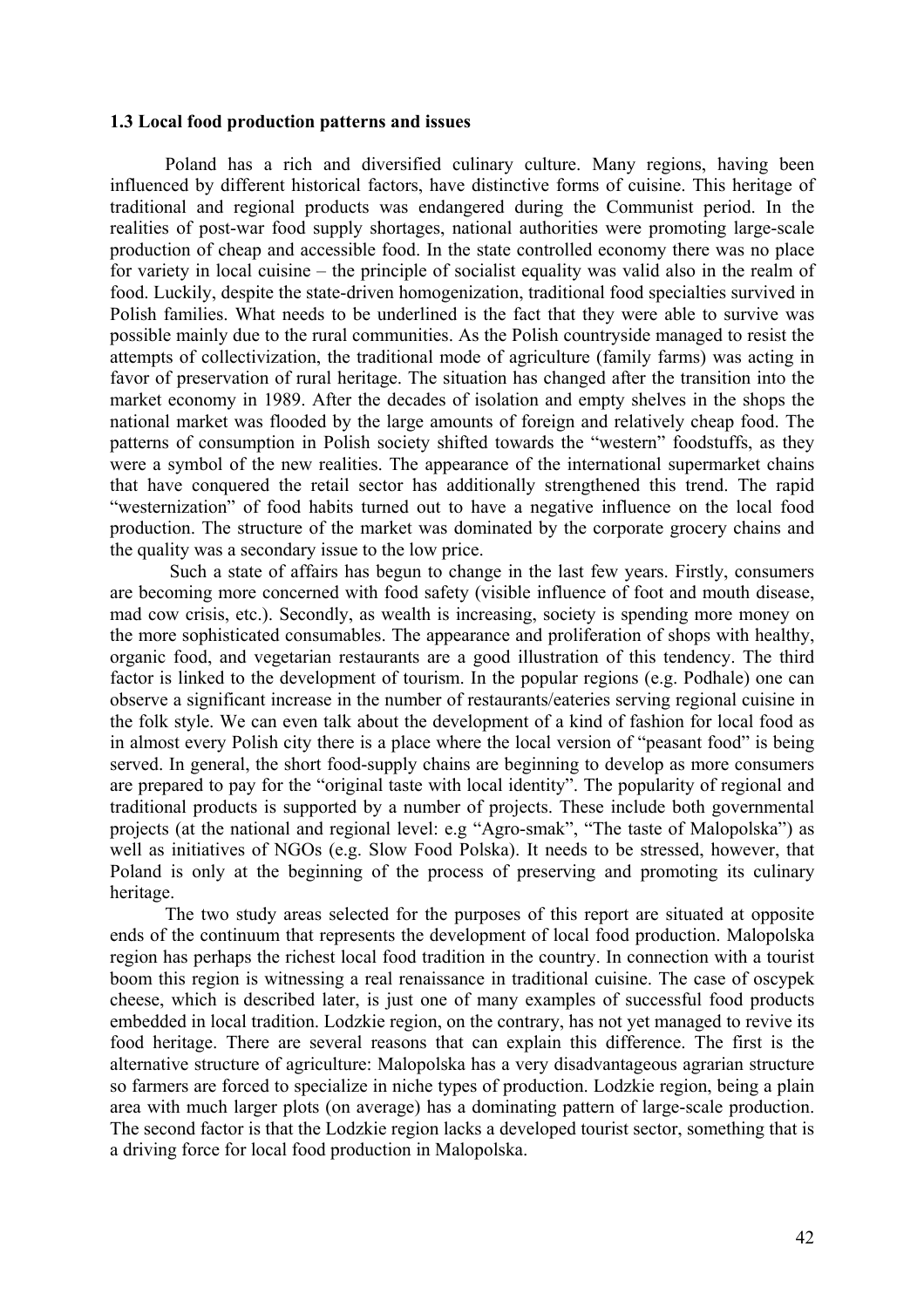### 1.3 Local food production patterns and issues

Poland has a rich and diversified culinary culture. Many regions, having been influenced by different historical factors, have distinctive forms of cuisine. This heritage of traditional and regional products was endangered during the Communist period. In the realities of post-war food supply shortages, national authorities were promoting large-scale production of cheap and accessible food. In the state controlled economy there was no place for variety in local cuisine – the principle of socialist equality was valid also in the realm of food. Luckily, despite the state-driven homogenization, traditional food specialties survived in Polish families. What needs to be underlined is the fact that they were able to survive was possible mainly due to the rural communities. As the Polish countryside managed to resist the attempts of collectivization, the traditional mode of agriculture (family farms) was acting in favor of preservation of rural heritage. The situation has changed after the transition into the market economy in 1989. After the decades of isolation and empty shelves in the shops the national market was flooded by the large amounts of foreign and relatively cheap food. The patterns of consumption in Polish society shifted towards the "western" foodstuffs, as they were a symbol of the new realities. The appearance of the international supermarket chains that have conquered the retail sector has additionally strengthened this trend. The rapid "westernization" of food habits turned out to have a negative influence on the local food production. The structure of the market was dominated by the corporate grocery chains and the quality was a secondary issue to the low price.

Such a state of affairs has begun to change in the last few years. Firstly, consumers are becoming more concerned with food safety (visible influence of foot and mouth disease, mad cow crisis, etc.). Secondly, as wealth is increasing, society is spending more money on the more sophisticated consumables. The appearance and proliferation of shops with healthy, organic food, and vegetarian restaurants are a good illustration of this tendency. The third factor is linked to the development of tourism. In the popular regions (e.g. Podhale) one can observe a significant increase in the number of restaurants/eateries serving regional cuisine in the folk style. We can even talk about the development of a kind of fashion for local food as in almost every Polish city there is a place where the local version of "peasant food" is being served. In general, the short food-supply chains are beginning to develop as more consumers are prepared to pay for the "original taste with local identity". The popularity of regional and traditional products is supported by a number of projects. These include both governmental projects (at the national and regional level: e.g "Agro-smak", "The taste of Malopolska") as well as initiatives of NGOs (e.g. Slow Food Polska). It needs to be stressed, however, that Poland is only at the beginning of the process of preserving and promoting its culinary heritage.

The two study areas selected for the purposes of this report are situated at opposite ends of the continuum that represents the development of local food production. Malopolska region has perhaps the richest local food tradition in the country. In connection with a tourist boom this region is witnessing a real renaissance in traditional cuisine. The case of oscypek cheese, which is described later, is just one of many examples of successful food products embedded in local tradition. Lodzkie region, on the contrary, has not yet managed to revive its food heritage. There are several reasons that can explain this difference. The first is the alternative structure of agriculture: Malopolska has a very disadvantageous agrarian structure so farmers are forced to specialize in niche types of production. Lodzkie region, being a plain area with much larger plots (on average) has a dominating pattern of large-scale production. The second factor is that the Lodzkie region lacks a developed tourist sector, something that is a driving force for local food production in Malopolska.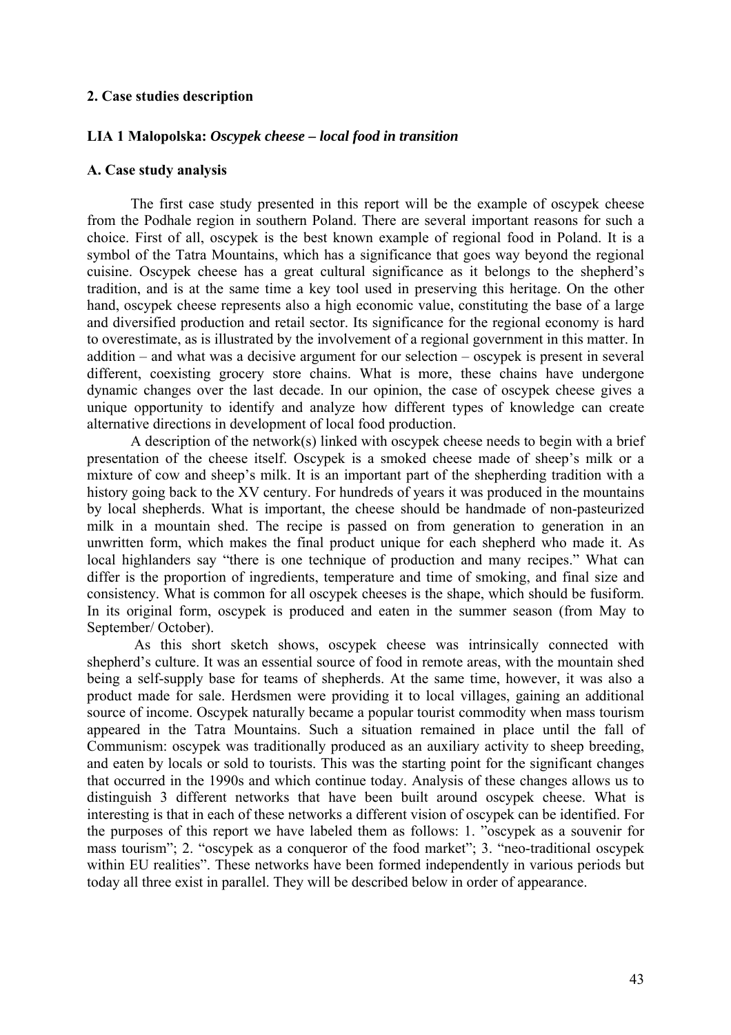## 2. Case studies description

### LIA 1 Malopolska: *Oscypek cheese – local food in transition*

#### A. Case study analysis

The first case study presented in this report will be the example of oscypek cheese from the Podhale region in southern Poland. There are several important reasons for such a choice. First of all, oscypek is the best known example of regional food in Poland. It is a symbol of the Tatra Mountains, which has a significance that goes way beyond the regional cuisine. Oscypek cheese has a great cultural significance as it belongs to the shepherd's tradition, and is at the same time a key tool used in preserving this heritage. On the other hand, oscypek cheese represents also a high economic value, constituting the base of a large and diversified production and retail sector. Its significance for the regional economy is hard to overestimate, as is illustrated by the involvement of a regional government in this matter. In addition – and what was a decisive argument for our selection – oscypek is present in several different, coexisting grocery store chains. What is more, these chains have undergone dynamic changes over the last decade. In our opinion, the case of oscypek cheese gives a unique opportunity to identify and analyze how different types of knowledge can create alternative directions in development of local food production.

A description of the network(s) linked with oscypek cheese needs to begin with a brief presentation of the cheese itself. Oscypek is a smoked cheese made of sheep's milk or a mixture of cow and sheep's milk. It is an important part of the shepherding tradition with a history going back to the XV century. For hundreds of years it was produced in the mountains by local shepherds. What is important, the cheese should be handmade of non-pasteurized milk in a mountain shed. The recipe is passed on from generation to generation in an unwritten form, which makes the final product unique for each shepherd who made it. As local highlanders say "there is one technique of production and many recipes." What can differ is the proportion of ingredients, temperature and time of smoking, and final size and consistency. What is common for all oscypek cheeses is the shape, which should be fusiform. In its original form, oscypek is produced and eaten in the summer season (from May to September/ October).

As this short sketch shows, oscypek cheese was intrinsically connected with shepherd's culture. It was an essential source of food in remote areas, with the mountain shed being a self-supply base for teams of shepherds. At the same time, however, it was also a product made for sale. Herdsmen were providing it to local villages, gaining an additional source of income. Oscypek naturally became a popular tourist commodity when mass tourism appeared in the Tatra Mountains. Such a situation remained in place until the fall of Communism: oscypek was traditionally produced as an auxiliary activity to sheep breeding, and eaten by locals or sold to tourists. This was the starting point for the significant changes that occurred in the 1990s and which continue today. Analysis of these changes allows us to distinguish 3 different networks that have been built around oscypek cheese. What is interesting is that in each of these networks a different vision of oscypek can be identified. For the purposes of this report we have labeled them as follows: 1. "oscypek as a souvenir for mass tourism"; 2. "oscypek as a conqueror of the food market"; 3. "neo-traditional oscypek within EU realities". These networks have been formed independently in various periods but today all three exist in parallel. They will be described below in order of appearance.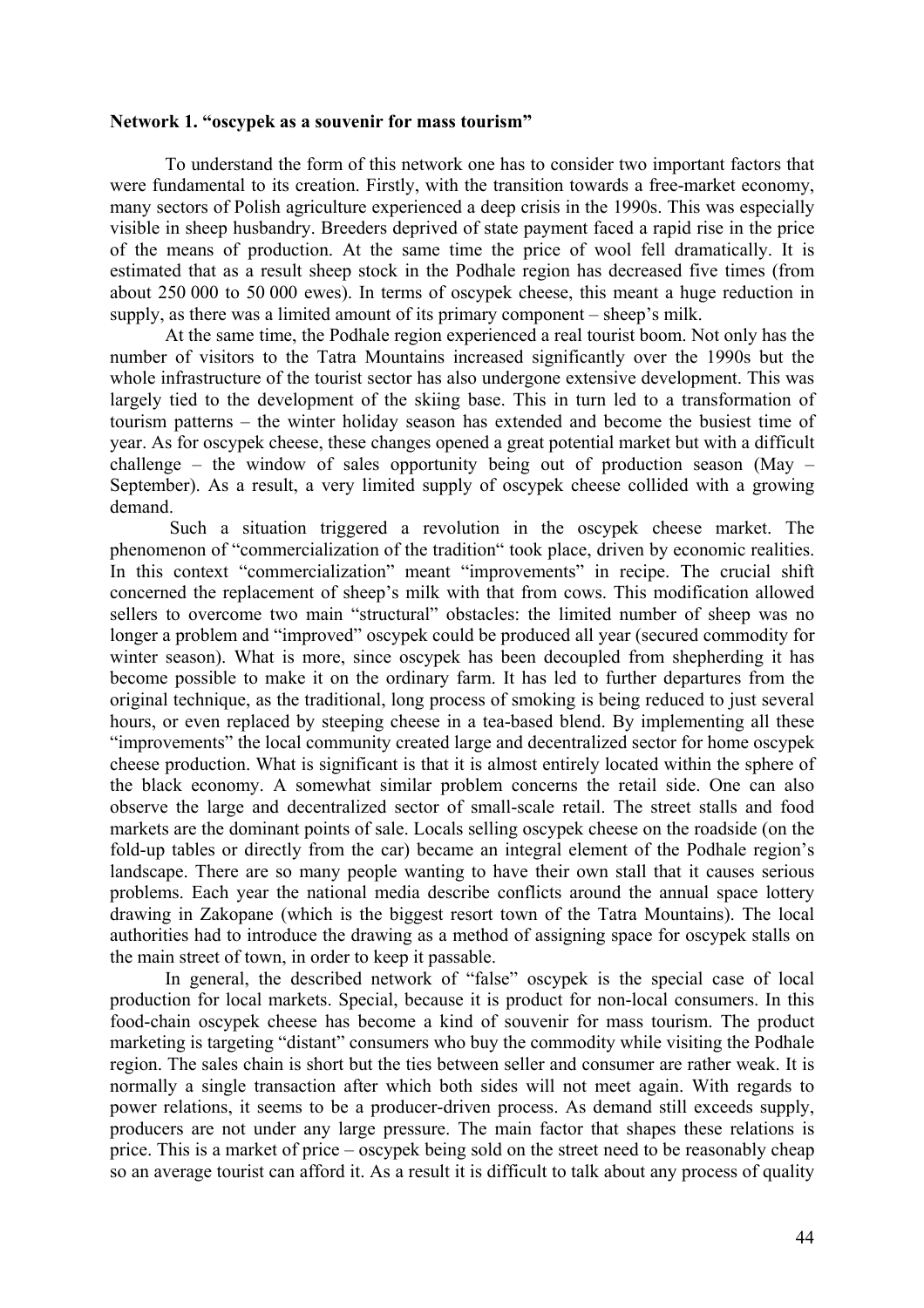**Network 1. "oscypek as a souvenir for mass tourism"**

To understand the form of this network one has to consider two important factors that were fundamental to its creation. Firstly, with the transition towards a free-market economy, many sectors of Polish agriculture experienced a deep crisis in the 1990s. This was especially visible in sheep husbandry. Breeders deprived of state payment faced a rapid rise in the price of the means of production. At the same time the price of wool fell dramatically. It is estimated that as a result sheep stock in the Podhale region has decreased five times (from about 250 000 to 50 000 ewes). In terms of oscypek cheese, this meant a huge reduction in supply, as there was a limited amount of its primary component – sheep's milk.

At the same time, the Podhale region experienced a real tourist boom. Not only has the number of visitors to the Tatra Mountains increased significantly over the 1990s but the whole infrastructure of the tourist sector has also undergone extensive development. This was largely tied to the development of the skiing base. This in turn led to a transformation of tourism patterns – the winter holiday season has extended and become the busiest time of year. As for oscypek cheese, these changes opened a great potential market but with a difficult challenge – the window of sales opportunity being out of production season (May – September). As a result, a very limited supply of oscypek cheese collided with a growing demand.

Such a situation triggered a revolution in the oscypek cheese market. The phenomenon of "commercialization of the tradition" took place, driven by economic realities. In this context "commercialization" meant "improvements" in recipe. The crucial shift concerned the replacement of sheep's milk with that from cows. This modification allowed sellers to overcome two main "structural" obstacles: the limited number of sheep was no longer a problem and "improved" oscypek could be produced all year (secured commodity for winter season). What is more, since oscypek has been decoupled from shepherding it has become possible to make it on the ordinary farm. It has led to further departures from the original technique, as the traditional, long process of smoking is being reduced to just several hours, or even replaced by steeping cheese in a tea-based blend. By implementing all these "improvements" the local community created large and decentralized sector for home oscypek cheese production. What is significant is that it is almost entirely located within the sphere of the black economy. A somewhat similar problem concerns the retail side. One can also observe the large and decentralized sector of small-scale retail. The street stalls and food markets are the dominant points of sale. Locals selling oscypek cheese on the roadside (on the fold-up tables or directly from the car) became an integral element of the Podhale region's landscape. There are so many people wanting to have their own stall that it causes serious problems. Each year the national media describe conflicts around the annual space lottery drawing in Zakopane (which is the biggest resort town of the Tatra Mountains). The local authorities had to introduce the drawing as a method of assigning space for oscypek stalls on the main street of town, in order to keep it passable.

In general, the described network of "false" oscypek is the special case of local production for local markets. Special, because it is product for non-local consumers. In this food-chain oscypek cheese has become a kind of souvenir for mass tourism. The product marketing is targeting "distant" consumers who buy the commodity while visiting the Podhale region. The sales chain is short but the ties between seller and consumer are rather weak. It is normally a single transaction after which both sides will not meet again. With regards to power relations, it seems to be a producer-driven process. As demand still exceeds supply, producers are not under any large pressure. The main factor that shapes these relations is price. This is a market of price – oscypek being sold on the street need to be reasonably cheap so an average tourist can afford it. As a result it is difficult to talk about any process of quality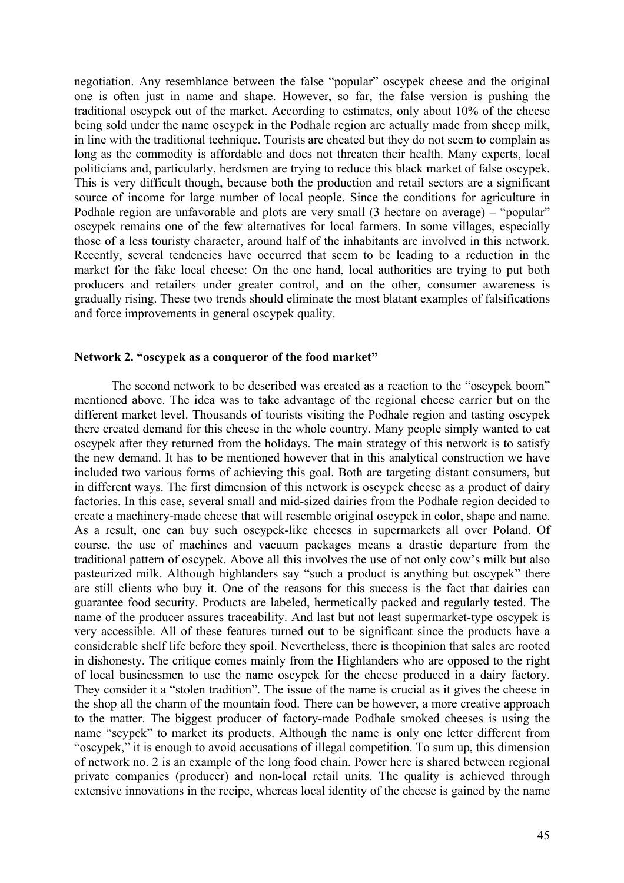negotiation. Any resemblance between the false "popular" oscypek cheese and the original one is often just in name and shape. However, so far, the false version is pushing the traditional oscypek out of the market. According to estimates, only about 10% of the cheese being sold under the name oscypek in the Podhale region are actually made from sheep milk, in line with the traditional technique. Tourists are cheated but they do not seem to complain as long as the commodity is affordable and does not threaten their health. Many experts, local politicians and, particularly, herdsmen are trying to reduce this black market of false oscypek. This is very difficult though, because both the production and retail sectors are a significant source of income for large number of local people. Since the conditions for agriculture in Podhale region are unfavorable and plots are very small (3 hectare on average) – "popular" oscypek remains one of the few alternatives for local farmers. In some villages, especially those of a less touristy character, around half of the inhabitants are involved in this network. Recently, several tendencies have occurred that seem to be leading to a reduction in the market for the fake local cheese: On the one hand, local authorities are trying to put both producers and retailers under greater control, and on the other, consumer awareness is gradually rising. These two trends should eliminate the most blatant examples of falsifications and force improvements in general oscypek quality.

### Network 2. "oscypek as a conqueror of the food market"

The second network to be described was created as a reaction to the "oscypek boom" mentioned above. The idea was to take advantage of the regional cheese carrier but on the different market level. Thousands of tourists visiting the Podhale region and tasting oscypek there created demand for this cheese in the whole country. Many people simply wanted to eat oscypek after they returned from the holidays. The main strategy of this network is to satisfy the new demand. It has to be mentioned however that in this analytical construction we have included two various forms of achieving this goal. Both are targeting distant consumers, but in different ways. The first dimension of this network is oscypek cheese as a product of dairy factories. In this case, several small and mid-sized dairies from the Podhale region decided to create a machinery-made cheese that will resemble original oscypek in color, shape and name. As a result, one can buy such oscypek-like cheeses in supermarkets all over Poland. Of course, the use of machines and vacuum packages means a drastic departure from the traditional pattern of oscypek. Above all this involves the use of not only cow's milk but also pasteurized milk. Although highlanders say "such a product is anything but oscypek" there are still clients who buy it. One of the reasons for this success is the fact that dairies can guarantee food security. Products are labeled, hermetically packed and regularly tested. The name of the producer assures traceability. And last but not least supermarket-type oscypek is very accessible. All of these features turned out to be significant since the products have a considerable shelf life before they spoil. Nevertheless, there is theopinion that sales are rooted in dishonesty. The critique comes mainly from the Highlanders who are opposed to the right of local businessmen to use the name oscypek for the cheese produced in a dairy factory. They consider it a "stolen tradition". The issue of the name is crucial as it gives the cheese in the shop all the charm of the mountain food. There can be however, a more creative approach to the matter. The biggest producer of factory-made Podhale smoked cheeses is using the name "scypek" to market its products. Although the name is only one letter different from "oscypek," it is enough to avoid accusations of illegal competition. To sum up, this dimension of network no. 2 is an example of the long food chain. Power here is shared between regional private companies (producer) and non-local retail units. The quality is achieved through extensive innovations in the recipe, whereas local identity of the cheese is gained by the name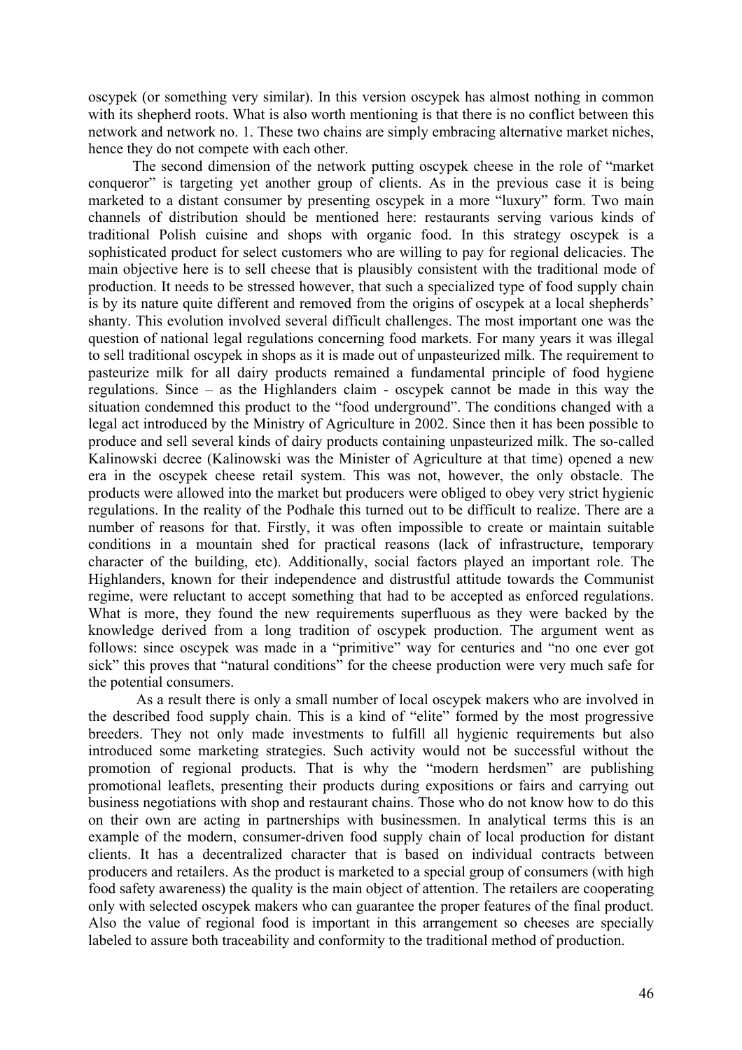oscypek (or something very similar). In this version oscypek has almost nothing in common with its shepherd roots. What is also worth mentioning is that there is no conflict between this network and network no. 1. These two chains are simply embracing alternative market niches, hence they do not compete with each other.

The second dimension of the network putting oscypek cheese in the role of "market conqueror" is targeting yet another group of clients. As in the previous case it is being marketed to a distant consumer by presenting oscypek in a more "luxury" form. Two main channels of distribution should be mentioned here: restaurants serving various kinds of traditional Polish cuisine and shops with organic food. In this strategy oscypek is a sophisticated product for select customers who are willing to pay for regional delicacies. The main objective here is to sell cheese that is plausibly consistent with the traditional mode of production. It needs to be stressed however, that such a specialized type of food supply chain is by its nature quite different and removed from the origins of oscypek at a local shepherds' shanty. This evolution involved several difficult challenges. The most important one was the question of national legal regulations concerning food markets. For many years it was illegal to sell traditional oscypek in shops as it is made out of unpasteurized milk. The requirement to pasteurize milk for all dairy products remained a fundamental principle of food hygiene regulations. Since – as the Highlanders claim - oscypek cannot be made in this way the situation condemned this product to the "food underground". The conditions changed with a legal act introduced by the Ministry of Agriculture in 2002. Since then it has been possible to produce and sell several kinds of dairy products containing unpasteurized milk. The so-called Kalinowski decree (Kalinowski was the Minister of Agriculture at that time) opened a new era in the oscypek cheese retail system. This was not, however, the only obstacle. The products were allowed into the market but producers were obliged to obey very strict hygienic regulations. In the reality of the Podhale this turned out to be difficult to realize. There are a number of reasons for that. Firstly, it was often impossible to create or maintain suitable conditions in a mountain shed for practical reasons (lack of infrastructure, temporary character of the building, etc). Additionally, social factors played an important role. The Highlanders, known for their independence and distrustful attitude towards the Communist regime, were reluctant to accept something that had to be accepted as enforced regulations. What is more, they found the new requirements superfluous as they were backed by the knowledge derived from a long tradition of oscypek production. The argument went as follows: since oscypek was made in a "primitive" way for centuries and "no one ever got sick" this proves that "natural conditions" for the cheese production were very much safe for the potential consumers.

As a result there is only a small number of local oscypek makers who are involved in the described food supply chain. This is a kind of "elite" formed by the most progressive breeders. They not only made investments to fulfill all hygienic requirements but also introduced some marketing strategies. Such activity would not be successful without the promotion of regional products. That is why the "modern herdsmen" are publishing promotional leaflets, presenting their products during expositions or fairs and carrying out business negotiations with shop and restaurant chains. Those who do not know how to do this on their own are acting in partnerships with businessmen. In analytical terms this is an example of the modern, consumer-driven food supply chain of local production for distant clients. It has a decentralized character that is based on individual contracts between producers and retailers. As the product is marketed to a special group of consumers (with high food safety awareness) the quality is the main object of attention. The retailers are cooperating only with selected oscypek makers who can guarantee the proper features of the final product. Also the value of regional food is important in this arrangement so cheeses are specially labeled to assure both traceability and conformity to the traditional method of production.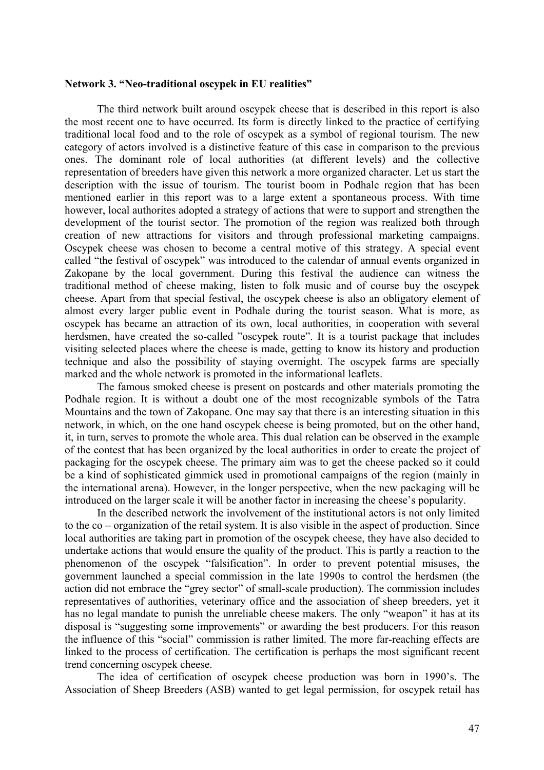**Network 3. "Neo-traditional oscypek in EU realities"**

The third network built around oscypek cheese that is described in this report is also the most recent one to have occurred. Its form is directly linked to the practice of certifying traditional local food and to the role of oscypek as a symbol of regional tourism. The new category of actors involved is a distinctive feature of this case in comparison to the previous ones. The dominant role of local authorities (at different levels) and the collective representation of breeders have given this network a more organized character. Let us start the description with the issue of tourism. The tourist boom in Podhale region that has been mentioned earlier in this report was to a large extent a spontaneous process. With time however, local authorites adopted a strategy of actions that were to support and strengthen the development of the tourist sector. The promotion of the region was realized both through creation of new attractions for visitors and through professional marketing campaigns. Oscypek cheese was chosen to become a central motive of this strategy. A special event called "the festival of oscypek" was introduced to the calendar of annual events organized in Zakopane by the local government. During this festival the audience can witness the traditional method of cheese making, listen to folk music and of course buy the oscypek cheese. Apart from that special festival, the oscypek cheese is also an obligatory element of almost every larger public event in Podhale during the tourist season. What is more, as oscypek has became an attraction of its own, local authorities, in cooperation with several herdsmen, have created the so-called "oscypek route". It is a tourist package that includes visiting selected places where the cheese is made, getting to know its history and production technique and also the possibility of staying overnight. The oscypek farms are specially marked and the whole network is promoted in the informational leaflets.

The famous smoked cheese is present on postcards and other materials promoting the Podhale region. It is without a doubt one of the most recognizable symbols of the Tatra Mountains and the town of Zakopane. One may say that there is an interesting situation in this network, in which, on the one hand oscypek cheese is being promoted, but on the other hand, it, in turn, serves to promote the whole area. This dual relation can be observed in the example of the contest that has been organized by the local authorities in order to create the project of packaging for the oscypek cheese. The primary aim was to get the cheese packed so it could be a kind of sophisticated gimmick used in promotional campaigns of the region (mainly in the international arena). However, in the longer perspective, when the new packaging will be introduced on the larger scale it will be another factor in increasing the cheese's popularity.

In the described network the involvement of the institutional actors is not only limited to the co – organization of the retail system. It is also visible in the aspect of production. Since local authorities are taking part in promotion of the oscypek cheese, they have also decided to undertake actions that would ensure the quality of the product. This is partly a reaction to the phenomenon of the oscypek "falsification". In order to prevent potential misuses, the government launched a special commission in the late 1990s to control the herdsmen (the action did not embrace the "grey sector" of small-scale production). The commission includes representatives of authorities, veterinary office and the association of sheep breeders, yet it has no legal mandate to punish the unreliable cheese makers. The only "weapon" it has at its disposal is "suggesting some improvements" or awarding the best producers. For this reason the influence of this "social" commission is rather limited. The more far-reaching effects are linked to the process of certification. The certification is perhaps the most significant recent trend concerning oscypek cheese.

The idea of certification of oscypek cheese production was born in 1990's. The Association of Sheep Breeders (ASB) wanted to get legal permission, for oscypek retail has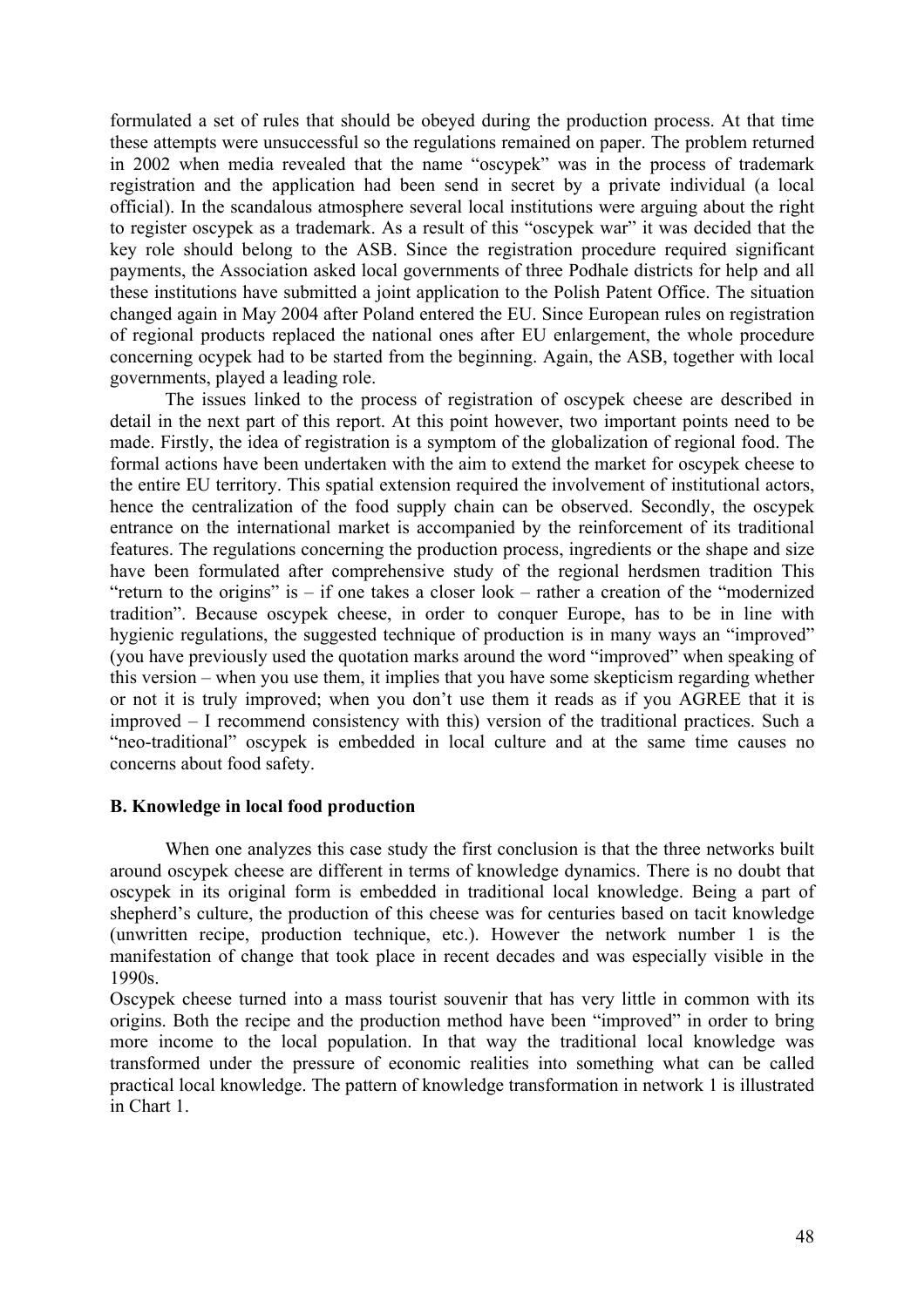formulated a set of rules that should be obeyed during the production process. At that time these attempts were unsuccessful so the regulations remained on paper. The problem returned in 2002 when media revealed that the name "oscypek" was in the process of trademark registration and the application had been send in secret by a private individual (a local official). In the scandalous atmosphere several local institutions were arguing about the right to register oscypek as a trademark. As a result of this "oscypek war" it was decided that the key role should belong to the ASB. Since the registration procedure required significant payments, the Association asked local governments of three Podhale districts for help and all these institutions have submitted a joint application to the Polish Patent Office. The situation changed again in May 2004 after Poland entered the EU. Since European rules on registration of regional products replaced the national ones after EU enlargement, the whole procedure concerning ocypek had to be started from the beginning. Again, the ASB, together with local governments, played a leading role.

The issues linked to the process of registration of oscypek cheese are described in detail in the next part of this report. At this point however, two important points need to be made. Firstly, the idea of registration is a symptom of the globalization of regional food. The formal actions have been undertaken with the aim to extend the market for oscypek cheese to the entire EU territory. This spatial extension required the involvement of institutional actors, hence the centralization of the food supply chain can be observed. Secondly, the oscypek entrance on the international market is accompanied by the reinforcement of its traditional features. The regulations concerning the production process, ingredients or the shape and size have been formulated after comprehensive study of the regional herdsmen tradition This "return to the origins" is – if one takes a closer look – rather a creation of the "modernized tradition". Because oscypek cheese, in order to conquer Europe, has to be in line with hygienic regulations, the suggested technique of production is in many ways an "improved" (you have previously used the quotation marks around the word "improved" when speaking of this version – when you use them, it implies that you have some skepticism regarding whether or not it is truly improved; when you don't use them it reads as if you AGREE that it is improved – I recommend consistency with this) version of the traditional practices. Such a "neo-traditional" oscypek is embedded in local culture and at the same time causes no concerns about food safety.

**B. Knowledge in local food production**

When one analyzes this case study the first conclusion is that the three networks built around oscypek cheese are different in terms of knowledge dynamics. There is no doubt that oscypek in its original form is embedded in traditional local knowledge. Being a part of shepherd's culture, the production of this cheese was for centuries based on tacit knowledge (unwritten recipe, production technique, etc.). However the network number 1 is the manifestation of change that took place in recent decades and was especially visible in the 1990s.

Oscypek cheese turned into a mass tourist souvenir that has very little in common with its origins. Both the recipe and the production method have been "improved" in order to bring more income to the local population. In that way the traditional local knowledge was transformed under the pressure of economic realities into something what can be called practical local knowledge. The pattern of knowledge transformation in network 1 is illustrated in Chart 1.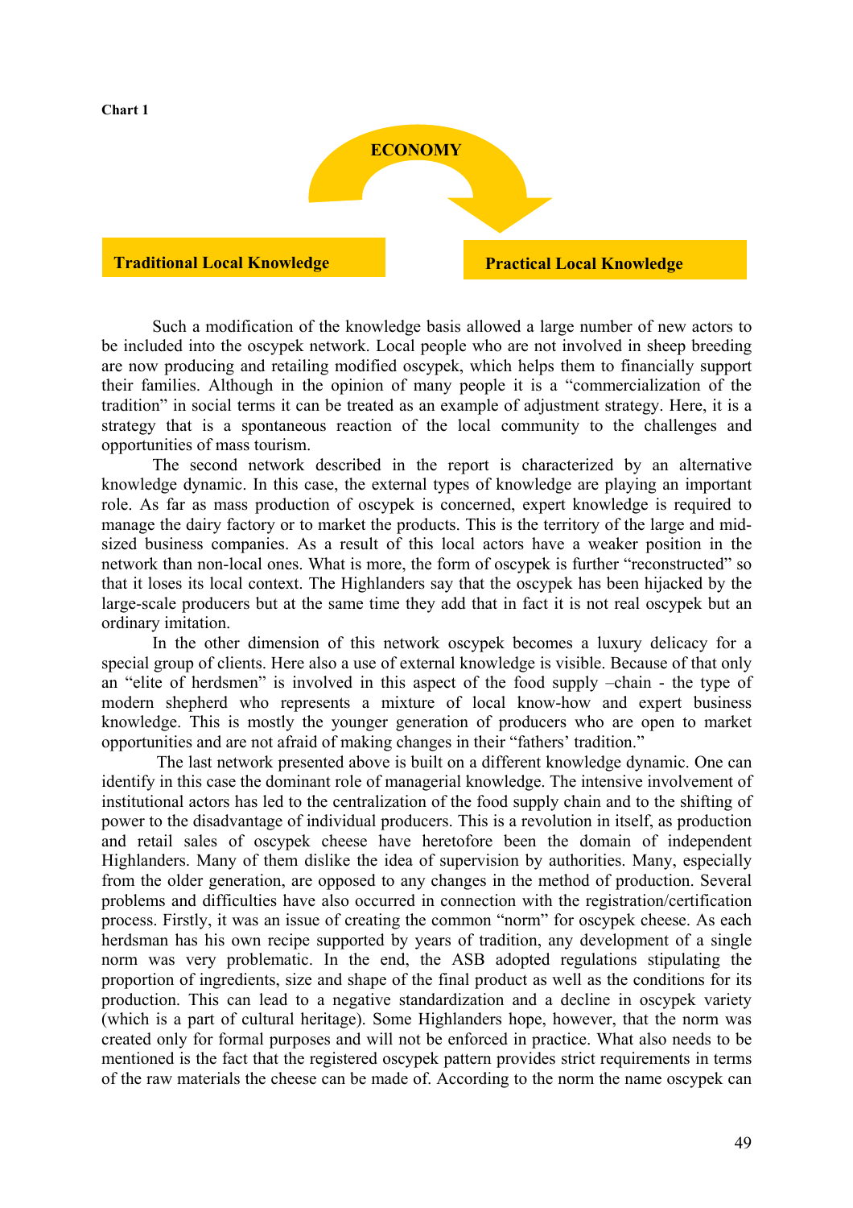**Chart 1**

ECONOMY

Traditional Local Knowledge → Practical Local Knowledge

Such a modification of the knowledge basis allowed a large number of new actors to be included into the oscypek network. Local people who are not involved in sheep breeding are now producing and retailing modified oscypek, which helps them to financially support their families. Although in the opinion of many people it is a "commercialization of the tradition" in social terms it can be treated as an example of adjustment strategy. Here, it is a strategy that is a spontaneous reaction of the local community to the challenges and opportunities of mass tourism.

The second network described in the report is characterized by an alternative knowledge dynamic. In this case, the external types of knowledge are playing an important role. As far as mass production of oscypek is concerned, expert knowledge is required to manage the dairy factory or to market the products. This is the territory of the large and mid-sized business companies. As a result of this local actors have a weaker position in the network than non-local ones. What is more, the form of oscypek is further "reconstructed" so that it loses its local context. The Highlanders say that the oscypek has been hijacked by the large-scale producers but at the same time they add that in fact it is not real oscypek but an ordinary imitation.

In the other dimension of this network oscypek becomes a luxury delicacy for a special group of clients. Here also a use of external knowledge is visible. Because of that only an "elite of herdsmen" is involved in this aspect of the food supply –chain - the type of modern shepherd who represents a mixture of local know-how and expert business knowledge. This is mostly the younger generation of producers who are open to market opportunities and are not afraid of making changes in their "fathers' tradition."

The last network presented above is built on a different knowledge dynamic. One can identify in this case the dominant role of managerial knowledge. The intensive involvement of institutional actors has led to the centralization of the food supply chain and to the shifting of power to the disadvantage of individual producers. This is a revolution in itself, as production and retail sales of oscypek cheese have heretofore been the domain of independent Highlanders. Many of them dislike the idea of supervision by authorities. Many, especially from the older generation, are opposed to any changes in the method of production. Several problems and difficulties have also occurred in connection with the registration/certification process. Firstly, it was an issue of creating the common "norm" for oscypek cheese. As each herdsman has his own recipe supported by years of tradition, any development of a single norm was very problematic. In the end, the ASB adopted regulations stipulating the proportion of ingredients, size and shape of the final product as well as the conditions for its production. This can lead to a negative standardization and a decline in oscypek variety (which is a part of cultural heritage). Some Highlanders hope, however, that the norm was created only for formal purposes and will not be enforced in practice. What also needs to be mentioned is the fact that the registered oscypek pattern provides strict requirements in terms of the raw materials the cheese can be made of. According to the norm the name oscypek can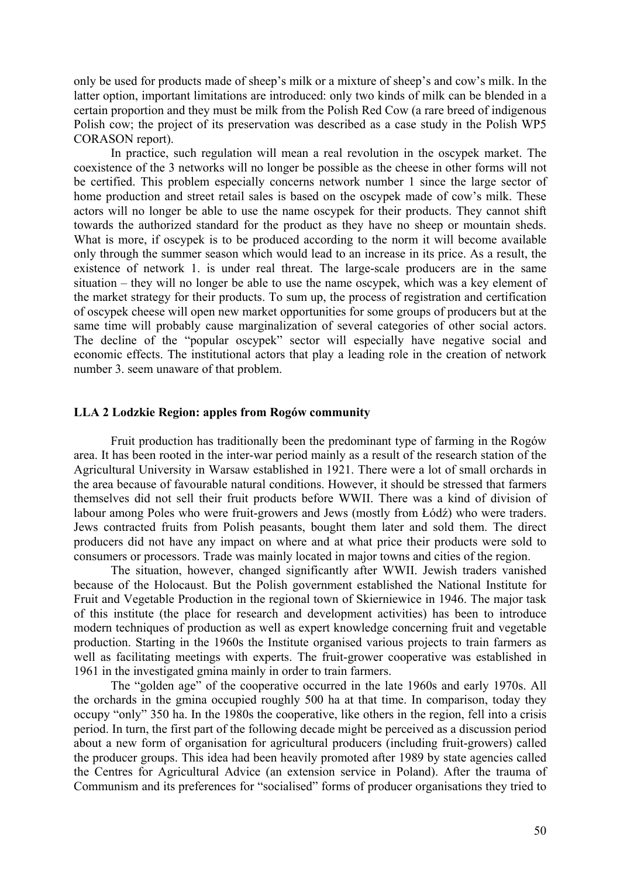only be used for products made of sheep's milk or a mixture of sheep's and cow's milk. In the latter option, important limitations are introduced: only two kinds of milk can be blended in a certain proportion and they must be milk from the Polish Red Cow (a rare breed of indigenous Polish cow; the project of its preservation was described as a case study in the Polish WP5 CORASON report).

In practice, such regulation will mean a real revolution in the oscypek market. The coexistence of the 3 networks will no longer be possible as the cheese in other forms will not be certified. This problem especially concerns network number 1 since the large sector of home production and street retail sales is based on the oscypek made of cow's milk. These actors will no longer be able to use the name oscypek for their products. They cannot shift towards the authorized standard for the product as they have no sheep or mountain sheds. What is more, if oscypek is to be produced according to the norm it will become available only through the summer season which would lead to an increase in its price. As a result, the existence of network 1. is under real threat. The large-scale producers are in the same situation – they will no longer be able to use the name oscypek, which was a key element of the market strategy for their products. To sum up, the process of registration and certification of oscypek cheese will open new market opportunities for some groups of producers but at the same time will probably cause marginalization of several categories of other social actors. The decline of the "popular oscypek" sector will especially have negative social and economic effects. The institutional actors that play a leading role in the creation of network number 3. seem unaware of that problem.

### LLA 2 Lodzkie Region: apples from Rogów community

Fruit production has traditionally been the predominant type of farming in the Rogów area. It has been rooted in the inter-war period mainly as a result of the research station of the Agricultural University in Warsaw established in 1921. There were a lot of small orchards in the area because of favourable natural conditions. However, it should be stressed that farmers themselves did not sell their fruit products before WWII. There was a kind of division of labour among Poles who were fruit-growers and Jews (mostly from Łódź) who were traders. Jews contracted fruits from Polish peasants, bought them later and sold them. The direct producers did not have any impact on where and at what price their products were sold to consumers or processors. Trade was mainly located in major towns and cities of the region.

The situation, however, changed significantly after WWII. Jewish traders vanished because of the Holocaust. But the Polish government established the National Institute for Fruit and Vegetable Production in the regional town of Skierniewice in 1946. The major task of this institute (the place for research and development activities) has been to introduce modern techniques of production as well as expert knowledge concerning fruit and vegetable production. Starting in the 1960s the Institute organised various projects to train farmers as well as facilitating meetings with experts. The fruit-grower cooperative was established in 1961 in the investigated gmina mainly in order to train farmers.

The "golden age" of the cooperative occurred in the late 1960s and early 1970s. All the orchards in the gmina occupied roughly 500 ha at that time. In comparison, today they occupy "only" 350 ha. In the 1980s the cooperative, like others in the region, fell into a crisis period. In turn, the first part of the following decade might be perceived as a discussion period about a new form of organisation for agricultural producers (including fruit-growers) called the producer groups. This idea had been heavily promoted after 1989 by state agencies called the Centres for Agricultural Advice (an extension service in Poland). After the trauma of Communism and its preferences for "socialised" forms of producer organisations they tried to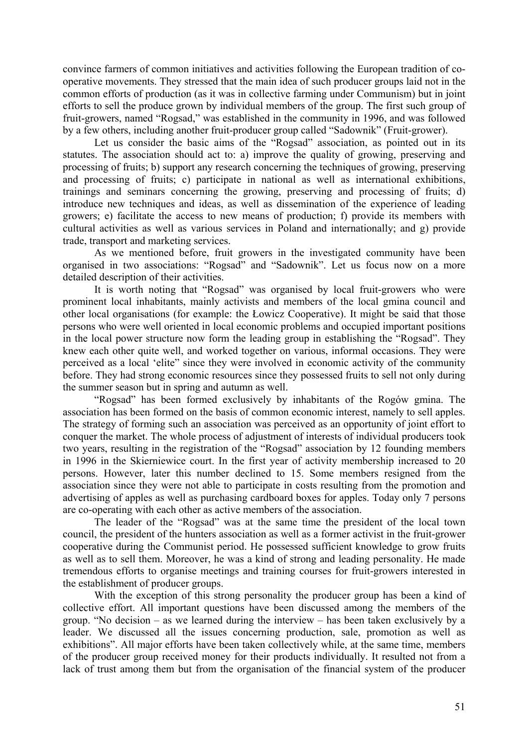convince farmers of common initiatives and activities following the European tradition of co-operative movements. They stressed that the main idea of such producer groups laid not in the common efforts of production (as it was in collective farming under Communism) but in joint efforts to sell the produce grown by individual members of the group. The first such group of fruit-growers, named "Rogsad," was established in the community in 1996, and was followed by a few others, including another fruit-producer group called "Sadownik" (Fruit-grower).

Let us consider the basic aims of the "Rogsad" association, as pointed out in its statutes. The association should act to: a) improve the quality of growing, preserving and processing of fruits; b) support any research concerning the techniques of growing, preserving and processing of fruits; c) participate in national as well as international exhibitions, trainings and seminars concerning the growing, preserving and processing of fruits; d) introduce new techniques and ideas, as well as dissemination of the experience of leading growers; e) facilitate the access to new means of production; f) provide its members with cultural activities as well as various services in Poland and internationally; and g) provide trade, transport and marketing services.

As we mentioned before, fruit growers in the investigated community have been organised in two associations: "Rogsad" and "Sadownik". Let us focus now on a more detailed description of their activities.

It is worth noting that "Rogsad" was organised by local fruit-growers who were prominent local inhabitants, mainly activists and members of the local gmina council and other local organisations (for example: the Łowicz Cooperative). It might be said that those persons who were well oriented in local economic problems and occupied important positions in the local power structure now form the leading group in establishing the "Rogsad". They knew each other quite well, and worked together on various, informal occasions. They were perceived as a local 'elite" since they were involved in economic activity of the community before. They had strong economic resources since they possessed fruits to sell not only during the summer season but in spring and autumn as well.

"Rogsad" has been formed exclusively by inhabitants of the Rogów gmina. The association has been formed on the basis of common economic interest, namely to sell apples. The strategy of forming such an association was perceived as an opportunity of joint effort to conquer the market. The whole process of adjustment of interests of individual producers took two years, resulting in the registration of the "Rogsad" association by 12 founding members in 1996 in the Skierniewice court. In the first year of activity membership increased to 20 persons. However, later this number declined to 15. Some members resigned from the association since they were not able to participate in costs resulting from the promotion and advertising of apples as well as purchasing cardboard boxes for apples. Today only 7 persons are co-operating with each other as active members of the association.

The leader of the "Rogsad" was at the same time the president of the local town council, the president of the hunters association as well as a former activist in the fruit-grower cooperative during the Communist period. He possessed sufficient knowledge to grow fruits as well as to sell them. Moreover, he was a kind of strong and leading personality. He made tremendous efforts to organise meetings and training courses for fruit-growers interested in the establishment of producer groups.

With the exception of this strong personality the producer group has been a kind of collective effort. All important questions have been discussed among the members of the group. "No decision – as we learned during the interview – has been taken exclusively by a leader. We discussed all the issues concerning production, sale, promotion as well as exhibitions". All major efforts have been taken collectively while, at the same time, members of the producer group received money for their products individually. It resulted not from a lack of trust among them but from the organisation of the financial system of the producer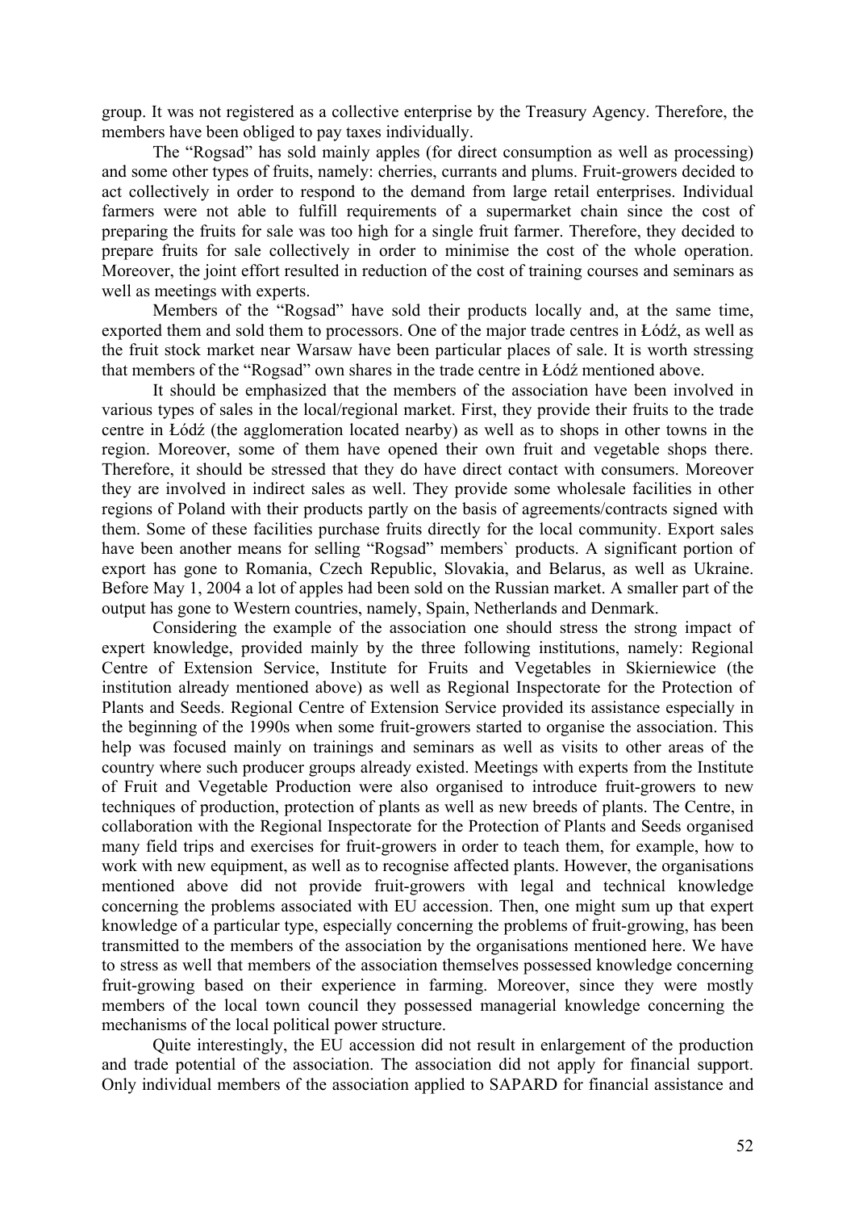group. It was not registered as a collective enterprise by the Treasury Agency. Therefore, the members have been obliged to pay taxes individually.

The "Rogsad" has sold mainly apples (for direct consumption as well as processing) and some other types of fruits, namely: cherries, currants and plums. Fruit-growers decided to act collectively in order to respond to the demand from large retail enterprises. Individual farmers were not able to fulfill requirements of a supermarket chain since the cost of preparing the fruits for sale was too high for a single fruit farmer. Therefore, they decided to prepare fruits for sale collectively in order to minimise the cost of the whole operation. Moreover, the joint effort resulted in reduction of the cost of training courses and seminars as well as meetings with experts.

Members of the "Rogsad" have sold their products locally and, at the same time, exported them and sold them to processors. One of the major trade centres in Łódź, as well as the fruit stock market near Warsaw have been particular places of sale. It is worth stressing that members of the "Rogsad" own shares in the trade centre in Łódź mentioned above.

It should be emphasized that the members of the association have been involved in various types of sales in the local/regional market. First, they provide their fruits to the trade centre in Łódź (the agglomeration located nearby) as well as to shops in other towns in the region. Moreover, some of them have opened their own fruit and vegetable shops there. Therefore, it should be stressed that they do have direct contact with consumers. Moreover they are involved in indirect sales as well. They provide some wholesale facilities in other regions of Poland with their products partly on the basis of agreements/contracts signed with them. Some of these facilities purchase fruits directly for the local community. Export sales have been another means for selling "Rogsad" members` products. A significant portion of export has gone to Romania, Czech Republic, Slovakia, and Belarus, as well as Ukraine. Before May 1, 2004 a lot of apples had been sold on the Russian market. A smaller part of the output has gone to Western countries, namely, Spain, Netherlands and Denmark.

Considering the example of the association one should stress the strong impact of expert knowledge, provided mainly by the three following institutions, namely: Regional Centre of Extension Service, Institute for Fruits and Vegetables in Skierniewice (the institution already mentioned above) as well as Regional Inspectorate for the Protection of Plants and Seeds. Regional Centre of Extension Service provided its assistance especially in the beginning of the 1990s when some fruit-growers started to organise the association. This help was focused mainly on trainings and seminars as well as visits to other areas of the country where such producer groups already existed. Meetings with experts from the Institute of Fruit and Vegetable Production were also organised to introduce fruit-growers to new techniques of production, protection of plants as well as new breeds of plants. The Centre, in collaboration with the Regional Inspectorate for the Protection of Plants and Seeds organised many field trips and exercises for fruit-growers in order to teach them, for example, how to work with new equipment, as well as to recognise affected plants. However, the organisations mentioned above did not provide fruit-growers with legal and technical knowledge concerning the problems associated with EU accession. Then, one might sum up that expert knowledge of a particular type, especially concerning the problems of fruit-growing, has been transmitted to the members of the association by the organisations mentioned here. We have to stress as well that members of the association themselves possessed knowledge concerning fruit-growing based on their experience in farming. Moreover, since they were mostly members of the local town council they possessed managerial knowledge concerning the mechanisms of the local political power structure.

Quite interestingly, the EU accession did not result in enlargement of the production and trade potential of the association. The association did not apply for financial support. Only individual members of the association applied to SAPARD for financial assistance and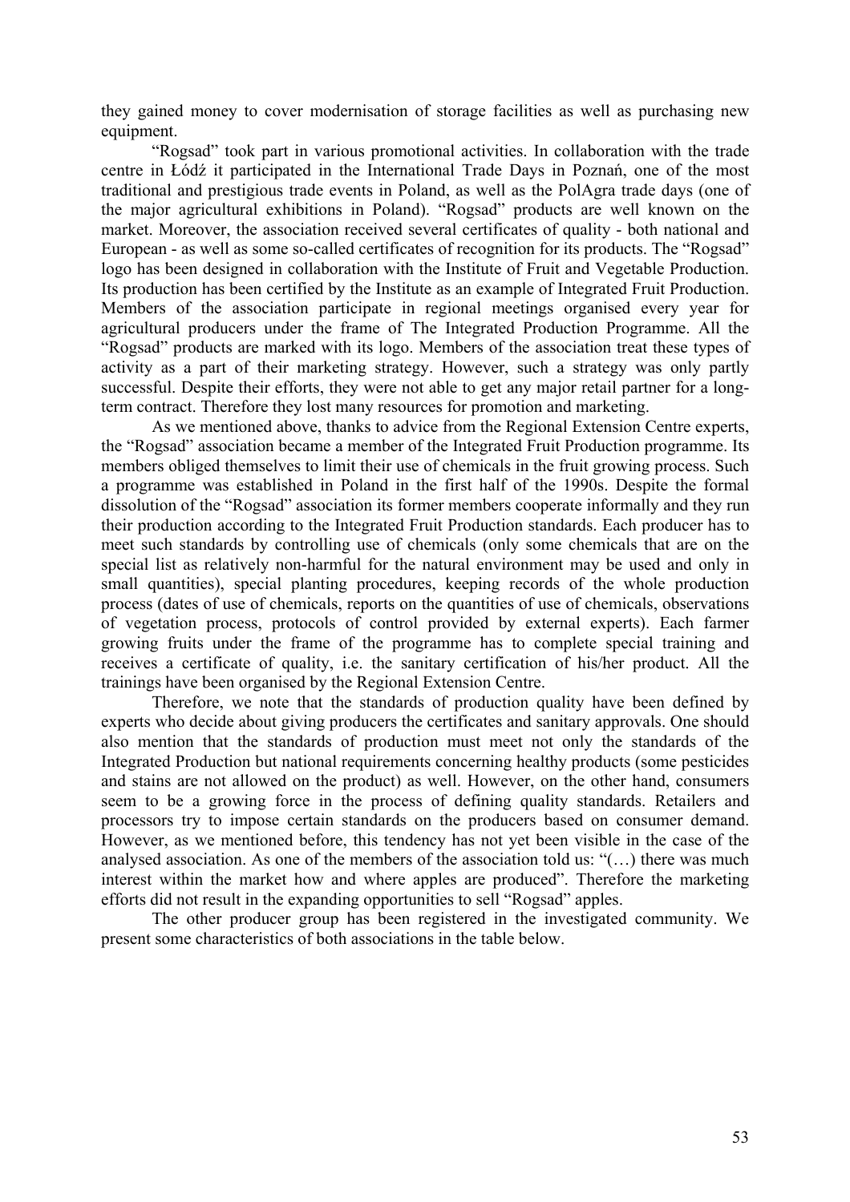they gained money to cover modernisation of storage facilities as well as purchasing new equipment.

"Rogsad" took part in various promotional activities. In collaboration with the trade centre in Łódź it participated in the International Trade Days in Poznań, one of the most traditional and prestigious trade events in Poland, as well as the PolAgra trade days (one of the major agricultural exhibitions in Poland). "Rogsad" products are well known on the market. Moreover, the association received several certificates of quality - both national and European - as well as some so-called certificates of recognition for its products. The "Rogsad" logo has been designed in collaboration with the Institute of Fruit and Vegetable Production. Its production has been certified by the Institute as an example of Integrated Fruit Production. Members of the association participate in regional meetings organised every year for agricultural producers under the frame of The Integrated Production Programme. All the "Rogsad" products are marked with its logo. Members of the association treat these types of activity as a part of their marketing strategy. However, such a strategy was only partly successful. Despite their efforts, they were not able to get any major retail partner for a long-term contract. Therefore they lost many resources for promotion and marketing.

As we mentioned above, thanks to advice from the Regional Extension Centre experts, the "Rogsad" association became a member of the Integrated Fruit Production programme. Its members obliged themselves to limit their use of chemicals in the fruit growing process. Such a programme was established in Poland in the first half of the 1990s. Despite the formal dissolution of the "Rogsad" association its former members cooperate informally and they run their production according to the Integrated Fruit Production standards. Each producer has to meet such standards by controlling use of chemicals (only some chemicals that are on the special list as relatively non-harmful for the natural environment may be used and only in small quantities), special planting procedures, keeping records of the whole production process (dates of use of chemicals, reports on the quantities of use of chemicals, observations of vegetation process, protocols of control provided by external experts). Each farmer growing fruits under the frame of the programme has to complete special training and receives a certificate of quality, i.e. the sanitary certification of his/her product. All the trainings have been organised by the Regional Extension Centre.

Therefore, we note that the standards of production quality have been defined by experts who decide about giving producers the certificates and sanitary approvals. One should also mention that the standards of production must meet not only the standards of the Integrated Production but national requirements concerning healthy products (some pesticides and stains are not allowed on the product) as well. However, on the other hand, consumers seem to be a growing force in the process of defining quality standards. Retailers and processors try to impose certain standards on the producers based on consumer demand. However, as we mentioned before, this tendency has not yet been visible in the case of the analysed association. As one of the members of the association told us: "(…) there was much interest within the market how and where apples are produced". Therefore the marketing efforts did not result in the expanding opportunities to sell "Rogsad" apples.

The other producer group has been registered in the investigated community. We present some characteristics of both associations in the table below.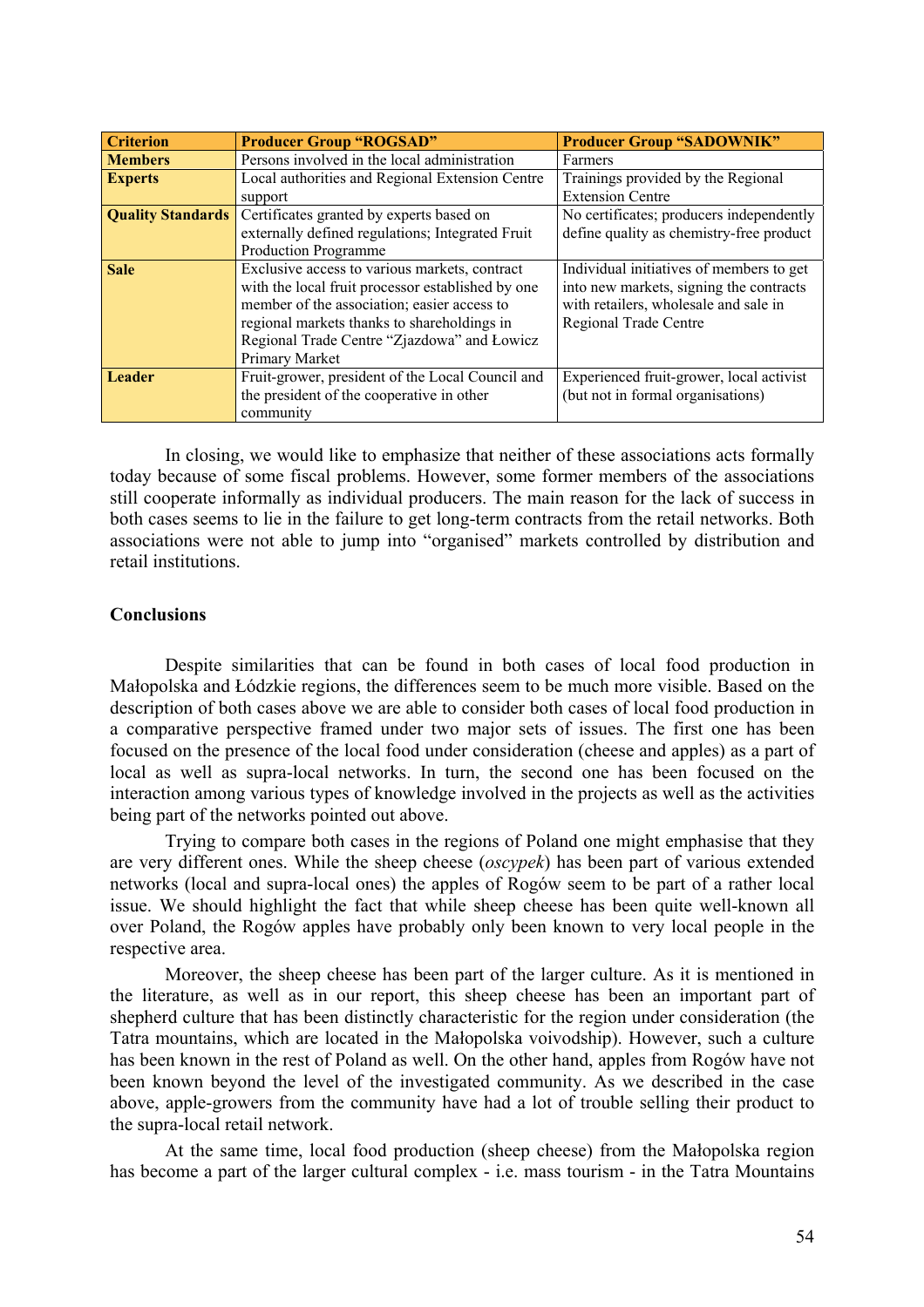| Criterion | Producer Group "ROGSAD" | Producer Group "SADOWNIK" |
|---|---|---|
| **Members** | Persons involved in the local administration | Farmers |
| **Experts** | Local authorities and Regional Extension Centre support | Trainings provided by the Regional Extension Centre |
| **Quality Standards** | Certificates granted by experts based on externally defined regulations; Integrated Fruit Production Programme | No certificates; producers independently define quality as chemistry-free product |
| **Sale** | Exclusive access to various markets, contract with the local fruit processor established by one member of the association; easier access to regional markets thanks to shareholdings in Regional Trade Centre "Zjazdowa" and Łowicz Primary Market | Individual initiatives of members to get into new markets, signing the contracts with retailers, wholesale and sale in Regional Trade Centre |
| **Leader** | Fruit-grower, president of the Local Council and the president of the cooperative in other community | Experienced fruit-grower, local activist (but not in formal organisations) |

In closing, we would like to emphasize that neither of these associations acts formally today because of some fiscal problems. However, some former members of the associations still cooperate informally as individual producers. The main reason for the lack of success in both cases seems to lie in the failure to get long-term contracts from the retail networks. Both associations were not able to jump into "organised" markets controlled by distribution and retail institutions.

## Conclusions

Despite similarities that can be found in both cases of local food production in Małopolska and Łódzkie regions, the differences seem to be much more visible. Based on the description of both cases above we are able to consider both cases of local food production in a comparative perspective framed under two major sets of issues. The first one has been focused on the presence of the local food under consideration (cheese and apples) as a part of local as well as supra-local networks. In turn, the second one has been focused on the interaction among various types of knowledge involved in the projects as well as the activities being part of the networks pointed out above.

Trying to compare both cases in the regions of Poland one might emphasise that they are very different ones. While the sheep cheese (*oscypek*) has been part of various extended networks (local and supra-local ones) the apples of Rogów seem to be part of a rather local issue. We should highlight the fact that while sheep cheese has been quite well-known all over Poland, the Rogów apples have probably only been known to very local people in the respective area.

Moreover, the sheep cheese has been part of the larger culture. As it is mentioned in the literature, as well as in our report, this sheep cheese has been an important part of shepherd culture that has been distinctly characteristic for the region under consideration (the Tatra mountains, which are located in the Małopolska voivodship). However, such a culture has been known in the rest of Poland as well. On the other hand, apples from Rogów have not been known beyond the level of the investigated community. As we described in the case above, apple-growers from the community have had a lot of trouble selling their product to the supra-local retail network.

At the same time, local food production (sheep cheese) from the Małopolska region has become a part of the larger cultural complex - i.e. mass tourism - in the Tatra Mountains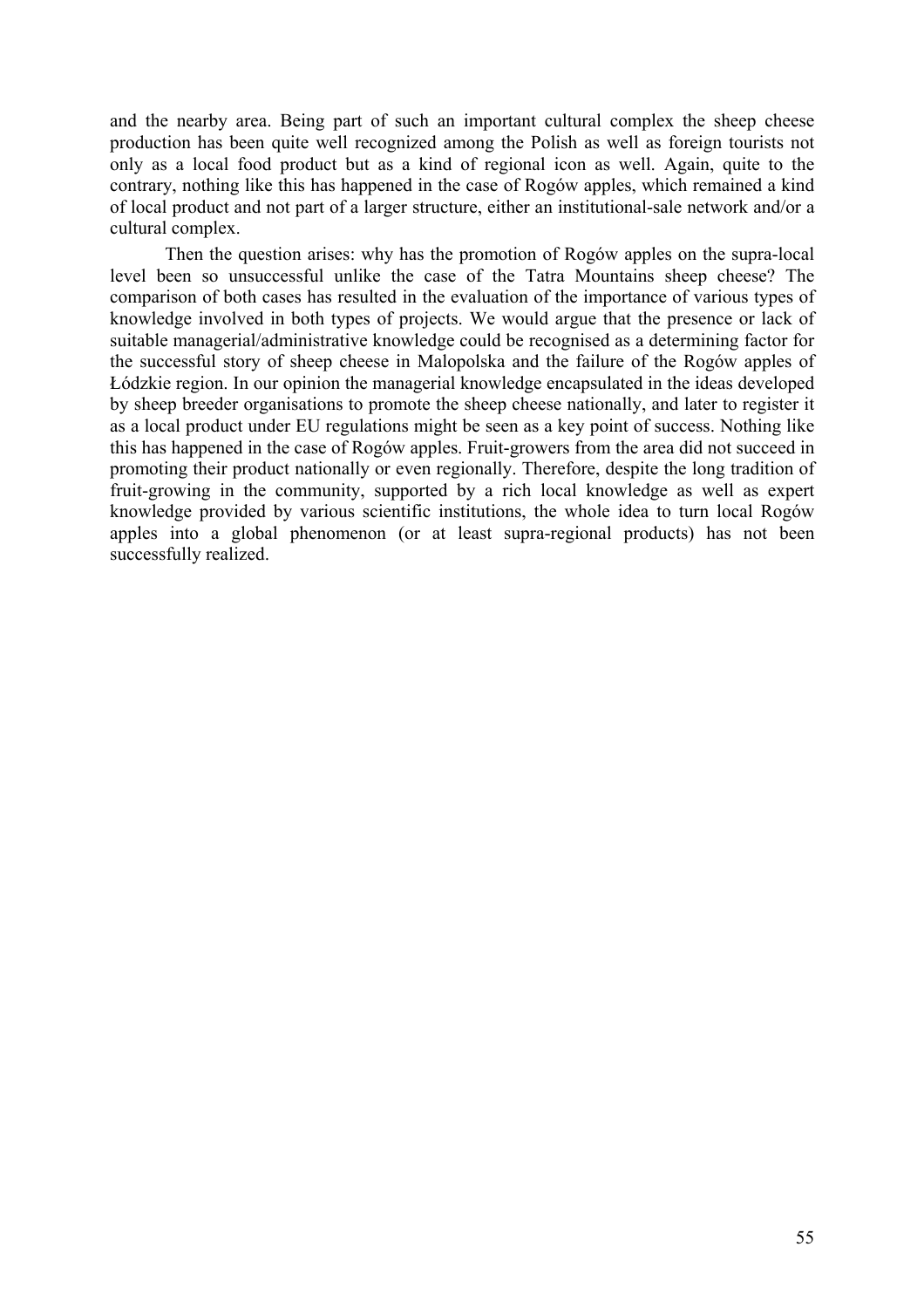and the nearby area. Being part of such an important cultural complex the sheep cheese production has been quite well recognized among the Polish as well as foreign tourists not only as a local food product but as a kind of regional icon as well. Again, quite to the contrary, nothing like this has happened in the case of Rogów apples, which remained a kind of local product and not part of a larger structure, either an institutional-sale network and/or a cultural complex.

Then the question arises: why has the promotion of Rogów apples on the supra-local level been so unsuccessful unlike the case of the Tatra Mountains sheep cheese? The comparison of both cases has resulted in the evaluation of the importance of various types of knowledge involved in both types of projects. We would argue that the presence or lack of suitable managerial/administrative knowledge could be recognised as a determining factor for the successful story of sheep cheese in Malopolska and the failure of the Rogów apples of Łódzkie region. In our opinion the managerial knowledge encapsulated in the ideas developed by sheep breeder organisations to promote the sheep cheese nationally, and later to register it as a local product under EU regulations might be seen as a key point of success. Nothing like this has happened in the case of Rogów apples. Fruit-growers from the area did not succeed in promoting their product nationally or even regionally. Therefore, despite the long tradition of fruit-growing in the community, supported by a rich local knowledge as well as expert knowledge provided by various scientific institutions, the whole idea to turn local Rogów apples into a global phenomenon (or at least supra-regional products) has not been successfully realized.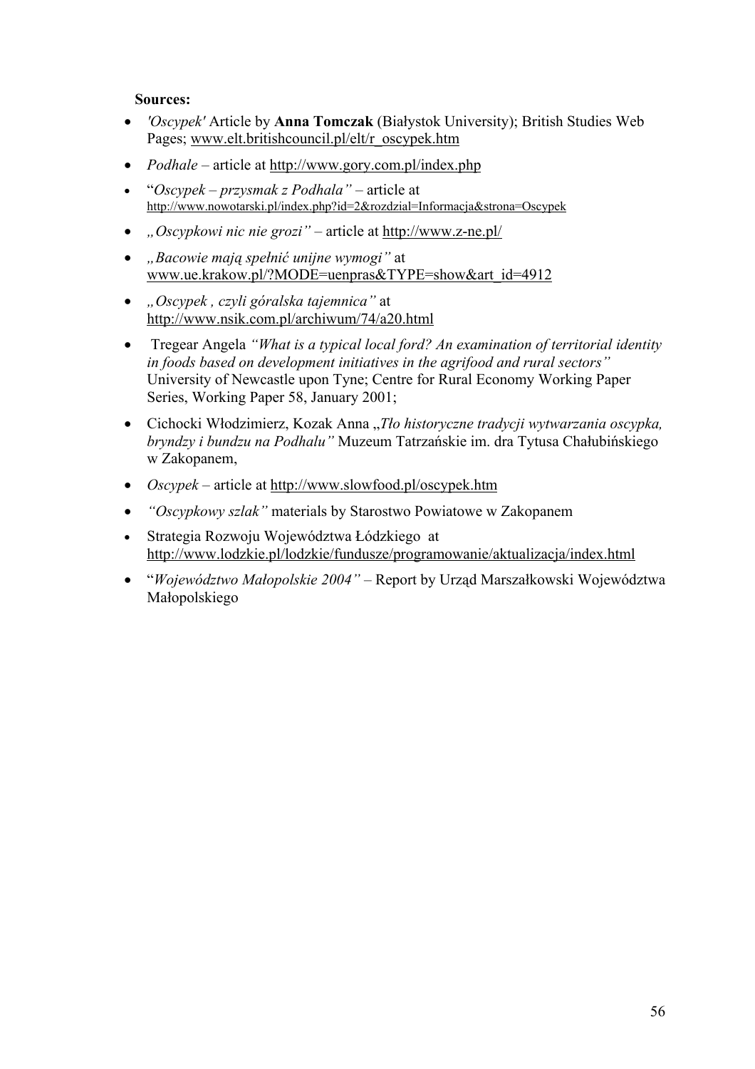**Sources:**

- *'Oscypek'* Article by **Anna Tomczak** (Białystok University); British Studies Web Pages; www.elt.britishcouncil.pl/elt/r_oscypek.htm
- *Podhale* – article at http://www.gory.com.pl/index.php
- "*Oscypek – przysmak z Podhala"* – article at http://www.nowotarski.pl/index.php?id=2&rozdzial=Informacja&strona=Oscypek
- *„Oscypkowi nic nie grozi"* – article at http://www.z-ne.pl/
- *„Bacowie mają spełnić unijne wymogi"* at www.ue.krakow.pl/?MODE=uenpras&TYPE=show&art_id=4912
- *„Oscypek , czyli góralska tajemnica"* at http://www.nsik.com.pl/archiwum/74/a20.html
- Tregear Angela *"What is a typical local ford? An examination of territorial identity in foods based on development initiatives in the agrifood and rural sectors"* University of Newcastle upon Tyne; Centre for Rural Economy Working Paper Series, Working Paper 58, January 2001;
- Cichocki Włodzimierz, Kozak Anna „*Tło historyczne tradycji wytwarzania oscypka, bryndzy i bundzu na Podhalu"* Muzeum Tatrzańskie im. dra Tytusa Chałubińskiego w Zakopanem,
- *Oscypek* – article at http://www.slowfood.pl/oscypek.htm
- *"Oscypkowy szlak"* materials by Starostwo Powiatowe w Zakopanem
- Strategia Rozwoju Województwa Łódzkiego at http://www.lodzkie.pl/lodzkie/fundusze/programowanie/aktualizacja/index.html
- "*Województwo Małopolskie 2004"* – Report by Urząd Marszałkowski Województwa Małopolskiego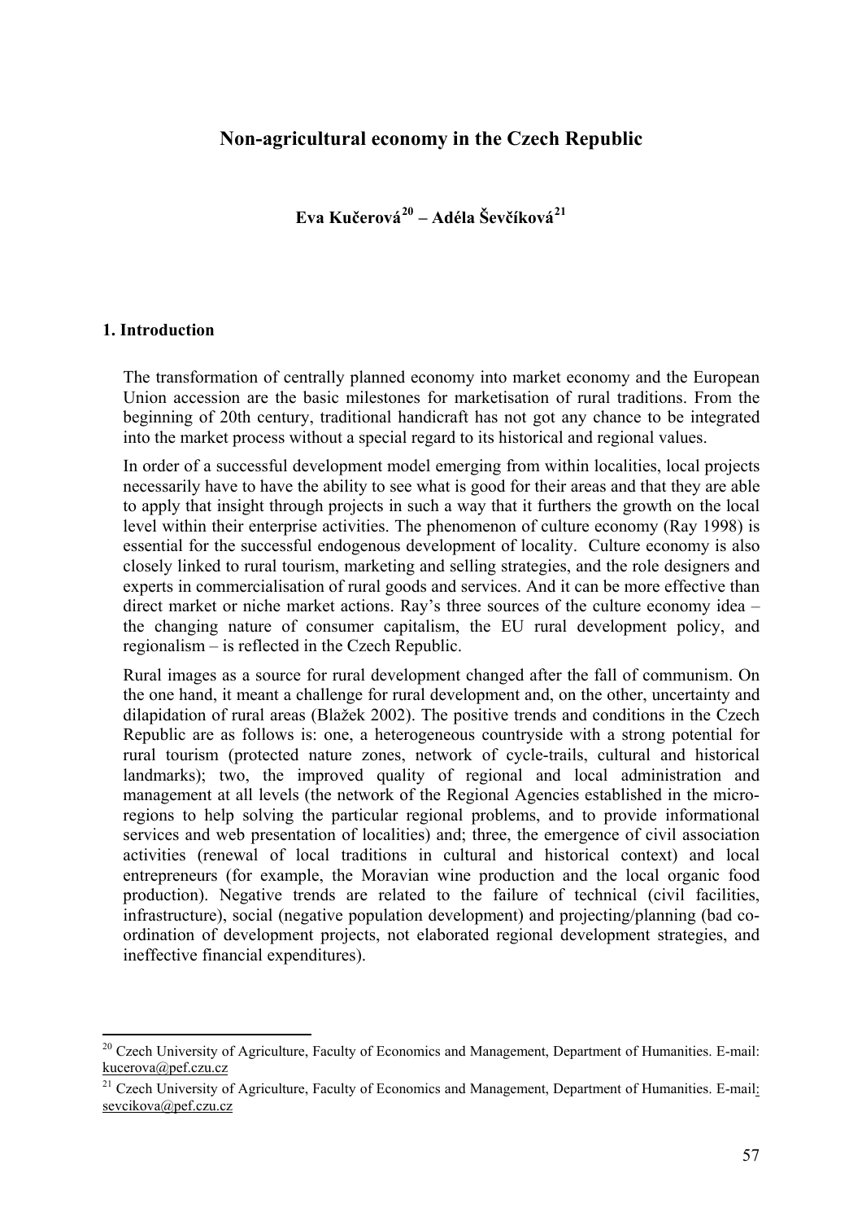# Non-agricultural economy in the Czech Republic

**Eva Kučerová[20] – Adéla Ševčíková[21]**

## 1. Introduction

The transformation of centrally planned economy into market economy and the European Union accession are the basic milestones for marketisation of rural traditions. From the beginning of 20th century, traditional handicraft has not got any chance to be integrated into the market process without a special regard to its historical and regional values.

In order of a successful development model emerging from within localities, local projects necessarily have to have the ability to see what is good for their areas and that they are able to apply that insight through projects in such a way that it furthers the growth on the local level within their enterprise activities. The phenomenon of culture economy (Ray 1998) is essential for the successful endogenous development of locality. Culture economy is also closely linked to rural tourism, marketing and selling strategies, and the role designers and experts in commercialisation of rural goods and services. And it can be more effective than direct market or niche market actions. Ray's three sources of the culture economy idea – the changing nature of consumer capitalism, the EU rural development policy, and regionalism – is reflected in the Czech Republic.

Rural images as a source for rural development changed after the fall of communism. On the one hand, it meant a challenge for rural development and, on the other, uncertainty and dilapidation of rural areas (Blažek 2002). The positive trends and conditions in the Czech Republic are as follows is: one, a heterogeneous countryside with a strong potential for rural tourism (protected nature zones, network of cycle-trails, cultural and historical landmarks); two, the improved quality of regional and local administration and management at all levels (the network of the Regional Agencies established in the micro-regions to help solving the particular regional problems, and to provide informational services and web presentation of localities) and; three, the emergence of civil association activities (renewal of local traditions in cultural and historical context) and local entrepreneurs (for example, the Moravian wine production and the local organic food production). Negative trends are related to the failure of technical (civil facilities, infrastructure), social (negative population development) and projecting/planning (bad co-ordination of development projects, not elaborated regional development strategies, and ineffective financial expenditures).

---

[20] Czech University of Agriculture, Faculty of Economics and Management, Department of Humanities. E-mail: kucerova@pef.czu.cz

[21] Czech University of Agriculture, Faculty of Economics and Management, Department of Humanities. E-mail: sevcikova@pef.czu.cz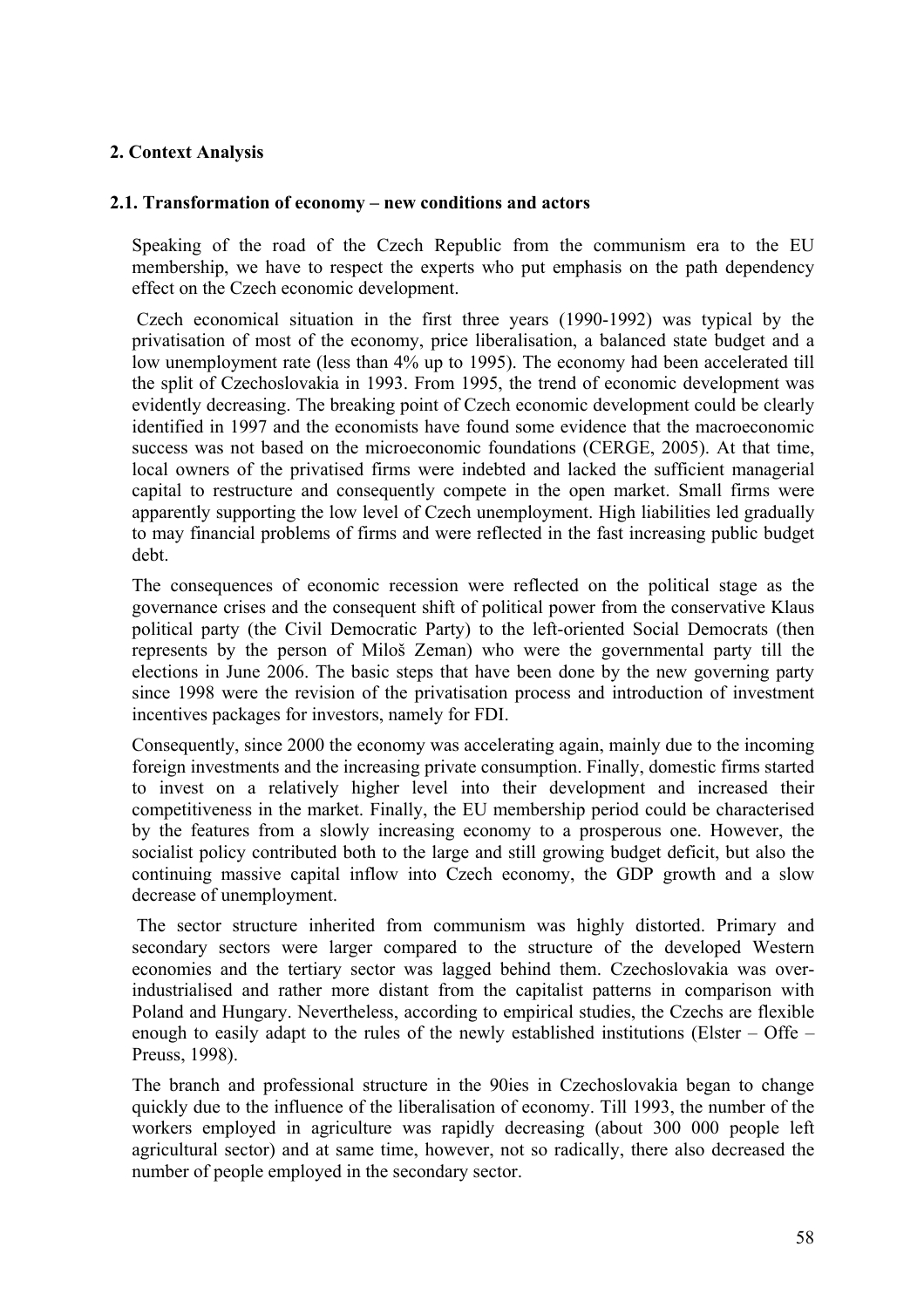## 2. Context Analysis

### 2.1. Transformation of economy – new conditions and actors

Speaking of the road of the Czech Republic from the communism era to the EU membership, we have to respect the experts who put emphasis on the path dependency effect on the Czech economic development.

Czech economical situation in the first three years (1990-1992) was typical by the privatisation of most of the economy, price liberalisation, a balanced state budget and a low unemployment rate (less than 4% up to 1995). The economy had been accelerated till the split of Czechoslovakia in 1993. From 1995, the trend of economic development was evidently decreasing. The breaking point of Czech economic development could be clearly identified in 1997 and the economists have found some evidence that the macroeconomic success was not based on the microeconomic foundations (CERGE, 2005). At that time, local owners of the privatised firms were indebted and lacked the sufficient managerial capital to restructure and consequently compete in the open market. Small firms were apparently supporting the low level of Czech unemployment. High liabilities led gradually to may financial problems of firms and were reflected in the fast increasing public budget debt.

The consequences of economic recession were reflected on the political stage as the governance crises and the consequent shift of political power from the conservative Klaus political party (the Civil Democratic Party) to the left-oriented Social Democrats (then represents by the person of Miloš Zeman) who were the governmental party till the elections in June 2006. The basic steps that have been done by the new governing party since 1998 were the revision of the privatisation process and introduction of investment incentives packages for investors, namely for FDI.

Consequently, since 2000 the economy was accelerating again, mainly due to the incoming foreign investments and the increasing private consumption. Finally, domestic firms started to invest on a relatively higher level into their development and increased their competitiveness in the market. Finally, the EU membership period could be characterised by the features from a slowly increasing economy to a prosperous one. However, the socialist policy contributed both to the large and still growing budget deficit, but also the continuing massive capital inflow into Czech economy, the GDP growth and a slow decrease of unemployment.

The sector structure inherited from communism was highly distorted. Primary and secondary sectors were larger compared to the structure of the developed Western economies and the tertiary sector was lagged behind them. Czechoslovakia was over-industrialised and rather more distant from the capitalist patterns in comparison with Poland and Hungary. Nevertheless, according to empirical studies, the Czechs are flexible enough to easily adapt to the rules of the newly established institutions (Elster – Offe – Preuss, 1998).

The branch and professional structure in the 90ies in Czechoslovakia began to change quickly due to the influence of the liberalisation of economy. Till 1993, the number of the workers employed in agriculture was rapidly decreasing (about 300 000 people left agricultural sector) and at same time, however, not so radically, there also decreased the number of people employed in the secondary sector.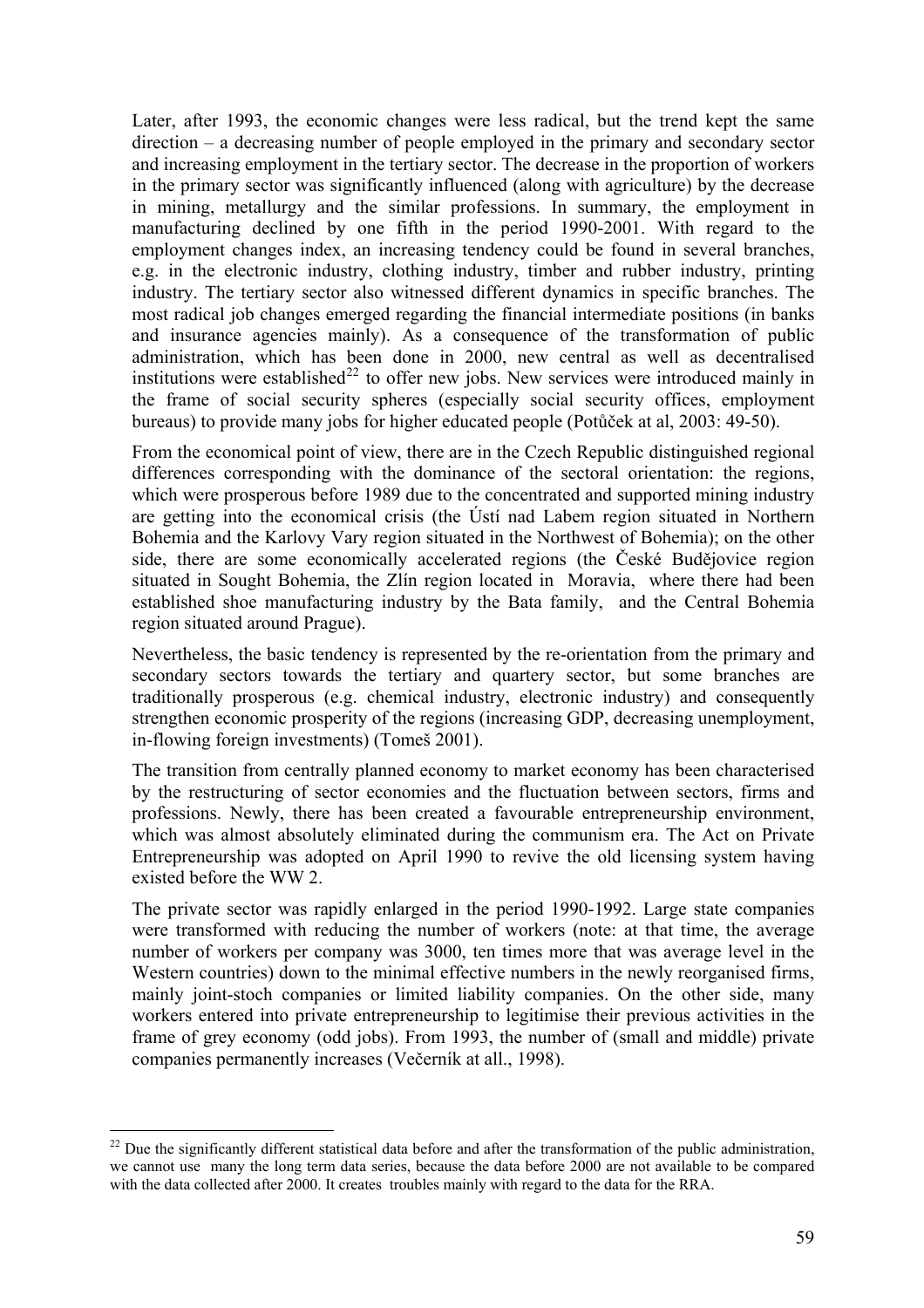Later, after 1993, the economic changes were less radical, but the trend kept the same direction – a decreasing number of people employed in the primary and secondary sector and increasing employment in the tertiary sector. The decrease in the proportion of workers in the primary sector was significantly influenced (along with agriculture) by the decrease in mining, metallurgy and the similar professions. In summary, the employment in manufacturing declined by one fifth in the period 1990-2001. With regard to the employment changes index, an increasing tendency could be found in several branches, e.g. in the electronic industry, clothing industry, timber and rubber industry, printing industry. The tertiary sector also witnessed different dynamics in specific branches. The most radical job changes emerged regarding the financial intermediate positions (in banks and insurance agencies mainly). As a consequence of the transformation of public administration, which has been done in 2000, new central as well as decentralised institutions were established[22] to offer new jobs. New services were introduced mainly in the frame of social security spheres (especially social security offices, employment bureaus) to provide many jobs for higher educated people (Potůček at al, 2003: 49-50).

From the economical point of view, there are in the Czech Republic distinguished regional differences corresponding with the dominance of the sectoral orientation: the regions, which were prosperous before 1989 due to the concentrated and supported mining industry are getting into the economical crisis (the Ústí nad Labem region situated in Northern Bohemia and the Karlovy Vary region situated in the Northwest of Bohemia); on the other side, there are some economically accelerated regions (the České Budějovice region situated in Sought Bohemia, the Zlín region located in Moravia, where there had been established shoe manufacturing industry by the Bata family, and the Central Bohemia region situated around Prague).

Nevertheless, the basic tendency is represented by the re-orientation from the primary and secondary sectors towards the tertiary and quartery sector, but some branches are traditionally prosperous (e.g. chemical industry, electronic industry) and consequently strengthen economic prosperity of the regions (increasing GDP, decreasing unemployment, in-flowing foreign investments) (Tomeš 2001).

The transition from centrally planned economy to market economy has been characterised by the restructuring of sector economies and the fluctuation between sectors, firms and professions. Newly, there has been created a favourable entrepreneurship environment, which was almost absolutely eliminated during the communism era. The Act on Private Entrepreneurship was adopted on April 1990 to revive the old licensing system having existed before the WW 2.

The private sector was rapidly enlarged in the period 1990-1992. Large state companies were transformed with reducing the number of workers (note: at that time, the average number of workers per company was 3000, ten times more that was average level in the Western countries) down to the minimal effective numbers in the newly reorganised firms, mainly joint-stoch companies or limited liability companies. On the other side, many workers entered into private entrepreneurship to legitimise their previous activities in the frame of grey economy (odd jobs). From 1993, the number of (small and middle) private companies permanently increases (Večerník at all., 1998).

---

[22] Due the significantly different statistical data before and after the transformation of the public administration, we cannot use many the long term data series, because the data before 2000 are not available to be compared with the data collected after 2000. It creates troubles mainly with regard to the data for the RRA.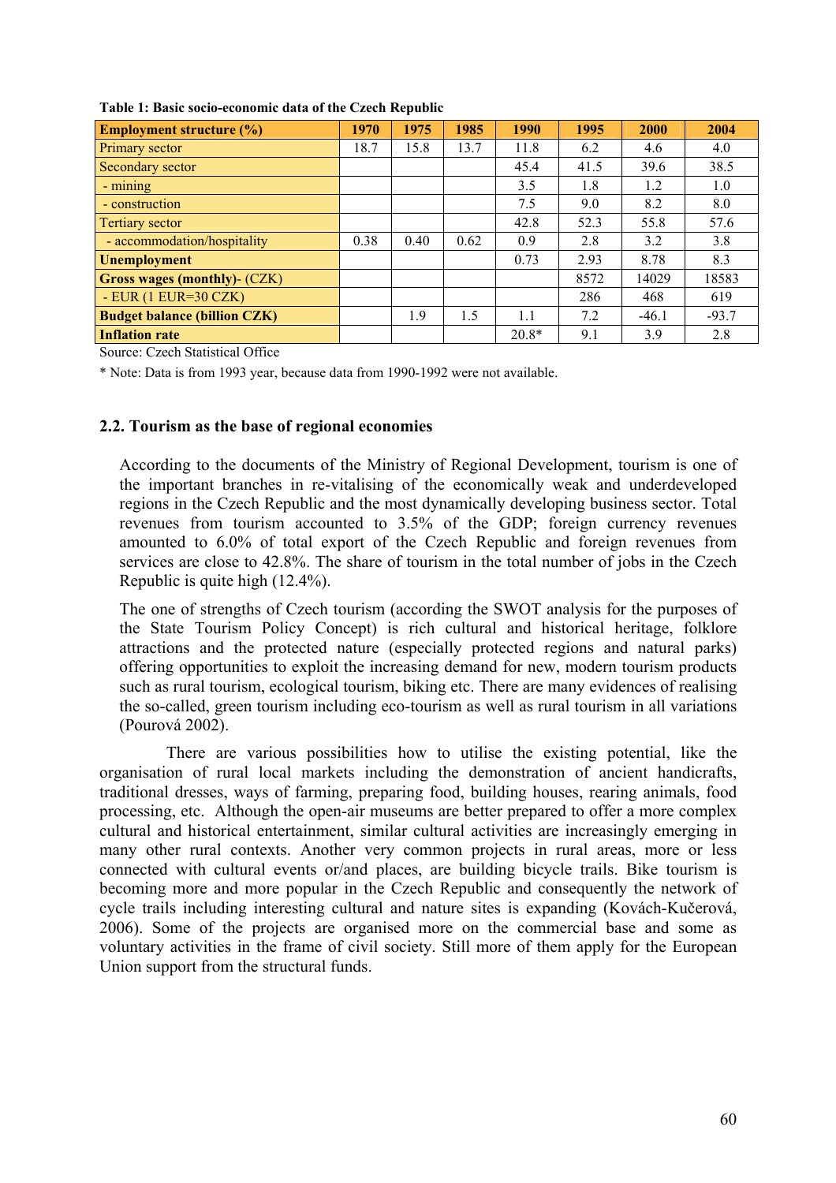**Table 1: Basic socio-economic data of the Czech Republic**

| **Employment structure (%)** | **1970** | **1975** | **1985** | **1990** | **1995** | **2000** | **2004** |
|---|---|---|---|---|---|---|---|
| Primary sector | 18.7 | 15.8 | 13.7 | 11.8 | 6.2 | 4.6 | 4.0 |
| Secondary sector | | | | 45.4 | 41.5 | 39.6 | 38.5 |
| - mining | | | | 3.5 | 1.8 | 1.2 | 1.0 |
| - construction | | | | 7.5 | 9.0 | 8.2 | 8.0 |
| Tertiary sector | | | | 42.8 | 52.3 | 55.8 | 57.6 |
| - accommodation/hospitality | 0.38 | 0.40 | 0.62 | 0.9 | 2.8 | 3.2 | 3.8 |
| **Unemployment** | | | | 0.73 | 2.93 | 8.78 | 8.3 |
| **Gross wages (monthly)**- (CZK) | | | | | 8572 | 14029 | 18583 |
| - EUR (1 EUR=30 CZK) | | | | | 286 | 468 | 619 |
| **Budget balance (billion CZK)** | | 1.9 | 1.5 | 1.1 | 7.2 | -46.1 | -93.7 |
| **Inflation rate** | | | | 20.8* | 9.1 | 3.9 | 2.8 |

Source: Czech Statistical Office

\* Note: Data is from 1993 year, because data from 1990-1992 were not available.

### 2.2. Tourism as the base of regional economies

According to the documents of the Ministry of Regional Development, tourism is one of the important branches in re-vitalising of the economically weak and underdeveloped regions in the Czech Republic and the most dynamically developing business sector. Total revenues from tourism accounted to 3.5% of the GDP; foreign currency revenues amounted to 6.0% of total export of the Czech Republic and foreign revenues from services are close to 42.8%. The share of tourism in the total number of jobs in the Czech Republic is quite high (12.4%).

The one of strengths of Czech tourism (according the SWOT analysis for the purposes of the State Tourism Policy Concept) is rich cultural and historical heritage, folklore attractions and the protected nature (especially protected regions and natural parks) offering opportunities to exploit the increasing demand for new, modern tourism products such as rural tourism, ecological tourism, biking etc. There are many evidences of realising the so-called, green tourism including eco-tourism as well as rural tourism in all variations (Pourová 2002).

There are various possibilities how to utilise the existing potential, like the organisation of rural local markets including the demonstration of ancient handicrafts, traditional dresses, ways of farming, preparing food, building houses, rearing animals, food processing, etc. Although the open-air museums are better prepared to offer a more complex cultural and historical entertainment, similar cultural activities are increasingly emerging in many other rural contexts. Another very common projects in rural areas, more or less connected with cultural events or/and places, are building bicycle trails. Bike tourism is becoming more and more popular in the Czech Republic and consequently the network of cycle trails including interesting cultural and nature sites is expanding (Kovách-Kučerová, 2006). Some of the projects are organised more on the commercial base and some as voluntary activities in the frame of civil society. Still more of them apply for the European Union support from the structural funds.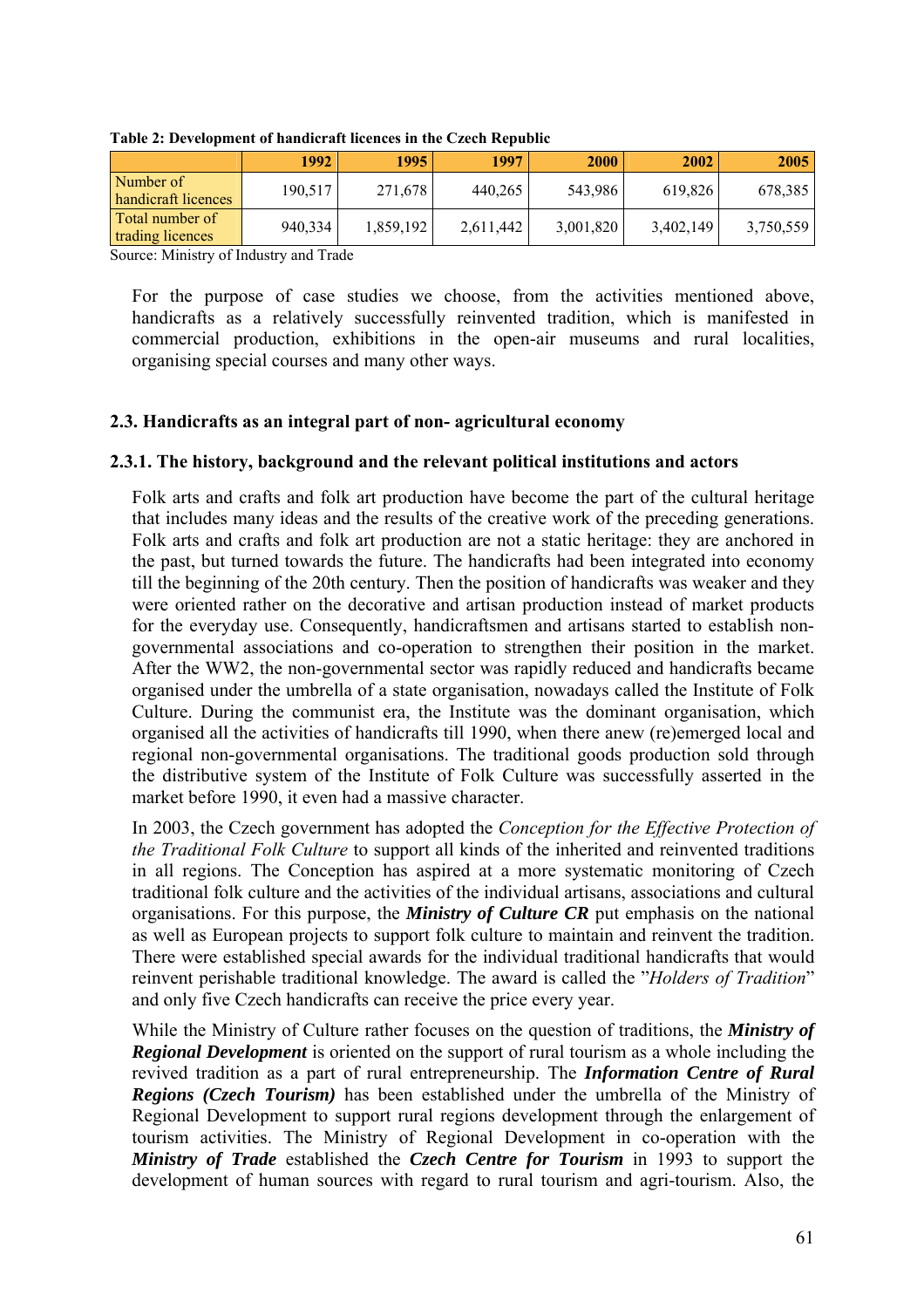**Table 2: Development of handicraft licences in the Czech Republic**

| | 1992 | 1995 | 1997 | 2000 | 2002 | 2005 |
|---|---|---|---|---|---|---|
| Number of handicraft licences | 190,517 | 271,678 | 440,265 | 543,986 | 619,826 | 678,385 |
| Total number of trading licences | 940,334 | 1,859,192 | 2,611,442 | 3,001,820 | 3,402,149 | 3,750,559 |

Source: Ministry of Industry and Trade

For the purpose of case studies we choose, from the activities mentioned above, handicrafts as a relatively successfully reinvented tradition, which is manifested in commercial production, exhibitions in the open-air museums and rural localities, organising special courses and many other ways.

### 2.3. Handicrafts as an integral part of non- agricultural economy

#### 2.3.1. The history, background and the relevant political institutions and actors

Folk arts and crafts and folk art production have become the part of the cultural heritage that includes many ideas and the results of the creative work of the preceding generations. Folk arts and crafts and folk art production are not a static heritage: they are anchored in the past, but turned towards the future. The handicrafts had been integrated into economy till the beginning of the 20th century. Then the position of handicrafts was weaker and they were oriented rather on the decorative and artisan production instead of market products for the everyday use. Consequently, handicraftsmen and artisans started to establish non-governmental associations and co-operation to strengthen their position in the market. After the WW2, the non-governmental sector was rapidly reduced and handicrafts became organised under the umbrella of a state organisation, nowadays called the Institute of Folk Culture. During the communist era, the Institute was the dominant organisation, which organised all the activities of handicrafts till 1990, when there anew (re)emerged local and regional non-governmental organisations. The traditional goods production sold through the distributive system of the Institute of Folk Culture was successfully asserted in the market before 1990, it even had a massive character.

In 2003, the Czech government has adopted the *Conception for the Effective Protection of the Traditional Folk Culture* to support all kinds of the inherited and reinvented traditions in all regions. The Conception has aspired at a more systematic monitoring of Czech traditional folk culture and the activities of the individual artisans, associations and cultural organisations. For this purpose, the ***Ministry of Culture CR*** put emphasis on the national as well as European projects to support folk culture to maintain and reinvent the tradition. There were established special awards for the individual traditional handicrafts that would reinvent perishable traditional knowledge. The award is called the "*Holders of Tradition*" and only five Czech handicrafts can receive the price every year.

While the Ministry of Culture rather focuses on the question of traditions, the ***Ministry of Regional Development*** is oriented on the support of rural tourism as a whole including the revived tradition as a part of rural entrepreneurship. The ***Information Centre of Rural Regions (Czech Tourism)*** has been established under the umbrella of the Ministry of Regional Development to support rural regions development through the enlargement of tourism activities. The Ministry of Regional Development in co-operation with the ***Ministry of Trade*** established the ***Czech Centre for Tourism*** in 1993 to support the development of human sources with regard to rural tourism and agri-tourism. Also, the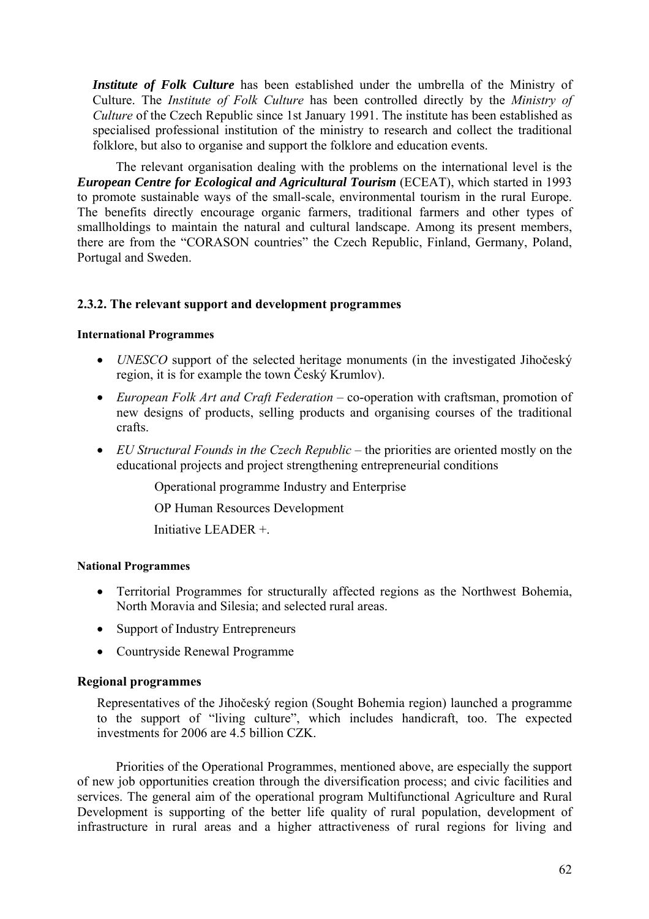***Institute of Folk Culture*** has been established under the umbrella of the Ministry of Culture. The *Institute of Folk Culture* has been controlled directly by the *Ministry of Culture* of the Czech Republic since 1st January 1991. The institute has been established as specialised professional institution of the ministry to research and collect the traditional folklore, but also to organise and support the folklore and education events.

The relevant organisation dealing with the problems on the international level is the ***European Centre for Ecological and Agricultural Tourism*** (ECEAT), which started in 1993 to promote sustainable ways of the small-scale, environmental tourism in the rural Europe. The benefits directly encourage organic farmers, traditional farmers and other types of smallholdings to maintain the natural and cultural landscape. Among its present members, there are from the "CORASON countries" the Czech Republic, Finland, Germany, Poland, Portugal and Sweden.

### 2.3.2. The relevant support and development programmes

**International Programmes**

- *UNESCO* support of the selected heritage monuments (in the investigated Jihočeský region, it is for example the town Český Krumlov).
- *European Folk Art and Craft Federation* – co-operation with craftsman, promotion of new designs of products, selling products and organising courses of the traditional crafts.
- *EU Structural Founds in the Czech Republic* – the priorities are oriented mostly on the educational projects and project strengthening entrepreneurial conditions

  Operational programme Industry and Enterprise

  OP Human Resources Development

  Initiative LEADER +.

**National Programmes**

- Territorial Programmes for structurally affected regions as the Northwest Bohemia, North Moravia and Silesia; and selected rural areas.
- Support of Industry Entrepreneurs
- Countryside Renewal Programme

**Regional programmes**

Representatives of the Jihočeský region (Sought Bohemia region) launched a programme to the support of "living culture", which includes handicraft, too. The expected investments for 2006 are 4.5 billion CZK.

Priorities of the Operational Programmes, mentioned above, are especially the support of new job opportunities creation through the diversification process; and civic facilities and services. The general aim of the operational program Multifunctional Agriculture and Rural Development is supporting of the better life quality of rural population, development of infrastructure in rural areas and a higher attractiveness of rural regions for living and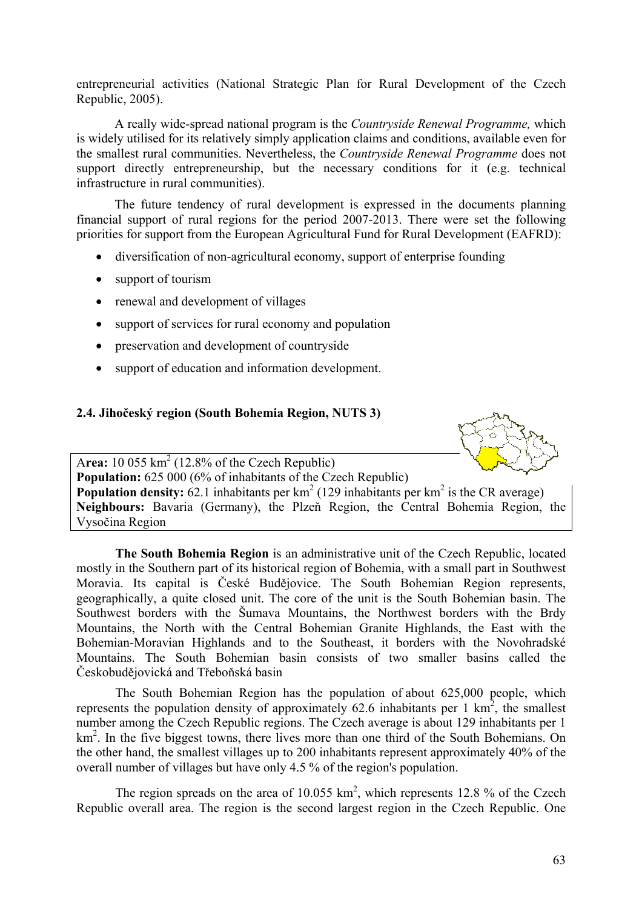entrepreneurial activities (National Strategic Plan for Rural Development of the Czech Republic, 2005).

A really wide-spread national program is the *Countryside Renewal Programme,* which is widely utilised for its relatively simply application claims and conditions, available even for the smallest rural communities. Nevertheless, the *Countryside Renewal Programme* does not support directly entrepreneurship, but the necessary conditions for it (e.g. technical infrastructure in rural communities).

The future tendency of rural development is expressed in the documents planning financial support of rural regions for the period 2007-2013. There were set the following priorities for support from the European Agricultural Fund for Rural Development (EAFRD):

- diversification of non-agricultural economy, support of enterprise founding
- support of tourism
- renewal and development of villages
- support of services for rural economy and population
- preservation and development of countryside
- support of education and information development.

### 2.4. Jihočeský region (South Bohemia Region, NUTS 3)

**Area:** 10 055 km$^2$ (12.8% of the Czech Republic)
**Population:** 625 000 (6% of inhabitants of the Czech Republic)
**Population density:** 62.1 inhabitants per km$^2$ (129 inhabitants per km$^2$ is the CR average)
**Neighbours:** Bavaria (Germany), the Plzeň Region, the Central Bohemia Region, the Vysočina Region

**The South Bohemia Region** is an administrative unit of the Czech Republic, located mostly in the Southern part of its historical region of Bohemia, with a small part in Southwest Moravia. Its capital is České Budějovice. The South Bohemian Region represents, geographically, a quite closed unit. The core of the unit is the South Bohemian basin. The Southwest borders with the Šumava Mountains, the Northwest borders with the Brdy Mountains, the North with the Central Bohemian Granite Highlands, the East with the Bohemian-Moravian Highlands and to the Southeast, it borders with the Novohradské Mountains. The South Bohemian basin consists of two smaller basins called the Českobudějovická and Třeboňská basin

The South Bohemian Region has the population of about 625,000 people, which represents the population density of approximately 62.6 inhabitants per 1 km$^2$, the smallest number among the Czech Republic regions. The Czech average is about 129 inhabitants per 1 km$^2$. In the five biggest towns, there lives more than one third of the South Bohemians. On the other hand, the smallest villages up to 200 inhabitants represent approximately 40% of the overall number of villages but have only 4.5 % of the region's population.

The region spreads on the area of 10.055 km$^2$, which represents 12.8 % of the Czech Republic overall area. The region is the second largest region in the Czech Republic. One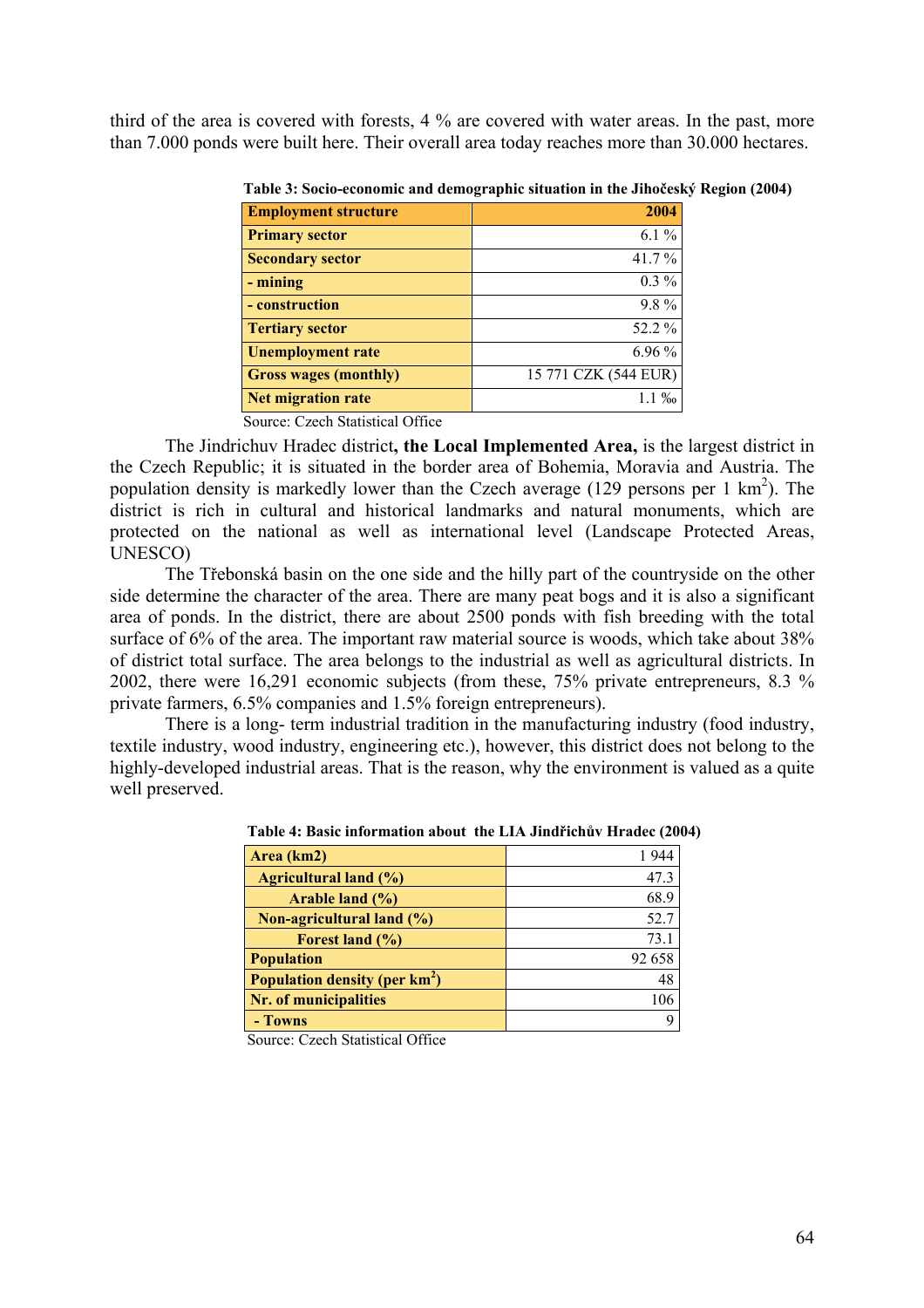third of the area is covered with forests, 4 % are covered with water areas. In the past, more than 7.000 ponds were built here. Their overall area today reaches more than 30.000 hectares.

**Table 3: Socio-economic and demographic situation in the Jihočeský Region (2004)**

| Employment structure | 2004 |
|---|---|
| Primary sector | 6.1 % |
| Secondary sector | 41.7 % |
| - mining | 0.3 % |
| - construction | 9.8 % |
| Tertiary sector | 52.2 % |
| Unemployment rate | 6.96 % |
| Gross wages (monthly) | 15 771 CZK (544 EUR) |
| Net migration rate | 1.1 ‰ |

Source: Czech Statistical Office

The Jindrichuv Hradec district**, the Local Implemented Area,** is the largest district in the Czech Republic; it is situated in the border area of Bohemia, Moravia and Austria. The population density is markedly lower than the Czech average (129 persons per 1 km$^2$). The district is rich in cultural and historical landmarks and natural monuments, which are protected on the national as well as international level (Landscape Protected Areas, UNESCO)

The Třebonská basin on the one side and the hilly part of the countryside on the other side determine the character of the area. There are many peat bogs and it is also a significant area of ponds. In the district, there are about 2500 ponds with fish breeding with the total surface of 6% of the area. The important raw material source is woods, which take about 38% of district total surface. The area belongs to the industrial as well as agricultural districts. In 2002, there were 16,291 economic subjects (from these, 75% private entrepreneurs, 8.3 % private farmers, 6.5% companies and 1.5% foreign entrepreneurs).

There is a long- term industrial tradition in the manufacturing industry (food industry, textile industry, wood industry, engineering etc.), however, this district does not belong to the highly-developed industrial areas. That is the reason, why the environment is valued as a quite well preserved.

**Table 4: Basic information about the LIA Jindřichův Hradec (2004)**

| Area (km2) | 1 944 |
|---|---|
| Agricultural land (%) | 47.3 |
| Arable land (%) | 68.9 |
| Non-agricultural land (%) | 52.7 |
| Forest land (%) | 73.1 |
| Population | 92 658 |
| Population density (per km$^2$) | 48 |
| Nr. of municipalities | 106 |
| - Towns | 9 |

Source: Czech Statistical Office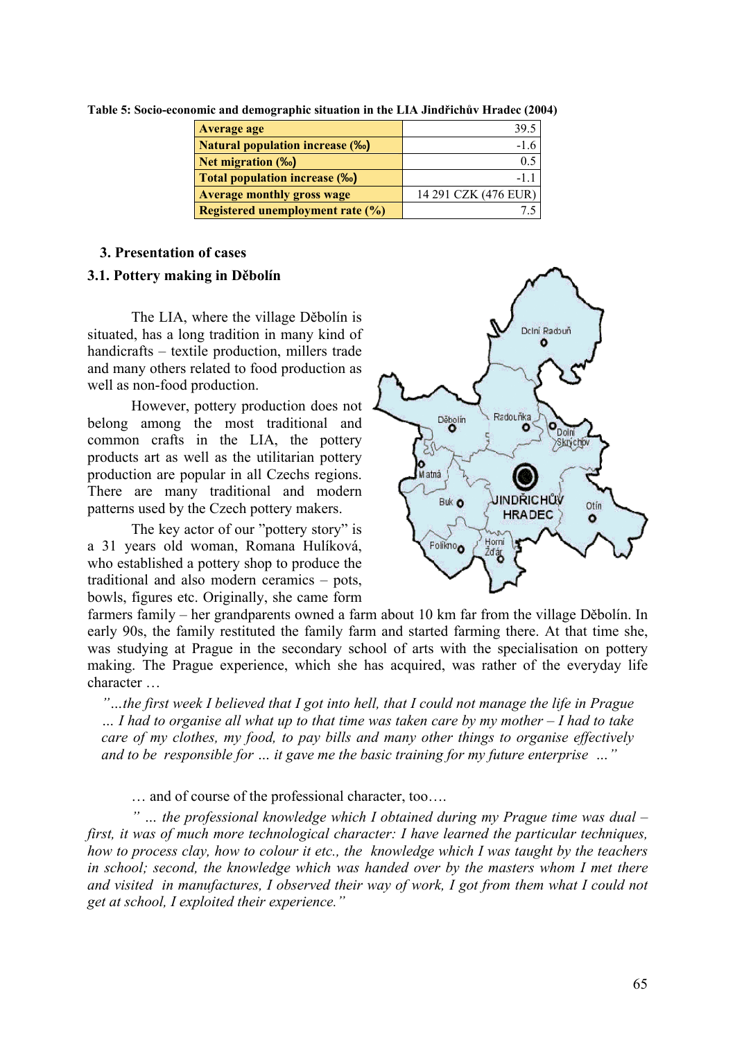**Table 5: Socio-economic and demographic situation in the LIA Jindřichův Hradec (2004)**

| | |
|---|---|
| **Average age** | 39.5 |
| **Natural population increase (‰)** | -1.6 |
| **Net migration (‰)** | 0.5 |
| **Total population increase (‰)** | -1.1 |
| **Average monthly gross wage** | 14 291 CZK (476 EUR) |
| **Registered unemployment rate (%)** | 7.5 |

## 3. Presentation of cases

### 3.1. Pottery making in Děbolín

The LIA, where the village Děbolín is situated, has a long tradition in many kind of handicrafts – textile production, millers trade and many others related to food production as well as non-food production.

However, pottery production does not belong among the most traditional and common crafts in the LIA, the pottery products art as well as the utilitarian pottery production are popular in all Czechs regions. There are many traditional and modern patterns used by the Czech pottery makers.

The key actor of our "pottery story" is a 31 years old woman, Romana Hulíková, who established a pottery shop to produce the traditional and also modern ceramics – pots, bowls, figures etc. Originally, she came form farmers family – her grandparents owned a farm about 10 km far from the village Děbolín. In early 90s, the family restituted the family farm and started farming there. At that time she, was studying at Prague in the secondary school of arts with the specialisation on pottery making. The Prague experience, which she has acquired, was rather of the everyday life character …

*"…the first week I believed that I got into hell, that I could not manage the life in Prague … I had to organise all what up to that time was taken care by my mother – I had to take care of my clothes, my food, to pay bills and many other things to organise effectively and to be responsible for … it gave me the basic training for my future enterprise …"*

… and of course of the professional character, too….

*" … the professional knowledge which I obtained during my Prague time was dual – first, it was of much more technological character: I have learned the particular techniques, how to process clay, how to colour it etc., the knowledge which I was taught by the teachers in school; second, the knowledge which was handed over by the masters whom I met there and visited in manufactures, I observed their way of work, I got from them what I could not get at school, I exploited their experience."*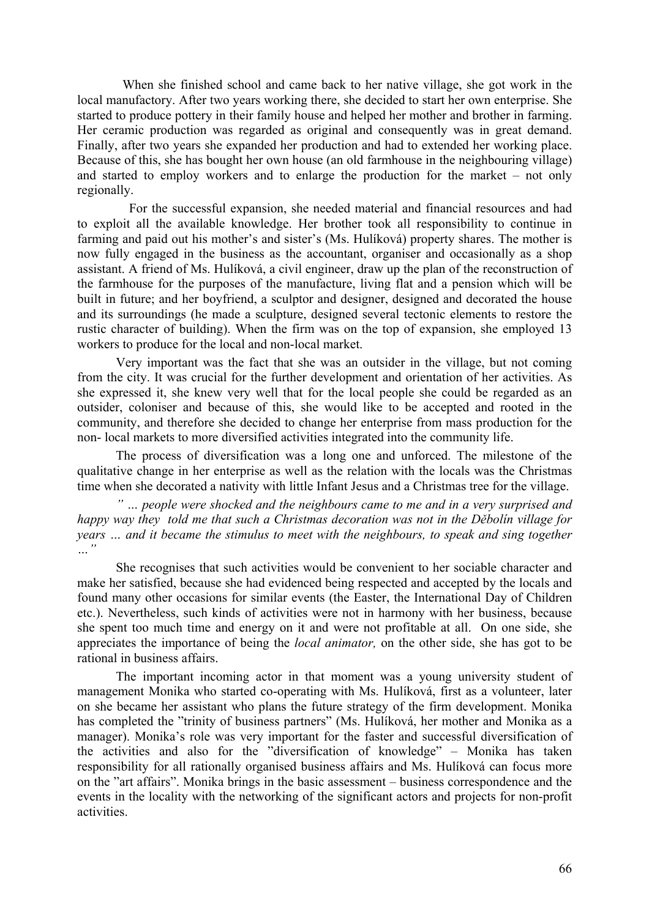When she finished school and came back to her native village, she got work in the local manufactory. After two years working there, she decided to start her own enterprise. She started to produce pottery in their family house and helped her mother and brother in farming. Her ceramic production was regarded as original and consequently was in great demand. Finally, after two years she expanded her production and had to extended her working place. Because of this, she has bought her own house (an old farmhouse in the neighbouring village) and started to employ workers and to enlarge the production for the market – not only regionally.

For the successful expansion, she needed material and financial resources and had to exploit all the available knowledge. Her brother took all responsibility to continue in farming and paid out his mother's and sister's (Ms. Hulíková) property shares. The mother is now fully engaged in the business as the accountant, organiser and occasionally as a shop assistant. A friend of Ms. Hulíková, a civil engineer, draw up the plan of the reconstruction of the farmhouse for the purposes of the manufacture, living flat and a pension which will be built in future; and her boyfriend, a sculptor and designer, designed and decorated the house and its surroundings (he made a sculpture, designed several tectonic elements to restore the rustic character of building). When the firm was on the top of expansion, she employed 13 workers to produce for the local and non-local market.

Very important was the fact that she was an outsider in the village, but not coming from the city. It was crucial for the further development and orientation of her activities. As she expressed it, she knew very well that for the local people she could be regarded as an outsider, coloniser and because of this, she would like to be accepted and rooted in the community, and therefore she decided to change her enterprise from mass production for the non- local markets to more diversified activities integrated into the community life.

The process of diversification was a long one and unforced. The milestone of the qualitative change in her enterprise as well as the relation with the locals was the Christmas time when she decorated a nativity with little Infant Jesus and a Christmas tree for the village.

*" … people were shocked and the neighbours came to me and in a very surprised and happy way they told me that such a Christmas decoration was not in the Dĕbolín village for years … and it became the stimulus to meet with the neighbours, to speak and sing together …"*

She recognises that such activities would be convenient to her sociable character and make her satisfied, because she had evidenced being respected and accepted by the locals and found many other occasions for similar events (the Easter, the International Day of Children etc.). Nevertheless, such kinds of activities were not in harmony with her business, because she spent too much time and energy on it and were not profitable at all. On one side, she appreciates the importance of being the *local animator,* on the other side, she has got to be rational in business affairs.

The important incoming actor in that moment was a young university student of management Monika who started co-operating with Ms. Hulíková, first as a volunteer, later on she became her assistant who plans the future strategy of the firm development. Monika has completed the "trinity of business partners" (Ms. Hulíková, her mother and Monika as a manager). Monika's role was very important for the faster and successful diversification of the activities and also for the "diversification of knowledge" – Monika has taken responsibility for all rationally organised business affairs and Ms. Hulíková can focus more on the "art affairs". Monika brings in the basic assessment – business correspondence and the events in the locality with the networking of the significant actors and projects for non-profit activities.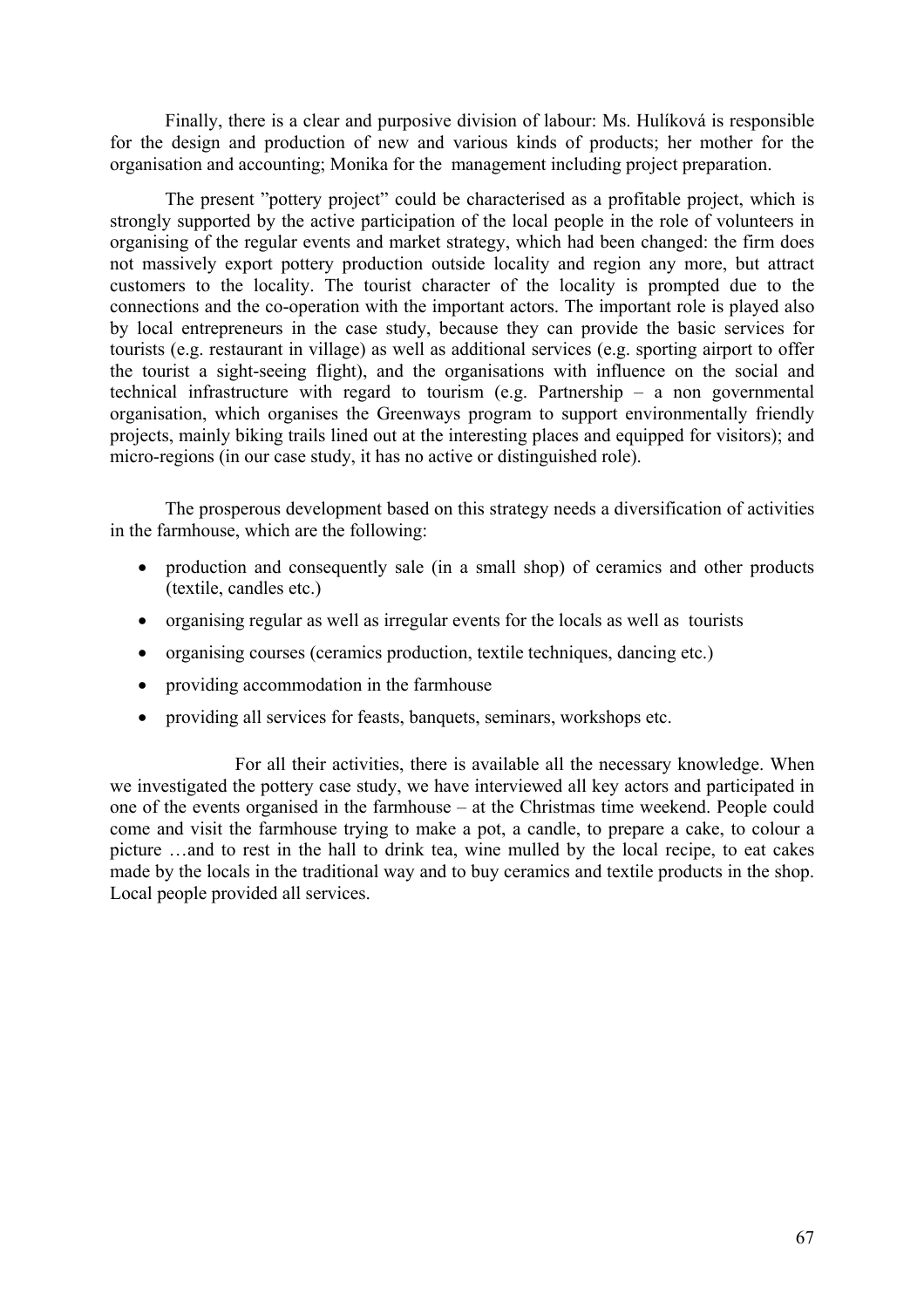Finally, there is a clear and purposive division of labour: Ms. Hulíková is responsible for the design and production of new and various kinds of products; her mother for the organisation and accounting; Monika for the management including project preparation.

The present "pottery project" could be characterised as a profitable project, which is strongly supported by the active participation of the local people in the role of volunteers in organising of the regular events and market strategy, which had been changed: the firm does not massively export pottery production outside locality and region any more, but attract customers to the locality. The tourist character of the locality is prompted due to the connections and the co-operation with the important actors. The important role is played also by local entrepreneurs in the case study, because they can provide the basic services for tourists (e.g. restaurant in village) as well as additional services (e.g. sporting airport to offer the tourist a sight-seeing flight), and the organisations with influence on the social and technical infrastructure with regard to tourism (e.g. Partnership – a non governmental organisation, which organises the Greenways program to support environmentally friendly projects, mainly biking trails lined out at the interesting places and equipped for visitors); and micro-regions (in our case study, it has no active or distinguished role).

The prosperous development based on this strategy needs a diversification of activities in the farmhouse, which are the following:

- production and consequently sale (in a small shop) of ceramics and other products (textile, candles etc.)
- organising regular as well as irregular events for the locals as well as tourists
- organising courses (ceramics production, textile techniques, dancing etc.)
- providing accommodation in the farmhouse
- providing all services for feasts, banquets, seminars, workshops etc.

For all their activities, there is available all the necessary knowledge. When we investigated the pottery case study, we have interviewed all key actors and participated in one of the events organised in the farmhouse – at the Christmas time weekend. People could come and visit the farmhouse trying to make a pot, a candle, to prepare a cake, to colour a picture …and to rest in the hall to drink tea, wine mulled by the local recipe, to eat cakes made by the locals in the traditional way and to buy ceramics and textile products in the shop. Local people provided all services.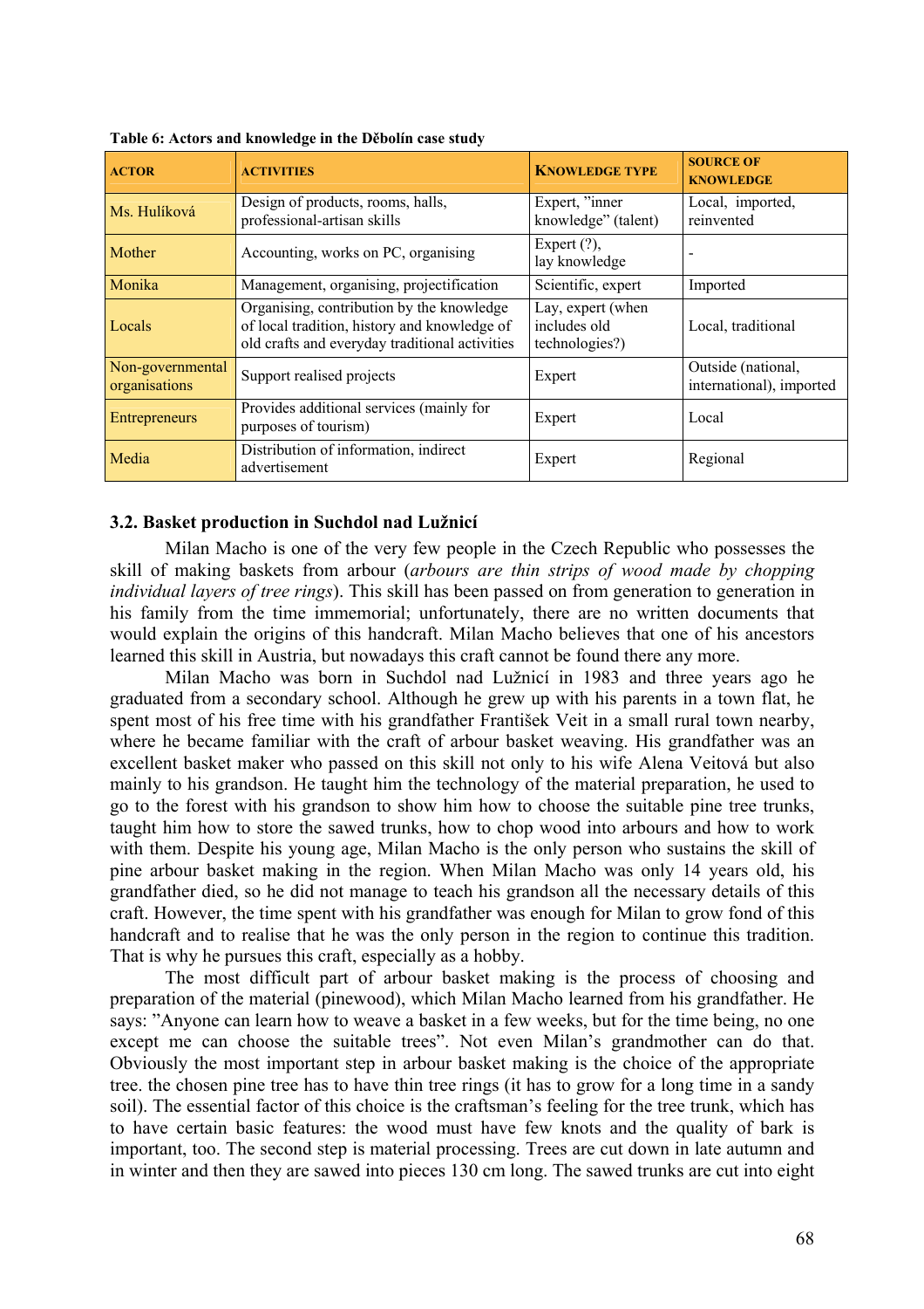**Table 6: Actors and knowledge in the Dĕbolín case study**

| ACTOR | ACTIVITIES | KNOWLEDGE TYPE | SOURCE OF KNOWLEDGE |
|---|---|---|---|
| Ms. Hulíková | Design of products, rooms, halls, professional-artisan skills | Expert, "inner knowledge" (talent) | Local, imported, reinvented |
| Mother | Accounting, works on PC, organising | Expert (?), lay knowledge | - |
| Monika | Management, organising, projectification | Scientific, expert | Imported |
| Locals | Organising, contribution by the knowledge of local tradition, history and knowledge of old crafts and everyday traditional activities | Lay, expert (when includes old technologies?) | Local, traditional |
| Non-governmental organisations | Support realised projects | Expert | Outside (national, international), imported |
| Entrepreneurs | Provides additional services (mainly for purposes of tourism) | Expert | Local |
| Media | Distribution of information, indirect advertisement | Expert | Regional |

### 3.2. Basket production in Suchdol nad Lužnicí

Milan Macho is one of the very few people in the Czech Republic who possesses the skill of making baskets from arbour (*arbours are thin strips of wood made by chopping individual layers of tree rings*). This skill has been passed on from generation to generation in his family from the time immemorial; unfortunately, there are no written documents that would explain the origins of this handcraft. Milan Macho believes that one of his ancestors learned this skill in Austria, but nowadays this craft cannot be found there any more.

Milan Macho was born in Suchdol nad Lužnicí in 1983 and three years ago he graduated from a secondary school. Although he grew up with his parents in a town flat, he spent most of his free time with his grandfather František Veit in a small rural town nearby, where he became familiar with the craft of arbour basket weaving. His grandfather was an excellent basket maker who passed on this skill not only to his wife Alena Veitová but also mainly to his grandson. He taught him the technology of the material preparation, he used to go to the forest with his grandson to show him how to choose the suitable pine tree trunks, taught him how to store the sawed trunks, how to chop wood into arbours and how to work with them. Despite his young age, Milan Macho is the only person who sustains the skill of pine arbour basket making in the region. When Milan Macho was only 14 years old, his grandfather died, so he did not manage to teach his grandson all the necessary details of this craft. However, the time spent with his grandfather was enough for Milan to grow fond of this handcraft and to realise that he was the only person in the region to continue this tradition. That is why he pursues this craft, especially as a hobby.

The most difficult part of arbour basket making is the process of choosing and preparation of the material (pinewood), which Milan Macho learned from his grandfather. He says: "Anyone can learn how to weave a basket in a few weeks, but for the time being, no one except me can choose the suitable trees". Not even Milan's grandmother can do that. Obviously the most important step in arbour basket making is the choice of the appropriate tree. the chosen pine tree has to have thin tree rings (it has to grow for a long time in a sandy soil). The essential factor of this choice is the craftsman's feeling for the tree trunk, which has to have certain basic features: the wood must have few knots and the quality of bark is important, too. The second step is material processing. Trees are cut down in late autumn and in winter and then they are sawed into pieces 130 cm long. The sawed trunks are cut into eight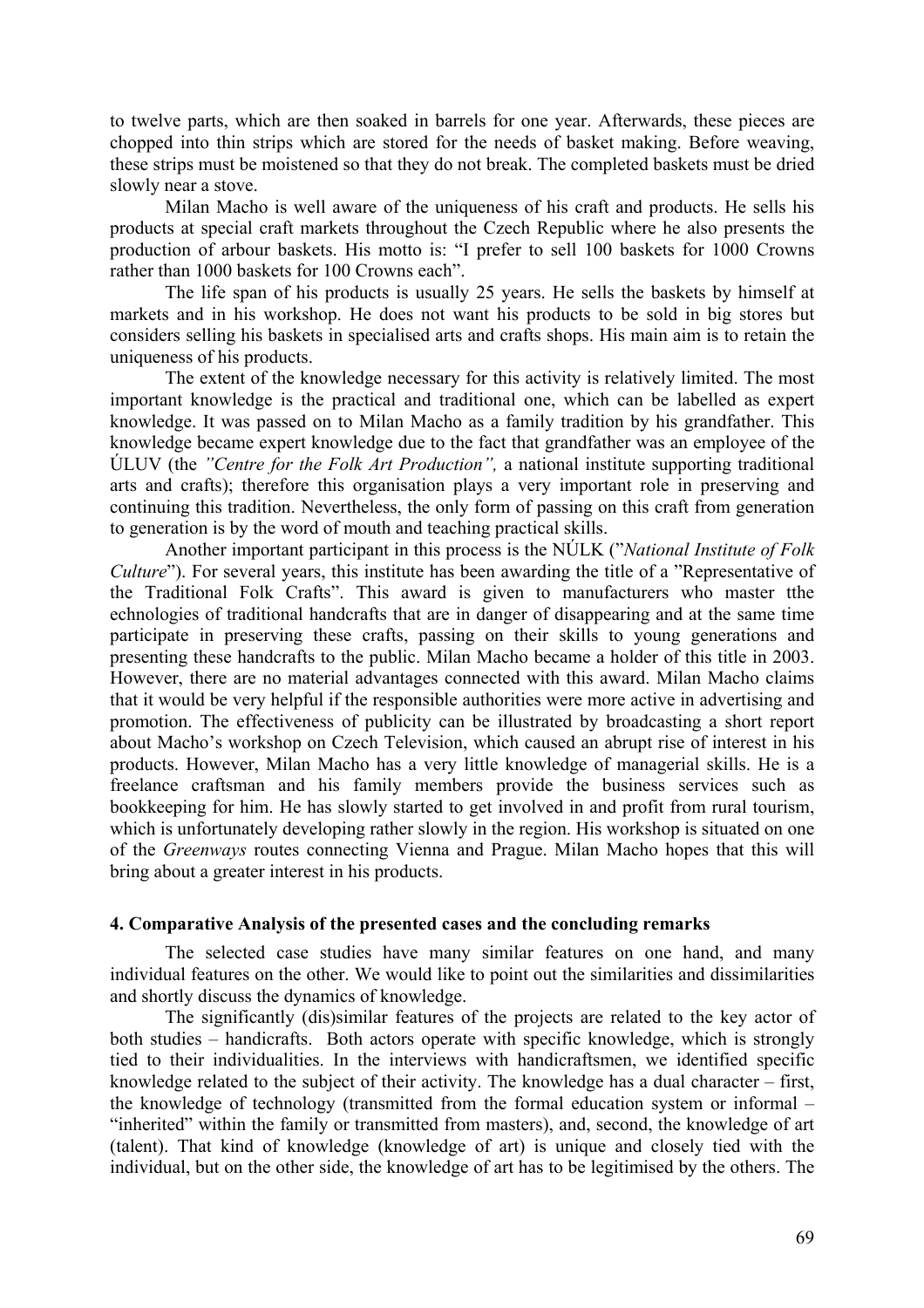to twelve parts, which are then soaked in barrels for one year. Afterwards, these pieces are chopped into thin strips which are stored for the needs of basket making. Before weaving, these strips must be moistened so that they do not break. The completed baskets must be dried slowly near a stove.

Milan Macho is well aware of the uniqueness of his craft and products. He sells his products at special craft markets throughout the Czech Republic where he also presents the production of arbour baskets. His motto is: "I prefer to sell 100 baskets for 1000 Crowns rather than 1000 baskets for 100 Crowns each".

The life span of his products is usually 25 years. He sells the baskets by himself at markets and in his workshop. He does not want his products to be sold in big stores but considers selling his baskets in specialised arts and crafts shops. His main aim is to retain the uniqueness of his products.

The extent of the knowledge necessary for this activity is relatively limited. The most important knowledge is the practical and traditional one, which can be labelled as expert knowledge. It was passed on to Milan Macho as a family tradition by his grandfather. This knowledge became expert knowledge due to the fact that grandfather was an employee of the ÚLUV (the *"Centre for the Folk Art Production",* a national institute supporting traditional arts and crafts); therefore this organisation plays a very important role in preserving and continuing this tradition. Nevertheless, the only form of passing on this craft from generation to generation is by the word of mouth and teaching practical skills.

Another important participant in this process is the NÚLK ("*National Institute of Folk Culture*"). For several years, this institute has been awarding the title of a "Representative of the Traditional Folk Crafts". This award is given to manufacturers who master tthe echnologies of traditional handcrafts that are in danger of disappearing and at the same time participate in preserving these crafts, passing on their skills to young generations and presenting these handcrafts to the public. Milan Macho became a holder of this title in 2003. However, there are no material advantages connected with this award. Milan Macho claims that it would be very helpful if the responsible authorities were more active in advertising and promotion. The effectiveness of publicity can be illustrated by broadcasting a short report about Macho's workshop on Czech Television, which caused an abrupt rise of interest in his products. However, Milan Macho has a very little knowledge of managerial skills. He is a freelance craftsman and his family members provide the business services such as bookkeeping for him. He has slowly started to get involved in and profit from rural tourism, which is unfortunately developing rather slowly in the region. His workshop is situated on one of the *Greenways* routes connecting Vienna and Prague. Milan Macho hopes that this will bring about a greater interest in his products.

## 4. Comparative Analysis of the presented cases and the concluding remarks

The selected case studies have many similar features on one hand, and many individual features on the other. We would like to point out the similarities and dissimilarities and shortly discuss the dynamics of knowledge.

The significantly (dis)similar features of the projects are related to the key actor of both studies – handicrafts. Both actors operate with specific knowledge, which is strongly tied to their individualities. In the interviews with handicraftsmen, we identified specific knowledge related to the subject of their activity. The knowledge has a dual character – first, the knowledge of technology (transmitted from the formal education system or informal – "inherited" within the family or transmitted from masters), and, second, the knowledge of art (talent). That kind of knowledge (knowledge of art) is unique and closely tied with the individual, but on the other side, the knowledge of art has to be legitimised by the others. The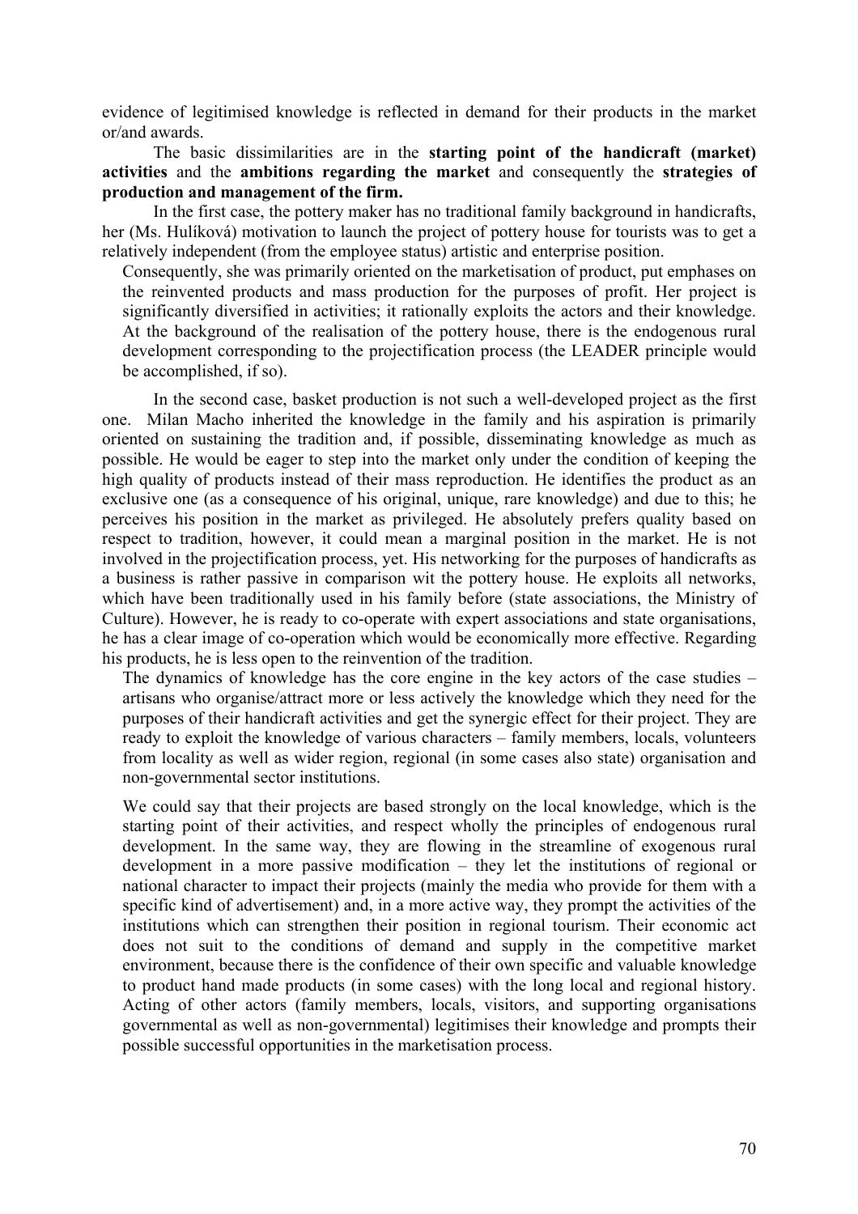evidence of legitimised knowledge is reflected in demand for their products in the market or/and awards.

The basic dissimilarities are in the **starting point of the handicraft (market) activities** and the **ambitions regarding the market** and consequently the **strategies of production and management of the firm.**

In the first case, the pottery maker has no traditional family background in handicrafts, her (Ms. Hulíková) motivation to launch the project of pottery house for tourists was to get a relatively independent (from the employee status) artistic and enterprise position.

Consequently, she was primarily oriented on the marketisation of product, put emphases on the reinvented products and mass production for the purposes of profit. Her project is significantly diversified in activities; it rationally exploits the actors and their knowledge. At the background of the realisation of the pottery house, there is the endogenous rural development corresponding to the projectification process (the LEADER principle would be accomplished, if so).

In the second case, basket production is not such a well-developed project as the first one. Milan Macho inherited the knowledge in the family and his aspiration is primarily oriented on sustaining the tradition and, if possible, disseminating knowledge as much as possible. He would be eager to step into the market only under the condition of keeping the high quality of products instead of their mass reproduction. He identifies the product as an exclusive one (as a consequence of his original, unique, rare knowledge) and due to this; he perceives his position in the market as privileged. He absolutely prefers quality based on respect to tradition, however, it could mean a marginal position in the market. He is not involved in the projectification process, yet. His networking for the purposes of handicrafts as a business is rather passive in comparison wit the pottery house. He exploits all networks, which have been traditionally used in his family before (state associations, the Ministry of Culture). However, he is ready to co-operate with expert associations and state organisations, he has a clear image of co-operation which would be economically more effective. Regarding his products, he is less open to the reinvention of the tradition.

The dynamics of knowledge has the core engine in the key actors of the case studies – artisans who organise/attract more or less actively the knowledge which they need for the purposes of their handicraft activities and get the synergic effect for their project. They are ready to exploit the knowledge of various characters – family members, locals, volunteers from locality as well as wider region, regional (in some cases also state) organisation and non-governmental sector institutions.

We could say that their projects are based strongly on the local knowledge, which is the starting point of their activities, and respect wholly the principles of endogenous rural development. In the same way, they are flowing in the streamline of exogenous rural development in a more passive modification – they let the institutions of regional or national character to impact their projects (mainly the media who provide for them with a specific kind of advertisement) and, in a more active way, they prompt the activities of the institutions which can strengthen their position in regional tourism. Their economic act does not suit to the conditions of demand and supply in the competitive market environment, because there is the confidence of their own specific and valuable knowledge to product hand made products (in some cases) with the long local and regional history. Acting of other actors (family members, locals, visitors, and supporting organisations governmental as well as non-governmental) legitimises their knowledge and prompts their possible successful opportunities in the marketisation process.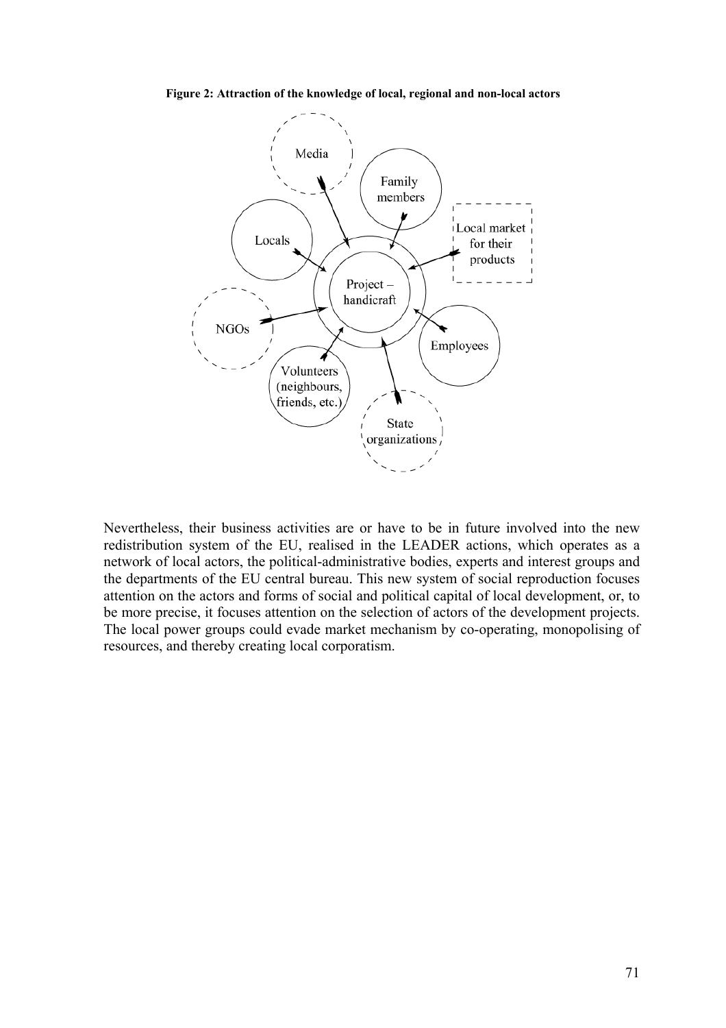**Figure 2: Attraction of the knowledge of local, regional and non-local actors**

Nevertheless, their business activities are or have to be in future involved into the new redistribution system of the EU, realised in the LEADER actions, which operates as a network of local actors, the political-administrative bodies, experts and interest groups and the departments of the EU central bureau. This new system of social reproduction focuses attention on the actors and forms of social and political capital of local development, or, to be more precise, it focuses attention on the selection of actors of the development projects. The local power groups could evade market mechanism by co-operating, monopolising of resources, and thereby creating local corporatism.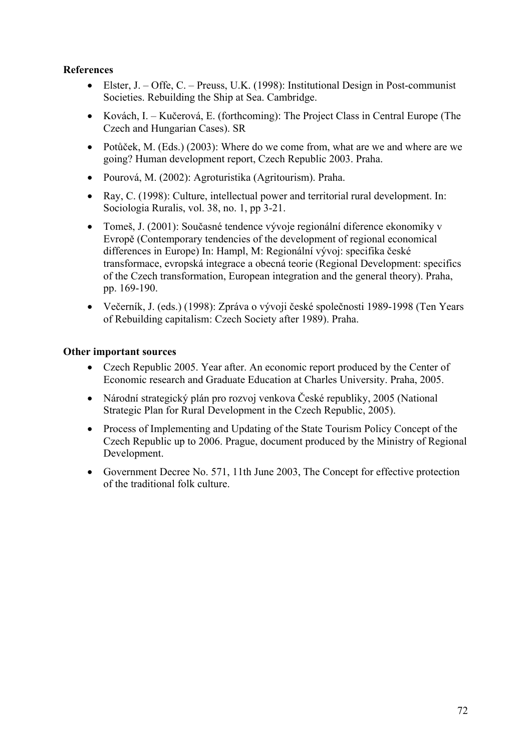**References**

- Elster, J. – Offe, C. – Preuss, U.K. (1998): Institutional Design in Post-communist Societies. Rebuilding the Ship at Sea. Cambridge.
- Kovách, I. – Kučerová, E. (forthcoming): The Project Class in Central Europe (The Czech and Hungarian Cases). SR
- Potůček, M. (Eds.) (2003): Where do we come from, what are we and where are we going? Human development report, Czech Republic 2003. Praha.
- Pourová, M. (2002): Agroturistika (Agritourism). Praha.
- Ray, C. (1998): Culture, intellectual power and territorial rural development. In: Sociologia Ruralis, vol. 38, no. 1, pp 3-21.
- Tomeš, J. (2001): Současné tendence vývoje regionální diference ekonomiky v Evropě (Contemporary tendencies of the development of regional economical differences in Europe) In: Hampl, M: Regionální vývoj: specifika české transformace, evropská integrace a obecná teorie (Regional Development: specifics of the Czech transformation, European integration and the general theory). Praha, pp. 169-190.
- Večerník, J. (eds.) (1998): Zpráva o vývoji české společnosti 1989-1998 (Ten Years of Rebuilding capitalism: Czech Society after 1989). Praha.

**Other important sources**

- Czech Republic 2005. Year after. An economic report produced by the Center of Economic research and Graduate Education at Charles University. Praha, 2005.
- Národní strategický plán pro rozvoj venkova České republiky, 2005 (National Strategic Plan for Rural Development in the Czech Republic, 2005).
- Process of Implementing and Updating of the State Tourism Policy Concept of the Czech Republic up to 2006. Prague, document produced by the Ministry of Regional Development.
- Government Decree No. 571, 11th June 2003, The Concept for effective protection of the traditional folk culture.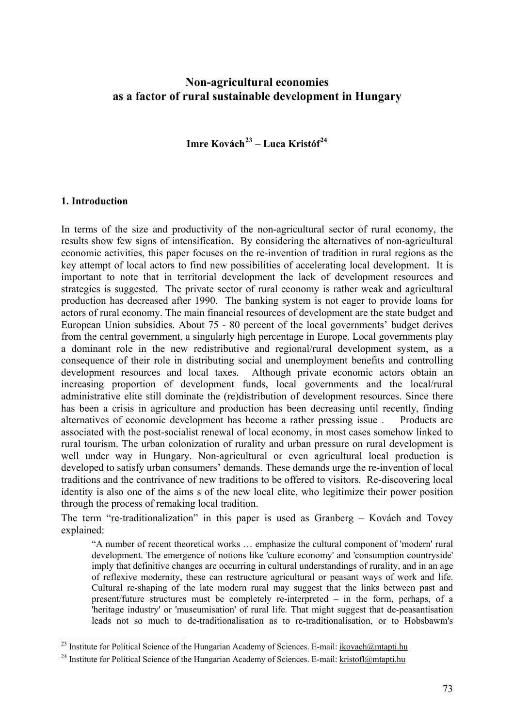# Non-agricultural economies as a factor of rural sustainable development in Hungary

**Imre Kovách[23] – Luca Kristóf[24]**

## 1. Introduction

In terms of the size and productivity of the non-agricultural sector of rural economy, the results show few signs of intensification. By considering the alternatives of non-agricultural economic activities, this paper focuses on the re-invention of tradition in rural regions as the key attempt of local actors to find new possibilities of accelerating local development. It is important to note that in territorial development the lack of development resources and strategies is suggested. The private sector of rural economy is rather weak and agricultural production has decreased after 1990. The banking system is not eager to provide loans for actors of rural economy. The main financial resources of development are the state budget and European Union subsidies. About 75 - 80 percent of the local governments' budget derives from the central government, a singularly high percentage in Europe. Local governments play a dominant role in the new redistributive and regional/rural development system, as a consequence of their role in distributing social and unemployment benefits and controlling development resources and local taxes. Although private economic actors obtain an increasing proportion of development funds, local governments and the local/rural administrative elite still dominate the (re)distribution of development resources. Since there has been a crisis in agriculture and production has been decreasing until recently, finding alternatives of economic development has become a rather pressing issue . Products are associated with the post-socialist renewal of local economy, in most cases somehow linked to rural tourism. The urban colonization of rurality and urban pressure on rural development is well under way in Hungary. Non-agricultural or even agricultural local production is developed to satisfy urban consumers' demands. These demands urge the re-invention of local traditions and the contrivance of new traditions to be offered to visitors. Re-discovering local identity is also one of the aims s of the new local elite, who legitimize their power position through the process of remaking local tradition.

The term "re-traditionalization" in this paper is used as Granberg – Kovách and Tovey explained:

> "A number of recent theoretical works … emphasize the cultural component of 'modern' rural development. The emergence of notions like 'culture economy' and 'consumption countryside' imply that definitive changes are occurring in cultural understandings of rurality, and in an age of reflexive modernity, these can restructure agricultural or peasant ways of work and life. Cultural re-shaping of the late modern rural may suggest that the links between past and present/future structures must be completely re-interpreted – in the form, perhaps, of a 'heritage industry' or 'museumisation' of rural life. That might suggest that de-peasantisation leads not so much to de-traditionalisation as to re-traditionalisation, or to Hobsbawm's

---

[23] Institute for Political Science of the Hungarian Academy of Sciences. E-mail: ikovach@mtapti.hu

[24] Institute for Political Science of the Hungarian Academy of Sciences. E-mail: kristofl@mtapti.hu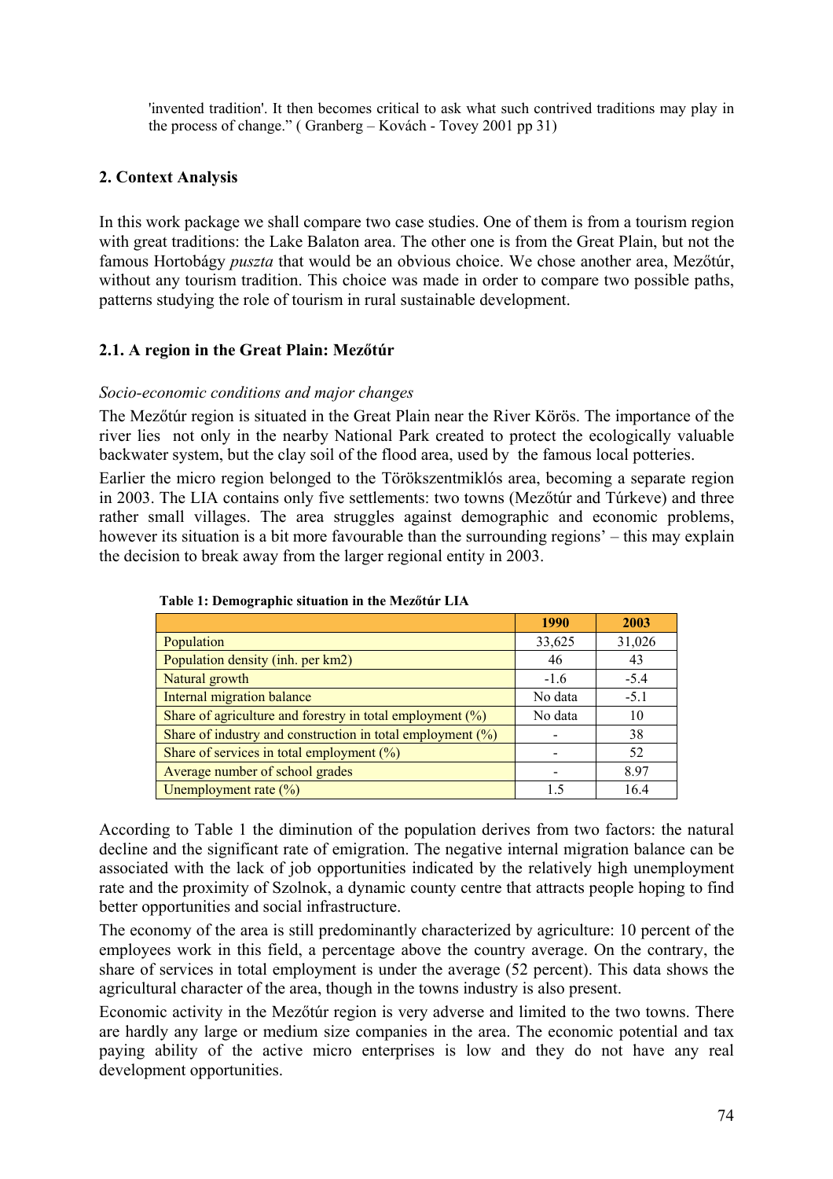'invented tradition'. It then becomes critical to ask what such contrived traditions may play in the process of change." ( Granberg – Kovách - Tovey 2001 pp 31)

## 2. Context Analysis

In this work package we shall compare two case studies. One of them is from a tourism region with great traditions: the Lake Balaton area. The other one is from the Great Plain, but not the famous Hortobágy *puszta* that would be an obvious choice. We chose another area, Mezőtúr, without any tourism tradition. This choice was made in order to compare two possible paths, patterns studying the role of tourism in rural sustainable development.

### 2.1. A region in the Great Plain: Mezőtúr

*Socio-economic conditions and major changes*

The Mezőtúr region is situated in the Great Plain near the River Körös. The importance of the river lies not only in the nearby National Park created to protect the ecologically valuable backwater system, but the clay soil of the flood area, used by the famous local potteries.

Earlier the micro region belonged to the Törökszentmiklós area, becoming a separate region in 2003. The LIA contains only five settlements: two towns (Mezőtúr and Túrkeve) and three rather small villages. The area struggles against demographic and economic problems, however its situation is a bit more favourable than the surrounding regions' – this may explain the decision to break away from the larger regional entity in 2003.

**Table 1: Demographic situation in the Mezőtúr LIA**

| | 1990 | 2003 |
|---|---|---|
| Population | 33,625 | 31,026 |
| Population density (inh. per km2) | 46 | 43 |
| Natural growth | -1.6 | -5.4 |
| Internal migration balance | No data | -5.1 |
| Share of agriculture and forestry in total employment (%) | No data | 10 |
| Share of industry and construction in total employment (%) | - | 38 |
| Share of services in total employment (%) | - | 52 |
| Average number of school grades | - | 8.97 |
| Unemployment rate (%) | 1.5 | 16.4 |

According to Table 1 the diminution of the population derives from two factors: the natural decline and the significant rate of emigration. The negative internal migration balance can be associated with the lack of job opportunities indicated by the relatively high unemployment rate and the proximity of Szolnok, a dynamic county centre that attracts people hoping to find better opportunities and social infrastructure.

The economy of the area is still predominantly characterized by agriculture: 10 percent of the employees work in this field, a percentage above the country average. On the contrary, the share of services in total employment is under the average (52 percent). This data shows the agricultural character of the area, though in the towns industry is also present.

Economic activity in the Mezőtúr region is very adverse and limited to the two towns. There are hardly any large or medium size companies in the area. The economic potential and tax paying ability of the active micro enterprises is low and they do not have any real development opportunities.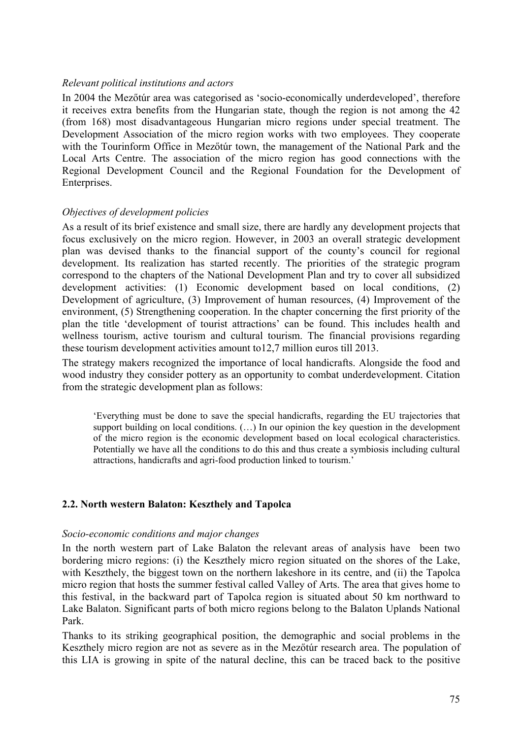*Relevant political institutions and actors*

In 2004 the Mezőtúr area was categorised as 'socio-economically underdeveloped', therefore it receives extra benefits from the Hungarian state, though the region is not among the 42 (from 168) most disadvantageous Hungarian micro regions under special treatment. The Development Association of the micro region works with two employees. They cooperate with the Tourinform Office in Mezőtúr town, the management of the National Park and the Local Arts Centre. The association of the micro region has good connections with the Regional Development Council and the Regional Foundation for the Development of Enterprises.

*Objectives of development policies*

As a result of its brief existence and small size, there are hardly any development projects that focus exclusively on the micro region. However, in 2003 an overall strategic development plan was devised thanks to the financial support of the county's council for regional development. Its realization has started recently. The priorities of the strategic program correspond to the chapters of the National Development Plan and try to cover all subsidized development activities: (1) Economic development based on local conditions, (2) Development of agriculture, (3) Improvement of human resources, (4) Improvement of the environment, (5) Strengthening cooperation. In the chapter concerning the first priority of the plan the title 'development of tourist attractions' can be found. This includes health and wellness tourism, active tourism and cultural tourism. The financial provisions regarding these tourism development activities amount to12,7 million euros till 2013.

The strategy makers recognized the importance of local handicrafts. Alongside the food and wood industry they consider pottery as an opportunity to combat underdevelopment. Citation from the strategic development plan as follows:

> 'Everything must be done to save the special handicrafts, regarding the EU trajectories that support building on local conditions. (…) In our opinion the key question in the development of the micro region is the economic development based on local ecological characteristics. Potentially we have all the conditions to do this and thus create a symbiosis including cultural attractions, handicrafts and agri-food production linked to tourism.'

### 2.2. North western Balaton: Keszthely and Tapolca

*Socio-economic conditions and major changes*

In the north western part of Lake Balaton the relevant areas of analysis have been two bordering micro regions: (i) the Keszthely micro region situated on the shores of the Lake, with Keszthely, the biggest town on the northern lakeshore in its centre, and (ii) the Tapolca micro region that hosts the summer festival called Valley of Arts. The area that gives home to this festival, in the backward part of Tapolca region is situated about 50 km northward to Lake Balaton. Significant parts of both micro regions belong to the Balaton Uplands National Park.

Thanks to its striking geographical position, the demographic and social problems in the Keszthely micro region are not as severe as in the Mezőtúr research area. The population of this LIA is growing in spite of the natural decline, this can be traced back to the positive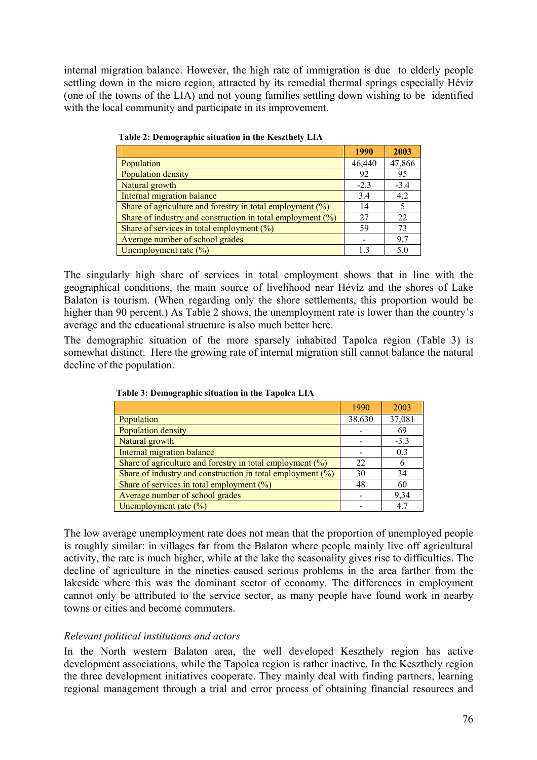internal migration balance. However, the high rate of immigration is due to elderly people settling down in the micro region, attracted by its remedial thermal springs especially Hévíz (one of the towns of the LIA) and not young families settling down wishing to be identified with the local community and participate in its improvement.

**Table 2: Demographic situation in the Keszthely LIA**

| | 1990 | 2003 |
|---|---|---|
| Population | 46,440 | 47,866 |
| Population density | 92 | 95 |
| Natural growth | -2.3 | -3.4 |
| Internal migration balance | 3.4 | 4.2 |
| Share of agriculture and forestry in total employment (%) | 14 | 5 |
| Share of industry and construction in total employment (%) | 27 | 22 |
| Share of services in total employment (%) | 59 | 73 |
| Average number of school grades | - | 9.7 |
| Unemployment rate (%) | 1.3 | 5.0 |

The singularly high share of services in total employment shows that in line with the geographical conditions, the main source of livelihood near Hévíz and the shores of Lake Balaton is tourism. (When regarding only the shore settlements, this proportion would be higher than 90 percent.) As Table 2 shows, the unemployment rate is lower than the country's average and the educational structure is also much better here.

The demographic situation of the more sparsely inhabited Tapolca region (Table 3) is somewhat distinct. Here the growing rate of internal migration still cannot balance the natural decline of the population.

**Table 3: Demographic situation in the Tapolca LIA**

| | 1990 | 2003 |
|---|---|---|
| Population | 38,630 | 37,081 |
| Population density | - | 69 |
| Natural growth | - | -3.3 |
| Internal migration balance | - | 0.3 |
| Share of agriculture and forestry in total employment (%) | 22 | 6 |
| Share of industry and construction in total employment (%) | 30 | 34 |
| Share of services in total employment (%) | 48 | 60 |
| Average number of school grades | - | 9,34 |
| Unemployment rate (%) | - | 4.7 |

The low average unemployment rate does not mean that the proportion of unemployed people is roughly similar: in villages far from the Balaton where people mainly live off agricultural activity, the rate is much higher, while at the lake the seasonality gives rise to difficulties. The decline of agriculture in the nineties caused serious problems in the area farther from the lakeside where this was the dominant sector of economy. The differences in employment cannot only be attributed to the service sector, as many people have found work in nearby towns or cities and become commuters.

*Relevant political institutions and actors*

In the North western Balaton area, the well developed Keszthely region has active development associations, while the Tapolca region is rather inactive. In the Keszthely region the three development initiatives cooperate. They mainly deal with finding partners, learning regional management through a trial and error process of obtaining financial resources and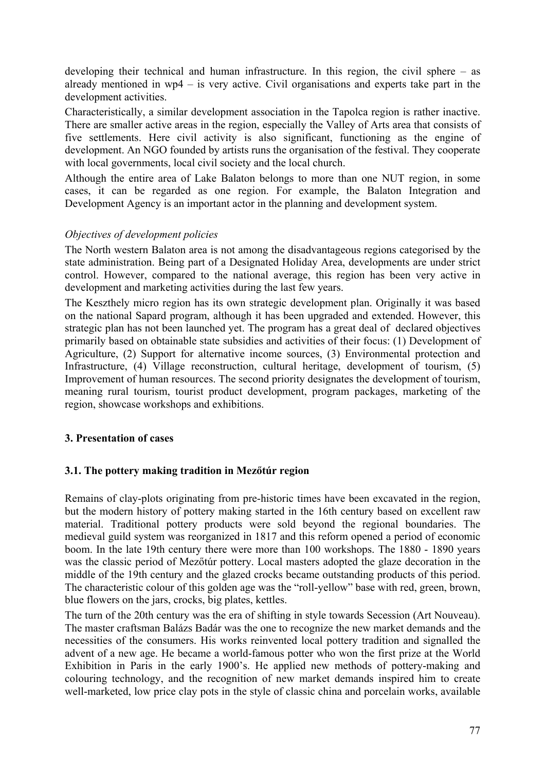developing their technical and human infrastructure. In this region, the civil sphere – as already mentioned in wp4 – is very active. Civil organisations and experts take part in the development activities.

Characteristically, a similar development association in the Tapolca region is rather inactive. There are smaller active areas in the region, especially the Valley of Arts area that consists of five settlements. Here civil activity is also significant, functioning as the engine of development. An NGO founded by artists runs the organisation of the festival. They cooperate with local governments, local civil society and the local church.

Although the entire area of Lake Balaton belongs to more than one NUT region, in some cases, it can be regarded as one region. For example, the Balaton Integration and Development Agency is an important actor in the planning and development system.

*Objectives of development policies*

The North western Balaton area is not among the disadvantageous regions categorised by the state administration. Being part of a Designated Holiday Area, developments are under strict control. However, compared to the national average, this region has been very active in development and marketing activities during the last few years.

The Keszthely micro region has its own strategic development plan. Originally it was based on the national Sapard program, although it has been upgraded and extended. However, this strategic plan has not been launched yet. The program has a great deal of declared objectives primarily based on obtainable state subsidies and activities of their focus: (1) Development of Agriculture, (2) Support for alternative income sources, (3) Environmental protection and Infrastructure, (4) Village reconstruction, cultural heritage, development of tourism, (5) Improvement of human resources. The second priority designates the development of tourism, meaning rural tourism, tourist product development, program packages, marketing of the region, showcase workshops and exhibitions.

## 3. Presentation of cases

### 3.1. The pottery making tradition in Mezőtúr region

Remains of clay-plots originating from pre-historic times have been excavated in the region, but the modern history of pottery making started in the 16th century based on excellent raw material. Traditional pottery products were sold beyond the regional boundaries. The medieval guild system was reorganized in 1817 and this reform opened a period of economic boom. In the late 19th century there were more than 100 workshops. The 1880 - 1890 years was the classic period of Mezőtúr pottery. Local masters adopted the glaze decoration in the middle of the 19th century and the glazed crocks became outstanding products of this period. The characteristic colour of this golden age was the "roll-yellow" base with red, green, brown, blue flowers on the jars, crocks, big plates, kettles.

The turn of the 20th century was the era of shifting in style towards Secession (Art Nouveau). The master craftsman Balázs Badár was the one to recognize the new market demands and the necessities of the consumers. His works reinvented local pottery tradition and signalled the advent of a new age. He became a world-famous potter who won the first prize at the World Exhibition in Paris in the early 1900's. He applied new methods of pottery-making and colouring technology, and the recognition of new market demands inspired him to create well-marketed, low price clay pots in the style of classic china and porcelain works, available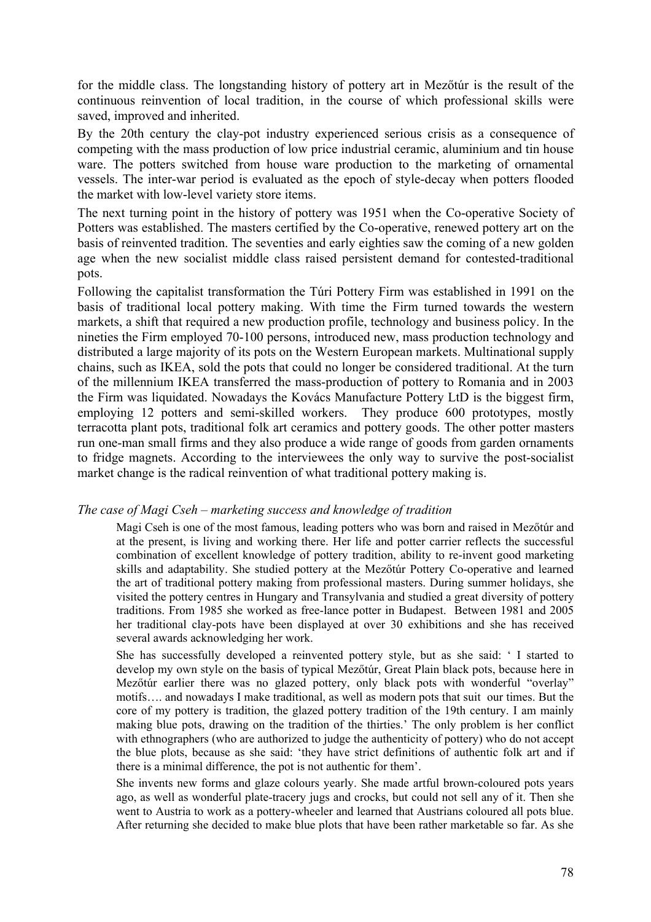for the middle class. The longstanding history of pottery art in Mezőtúr is the result of the continuous reinvention of local tradition, in the course of which professional skills were saved, improved and inherited.

By the 20th century the clay-pot industry experienced serious crisis as a consequence of competing with the mass production of low price industrial ceramic, aluminium and tin house ware. The potters switched from house ware production to the marketing of ornamental vessels. The inter-war period is evaluated as the epoch of style-decay when potters flooded the market with low-level variety store items.

The next turning point in the history of pottery was 1951 when the Co-operative Society of Potters was established. The masters certified by the Co-operative, renewed pottery art on the basis of reinvented tradition. The seventies and early eighties saw the coming of a new golden age when the new socialist middle class raised persistent demand for contested-traditional pots.

Following the capitalist transformation the Túri Pottery Firm was established in 1991 on the basis of traditional local pottery making. With time the Firm turned towards the western markets, a shift that required a new production profile, technology and business policy. In the nineties the Firm employed 70-100 persons, introduced new, mass production technology and distributed a large majority of its pots on the Western European markets. Multinational supply chains, such as IKEA, sold the pots that could no longer be considered traditional. At the turn of the millennium IKEA transferred the mass-production of pottery to Romania and in 2003 the Firm was liquidated. Nowadays the Kovács Manufacture Pottery LtD is the biggest firm, employing 12 potters and semi-skilled workers. They produce 600 prototypes, mostly terracotta plant pots, traditional folk art ceramics and pottery goods. The other potter masters run one-man small firms and they also produce a wide range of goods from garden ornaments to fridge magnets. According to the interviewees the only way to survive the post-socialist market change is the radical reinvention of what traditional pottery making is.

*The case of Magi Cseh – marketing success and knowledge of tradition*

> Magi Cseh is one of the most famous, leading potters who was born and raised in Mezőtúr and at the present, is living and working there. Her life and potter carrier reflects the successful combination of excellent knowledge of pottery tradition, ability to re-invent good marketing skills and adaptability. She studied pottery at the Mezőtúr Pottery Co-operative and learned the art of traditional pottery making from professional masters. During summer holidays, she visited the pottery centres in Hungary and Transylvania and studied a great diversity of pottery traditions. From 1985 she worked as free-lance potter in Budapest. Between 1981 and 2005 her traditional clay-pots have been displayed at over 30 exhibitions and she has received several awards acknowledging her work.
>
> She has successfully developed a reinvented pottery style, but as she said: ' I started to develop my own style on the basis of typical Mezőtúr, Great Plain black pots, because here in Mezőtúr earlier there was no glazed pottery, only black pots with wonderful "overlay" motifs…. and nowadays I make traditional, as well as modern pots that suit our times. But the core of my pottery is tradition, the glazed pottery tradition of the 19th century. I am mainly making blue pots, drawing on the tradition of the thirties.' The only problem is her conflict with ethnographers (who are authorized to judge the authenticity of pottery) who do not accept the blue plots, because as she said: 'they have strict definitions of authentic folk art and if there is a minimal difference, the pot is not authentic for them'.
>
> She invents new forms and glaze colours yearly. She made artful brown-coloured pots years ago, as well as wonderful plate-tracery jugs and crocks, but could not sell any of it. Then she went to Austria to work as a pottery-wheeler and learned that Austrians coloured all pots blue. After returning she decided to make blue plots that have been rather marketable so far. As she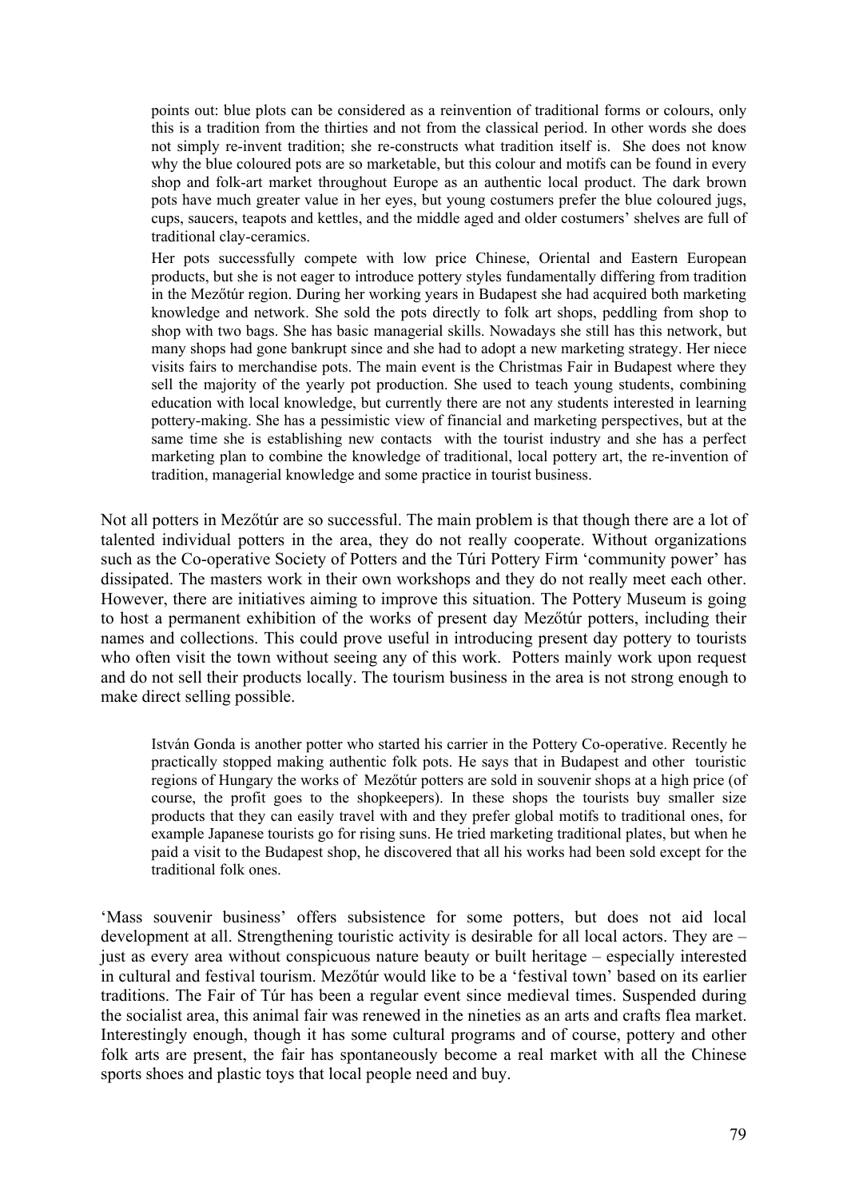> points out: blue plots can be considered as a reinvention of traditional forms or colours, only this is a tradition from the thirties and not from the classical period. In other words she does not simply re-invent tradition; she re-constructs what tradition itself is. She does not know why the blue coloured pots are so marketable, but this colour and motifs can be found in every shop and folk-art market throughout Europe as an authentic local product. The dark brown pots have much greater value in her eyes, but young costumers prefer the blue coloured jugs, cups, saucers, teapots and kettles, and the middle aged and older costumers' shelves are full of traditional clay-ceramics.
>
> Her pots successfully compete with low price Chinese, Oriental and Eastern European products, but she is not eager to introduce pottery styles fundamentally differing from tradition in the Mezőtúr region. During her working years in Budapest she had acquired both marketing knowledge and network. She sold the pots directly to folk art shops, peddling from shop to shop with two bags. She has basic managerial skills. Nowadays she still has this network, but many shops had gone bankrupt since and she had to adopt a new marketing strategy. Her niece visits fairs to merchandise pots. The main event is the Christmas Fair in Budapest where they sell the majority of the yearly pot production. She used to teach young students, combining education with local knowledge, but currently there are not any students interested in learning pottery-making. She has a pessimistic view of financial and marketing perspectives, but at the same time she is establishing new contacts with the tourist industry and she has a perfect marketing plan to combine the knowledge of traditional, local pottery art, the re-invention of tradition, managerial knowledge and some practice in tourist business.

Not all potters in Mezőtúr are so successful. The main problem is that though there are a lot of talented individual potters in the area, they do not really cooperate. Without organizations such as the Co-operative Society of Potters and the Túri Pottery Firm 'community power' has dissipated. The masters work in their own workshops and they do not really meet each other. However, there are initiatives aiming to improve this situation. The Pottery Museum is going to host a permanent exhibition of the works of present day Mezőtúr potters, including their names and collections. This could prove useful in introducing present day pottery to tourists who often visit the town without seeing any of this work. Potters mainly work upon request and do not sell their products locally. The tourism business in the area is not strong enough to make direct selling possible.

> István Gonda is another potter who started his carrier in the Pottery Co-operative. Recently he practically stopped making authentic folk pots. He says that in Budapest and other touristic regions of Hungary the works of Mezőtúr potters are sold in souvenir shops at a high price (of course, the profit goes to the shopkeepers). In these shops the tourists buy smaller size products that they can easily travel with and they prefer global motifs to traditional ones, for example Japanese tourists go for rising suns. He tried marketing traditional plates, but when he paid a visit to the Budapest shop, he discovered that all his works had been sold except for the traditional folk ones.

'Mass souvenir business' offers subsistence for some potters, but does not aid local development at all. Strengthening touristic activity is desirable for all local actors. They are – just as every area without conspicuous nature beauty or built heritage – especially interested in cultural and festival tourism. Mezőtúr would like to be a 'festival town' based on its earlier traditions. The Fair of Túr has been a regular event since medieval times. Suspended during the socialist area, this animal fair was renewed in the nineties as an arts and crafts flea market. Interestingly enough, though it has some cultural programs and of course, pottery and other folk arts are present, the fair has spontaneously become a real market with all the Chinese sports shoes and plastic toys that local people need and buy.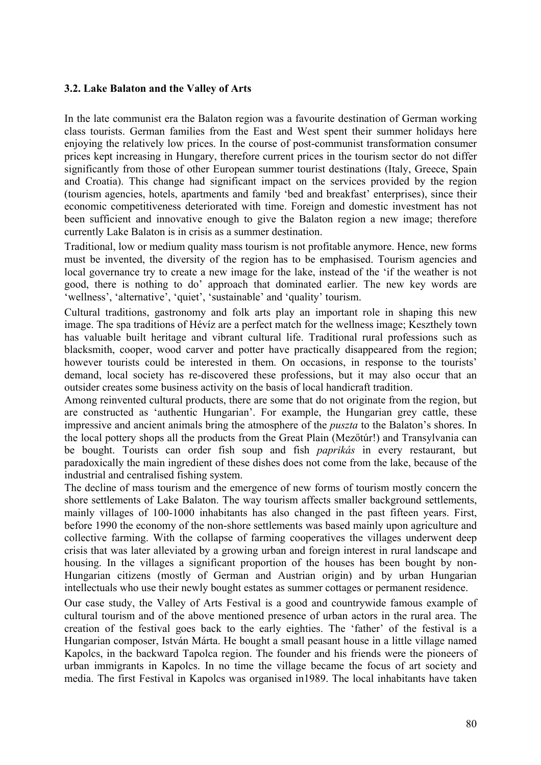### 3.2. Lake Balaton and the Valley of Arts

In the late communist era the Balaton region was a favourite destination of German working class tourists. German families from the East and West spent their summer holidays here enjoying the relatively low prices. In the course of post-communist transformation consumer prices kept increasing in Hungary, therefore current prices in the tourism sector do not differ significantly from those of other European summer tourist destinations (Italy, Greece, Spain and Croatia). This change had significant impact on the services provided by the region (tourism agencies, hotels, apartments and family 'bed and breakfast' enterprises), since their economic competitiveness deteriorated with time. Foreign and domestic investment has not been sufficient and innovative enough to give the Balaton region a new image; therefore currently Lake Balaton is in crisis as a summer destination.

Traditional, low or medium quality mass tourism is not profitable anymore. Hence, new forms must be invented, the diversity of the region has to be emphasised. Tourism agencies and local governance try to create a new image for the lake, instead of the 'if the weather is not good, there is nothing to do' approach that dominated earlier. The new key words are 'wellness', 'alternative', 'quiet', 'sustainable' and 'quality' tourism.

Cultural traditions, gastronomy and folk arts play an important role in shaping this new image. The spa traditions of Hévíz are a perfect match for the wellness image; Keszthely town has valuable built heritage and vibrant cultural life. Traditional rural professions such as blacksmith, cooper, wood carver and potter have practically disappeared from the region; however tourists could be interested in them. On occasions, in response to the tourists' demand, local society has re-discovered these professions, but it may also occur that an outsider creates some business activity on the basis of local handicraft tradition.

Among reinvented cultural products, there are some that do not originate from the region, but are constructed as 'authentic Hungarian'. For example, the Hungarian grey cattle, these impressive and ancient animals bring the atmosphere of the *puszta* to the Balaton's shores. In the local pottery shops all the products from the Great Plain (Mezőtúr!) and Transylvania can be bought. Tourists can order fish soup and fish *paprikás* in every restaurant, but paradoxically the main ingredient of these dishes does not come from the lake, because of the industrial and centralised fishing system.

The decline of mass tourism and the emergence of new forms of tourism mostly concern the shore settlements of Lake Balaton. The way tourism affects smaller background settlements, mainly villages of 100-1000 inhabitants has also changed in the past fifteen years. First, before 1990 the economy of the non-shore settlements was based mainly upon agriculture and collective farming. With the collapse of farming cooperatives the villages underwent deep crisis that was later alleviated by a growing urban and foreign interest in rural landscape and housing. In the villages a significant proportion of the houses has been bought by non-Hungarian citizens (mostly of German and Austrian origin) and by urban Hungarian intellectuals who use their newly bought estates as summer cottages or permanent residence.

Our case study, the Valley of Arts Festival is a good and countrywide famous example of cultural tourism and of the above mentioned presence of urban actors in the rural area. The creation of the festival goes back to the early eighties. The 'father' of the festival is a Hungarian composer, István Márta. He bought a small peasant house in a little village named Kapolcs, in the backward Tapolca region. The founder and his friends were the pioneers of urban immigrants in Kapolcs. In no time the village became the focus of art society and media. The first Festival in Kapolcs was organised in1989. The local inhabitants have taken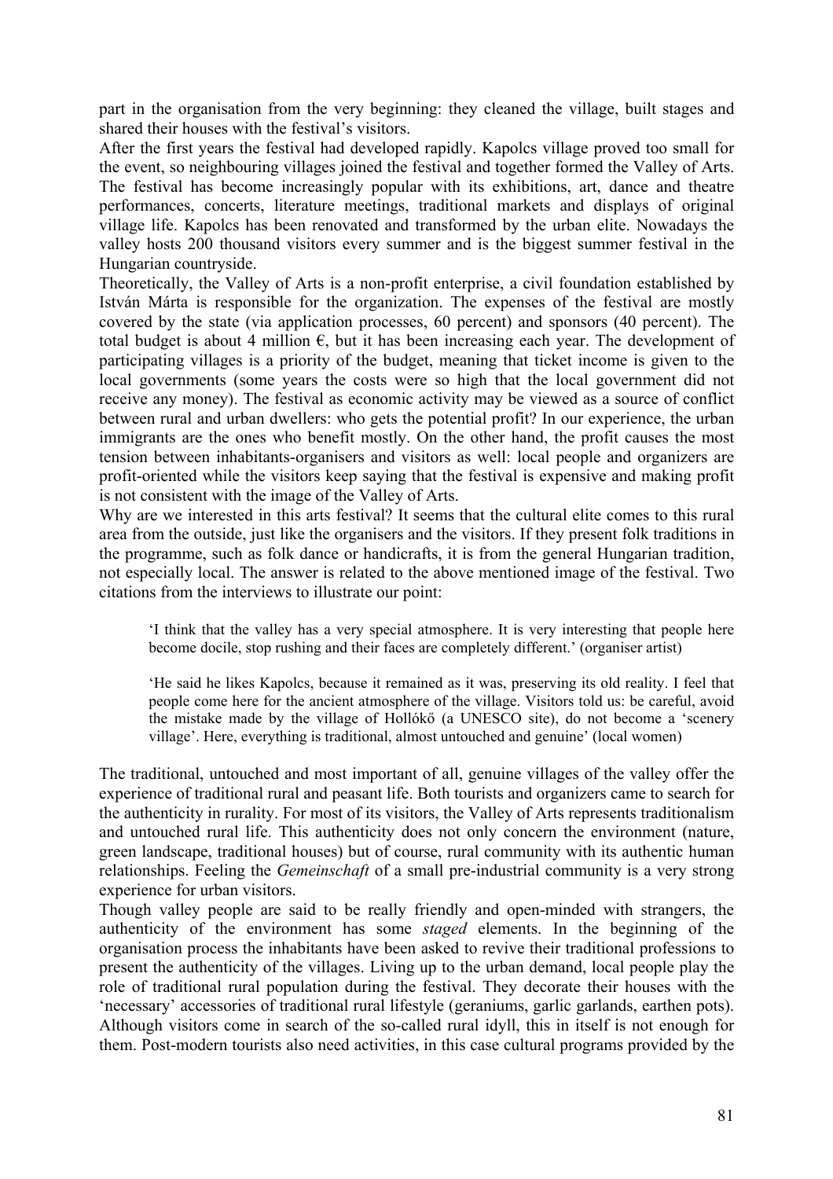part in the organisation from the very beginning: they cleaned the village, built stages and shared their houses with the festival's visitors.

After the first years the festival had developed rapidly. Kapolcs village proved too small for the event, so neighbouring villages joined the festival and together formed the Valley of Arts. The festival has become increasingly popular with its exhibitions, art, dance and theatre performances, concerts, literature meetings, traditional markets and displays of original village life. Kapolcs has been renovated and transformed by the urban elite. Nowadays the valley hosts 200 thousand visitors every summer and is the biggest summer festival in the Hungarian countryside.

Theoretically, the Valley of Arts is a non-profit enterprise, a civil foundation established by István Márta is responsible for the organization. The expenses of the festival are mostly covered by the state (via application processes, 60 percent) and sponsors (40 percent). The total budget is about 4 million €, but it has been increasing each year. The development of participating villages is a priority of the budget, meaning that ticket income is given to the local governments (some years the costs were so high that the local government did not receive any money). The festival as economic activity may be viewed as a source of conflict between rural and urban dwellers: who gets the potential profit? In our experience, the urban immigrants are the ones who benefit mostly. On the other hand, the profit causes the most tension between inhabitants-organisers and visitors as well: local people and organizers are profit-oriented while the visitors keep saying that the festival is expensive and making profit is not consistent with the image of the Valley of Arts.

Why are we interested in this arts festival? It seems that the cultural elite comes to this rural area from the outside, just like the organisers and the visitors. If they present folk traditions in the programme, such as folk dance or handicrafts, it is from the general Hungarian tradition, not especially local. The answer is related to the above mentioned image of the festival. Two citations from the interviews to illustrate our point:

> 'I think that the valley has a very special atmosphere. It is very interesting that people here become docile, stop rushing and their faces are completely different.' (organiser artist)

> 'He said he likes Kapolcs, because it remained as it was, preserving its old reality. I feel that people come here for the ancient atmosphere of the village. Visitors told us: be careful, avoid the mistake made by the village of Hollókő (a UNESCO site), do not become a 'scenery village'. Here, everything is traditional, almost untouched and genuine' (local women)

The traditional, untouched and most important of all, genuine villages of the valley offer the experience of traditional rural and peasant life. Both tourists and organizers came to search for the authenticity in rurality. For most of its visitors, the Valley of Arts represents traditionalism and untouched rural life. This authenticity does not only concern the environment (nature, green landscape, traditional houses) but of course, rural community with its authentic human relationships. Feeling the *Gemeinschaft* of a small pre-industrial community is a very strong experience for urban visitors.

Though valley people are said to be really friendly and open-minded with strangers, the authenticity of the environment has some *staged* elements. In the beginning of the organisation process the inhabitants have been asked to revive their traditional professions to present the authenticity of the villages. Living up to the urban demand, local people play the role of traditional rural population during the festival. They decorate their houses with the 'necessary' accessories of traditional rural lifestyle (geraniums, garlic garlands, earthen pots). Although visitors come in search of the so-called rural idyll, this in itself is not enough for them. Post-modern tourists also need activities, in this case cultural programs provided by the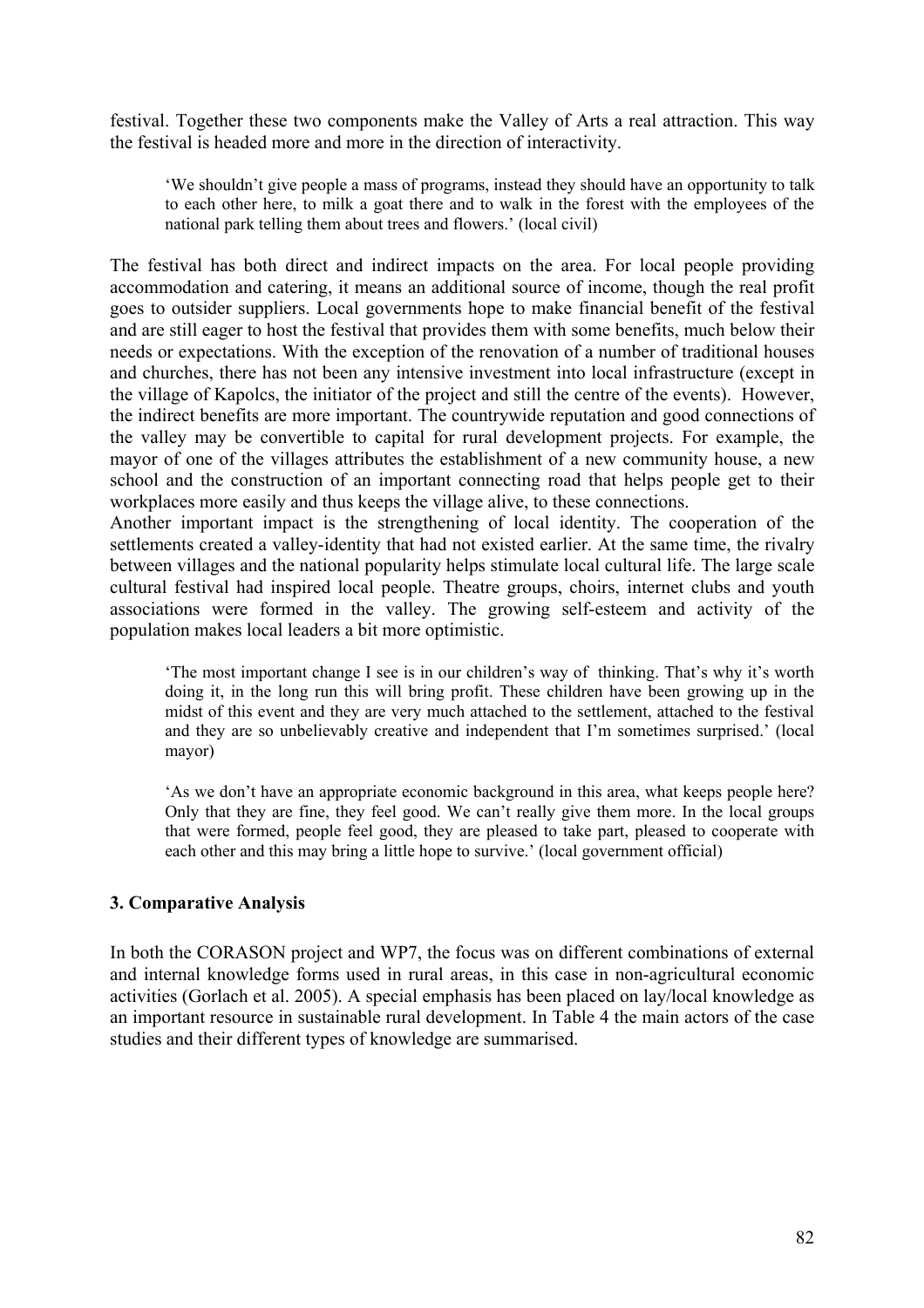festival. Together these two components make the Valley of Arts a real attraction. This way the festival is headed more and more in the direction of interactivity.

> 'We shouldn't give people a mass of programs, instead they should have an opportunity to talk to each other here, to milk a goat there and to walk in the forest with the employees of the national park telling them about trees and flowers.' (local civil)

The festival has both direct and indirect impacts on the area. For local people providing accommodation and catering, it means an additional source of income, though the real profit goes to outsider suppliers. Local governments hope to make financial benefit of the festival and are still eager to host the festival that provides them with some benefits, much below their needs or expectations. With the exception of the renovation of a number of traditional houses and churches, there has not been any intensive investment into local infrastructure (except in the village of Kapolcs, the initiator of the project and still the centre of the events). However, the indirect benefits are more important. The countrywide reputation and good connections of the valley may be convertible to capital for rural development projects. For example, the mayor of one of the villages attributes the establishment of a new community house, a new school and the construction of an important connecting road that helps people get to their workplaces more easily and thus keeps the village alive, to these connections.

Another important impact is the strengthening of local identity. The cooperation of the settlements created a valley-identity that had not existed earlier. At the same time, the rivalry between villages and the national popularity helps stimulate local cultural life. The large scale cultural festival had inspired local people. Theatre groups, choirs, internet clubs and youth associations were formed in the valley. The growing self-esteem and activity of the population makes local leaders a bit more optimistic.

> 'The most important change I see is in our children's way of thinking. That's why it's worth doing it, in the long run this will bring profit. These children have been growing up in the midst of this event and they are very much attached to the settlement, attached to the festival and they are so unbelievably creative and independent that I'm sometimes surprised.' (local mayor)

> 'As we don't have an appropriate economic background in this area, what keeps people here? Only that they are fine, they feel good. We can't really give them more. In the local groups that were formed, people feel good, they are pleased to take part, pleased to cooperate with each other and this may bring a little hope to survive.' (local government official)

### 3. Comparative Analysis

In both the CORASON project and WP7, the focus was on different combinations of external and internal knowledge forms used in rural areas, in this case in non-agricultural economic activities (Gorlach et al. 2005). A special emphasis has been placed on lay/local knowledge as an important resource in sustainable rural development. In Table 4 the main actors of the case studies and their different types of knowledge are summarised.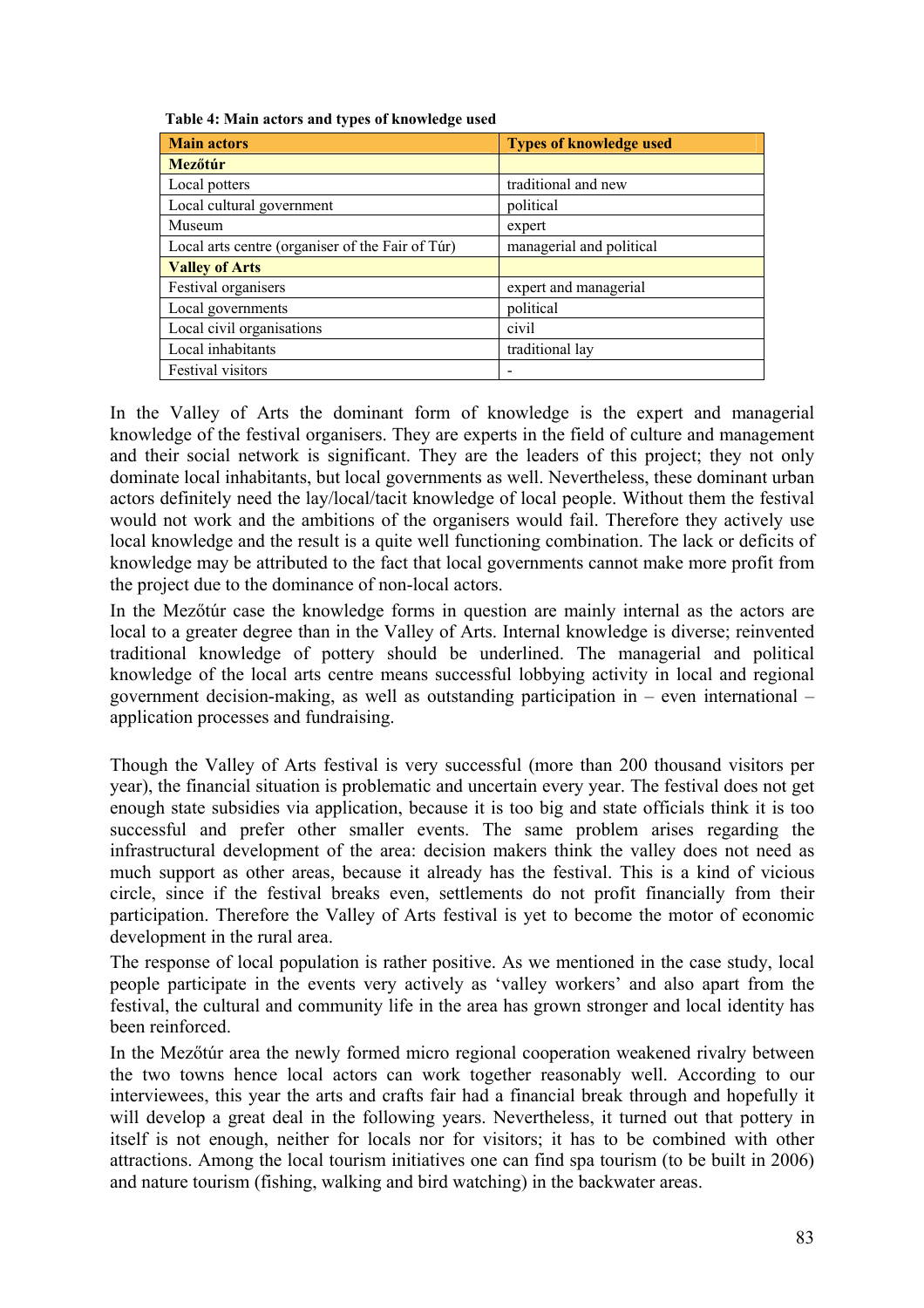**Table 4: Main actors and types of knowledge used**

| Main actors | Types of knowledge used |
|---|---|
| **Mezőtúr** | |
| Local potters | traditional and new |
| Local cultural government | political |
| Museum | expert |
| Local arts centre (organiser of the Fair of Túr) | managerial and political |
| **Valley of Arts** | |
| Festival organisers | expert and managerial |
| Local governments | political |
| Local civil organisations | civil |
| Local inhabitants | traditional lay |
| Festival visitors | - |

In the Valley of Arts the dominant form of knowledge is the expert and managerial knowledge of the festival organisers. They are experts in the field of culture and management and their social network is significant. They are the leaders of this project; they not only dominate local inhabitants, but local governments as well. Nevertheless, these dominant urban actors definitely need the lay/local/tacit knowledge of local people. Without them the festival would not work and the ambitions of the organisers would fail. Therefore they actively use local knowledge and the result is a quite well functioning combination. The lack or deficits of knowledge may be attributed to the fact that local governments cannot make more profit from the project due to the dominance of non-local actors.

In the Mezőtúr case the knowledge forms in question are mainly internal as the actors are local to a greater degree than in the Valley of Arts. Internal knowledge is diverse; reinvented traditional knowledge of pottery should be underlined. The managerial and political knowledge of the local arts centre means successful lobbying activity in local and regional government decision-making, as well as outstanding participation in – even international – application processes and fundraising.

Though the Valley of Arts festival is very successful (more than 200 thousand visitors per year), the financial situation is problematic and uncertain every year. The festival does not get enough state subsidies via application, because it is too big and state officials think it is too successful and prefer other smaller events. The same problem arises regarding the infrastructural development of the area: decision makers think the valley does not need as much support as other areas, because it already has the festival. This is a kind of vicious circle, since if the festival breaks even, settlements do not profit financially from their participation. Therefore the Valley of Arts festival is yet to become the motor of economic development in the rural area.

The response of local population is rather positive. As we mentioned in the case study, local people participate in the events very actively as 'valley workers' and also apart from the festival, the cultural and community life in the area has grown stronger and local identity has been reinforced.

In the Mezőtúr area the newly formed micro regional cooperation weakened rivalry between the two towns hence local actors can work together reasonably well. According to our interviewees, this year the arts and crafts fair had a financial break through and hopefully it will develop a great deal in the following years. Nevertheless, it turned out that pottery in itself is not enough, neither for locals nor for visitors; it has to be combined with other attractions. Among the local tourism initiatives one can find spa tourism (to be built in 2006) and nature tourism (fishing, walking and bird watching) in the backwater areas.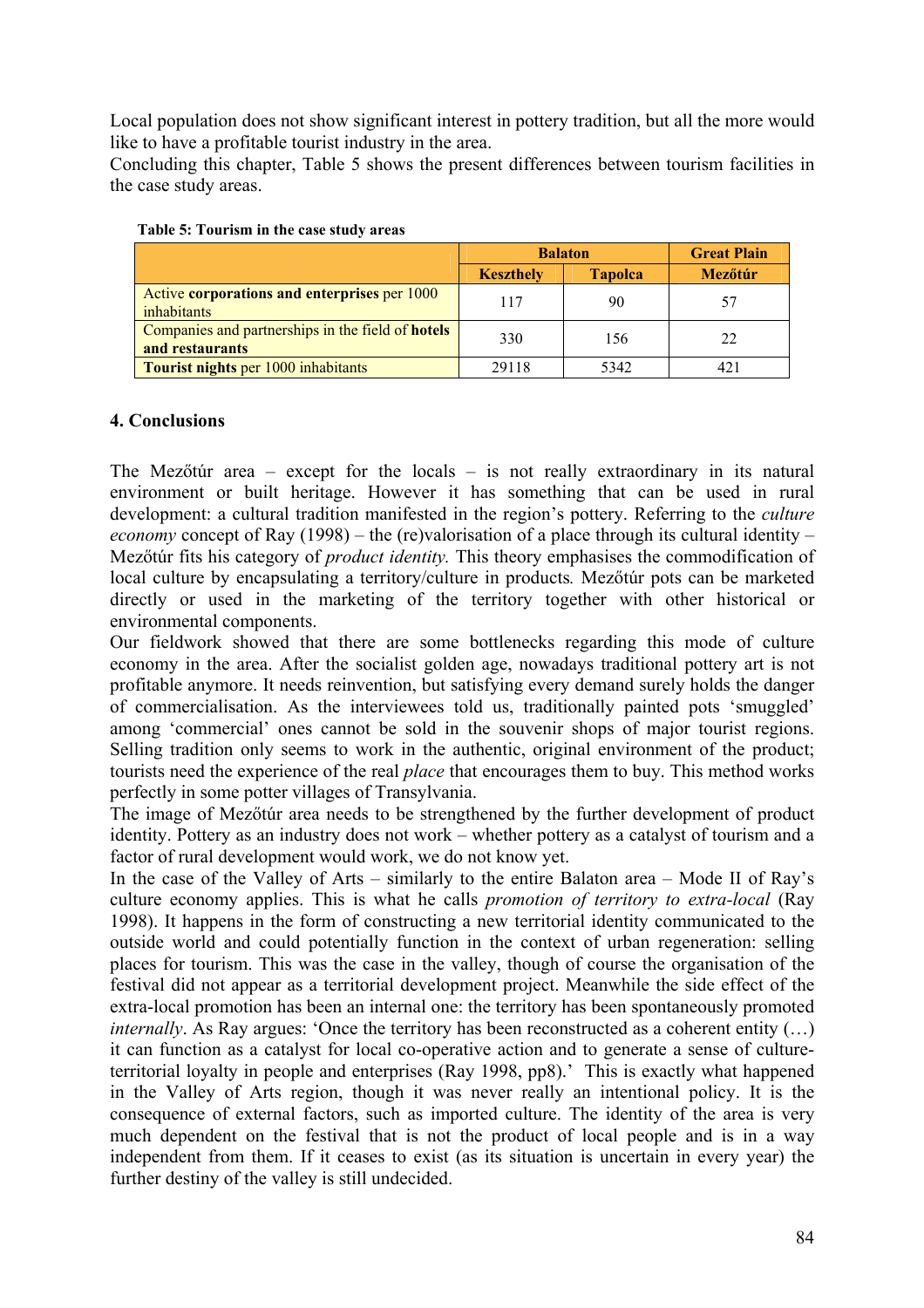Local population does not show significant interest in pottery tradition, but all the more would like to have a profitable tourist industry in the area.
Concluding this chapter, Table 5 shows the present differences between tourism facilities in the case study areas.

**Table 5: Tourism in the case study areas**

| | Balaton | | Great Plain |
|---|---|---|---|
| | **Keszthely** | **Tapolca** | **Mezőtúr** |
| Active **corporations and enterprises** per 1000 inhabitants | 117 | 90 | 57 |
| Companies and partnerships in the field of **hotels and restaurants** | 330 | 156 | 22 |
| **Tourist nights** per 1000 inhabitants | 29118 | 5342 | 421 |

## 4. Conclusions

The Mezőtúr area – except for the locals – is not really extraordinary in its natural environment or built heritage. However it has something that can be used in rural development: a cultural tradition manifested in the region's pottery. Referring to the *culture economy* concept of Ray (1998) – the (re)valorisation of a place through its cultural identity – Mezőtúr fits his category of *product identity.* This theory emphasises the commodification of local culture by encapsulating a territory/culture in products*.* Mezőtúr pots can be marketed directly or used in the marketing of the territory together with other historical or environmental components.
Our fieldwork showed that there are some bottlenecks regarding this mode of culture economy in the area. After the socialist golden age, nowadays traditional pottery art is not profitable anymore. It needs reinvention, but satisfying every demand surely holds the danger of commercialisation. As the interviewees told us, traditionally painted pots 'smuggled' among 'commercial' ones cannot be sold in the souvenir shops of major tourist regions. Selling tradition only seems to work in the authentic, original environment of the product; tourists need the experience of the real *place* that encourages them to buy. This method works perfectly in some potter villages of Transylvania.
The image of Mezőtúr area needs to be strengthened by the further development of product identity. Pottery as an industry does not work – whether pottery as a catalyst of tourism and a factor of rural development would work, we do not know yet.
In the case of the Valley of Arts – similarly to the entire Balaton area – Mode II of Ray's culture economy applies. This is what he calls *promotion of territory to extra-local* (Ray 1998). It happens in the form of constructing a new territorial identity communicated to the outside world and could potentially function in the context of urban regeneration: selling places for tourism. This was the case in the valley, though of course the organisation of the festival did not appear as a territorial development project. Meanwhile the side effect of the extra-local promotion has been an internal one: the territory has been spontaneously promoted *internally*. As Ray argues: 'Once the territory has been reconstructed as a coherent entity (…) it can function as a catalyst for local co-operative action and to generate a sense of culture-territorial loyalty in people and enterprises (Ray 1998, pp8).' This is exactly what happened in the Valley of Arts region, though it was never really an intentional policy. It is the consequence of external factors, such as imported culture. The identity of the area is very much dependent on the festival that is not the product of local people and is in a way independent from them. If it ceases to exist (as its situation is uncertain in every year) the further destiny of the valley is still undecided.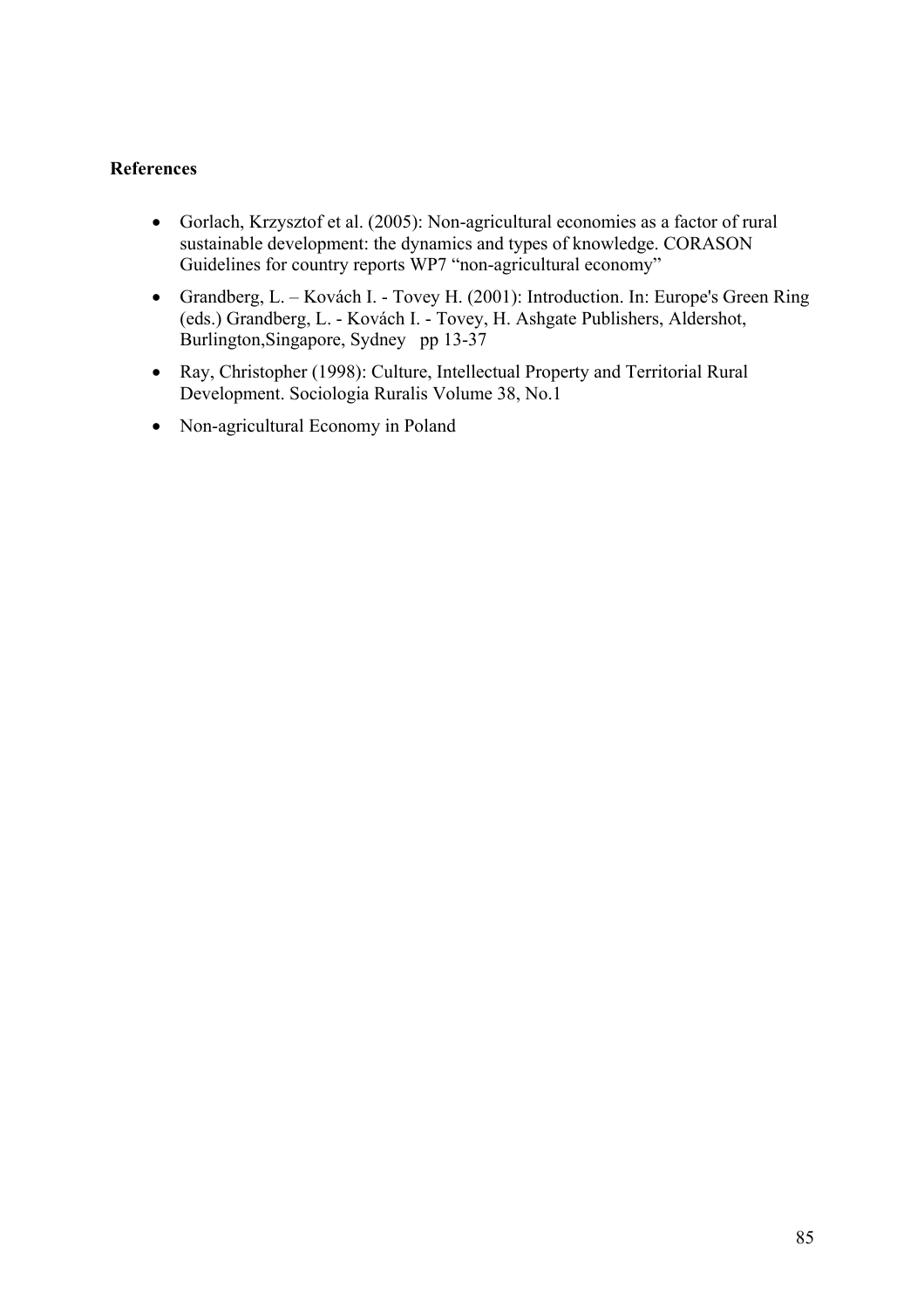**References**

- Gorlach, Krzysztof et al. (2005): Non-agricultural economies as a factor of rural sustainable development: the dynamics and types of knowledge. CORASON Guidelines for country reports WP7 "non-agricultural economy"
- Grandberg, L. – Kovách I. - Tovey H. (2001): Introduction. In: Europe's Green Ring (eds.) Grandberg, L. - Kovách I. - Tovey, H. Ashgate Publishers, Aldershot, Burlington,Singapore, Sydney pp 13-37
- Ray, Christopher (1998): Culture, Intellectual Property and Territorial Rural Development. Sociologia Ruralis Volume 38, No.1
- Non-agricultural Economy in Poland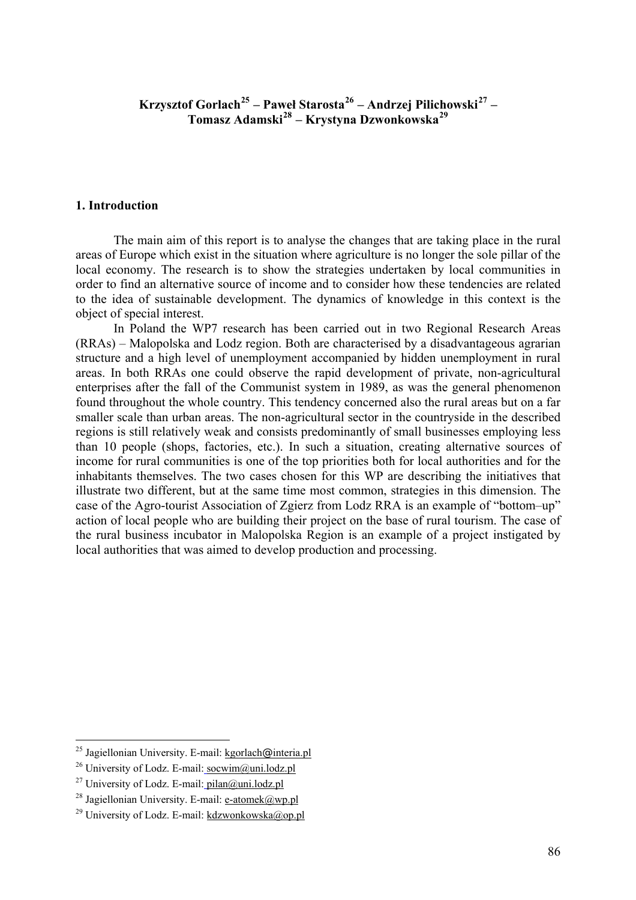**Krzysztof Gorlach[25] – Paweł Starosta[26] – Andrzej Pilichowski[27] – Tomasz Adamski[28] – Krystyna Dzwonkowska[29]**

## 1. Introduction

The main aim of this report is to analyse the changes that are taking place in the rural areas of Europe which exist in the situation where agriculture is no longer the sole pillar of the local economy. The research is to show the strategies undertaken by local communities in order to find an alternative source of income and to consider how these tendencies are related to the idea of sustainable development. The dynamics of knowledge in this context is the object of special interest.

In Poland the WP7 research has been carried out in two Regional Research Areas (RRAs) – Malopolska and Lodz region. Both are characterised by a disadvantageous agrarian structure and a high level of unemployment accompanied by hidden unemployment in rural areas. In both RRAs one could observe the rapid development of private, non-agricultural enterprises after the fall of the Communist system in 1989, as was the general phenomenon found throughout the whole country. This tendency concerned also the rural areas but on a far smaller scale than urban areas. The non-agricultural sector in the countryside in the described regions is still relatively weak and consists predominantly of small businesses employing less than 10 people (shops, factories, etc.). In such a situation, creating alternative sources of income for rural communities is one of the top priorities both for local authorities and for the inhabitants themselves. The two cases chosen for this WP are describing the initiatives that illustrate two different, but at the same time most common, strategies in this dimension. The case of the Agro-tourist Association of Zgierz from Lodz RRA is an example of "bottom–up" action of local people who are building their project on the base of rural tourism. The case of the rural business incubator in Malopolska Region is an example of a project instigated by local authorities that was aimed to develop production and processing.

---

[25] Jagiellonian University. E-mail: kgorlach@interia.pl

[26] University of Lodz. E-mail: socwim@uni.lodz.pl

[27] University of Lodz. E-mail: pilan@uni.lodz.pl

[28] Jagiellonian University. E-mail: e-atomek@wp.pl

[29] University of Lodz. E-mail: kdzwonkowska@op.pl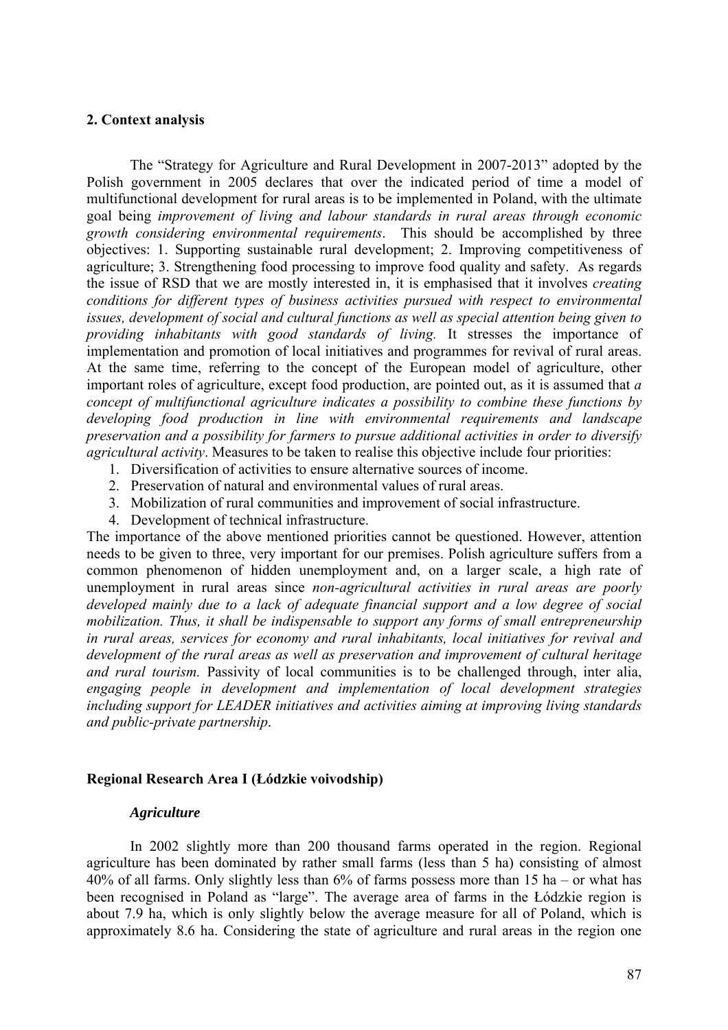## 2. Context analysis

The "Strategy for Agriculture and Rural Development in 2007-2013" adopted by the Polish government in 2005 declares that over the indicated period of time a model of multifunctional development for rural areas is to be implemented in Poland, with the ultimate goal being *improvement of living and labour standards in rural areas through economic growth considering environmental requirements*. This should be accomplished by three objectives: 1. Supporting sustainable rural development; 2. Improving competitiveness of agriculture; 3. Strengthening food processing to improve food quality and safety. As regards the issue of RSD that we are mostly interested in, it is emphasised that it involves *creating conditions for different types of business activities pursued with respect to environmental issues, development of social and cultural functions as well as special attention being given to providing inhabitants with good standards of living.* It stresses the importance of implementation and promotion of local initiatives and programmes for revival of rural areas. At the same time, referring to the concept of the European model of agriculture, other important roles of agriculture, except food production, are pointed out, as it is assumed that *a concept of multifunctional agriculture indicates a possibility to combine these functions by developing food production in line with environmental requirements and landscape preservation and a possibility for farmers to pursue additional activities in order to diversify agricultural activity*. Measures to be taken to realise this objective include four priorities:

1. Diversification of activities to ensure alternative sources of income.
2. Preservation of natural and environmental values of rural areas.
3. Mobilization of rural communities and improvement of social infrastructure.
4. Development of technical infrastructure.

The importance of the above mentioned priorities cannot be questioned. However, attention needs to be given to three, very important for our premises. Polish agriculture suffers from a common phenomenon of hidden unemployment and, on a larger scale, a high rate of unemployment in rural areas since *non-agricultural activities in rural areas are poorly developed mainly due to a lack of adequate financial support and a low degree of social mobilization. Thus, it shall be indispensable to support any forms of small entrepreneurship in rural areas, services for economy and rural inhabitants, local initiatives for revival and development of the rural areas as well as preservation and improvement of cultural heritage and rural tourism.* Passivity of local communities is to be challenged through, inter alia, *engaging people in development and implementation of local development strategies including support for LEADER initiatives and activities aiming at improving living standards and public-private partnership*.

### Regional Research Area I (Łódzkie voivodship)

#### *Agriculture*

In 2002 slightly more than 200 thousand farms operated in the region. Regional agriculture has been dominated by rather small farms (less than 5 ha) consisting of almost 40% of all farms. Only slightly less than 6% of farms possess more than 15 ha – or what has been recognised in Poland as "large". The average area of farms in the Łódzkie region is about 7.9 ha, which is only slightly below the average measure for all of Poland, which is approximately 8.6 ha. Considering the state of agriculture and rural areas in the region one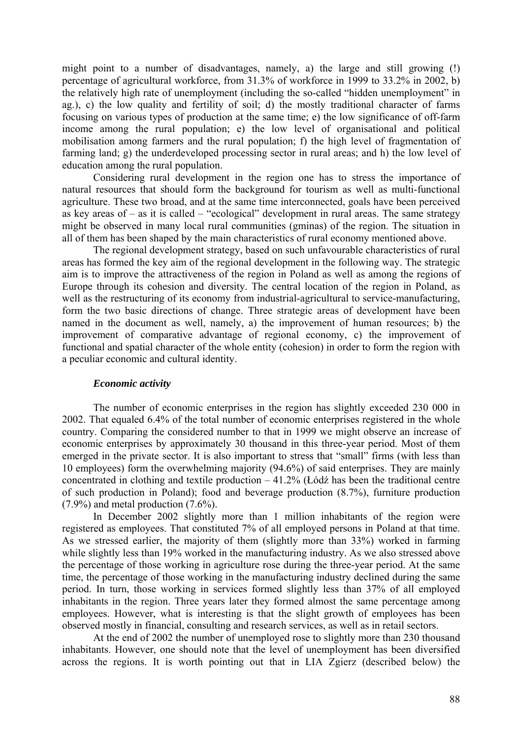might point to a number of disadvantages, namely, a) the large and still growing (!) percentage of agricultural workforce, from 31.3% of workforce in 1999 to 33.2% in 2002, b) the relatively high rate of unemployment (including the so-called "hidden unemployment" in ag.), c) the low quality and fertility of soil; d) the mostly traditional character of farms focusing on various types of production at the same time; e) the low significance of off-farm income among the rural population; e) the low level of organisational and political mobilisation among farmers and the rural population; f) the high level of fragmentation of farming land; g) the underdeveloped processing sector in rural areas; and h) the low level of education among the rural population.

Considering rural development in the region one has to stress the importance of natural resources that should form the background for tourism as well as multi-functional agriculture. These two broad, and at the same time interconnected, goals have been perceived as key areas of – as it is called – "ecological" development in rural areas. The same strategy might be observed in many local rural communities (gminas) of the region. The situation in all of them has been shaped by the main characteristics of rural economy mentioned above.

The regional development strategy, based on such unfavourable characteristics of rural areas has formed the key aim of the regional development in the following way. The strategic aim is to improve the attractiveness of the region in Poland as well as among the regions of Europe through its cohesion and diversity. The central location of the region in Poland, as well as the restructuring of its economy from industrial-agricultural to service-manufacturing, form the two basic directions of change. Three strategic areas of development have been named in the document as well, namely, a) the improvement of human resources; b) the improvement of comparative advantage of regional economy, c) the improvement of functional and spatial character of the whole entity (cohesion) in order to form the region with a peculiar economic and cultural identity.

### *Economic activity*

The number of economic enterprises in the region has slightly exceeded 230 000 in 2002. That equaled 6.4% of the total number of economic enterprises registered in the whole country. Comparing the considered number to that in 1999 we might observe an increase of economic enterprises by approximately 30 thousand in this three-year period. Most of them emerged in the private sector. It is also important to stress that "small" firms (with less than 10 employees) form the overwhelming majority (94.6%) of said enterprises. They are mainly concentrated in clothing and textile production – 41.2% (Łódź has been the traditional centre of such production in Poland); food and beverage production (8.7%), furniture production (7.9%) and metal production (7.6%).

In December 2002 slightly more than 1 million inhabitants of the region were registered as employees. That constituted 7% of all employed persons in Poland at that time. As we stressed earlier, the majority of them (slightly more than 33%) worked in farming while slightly less than 19% worked in the manufacturing industry. As we also stressed above the percentage of those working in agriculture rose during the three-year period. At the same time, the percentage of those working in the manufacturing industry declined during the same period. In turn, those working in services formed slightly less than 37% of all employed inhabitants in the region. Three years later they formed almost the same percentage among employees. However, what is interesting is that the slight growth of employees has been observed mostly in financial, consulting and research services, as well as in retail sectors.

At the end of 2002 the number of unemployed rose to slightly more than 230 thousand inhabitants. However, one should note that the level of unemployment has been diversified across the regions. It is worth pointing out that in LIA Zgierz (described below) the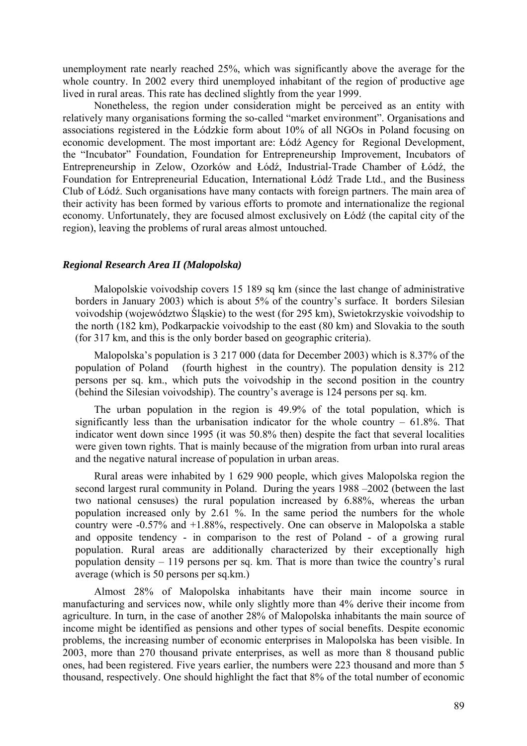unemployment rate nearly reached 25%, which was significantly above the average for the whole country. In 2002 every third unemployed inhabitant of the region of productive age lived in rural areas. This rate has declined slightly from the year 1999.

Nonetheless, the region under consideration might be perceived as an entity with relatively many organisations forming the so-called "market environment". Organisations and associations registered in the Łódzkie form about 10% of all NGOs in Poland focusing on economic development. The most important are: Łódź Agency for Regional Development, the "Incubator" Foundation, Foundation for Entrepreneurship Improvement, Incubators of Entrepreneurship in Zelow, Ozorków and Łódź, Industrial-Trade Chamber of Łódź, the Foundation for Entrepreneurial Education, International Łódź Trade Ltd., and the Business Club of Łódź. Such organisations have many contacts with foreign partners. The main area of their activity has been formed by various efforts to promote and internationalize the regional economy. Unfortunately, they are focused almost exclusively on Łódź (the capital city of the region), leaving the problems of rural areas almost untouched.

### *Regional Research Area II (Malopolska)*

Malopolskie voivodship covers 15 189 sq km (since the last change of administrative borders in January 2003) which is about 5% of the country's surface. It borders Silesian voivodship (województwo Śląskie) to the west (for 295 km), Swietokrzyskie voivodship to the north (182 km), Podkarpackie voivodship to the east (80 km) and Slovakia to the south (for 317 km, and this is the only border based on geographic criteria).

Malopolska's population is 3 217 000 (data for December 2003) which is 8.37% of the population of Poland (fourth highest in the country). The population density is 212 persons per sq. km., which puts the voivodship in the second position in the country (behind the Silesian voivodship). The country's average is 124 persons per sq. km.

The urban population in the region is 49.9% of the total population, which is significantly less than the urbanisation indicator for the whole country – 61.8%. That indicator went down since 1995 (it was 50.8% then) despite the fact that several localities were given town rights. That is mainly because of the migration from urban into rural areas and the negative natural increase of population in urban areas.

Rural areas were inhabited by 1 629 900 people, which gives Malopolska region the second largest rural community in Poland. During the years 1988 –2002 (between the last two national censuses) the rural population increased by 6.88%, whereas the urban population increased only by 2.61 %. In the same period the numbers for the whole country were -0.57% and +1.88%, respectively. One can observe in Malopolska a stable and opposite tendency - in comparison to the rest of Poland - of a growing rural population. Rural areas are additionally characterized by their exceptionally high population density – 119 persons per sq. km. That is more than twice the country's rural average (which is 50 persons per sq.km.)

Almost 28% of Malopolska inhabitants have their main income source in manufacturing and services now, while only slightly more than 4% derive their income from agriculture. In turn, in the case of another 28% of Malopolska inhabitants the main source of income might be identified as pensions and other types of social benefits. Despite economic problems, the increasing number of economic enterprises in Malopolska has been visible. In 2003, more than 270 thousand private enterprises, as well as more than 8 thousand public ones, had been registered. Five years earlier, the numbers were 223 thousand and more than 5 thousand, respectively. One should highlight the fact that 8% of the total number of economic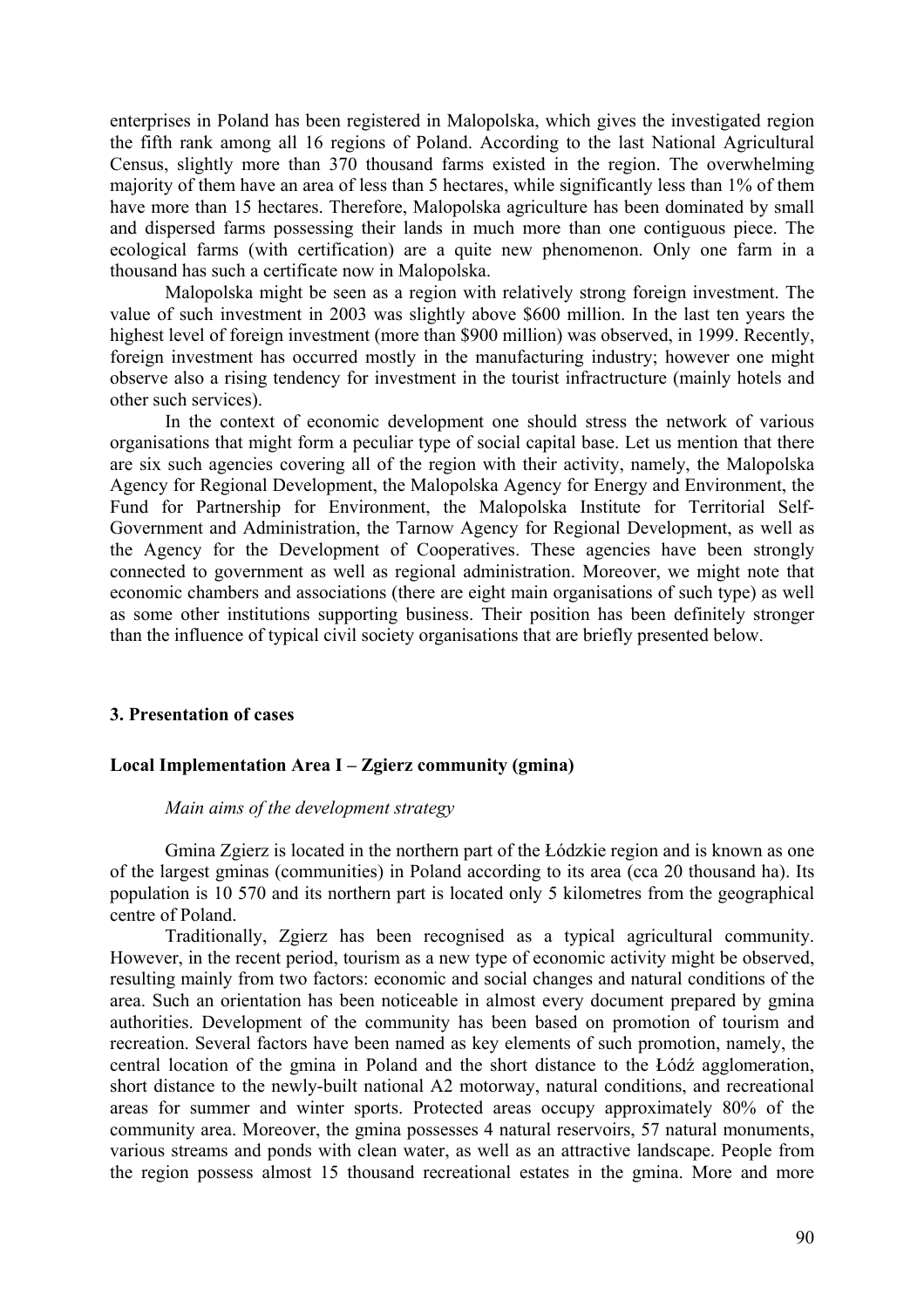enterprises in Poland has been registered in Malopolska, which gives the investigated region the fifth rank among all 16 regions of Poland. According to the last National Agricultural Census, slightly more than 370 thousand farms existed in the region. The overwhelming majority of them have an area of less than 5 hectares, while significantly less than 1% of them have more than 15 hectares. Therefore, Malopolska agriculture has been dominated by small and dispersed farms possessing their lands in much more than one contiguous piece. The ecological farms (with certification) are a quite new phenomenon. Only one farm in a thousand has such a certificate now in Malopolska.

Malopolska might be seen as a region with relatively strong foreign investment. The value of such investment in 2003 was slightly above $600 million. In the last ten years the highest level of foreign investment (more than $900 million) was observed, in 1999. Recently, foreign investment has occurred mostly in the manufacturing industry; however one might observe also a rising tendency for investment in the tourist infractructure (mainly hotels and other such services).

In the context of economic development one should stress the network of various organisations that might form a peculiar type of social capital base. Let us mention that there are six such agencies covering all of the region with their activity, namely, the Malopolska Agency for Regional Development, the Malopolska Agency for Energy and Environment, the Fund for Partnership for Environment, the Malopolska Institute for Territorial Self-Government and Administration, the Tarnow Agency for Regional Development, as well as the Agency for the Development of Cooperatives. These agencies have been strongly connected to government as well as regional administration. Moreover, we might note that economic chambers and associations (there are eight main organisations of such type) as well as some other institutions supporting business. Their position has been definitely stronger than the influence of typical civil society organisations that are briefly presented below.

## 3. Presentation of cases

### Local Implementation Area I – Zgierz community (gmina)

*Main aims of the development strategy*

Gmina Zgierz is located in the northern part of the Łódzkie region and is known as one of the largest gminas (communities) in Poland according to its area (cca 20 thousand ha). Its population is 10 570 and its northern part is located only 5 kilometres from the geographical centre of Poland.

Traditionally, Zgierz has been recognised as a typical agricultural community. However, in the recent period, tourism as a new type of economic activity might be observed, resulting mainly from two factors: economic and social changes and natural conditions of the area. Such an orientation has been noticeable in almost every document prepared by gmina authorities. Development of the community has been based on promotion of tourism and recreation. Several factors have been named as key elements of such promotion, namely, the central location of the gmina in Poland and the short distance to the Łódź agglomeration, short distance to the newly-built national A2 motorway, natural conditions, and recreational areas for summer and winter sports. Protected areas occupy approximately 80% of the community area. Moreover, the gmina possesses 4 natural reservoirs, 57 natural monuments, various streams and ponds with clean water, as well as an attractive landscape. People from the region possess almost 15 thousand recreational estates in the gmina. More and more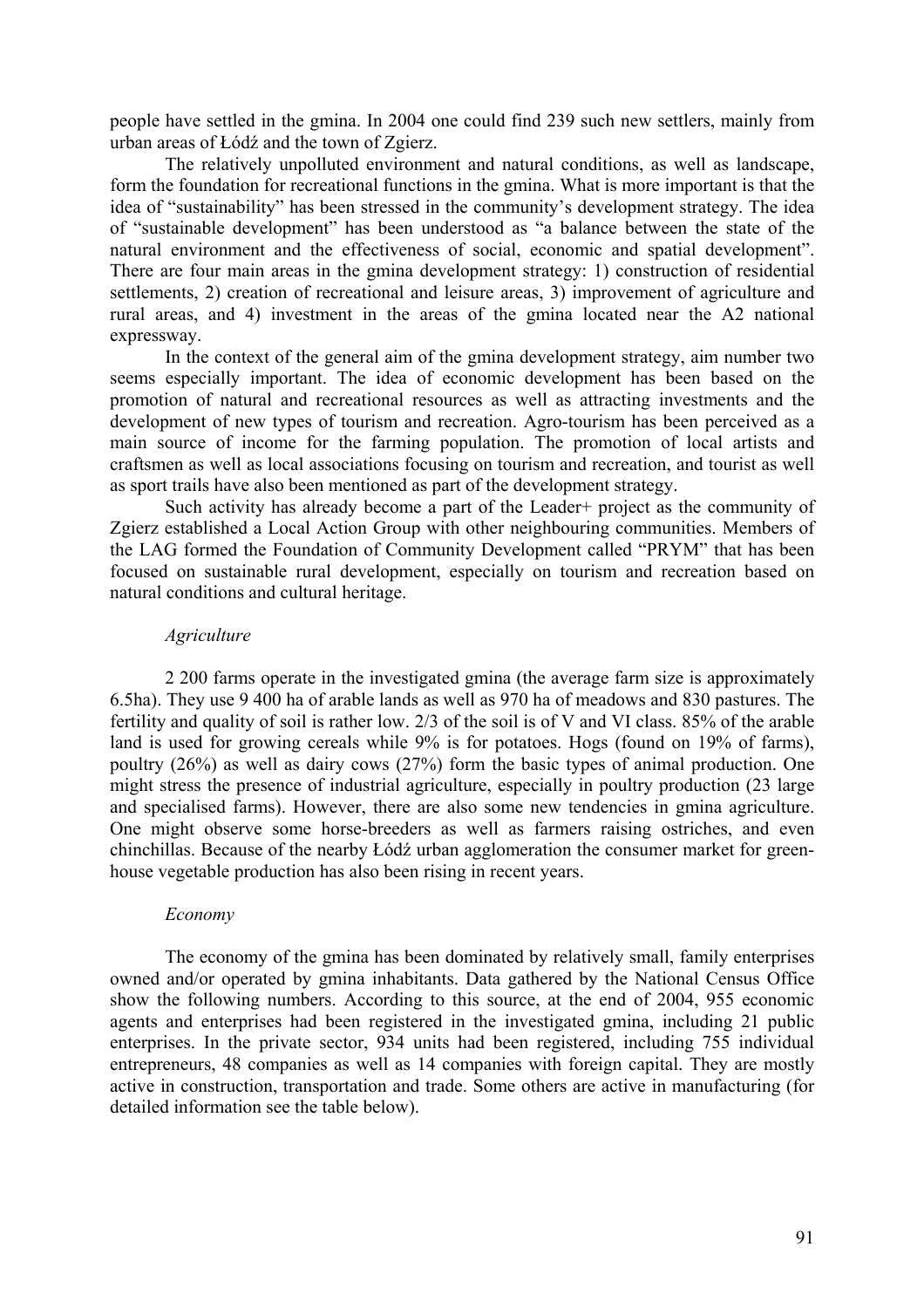people have settled in the gmina. In 2004 one could find 239 such new settlers, mainly from urban areas of Łódź and the town of Zgierz.

The relatively unpolluted environment and natural conditions, as well as landscape, form the foundation for recreational functions in the gmina. What is more important is that the idea of "sustainability" has been stressed in the community's development strategy. The idea of "sustainable development" has been understood as "a balance between the state of the natural environment and the effectiveness of social, economic and spatial development". There are four main areas in the gmina development strategy: 1) construction of residential settlements, 2) creation of recreational and leisure areas, 3) improvement of agriculture and rural areas, and 4) investment in the areas of the gmina located near the A2 national expressway.

In the context of the general aim of the gmina development strategy, aim number two seems especially important. The idea of economic development has been based on the promotion of natural and recreational resources as well as attracting investments and the development of new types of tourism and recreation. Agro-tourism has been perceived as a main source of income for the farming population. The promotion of local artists and craftsmen as well as local associations focusing on tourism and recreation, and tourist as well as sport trails have also been mentioned as part of the development strategy.

Such activity has already become a part of the Leader+ project as the community of Zgierz established a Local Action Group with other neighbouring communities. Members of the LAG formed the Foundation of Community Development called "PRYM" that has been focused on sustainable rural development, especially on tourism and recreation based on natural conditions and cultural heritage.

*Agriculture*

2 200 farms operate in the investigated gmina (the average farm size is approximately 6.5ha). They use 9 400 ha of arable lands as well as 970 ha of meadows and 830 pastures. The fertility and quality of soil is rather low. 2/3 of the soil is of V and VI class. 85% of the arable land is used for growing cereals while 9% is for potatoes. Hogs (found on 19% of farms), poultry (26%) as well as dairy cows (27%) form the basic types of animal production. One might stress the presence of industrial agriculture, especially in poultry production (23 large and specialised farms). However, there are also some new tendencies in gmina agriculture. One might observe some horse-breeders as well as farmers raising ostriches, and even chinchillas. Because of the nearby Łódź urban agglomeration the consumer market for green-house vegetable production has also been rising in recent years.

*Economy*

The economy of the gmina has been dominated by relatively small, family enterprises owned and/or operated by gmina inhabitants. Data gathered by the National Census Office show the following numbers. According to this source, at the end of 2004, 955 economic agents and enterprises had been registered in the investigated gmina, including 21 public enterprises. In the private sector, 934 units had been registered, including 755 individual entrepreneurs, 48 companies as well as 14 companies with foreign capital. They are mostly active in construction, transportation and trade. Some others are active in manufacturing (for detailed information see the table below).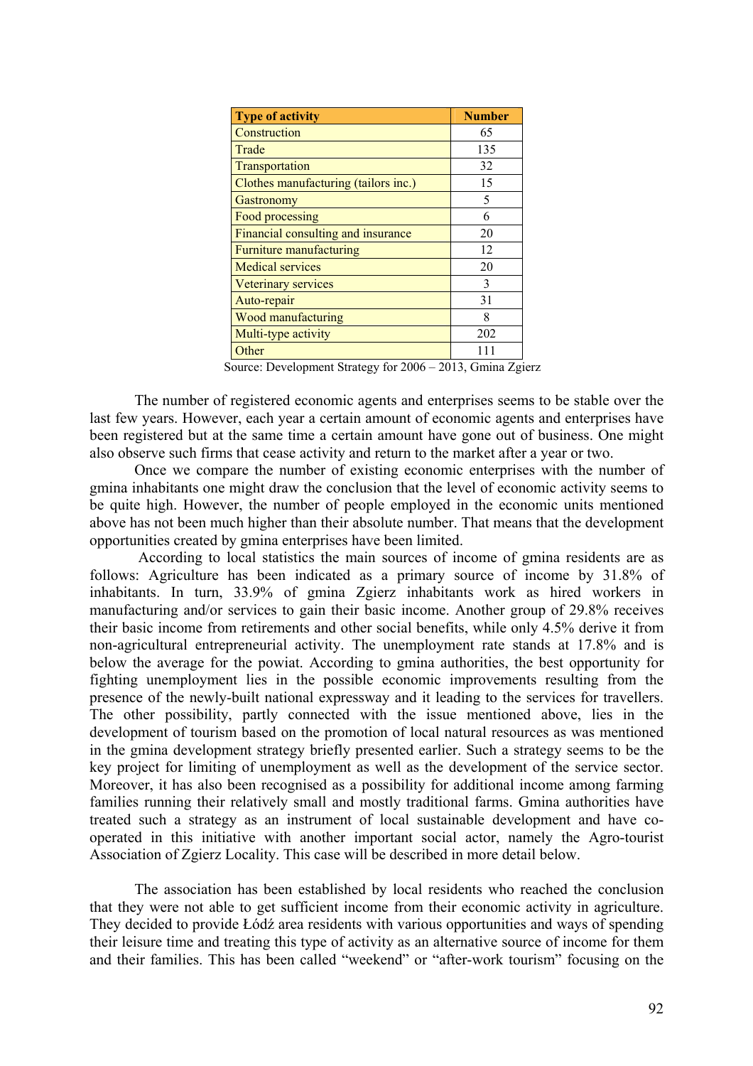| Type of activity | Number |
| --- | --- |
| Construction | 65 |
| Trade | 135 |
| Transportation | 32 |
| Clothes manufacturing (tailors inc.) | 15 |
| Gastronomy | 5 |
| Food processing | 6 |
| Financial consulting and insurance | 20 |
| Furniture manufacturing | 12 |
| Medical services | 20 |
| Veterinary services | 3 |
| Auto-repair | 31 |
| Wood manufacturing | 8 |
| Multi-type activity | 202 |
| Other | 111 |

Source: Development Strategy for 2006 – 2013, Gmina Zgierz

The number of registered economic agents and enterprises seems to be stable over the last few years. However, each year a certain amount of economic agents and enterprises have been registered but at the same time a certain amount have gone out of business. One might also observe such firms that cease activity and return to the market after a year or two.

Once we compare the number of existing economic enterprises with the number of gmina inhabitants one might draw the conclusion that the level of economic activity seems to be quite high. However, the number of people employed in the economic units mentioned above has not been much higher than their absolute number. That means that the development opportunities created by gmina enterprises have been limited.

According to local statistics the main sources of income of gmina residents are as follows: Agriculture has been indicated as a primary source of income by 31.8% of inhabitants. In turn, 33.9% of gmina Zgierz inhabitants work as hired workers in manufacturing and/or services to gain their basic income. Another group of 29.8% receives their basic income from retirements and other social benefits, while only 4.5% derive it from non-agricultural entrepreneurial activity. The unemployment rate stands at 17.8% and is below the average for the powiat. According to gmina authorities, the best opportunity for fighting unemployment lies in the possible economic improvements resulting from the presence of the newly-built national expressway and it leading to the services for travellers. The other possibility, partly connected with the issue mentioned above, lies in the development of tourism based on the promotion of local natural resources as was mentioned in the gmina development strategy briefly presented earlier. Such a strategy seems to be the key project for limiting of unemployment as well as the development of the service sector. Moreover, it has also been recognised as a possibility for additional income among farming families running their relatively small and mostly traditional farms. Gmina authorities have treated such a strategy as an instrument of local sustainable development and have co-operated in this initiative with another important social actor, namely the Agro-tourist Association of Zgierz Locality. This case will be described in more detail below.

The association has been established by local residents who reached the conclusion that they were not able to get sufficient income from their economic activity in agriculture. They decided to provide Łódź area residents with various opportunities and ways of spending their leisure time and treating this type of activity as an alternative source of income for them and their families. This has been called "weekend" or "after-work tourism" focusing on the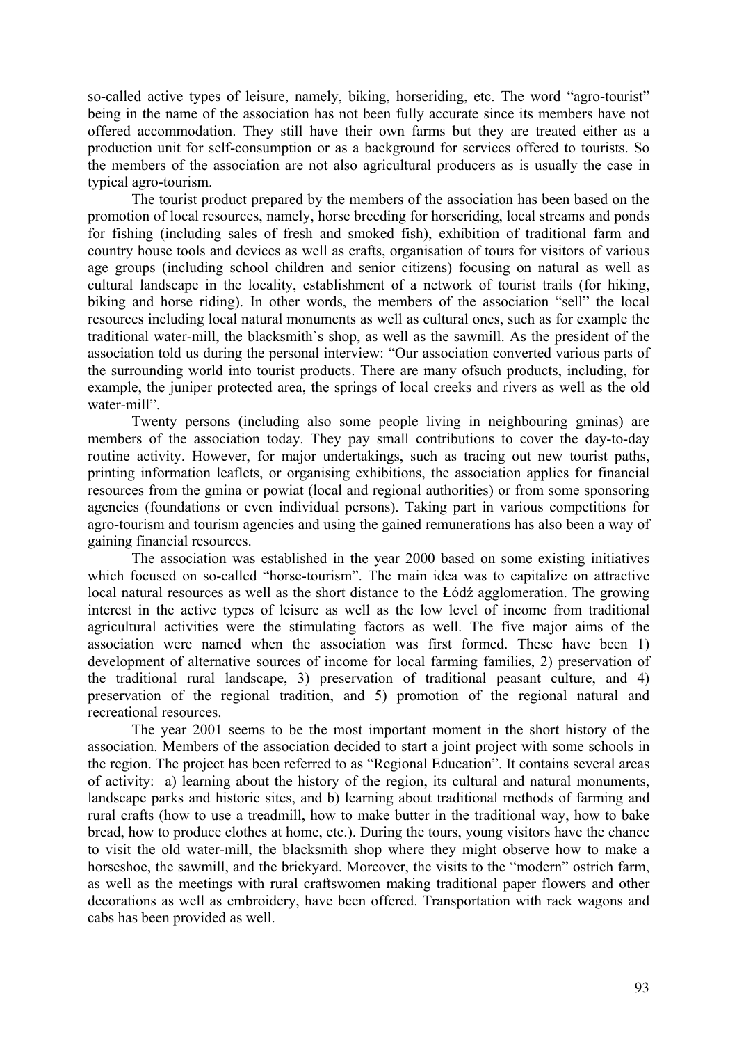so-called active types of leisure, namely, biking, horseriding, etc. The word "agro-tourist" being in the name of the association has not been fully accurate since its members have not offered accommodation. They still have their own farms but they are treated either as a production unit for self-consumption or as a background for services offered to tourists. So the members of the association are not also agricultural producers as is usually the case in typical agro-tourism.

The tourist product prepared by the members of the association has been based on the promotion of local resources, namely, horse breeding for horseriding, local streams and ponds for fishing (including sales of fresh and smoked fish), exhibition of traditional farm and country house tools and devices as well as crafts, organisation of tours for visitors of various age groups (including school children and senior citizens) focusing on natural as well as cultural landscape in the locality, establishment of a network of tourist trails (for hiking, biking and horse riding). In other words, the members of the association "sell" the local resources including local natural monuments as well as cultural ones, such as for example the traditional water-mill, the blacksmith`s shop, as well as the sawmill. As the president of the association told us during the personal interview: "Our association converted various parts of the surrounding world into tourist products. There are many ofsuch products, including, for example, the juniper protected area, the springs of local creeks and rivers as well as the old water-mill".

Twenty persons (including also some people living in neighbouring gminas) are members of the association today. They pay small contributions to cover the day-to-day routine activity. However, for major undertakings, such as tracing out new tourist paths, printing information leaflets, or organising exhibitions, the association applies for financial resources from the gmina or powiat (local and regional authorities) or from some sponsoring agencies (foundations or even individual persons). Taking part in various competitions for agro-tourism and tourism agencies and using the gained remunerations has also been a way of gaining financial resources.

The association was established in the year 2000 based on some existing initiatives which focused on so-called "horse-tourism". The main idea was to capitalize on attractive local natural resources as well as the short distance to the Łódź agglomeration. The growing interest in the active types of leisure as well as the low level of income from traditional agricultural activities were the stimulating factors as well. The five major aims of the association were named when the association was first formed. These have been 1) development of alternative sources of income for local farming families, 2) preservation of the traditional rural landscape, 3) preservation of traditional peasant culture, and 4) preservation of the regional tradition, and 5) promotion of the regional natural and recreational resources.

The year 2001 seems to be the most important moment in the short history of the association. Members of the association decided to start a joint project with some schools in the region. The project has been referred to as "Regional Education". It contains several areas of activity: a) learning about the history of the region, its cultural and natural monuments, landscape parks and historic sites, and b) learning about traditional methods of farming and rural crafts (how to use a treadmill, how to make butter in the traditional way, how to bake bread, how to produce clothes at home, etc.). During the tours, young visitors have the chance to visit the old water-mill, the blacksmith shop where they might observe how to make a horseshoe, the sawmill, and the brickyard. Moreover, the visits to the "modern" ostrich farm, as well as the meetings with rural craftswomen making traditional paper flowers and other decorations as well as embroidery, have been offered. Transportation with rack wagons and cabs has been provided as well.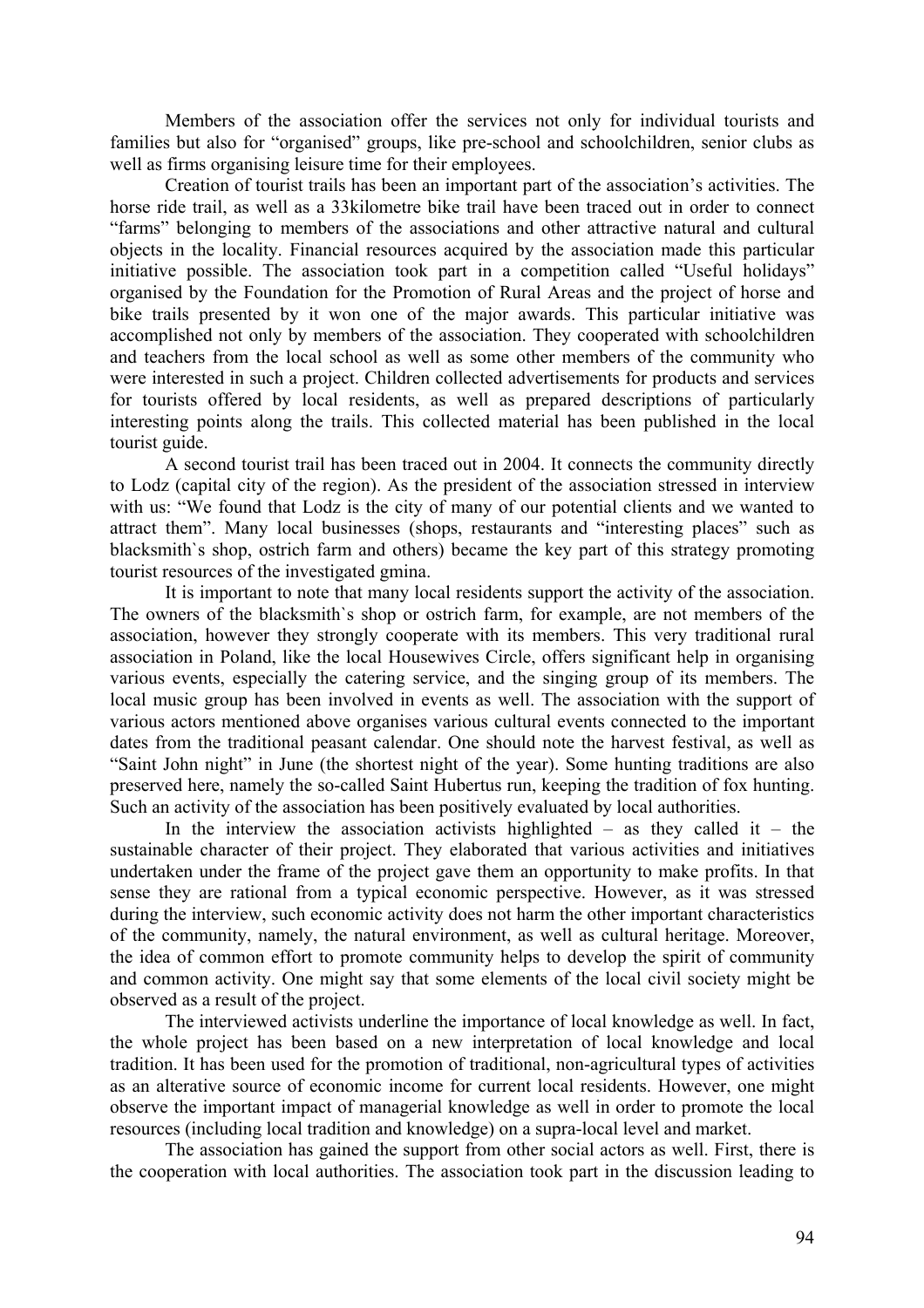Members of the association offer the services not only for individual tourists and families but also for "organised" groups, like pre-school and schoolchildren, senior clubs as well as firms organising leisure time for their employees.

Creation of tourist trails has been an important part of the association's activities. The horse ride trail, as well as a 33kilometre bike trail have been traced out in order to connect "farms" belonging to members of the associations and other attractive natural and cultural objects in the locality. Financial resources acquired by the association made this particular initiative possible. The association took part in a competition called "Useful holidays" organised by the Foundation for the Promotion of Rural Areas and the project of horse and bike trails presented by it won one of the major awards. This particular initiative was accomplished not only by members of the association. They cooperated with schoolchildren and teachers from the local school as well as some other members of the community who were interested in such a project. Children collected advertisements for products and services for tourists offered by local residents, as well as prepared descriptions of particularly interesting points along the trails. This collected material has been published in the local tourist guide.

A second tourist trail has been traced out in 2004. It connects the community directly to Lodz (capital city of the region). As the president of the association stressed in interview with us: "We found that Lodz is the city of many of our potential clients and we wanted to attract them". Many local businesses (shops, restaurants and "interesting places" such as blacksmith`s shop, ostrich farm and others) became the key part of this strategy promoting tourist resources of the investigated gmina.

It is important to note that many local residents support the activity of the association. The owners of the blacksmith`s shop or ostrich farm, for example, are not members of the association, however they strongly cooperate with its members. This very traditional rural association in Poland, like the local Housewives Circle, offers significant help in organising various events, especially the catering service, and the singing group of its members. The local music group has been involved in events as well. The association with the support of various actors mentioned above organises various cultural events connected to the important dates from the traditional peasant calendar. One should note the harvest festival, as well as "Saint John night" in June (the shortest night of the year). Some hunting traditions are also preserved here, namely the so-called Saint Hubertus run, keeping the tradition of fox hunting. Such an activity of the association has been positively evaluated by local authorities.

In the interview the association activists highlighted – as they called it – the sustainable character of their project. They elaborated that various activities and initiatives undertaken under the frame of the project gave them an opportunity to make profits. In that sense they are rational from a typical economic perspective. However, as it was stressed during the interview, such economic activity does not harm the other important characteristics of the community, namely, the natural environment, as well as cultural heritage. Moreover, the idea of common effort to promote community helps to develop the spirit of community and common activity. One might say that some elements of the local civil society might be observed as a result of the project.

The interviewed activists underline the importance of local knowledge as well. In fact, the whole project has been based on a new interpretation of local knowledge and local tradition. It has been used for the promotion of traditional, non-agricultural types of activities as an alterative source of economic income for current local residents. However, one might observe the important impact of managerial knowledge as well in order to promote the local resources (including local tradition and knowledge) on a supra-local level and market.

The association has gained the support from other social actors as well. First, there is the cooperation with local authorities. The association took part in the discussion leading to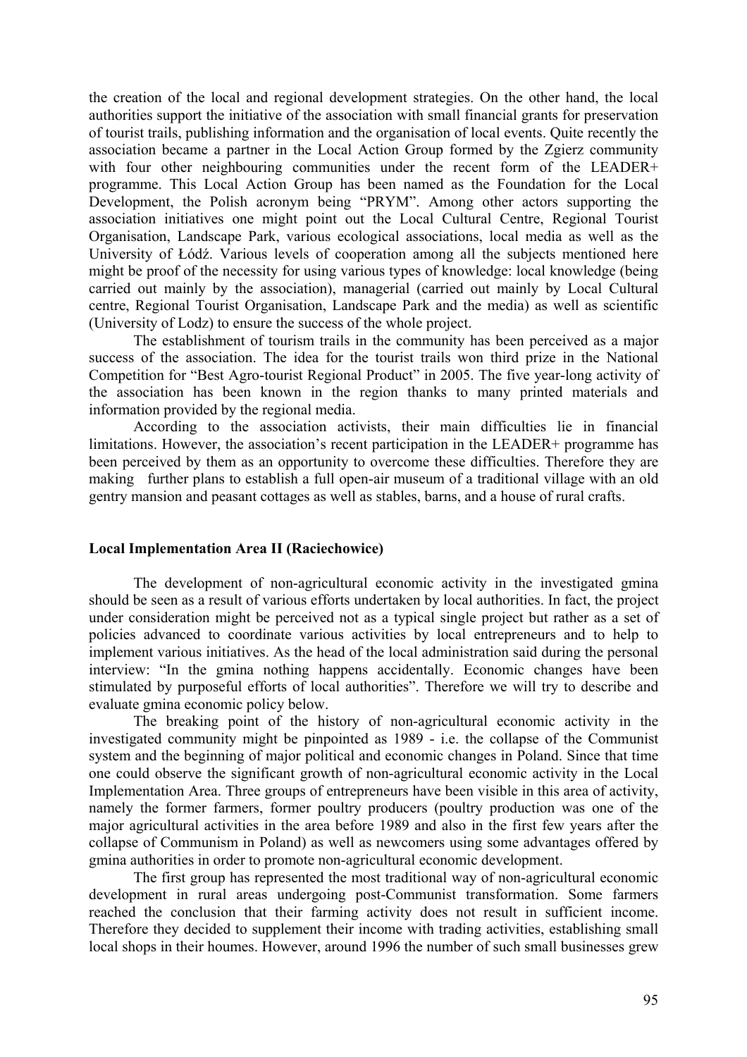the creation of the local and regional development strategies. On the other hand, the local authorities support the initiative of the association with small financial grants for preservation of tourist trails, publishing information and the organisation of local events. Quite recently the association became a partner in the Local Action Group formed by the Zgierz community with four other neighbouring communities under the recent form of the LEADER+ programme. This Local Action Group has been named as the Foundation for the Local Development, the Polish acronym being "PRYM". Among other actors supporting the association initiatives one might point out the Local Cultural Centre, Regional Tourist Organisation, Landscape Park, various ecological associations, local media as well as the University of Łódź. Various levels of cooperation among all the subjects mentioned here might be proof of the necessity for using various types of knowledge: local knowledge (being carried out mainly by the association), managerial (carried out mainly by Local Cultural centre, Regional Tourist Organisation, Landscape Park and the media) as well as scientific (University of Lodz) to ensure the success of the whole project.

The establishment of tourism trails in the community has been perceived as a major success of the association. The idea for the tourist trails won third prize in the National Competition for "Best Agro-tourist Regional Product" in 2005. The five year-long activity of the association has been known in the region thanks to many printed materials and information provided by the regional media.

According to the association activists, their main difficulties lie in financial limitations. However, the association's recent participation in the LEADER+ programme has been perceived by them as an opportunity to overcome these difficulties. Therefore they are making further plans to establish a full open-air museum of a traditional village with an old gentry mansion and peasant cottages as well as stables, barns, and a house of rural crafts.

**Local Implementation Area II (Raciechowice)**

The development of non-agricultural economic activity in the investigated gmina should be seen as a result of various efforts undertaken by local authorities. In fact, the project under consideration might be perceived not as a typical single project but rather as a set of policies advanced to coordinate various activities by local entrepreneurs and to help to implement various initiatives. As the head of the local administration said during the personal interview: "In the gmina nothing happens accidentally. Economic changes have been stimulated by purposeful efforts of local authorities". Therefore we will try to describe and evaluate gmina economic policy below.

The breaking point of the history of non-agricultural economic activity in the investigated community might be pinpointed as 1989 - i.e. the collapse of the Communist system and the beginning of major political and economic changes in Poland. Since that time one could observe the significant growth of non-agricultural economic activity in the Local Implementation Area. Three groups of entrepreneurs have been visible in this area of activity, namely the former farmers, former poultry producers (poultry production was one of the major agricultural activities in the area before 1989 and also in the first few years after the collapse of Communism in Poland) as well as newcomers using some advantages offered by gmina authorities in order to promote non-agricultural economic development.

The first group has represented the most traditional way of non-agricultural economic development in rural areas undergoing post-Communist transformation. Some farmers reached the conclusion that their farming activity does not result in sufficient income. Therefore they decided to supplement their income with trading activities, establishing small local shops in their houmes. However, around 1996 the number of such small businesses grew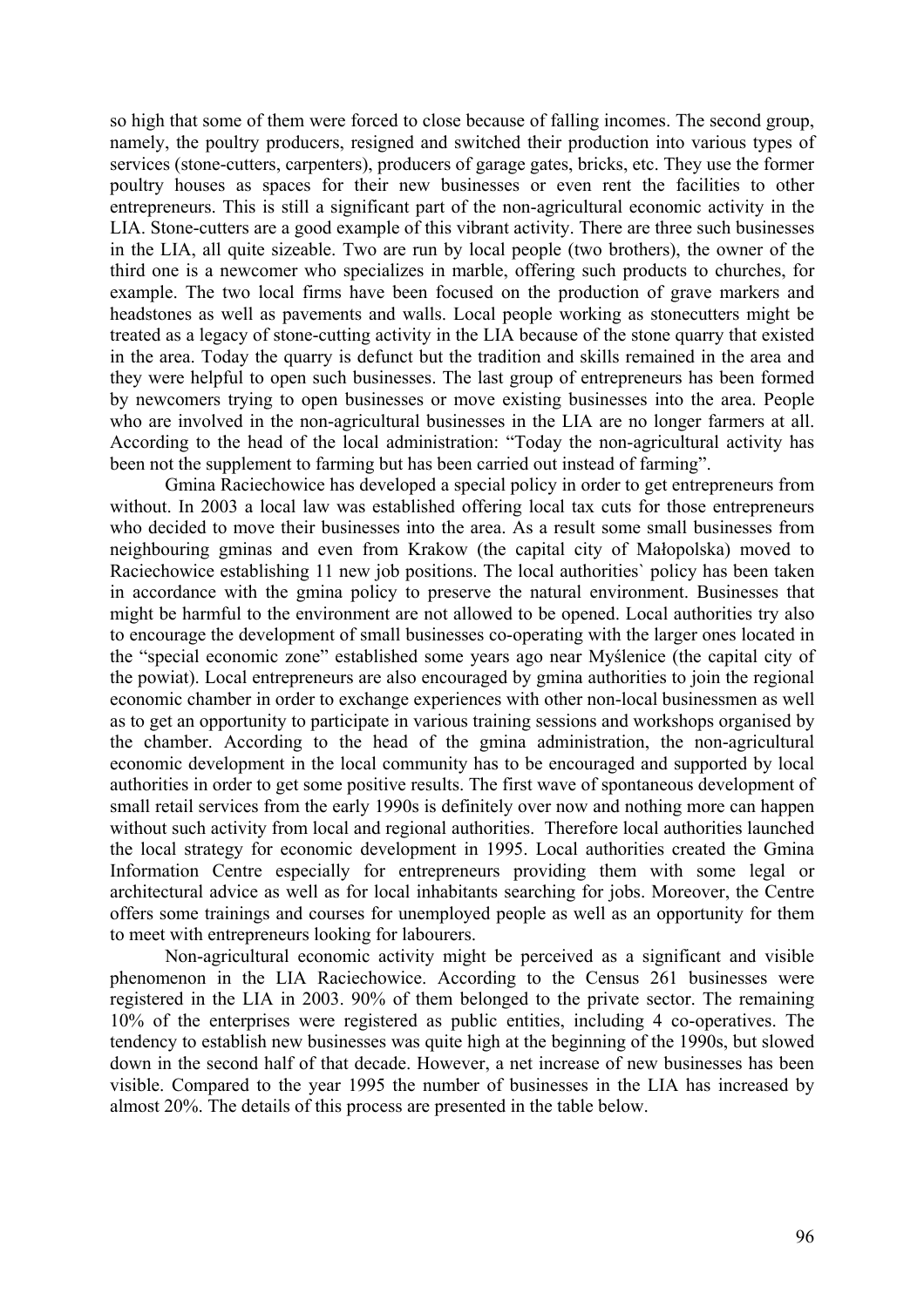so high that some of them were forced to close because of falling incomes. The second group, namely, the poultry producers, resigned and switched their production into various types of services (stone-cutters, carpenters), producers of garage gates, bricks, etc. They use the former poultry houses as spaces for their new businesses or even rent the facilities to other entrepreneurs. This is still a significant part of the non-agricultural economic activity in the LIA. Stone-cutters are a good example of this vibrant activity. There are three such businesses in the LIA, all quite sizeable. Two are run by local people (two brothers), the owner of the third one is a newcomer who specializes in marble, offering such products to churches, for example. The two local firms have been focused on the production of grave markers and headstones as well as pavements and walls. Local people working as stonecutters might be treated as a legacy of stone-cutting activity in the LIA because of the stone quarry that existed in the area. Today the quarry is defunct but the tradition and skills remained in the area and they were helpful to open such businesses. The last group of entrepreneurs has been formed by newcomers trying to open businesses or move existing businesses into the area. People who are involved in the non-agricultural businesses in the LIA are no longer farmers at all. According to the head of the local administration: "Today the non-agricultural activity has been not the supplement to farming but has been carried out instead of farming".

Gmina Raciechowice has developed a special policy in order to get entrepreneurs from without. In 2003 a local law was established offering local tax cuts for those entrepreneurs who decided to move their businesses into the area. As a result some small businesses from neighbouring gminas and even from Krakow (the capital city of Małopolska) moved to Raciechowice establishing 11 new job positions. The local authorities` policy has been taken in accordance with the gmina policy to preserve the natural environment. Businesses that might be harmful to the environment are not allowed to be opened. Local authorities try also to encourage the development of small businesses co-operating with the larger ones located in the "special economic zone" established some years ago near Myślenice (the capital city of the powiat). Local entrepreneurs are also encouraged by gmina authorities to join the regional economic chamber in order to exchange experiences with other non-local businessmen as well as to get an opportunity to participate in various training sessions and workshops organised by the chamber. According to the head of the gmina administration, the non-agricultural economic development in the local community has to be encouraged and supported by local authorities in order to get some positive results. The first wave of spontaneous development of small retail services from the early 1990s is definitely over now and nothing more can happen without such activity from local and regional authorities. Therefore local authorities launched the local strategy for economic development in 1995. Local authorities created the Gmina Information Centre especially for entrepreneurs providing them with some legal or architectural advice as well as for local inhabitants searching for jobs. Moreover, the Centre offers some trainings and courses for unemployed people as well as an opportunity for them to meet with entrepreneurs looking for labourers.

Non-agricultural economic activity might be perceived as a significant and visible phenomenon in the LIA Raciechowice. According to the Census 261 businesses were registered in the LIA in 2003. 90% of them belonged to the private sector. The remaining 10% of the enterprises were registered as public entities, including 4 co-operatives. The tendency to establish new businesses was quite high at the beginning of the 1990s, but slowed down in the second half of that decade. However, a net increase of new businesses has been visible. Compared to the year 1995 the number of businesses in the LIA has increased by almost 20%. The details of this process are presented in the table below.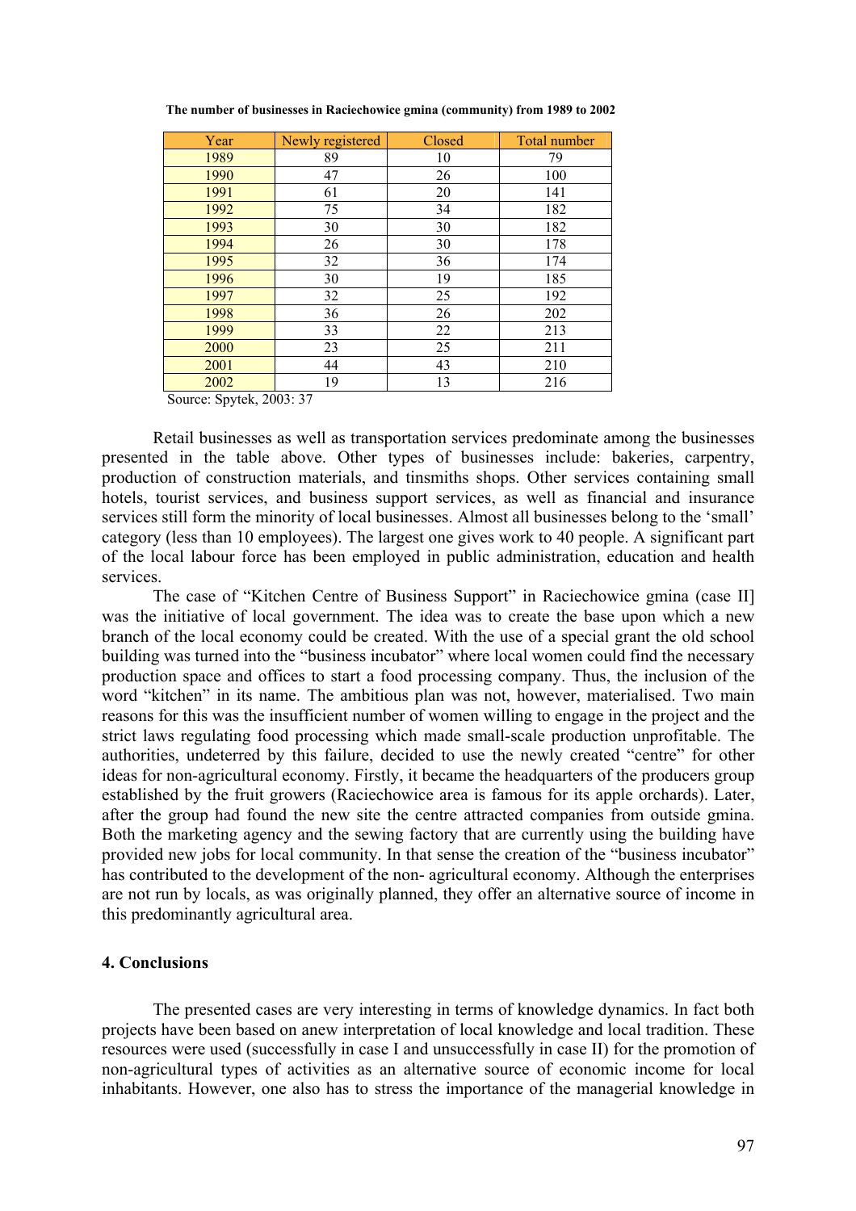**The number of businesses in Raciechowice gmina (community) from 1989 to 2002**

| Year | Newly registered | Closed | Total number |
|---|---|---|---|
| 1989 | 89 | 10 | 79 |
| 1990 | 47 | 26 | 100 |
| 1991 | 61 | 20 | 141 |
| 1992 | 75 | 34 | 182 |
| 1993 | 30 | 30 | 182 |
| 1994 | 26 | 30 | 178 |
| 1995 | 32 | 36 | 174 |
| 1996 | 30 | 19 | 185 |
| 1997 | 32 | 25 | 192 |
| 1998 | 36 | 26 | 202 |
| 1999 | 33 | 22 | 213 |
| 2000 | 23 | 25 | 211 |
| 2001 | 44 | 43 | 210 |
| 2002 | 19 | 13 | 216 |

Source: Spytek, 2003: 37

Retail businesses as well as transportation services predominate among the businesses presented in the table above. Other types of businesses include: bakeries, carpentry, production of construction materials, and tinsmiths shops. Other services containing small hotels, tourist services, and business support services, as well as financial and insurance services still form the minority of local businesses. Almost all businesses belong to the 'small' category (less than 10 employees). The largest one gives work to 40 people. A significant part of the local labour force has been employed in public administration, education and health services.

The case of "Kitchen Centre of Business Support" in Raciechowice gmina (case II] was the initiative of local government. The idea was to create the base upon which a new branch of the local economy could be created. With the use of a special grant the old school building was turned into the "business incubator" where local women could find the necessary production space and offices to start a food processing company. Thus, the inclusion of the word "kitchen" in its name. The ambitious plan was not, however, materialised. Two main reasons for this was the insufficient number of women willing to engage in the project and the strict laws regulating food processing which made small-scale production unprofitable. The authorities, undeterred by this failure, decided to use the newly created "centre" for other ideas for non-agricultural economy. Firstly, it became the headquarters of the producers group established by the fruit growers (Raciechowice area is famous for its apple orchards). Later, after the group had found the new site the centre attracted companies from outside gmina. Both the marketing agency and the sewing factory that are currently using the building have provided new jobs for local community. In that sense the creation of the "business incubator" has contributed to the development of the non- agricultural economy. Although the enterprises are not run by locals, as was originally planned, they offer an alternative source of income in this predominantly agricultural area.

## 4. Conclusions

The presented cases are very interesting in terms of knowledge dynamics. In fact both projects have been based on anew interpretation of local knowledge and local tradition. These resources were used (successfully in case I and unsuccessfully in case II) for the promotion of non-agricultural types of activities as an alternative source of economic income for local inhabitants. However, one also has to stress the importance of the managerial knowledge in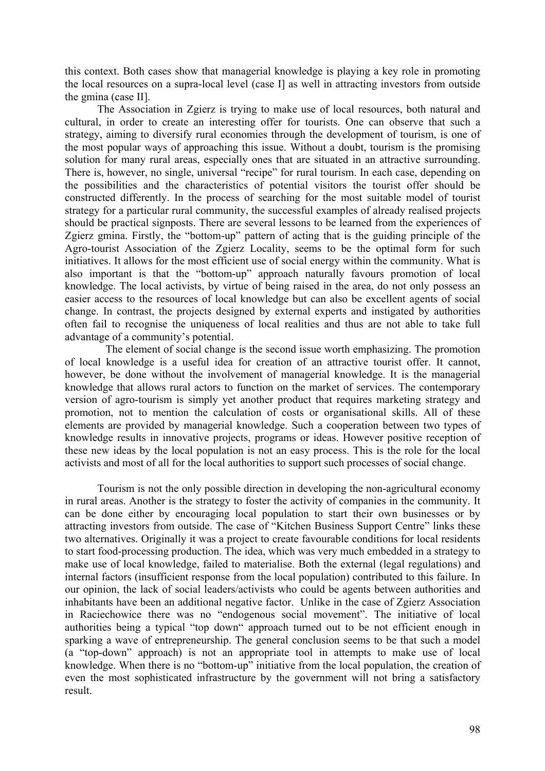this context. Both cases show that managerial knowledge is playing a key role in promoting the local resources on a supra-local level (case I] as well in attracting investors from outside the gmina (case II].

The Association in Zgierz is trying to make use of local resources, both natural and cultural, in order to create an interesting offer for tourists. One can observe that such a strategy, aiming to diversify rural economies through the development of tourism, is one of the most popular ways of approaching this issue. Without a doubt, tourism is the promising solution for many rural areas, especially ones that are situated in an attractive surrounding. There is, however, no single, universal "recipe" for rural tourism. In each case, depending on the possibilities and the characteristics of potential visitors the tourist offer should be constructed differently. In the process of searching for the most suitable model of tourist strategy for a particular rural community, the successful examples of already realised projects should be practical signposts. There are several lessons to be learned from the experiences of Zgierz gmina. Firstly, the "bottom-up" pattern of acting that is the guiding principle of the Agro-tourist Association of the Zgierz Locality, seems to be the optimal form for such initiatives. It allows for the most efficient use of social energy within the community. What is also important is that the "bottom-up" approach naturally favours promotion of local knowledge. The local activists, by virtue of being raised in the area, do not only possess an easier access to the resources of local knowledge but can also be excellent agents of social change. In contrast, the projects designed by external experts and instigated by authorities often fail to recognise the uniqueness of local realities and thus are not able to take full advantage of a community's potential.

The element of social change is the second issue worth emphasizing. The promotion of local knowledge is a useful idea for creation of an attractive tourist offer. It cannot, however, be done without the involvement of managerial knowledge. It is the managerial knowledge that allows rural actors to function on the market of services. The contemporary version of agro-tourism is simply yet another product that requires marketing strategy and promotion, not to mention the calculation of costs or organisational skills. All of these elements are provided by managerial knowledge. Such a cooperation between two types of knowledge results in innovative projects, programs or ideas. However positive reception of these new ideas by the local population is not an easy process. This is the role for the local activists and most of all for the local authorities to support such processes of social change.

Tourism is not the only possible direction in developing the non-agricultural economy in rural areas. Another is the strategy to foster the activity of companies in the community. It can be done either by encouraging local population to start their own businesses or by attracting investors from outside. The case of "Kitchen Business Support Centre" links these two alternatives. Originally it was a project to create favourable conditions for local residents to start food-processing production. The idea, which was very much embedded in a strategy to make use of local knowledge, failed to materialise. Both the external (legal regulations) and internal factors (insufficient response from the local population) contributed to this failure. In our opinion, the lack of social leaders/activists who could be agents between authorities and inhabitants have been an additional negative factor. Unlike in the case of Zgierz Association in Raciechowice there was no "endogenous social movement". The initiative of local authorities being a typical "top down" approach turned out to be not efficient enough in sparking a wave of entrepreneurship. The general conclusion seems to be that such a model (a "top-down" approach) is not an appropriate tool in attempts to make use of local knowledge. When there is no "bottom-up" initiative from the local population, the creation of even the most sophisticated infrastructure by the government will not bring a satisfactory result.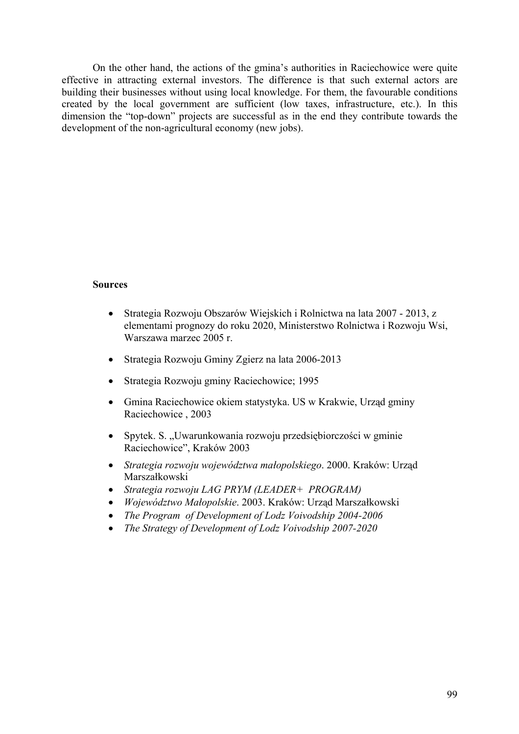On the other hand, the actions of the gmina's authorities in Raciechowice were quite effective in attracting external investors. The difference is that such external actors are building their businesses without using local knowledge. For them, the favourable conditions created by the local government are sufficient (low taxes, infrastructure, etc.). In this dimension the "top-down" projects are successful as in the end they contribute towards the development of the non-agricultural economy (new jobs).

**Sources**

- Strategia Rozwoju Obszarów Wiejskich i Rolnictwa na lata 2007 - 2013, z elementami prognozy do roku 2020, Ministerstwo Rolnictwa i Rozwoju Wsi, Warszawa marzec 2005 r.
- Strategia Rozwoju Gminy Zgierz na lata 2006-2013
- Strategia Rozwoju gminy Raciechowice; 1995
- Gmina Raciechowice okiem statystyka. US w Krakwie, Urząd gminy Raciechowice , 2003
- Spytek. S. „Uwarunkowania rozwoju przedsiębiorczości w gminie Raciechowice", Kraków 2003
- *Strategia rozwoju województwa małopolskiego*. 2000. Kraków: Urząd Marszałkowski
- *Strategia rozwoju LAG PRYM (LEADER+ PROGRAM)*
- *Województwo Małopolskie*. 2003. Kraków: Urząd Marszałkowski
- *The Program of Development of Lodz Voivodship 2004-2006*
- *The Strategy of Development of Lodz Voivodship 2007-2020*